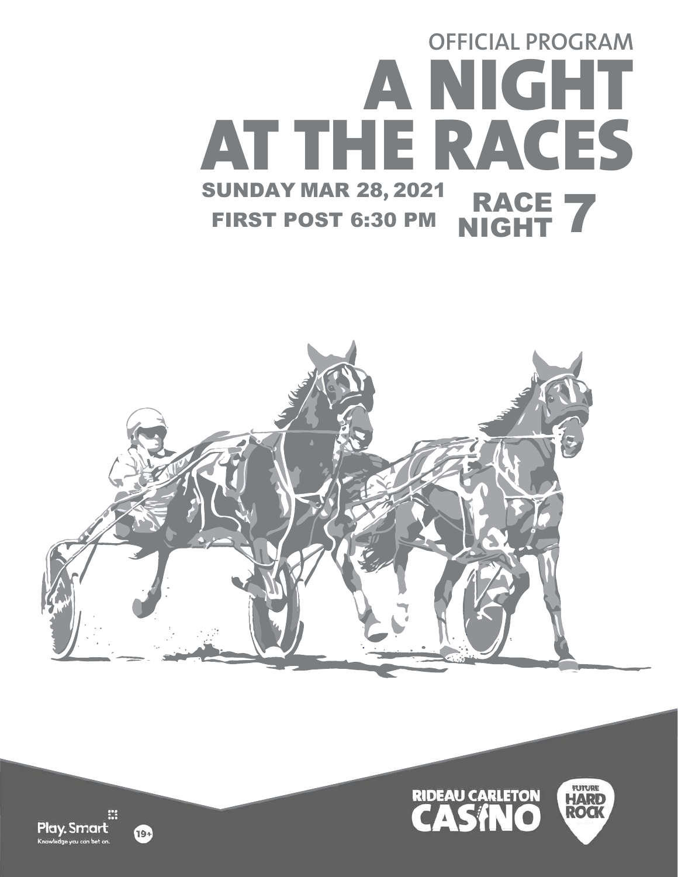OFFICIAL PROGRAM

# A NIGHT AT THE RACES

SUNDAY MAR 28, 2021

FIRST POST 6:30 PM

RACE NIGHT 7

Play.Smart
Knowledge you can bet on.

19+

RIDEAU CARLETON CASINO

FUTURE HARD ROCK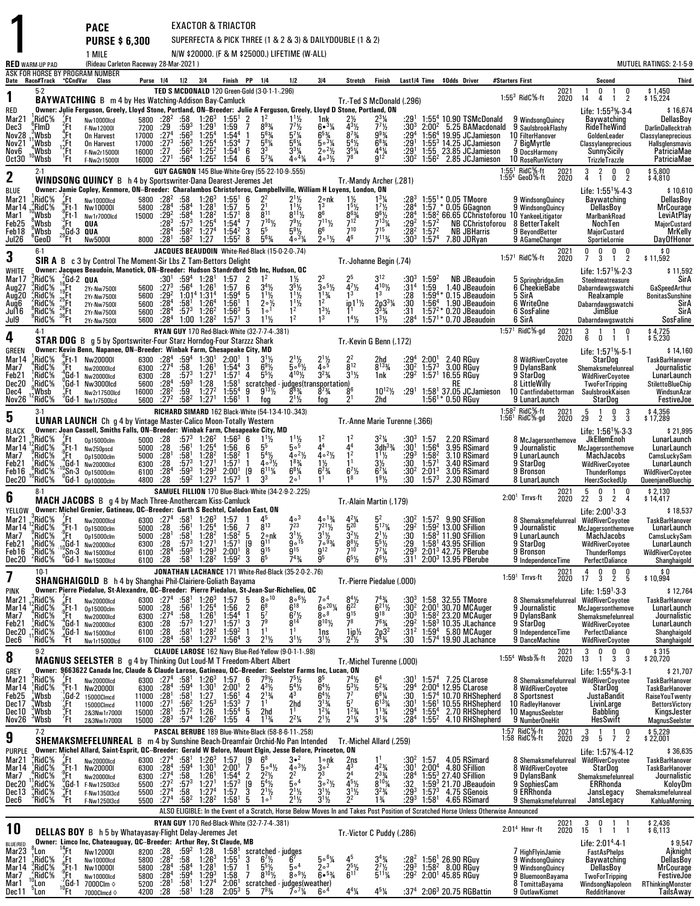# 1

**PACE** — EXACTOR & TRIACTOR

**PURSE $ 6,300** — SUPERFECTA & PICK THREE (1 & 2 & 3) & DAILYDOUBLE (1 & 2)

1 MILE — N/W $20000. (F & M $25000.) LIFETIME (W-ALL)

**RED** WARM-UP PAD (Rideau Carleton Raceway 28-Mar-2021) — MUTUEL RATINGS: 2-1-5-9

ASK FOR HORSE BY PROGRAM NUMBER

| Date | Race#/Track | °CCndVar | Class | Purse | 1/4 | 1/2 | 3/4 | Finish | PP | 1/4 | 1/2 | 3/4 | Stretch | Finish | Last1/4 | Time | $Odds | Driver | #Starters | First | Second | Third |
|---|---|---|---|---|---|---|---|---|---|---|---|---|---|---|---|---|---|---|---|---|---|---|

## 1 — 5-2 — BAYWATCHING

B m 4 by Hes Watching-Addison Bay-Camluck. TED S MCDONALD 120 Green-Gold (3-0-1-1-.296). Tr.-Ted S McDonald (.296)

Owner: Julie Ferguson, Greely, Lloyd Stone, Portland, ON--Breeder: Julie A Ferguson, Greely, Lloyd D Stone, Portland, ON

1:55³ RidC⅝-ft. 2021: 1 0 1 0 $1,450; 2020: 14 4 1 2 $15,224. Life: 1:55³⅗-3-4 $16,674

| Date | Race/Track | Cnd | Class | Purse | 1/4 | 1/2 | 3/4 | Finish | PP | 1/4 | 1/2 | 3/4 | Str | Fin | Last1/4 | Time | $Odds | Driver | #St | First | Second | Third |
|---|---|---|---|---|---|---|---|---|---|---|---|---|---|---|---|---|---|---|---|---|---|---|
| Mar21 | 1RidC⅝ | 7Ft | Nw10000lcd | 5800 | :28² | :58 | 1:26³ | 1:55¹ | 2 | 1² | 1¹½ | 1nk | 2½ | 2³¼ | :29¹ | 1:55⁴ | 10.90 | TSMcDonald | 9 | WindsongQuincy | Baywatching | DellasBoy |
| Dec3 | 6FlmD | 2Ft | F-Nw12000l | 7200 | :29 | :59³ | 1:29¹ | 1:59 | 7 | 8⁹¾ | 7⁷½ | 6⁵¾ | 4³½ | 7⁷½ | :30³ | 2:00² | 5.25 | BAMacdonald | 9 | SaulsbrookFlashy | RideTheWind | DarlinDallecktrah |
| Nov28 | 11Wbsb | 4Ft | On Harvest | 17000 | :27⁴ | :56³ | 1:25⁴ | 1:54⁴ | 1 | 5⁶¾ | 5⁷¾ | 6⁵¾ | 8⁷¾ | 9⁹¾ | :29⁴ | 1:56⁴ | 19.95 | JCJamieson | 10 | FilterHanover | GoldenLeader | Classylaneprecious |
| Nov21 | 4Wbsb | 2Ft | On Harvest | 17000 | :27³ | :56³ | 1:25⁴ | 1:53⁴ | 7 | 5⁸¾ | 5⁶¾ | 5○⁵¾ | 5⁴½ | 6⁸¾ | :29¹ | 1:55³ | 14.25 | JCJamieson | 7 | BigMyrtle | Classylaneprecious | Hallsglensmavis |
| Nov6 | 1Wbsb | 12Ft | F-Nw2r15000l | 16000 | :27 | :56² | 1:25² | 1:54¹ | 6 | 3³ | 3³¾ | 2○²½ | 3⁵¾ | 4⁴¼ | :29¹ | 1:55 | 23.85 | JCJamieson | 10 | DocsHarmony | SunnySicily | PatriciaMae |
| Oct30 | 10Wbsb | 1Ft | F-Nw2r15000l | 16000 | :27¹ | :56⁴ | 1:25² | 1:54 | 6 | 5⁷¾ | 4○⁴¼ | 4○³½ | 7⁸ | 9¹² | :30² | 1:56² | 2.85 | JCJamieson | 10 | RoseRunVictory | TrizzleTrazzle | PatriciaMae |

## 2 — 2-1 — WINDSONG QUINCY

B h 4 by Sportswriter-Dana Dearest-Jeremes Jet. GUY GAGNON 145 Blue-White-Grey (55-22-10-9-.555). Tr.-Mandy Archer (.281)

Owner: Jamie Copley, Kenmore, ON--Breeder: Charalambos Christoforou, Campbellville, William H Loyens, London, ON

1:55¹ RidC⅝-ft; 1:55⁴ GeoD⅝-ft. 2021: 3 2 0 0 $5,800; 2020: 4 1 0 2 $4,810. Life: 1:55¹⅗-4-3 $10,610

| Date | Race/Track | Cnd | Class | Purse | 1/4 | 1/2 | 3/4 | Finish | PP | 1/4 | 1/2 | 3/4 | Str | Fin | Last1/4 | Time | $Odds | Driver | #St | First | Second | Third |
|---|---|---|---|---|---|---|---|---|---|---|---|---|---|---|---|---|---|---|---|---|---|---|
| Mar21 | 1RidC⅝ | 7Ft | Nw10000lcd | 5800 | :28² | :58 | 1:26³ | 1:55¹ | 6 | 2² | 2¹½ | 2○nk | 1½ | 1³¼ | :28³ | 1:55¹* | 0.05 | TMoore | 9 | WindsongQuincy | Baywatching | DellasBoy |
| Mar14 | 3RidC⅝ | 6Ft-1 | Nw10000l | 5800 | :28⁴ | :58⁴ | 1:28¹ | 1:57 | 5 | 2¹ | 1¹½ | 1³ | 1⁵½ | 1⁷½ | :28⁴ | 1:57 | * 0.05 | GGagnon | 9 | WindsongQuincy | DellasBoy | MrCourage |
| Mar1 | 10Wbsb | 9Ft-1 | Nw1r7000lcd | 15000 | :29² | :58⁴ | 1:28² | 1:57¹ | 8 | 8¹¹ | 8¹¹½ | 8⁶ | 8⁶¾ | 9⁸½ | :28⁴ | 1:58² | 66.65 | CChristoforou | 10 | YankeeLitigator | MarlbankRoad | LeviAtPlay |
| Feb25 | 8Wbsb | 3Ft | QUA | | :28³ | :57³ | 1:25⁴ | 1:54⁴ | 7 | 7¹⁰½ | 7⁹½ | 7¹¹½ | 7¹² | 7¹³¼ | :29² | 1:57² | NB | CChristoforou | 8 | BetterTakeIt | NochTen | MajorCustard |
| Feb18 | 6Wbsb | 8Ft | QUA | | :28⁴ | :58² | 1:27⁴ | 1:54² | 3 | 5⁵ | 5⁹½ | 6⁶ | 7¹⁰ | 7¹⁵ | :28² | 1:57² | NB | JBHarris | 9 | BeyondBetter | MajorCustard | MrKelly |
| Jul26 | 6GeoD | 29Gd-3 | Nw5000l | 8000 | :28¹ | :58² | 1:27 | 1:55² | 8 | 5⁶¾ | 4○³¼ | 2○¹½ | 4⁶ | 7¹¹¾ | :30³ | 1:57⁴ | 7.80 | JDRyan | 9 | AGameChanger | SportieLornie | DayOfHonor |

## 3 — 6-1 — SIR A

B c 3 by Control The Moment-Sir Lbs Z Tam-Bettors Delight. JACQUES BEAUDOIN White-Red-Black (15-0-2-0-.74). Tr.-Johanne Begin (.74)

Owner: Jacques Beaudoin, Manotick, ON--Breeder: Hudson Standrdbrd Stb Inc, Hudson, QC

1:57¹ RidC⅝-ft. 2021: 0 0 0 0 $0; 2020: 7 3 1 2 $11,592. Life: 1:57¹⅗-2-3 $11,592

| Date | Race/Track | Cnd | Class | Purse | 1/4 | 1/2 | 3/4 | Finish | PP | 1/4 | 1/2 | 3/4 | Str | Fin | Last1/4 | Time | $Odds | Driver | #St | First | Second | Third |
|---|---|---|---|---|---|---|---|---|---|---|---|---|---|---|---|---|---|---|---|---|---|---|
| Mar17 | 3RidC⅝ | 26Gd-2 | QUA | | :30¹ | :59⁴ | 1:28¹ | 1:57 | 2 | 1² | 1¹½ | 2³ | 2⁵ | 3¹² | :30³ | 1:59² | NB | JBeaudoin | 5 | SpringbridgeJim | Steelmeatreasure | SirA |
| Aug27 | 2RidC⅝ | 19Ft | 2Yr-Nw7500l | 5600 | :27³ | :56⁴ | 1:26¹ | 1:57 | 6 | 3⁴½ | 3⁵½ | 3○⁵½ | 4⁷½ | 4¹⁰½ | :31⁴ | 1:59 | 1.40 | JBeaudoin | 6 | CheekieBabe | Dabarndawgswatchi | GaSpeedArthur |
| Aug20 | 2RidC⅝ | 25Ft | 2Yr-Nw7500l | 5600 | :29² | 1:01⁴ | 1:31⁴ | 1:59⁴ | 5 | 1¹½ | 1¹½ | 1¹¾ | 1³ | 1³ | :28 | 1:59⁴* | 0.15 | JBeaudoin | 5 | SirA | Realxample | BonitasSunshine |
| Aug6 | 2RidC⅝ | 26Ft | 2Yr-Nw7500l | 5600 | :28⁴ | :58¹ | 1:26⁴ | 1:56¹ | 1 | 2○½ | 1¹½ | 1² | ip1¹½ | 2p3³¼ | :30 | 1:56⁴ | 1.90 | JBeaudoin | 6 | WriteOne | Dabarndawgswatchi | SirA |
| Jul16 | 8RidC⅝ | 36Ft | 2Yr-Nw7500l | 5600 | :28⁴ | :57³ | 1:26² | 1:56³ | 5 | 1○¹ | 1² | 1³½ | 1¹ | 3³¾ | :31 | 1:57²* | 0.20 | JBeaudoin | 6 | SosFaline | JimBlue | SirA |
| Jul9 | 9RidC⅝ | | 2Yr-Nw7500l | 5600 | :28⁴ | 1:00 | 1:28² | 1:57¹ | 3 | 1¹½ | 1² | 1³ | 1⁴½ | 1³½ | :28⁴ | 1:57¹* | 0.70 | JBeaudoin | 6 | SirA | Dabarndawgswatchi | SosFaline |

## 4 — 4-1 — STAR DOG

B g 5 by Sportswriter-Four Starz Horndog-Four Starzzz Shark. RYAN GUY 170 Red-Black-White (32-7-7-4-.381). Tr.-Kevin G Benn (.172)

Owner: Kevin Benn, Napanee, ON--Breeder: Winbak Farm, Chesapeake City, MD

1:57¹ RidC⅝-gd. 2021: 3 1 1 0 $4,725; 2020: 6 0 1 1 $5,230. Life: 1:57¹⅗-5-1 $14,160

| Date | Race/Track | Cnd | Class | Purse | 1/4 | 1/2 | 3/4 | Finish | PP | 1/4 | 1/2 | 3/4 | Str | Fin | Last1/4 | Time | $Odds | Driver | #St | First | Second | Third |
|---|---|---|---|---|---|---|---|---|---|---|---|---|---|---|---|---|---|---|---|---|---|---|
| Mar14 | 1RidC⅝ | 6Ft-1 | Nw20000l | 6300 | :28⁴ | :59⁴ | 1:30¹ | 2:00¹ | 1 | 3¹½ | 2¹½ | 2¹½ | 2² | 2hd | :29⁴ | 2:00¹ | 2.40 | RGuy | 8 | WildRiverCoyotee | StarDog | TaskBarHanover |
| Mar7 | 4RidC⅝ | 9Ft | Nw20000lcd | 6300 | :27⁴ | :58 | 1:26¹ | 1:54⁴ | 3 | 6⁹½ | 5○⁶½ | 4○⁵ | 8¹² | 8¹³¾ | :30² | 1:57³ | 3.00 | RGuy | 9 | DylansBank | Shemaksmefelunreal | Journalistic |
| Feb21 | 1RidC⅝ | 4Gd-1 | Nw20000lcd | 6300 | :28 | :57³ | 1:27¹ | 1:57¹ | 4 | 5⁵½ | 4¹⁰½ | 3²¾ | 3¹½ | 1nk | :29² | 1:57¹ | 16.55 | RGuy | 9 | StarDog | WildRiverCoyotee | LunarLaunch |
| Dec20 | 9RidC⅝ | 0Gd-1 | Nw3000lcd | 5600 | :28⁴ | :59³ | 1:28 | 1:58¹ | scratched - judges(transportation) | | | | | | | | RE | | 8 | LittleWilly | TwoForTripping | StilettoBlueChip |
| Dec4 | 1Wbsb | 5Ft | Nw2r17500lcd | 16000 | :28² | :59 | 1:27² | 1:55⁴ | 9 | 9¹³½ | 8⁸¾ | 8⁷¾ | 8⁶ | 10¹²½ | :29¹ | 1:58¹ | 37.05 | JCJamieson | 10 | Cantfindabettorman | SaulsbrookKaisen | WindsunAzar |
| Nov26 | 12RidC⅝ | 0Gd-1 | Nw1r7500lcd | 5600 | :27² | :58² | 1:27¹ | 1:56¹ | 1 | fog | 2¹½ | fog | 2¹ | 2hd | | 1:56¹* | 0.50 | RGuy | 9 | LunarLaunch | StarDog | FestiveJoe |

## 5 — 3-1 — LUNAR LAUNCH

Ch g 4 by Vintage Master-Calico Moon-Totally Western. RICHARD SIMARD 162 Black-White (54-13-4-10-.343). Tr.-Anne Marie Turenne (.366)

Owner: Joan Cassell, Smiths Falls, ON--Breeder: Winbak Farm, Chesapeake City, MD

1:58² RidC⅝-ft; 1:56¹ RidC⅝-gd. 2021: 5 1 0 3 $4,356; 2020: 29 2 3 3 $17,289. Life: 1:56¹⅗-3-3 $21,995

| Date | Race/Track | Cnd | Class | Purse | 1/4 | 1/2 | 3/4 | Finish | PP | 1/4 | 1/2 | 3/4 | Str | Fin | Last1/4 | Time | $Odds | Driver | #St | First | Second | Third |
|---|---|---|---|---|---|---|---|---|---|---|---|---|---|---|---|---|---|---|---|---|---|---|
| Mar21 | 5RidC⅝ | 7Ft | Op15000clm | 5000 | :28 | :57³ | 1:26² | 1:56³ | 6 | 1¹½ | 1¹½ | 1² | 1² | 3²¼ | :30³ | 1:57 | 2.20 | RSimard | 8 | McJagersonthemove | JKEllemEnoh | LunarLaunch |
| Mar14 | 12RidC⅝ | 6Ft-1 | Nw250pscd | 5000 | :28 | :56¹ | 1:25⁴ | 1:56 | 6 | 5⁵ | 5○⁵ | 4⁴ | 4⁴ | 3dh³¾ | :30¹ | 1:56⁴ | 3.95 | RSimard | 9 | Journalistic | McJagersonthemove | LunarLaunch |
| Mar7 | 1RidC⅝ | 9Ft | Op15000clm | 5000 | :28¹ | :58¹ | 1:28² | 1:58² | 1 | 5⁴½ | 4○²½ | 4○²½ | 1² | 1¹½ | :29³ | 1:58² | 3.10 | RSimard | 9 | LunarLaunch | MachJacobs | CamsLuckySam |
| Feb21 | 1RidC⅝ | 4Gd-1 | Nw20000lcd | 6300 | :28 | :57³ | 1:27¹ | 1:57¹ | 1 | 4○³½ | 1⁸¾ | 1½ | 1¹ | 3¹½ | :30 | 1:57¹ | 3.40 | RSimard | 9 | StarDog | WildRiverCoyotee | LunarLaunch |
| Feb16 | 8RidC⅝ | 10Sn-3 | Op15000clm | 6100 | :28⁴ | :59³ | 1:29³ | 2:00¹ | [9 | 6¹¹¼ | 6⁸¼ | 6⁷¾ | 6⁷½ | 6⁷¼ | :30² | 2:01³ | 3.05 | RSimard | 9 | Bronson | ThunderRomps | WildRiverCoyotee |
| Dec20 | 10RidC⅝ | 0Gd-1 | Op10000clm | 4800 | :28 | :59² | 1:27³ | 1:57³ | 1 | 3³ | 2○¹ | 1¹ | 1⁸ | 1⁹½ | :30 | 1:57³ | 2.30 | RSimard | 8 | LunarLaunch | HeerzSockedUp | QueenjaneBluechip |

## 6 — 8-1 — MACH JACOBS

B g 4 by Mach Three-Anothercam Kiss-Camluck. SAMUEL FILLION 170 Blue-Black-White (34-2-9-2-.225). Tr.-Alain Martin (.179)

Owner: Michel Grenier, Gatineau, QC--Breeder: Garth S Bechtel, Caledon East, ON

2:00¹ Trrvs-ft. 2021: 5 0 1 0 $2,130; 2020: 22 3 2 4 $14,417. Life: 2:00¹-3-3 $18,537

| Date | Race/Track | Cnd | Class | Purse | 1/4 | 1/2 | 3/4 | Finish | PP | 1/4 | 1/2 | 3/4 | Str | Fin | Last1/4 | Time | $Odds | Driver | #St | First | Second | Third |
|---|---|---|---|---|---|---|---|---|---|---|---|---|---|---|---|---|---|---|---|---|---|---|
| Mar21 | 3RidC⅝ | 7Ft | Nw20000lcd | 6300 | :27⁴ | :58¹ | 1:26³ | 1:57 | 1 | 4⁵ | 4○³ | 4○¹¾ | 4²¼ | 5² | :30² | 1:57² | 9.90 | SFillion | 8 | Shemaksmefelunreal | WildRiverCoyotee | TaskBarHanover |
| Mar14 | 12RidC⅝ | 6Ft-1 | Op15000clm | 5000 | :28 | :56¹ | 1:25⁴ | 1:56 | 7 | 8¹³ | 7²³ | 7²¹½ | 5²⁰ | 5¹⁷¼ | :29² | 1:59² | 13.00 | SFillion | 9 | Journalistic | McJagersonthemove | LunarLaunch |
| Mar7 | 9RidC⅝ | 9Ft | Op15000clm | 5000 | :28¹ | :58¹ | 1:28² | 1:58² | 5 | 2○nk | 3¹½ | 3¹½ | 3²½ | 2¹½ | :30 | 1:58³ | 11.90 | SFillion | 9 | LunarLaunch | MachJacobs | CamsLuckySam |
| Feb21 | 8RidC⅝ | 4Gd-1 | Nw20000lcd | 6300 | :28 | :57³ | 1:27¹ | 1:57¹ | [9 | 9¹¹ | 9○¹⁵ | 7○⁹¾ | 8⁸½ | 5⁵½ | :29 | 1:58¹ | 43.95 | SFillion | 9 | StarDog | WildRiverCoyotee | LunarLaunch |
| Feb16 | 8RidC⅝ | 10Sn-3 | Nw15000lcd | 6100 | :28⁴ | :59³ | 1:29³ | 2:00¹ | 8 | 9¹⁵ | 9¹⁵ | 9¹² | 7¹⁰ | 7⁷¼ | :29³ | 2:01³ | 42.75 | PBerube | 9 | Bronson | ThunderRomps | WildRiverCoyotee |
| Dec20 | 2RidC⅝ | 0Gd-1 | Nw15000lcd | 6100 | :28 | :58¹ | 1:28² | 1:59² | 3 | 6⁵ | 7⁴¾ | 9⁵ | 6⁵½ | 6⁶½ | :31¹ | 2:00³ | 13.95 | PBerube | 9 | IndependenceTime | PerfectDaliance | Shanghaigold |

## 7 — 10-1 — SHANGHAIGOLD

B h 4 by Shanghai Phil-Clairiere-Goliath Bayama. JONATHAN LACHANCE 171 White-Red-Black (35-2-0-2-.76). Tr.-Pierre Piedalue (.000)

Owner: Pierre Piedalue, St-Alexandre, QC--Breeder: Pierre Piedalue, St-Jean-Sur-Richelieu, QC

1:59¹ Trrvs-ft. 2021: 4 0 0 0 $0; 2020: 17 3 2 5 $10,994. Life: 1:59¹-3-3 $12,764

| Date | Race/Track | Cnd | Class | Purse | 1/4 | 1/2 | 3/4 | Finish | PP | 1/4 | 1/2 | 3/4 | Str | Fin | Last1/4 | Time | $Odds | Driver | #St | First | Second | Third |
|---|---|---|---|---|---|---|---|---|---|---|---|---|---|---|---|---|---|---|---|---|---|---|
| Mar21 | 3RidC⅝ | 7Ft | Nw20000lcd | 6300 | :27⁴ | :58¹ | 1:26³ | 1:57 | 5 | 8○¹⁰ | 8○⁶½ | 7○⁴ | 8⁴½ | 7⁴¾ | :30³ | 1:58 | 32.55 | TMoore | 8 | Shemaksmefelunreal | WildRiverCoyotee | TaskBarHanover |
| Mar14 | 12RidC⅝ | 6Ft-1 | Op15000clm | 5000 | :28 | :56¹ | 1:25⁴ | 1:56 | 2 | 6⁸ | 6¹⁸ | 6○²⁰¼ | 6²² | 6²¹½ | :30² | 2:00¹ | 30.70 | MCAuger | 9 | Journalistic | McJagersonthemove | LunarLaunch |
| Mar7 | 4RidC⅝ | 9Ft | Nw20000lcd | 6300 | :27⁴ | :58 | 1:26¹ | 1:54⁴ | 1 | 5⁷ | 6⁷½ | 8○⁸ | 9¹⁵ | 9¹⁸ | :30³ | 1:58² | 23.20 | MCAuger | 9 | DylansBank | Shemaksmefelunreal | Journalistic |
| Feb21 | 1RidC⅝ | 4Gd-1 | Nw20000lcd | 6300 | :28 | :57³ | 1:27¹ | 1:57¹ | 3 | 7⁹ | 8¹⁴ | 8¹⁰½ | 7⁸ | 7⁶¾ | :29² | 1:58³ | 10.35 | JLachance | 9 | StarDog | WildRiverCoyotee | LunarLaunch |
| Dec20 | 2RidC⅝ | 0Gd-1 | Nw15000lcd | 6100 | :28 | :58¹ | 1:28² | 1:59² | 1 | 1¹ | 1¹ | 1ns | 1ip½ | 2p3² | :31² | 1:59⁴ | 5.80 | MCAuger | 9 | IndependenceTime | PerfectDaliance | Shanghaigold |
| Dec6 | 11RidC⅝ | | Nw1r15000lcd | 6100 | :28⁴ | :58¹ | 1:27³ | 1:56⁴ | 3 | 2¹½ | 3¹½ | 3¹½ | 2²½ | 3⁴¾ | :30 | 1:57⁴ | 19.90 | JLachance | 9 | DanceMachine | WildRiverCoyotee | Shanghaigold |

## 8 — 9-2 — MAGNUS SEELSTER

B g 4 by Thinking Out Loud-M T Freedom-Albert Albert. CLAUDE LAROSE 162 Navy Blue-Red-Yellow (9-0-1-1-.98). Tr.-Michel Turenne (.000)

Owner: 9663622 Canada Inc, Claude & Claude Larose, Gatineau, QC--Breeder: Seelster Farms Inc, Lucan, ON

1:55⁴ Wbsb⅞-ft. 2021: 3 0 0 0 $315; 2020: 13 1 3 3 $20,720. Life: 1:55⁴⅞-3-1 $21,707

| Date | Race/Track | Cnd | Class | Purse | 1/4 | 1/2 | 3/4 | Finish | PP | 1/4 | 1/2 | 3/4 | Str | Fin | Last1/4 | Time | $Odds | Driver | #St | First | Second | Third |
|---|---|---|---|---|---|---|---|---|---|---|---|---|---|---|---|---|---|---|---|---|---|---|
| Mar21 | 3RidC⅝ | 7Ft | Nw20000lcd | 6300 | :27⁴ | :58¹ | 1:26³ | 1:57 | 6 | 7⁹½ | 7⁵½ | 8⁵ | 7⁴½ | 6⁴ | :30¹ | 1:57⁴ | 7.25 | CLarose | 8 | Shemaksmefelunreal | WildRiverCoyotee | TaskBarHanover |
| Mar14 | 1RidC⅝ | 6Ft-1 | Nw20000l | 6300 | :28⁴ | :59⁴ | 1:30¹ | 2:00¹ | 2 | 4³½ | 5⁴½ | 6⁴½ | 5³½ | 5²¾ | :29⁴ | 2:00⁴ | 12.95 | CLarose | 8 | WildRiverCoyotee | StarDog | TaskBarHanover |
| Feb25 | 1Wbsb | -1Gd-2 | 15000Clmcd | 11000 | :28¹ | :58¹ | 1:27 | 1:56¹ | 4 | 2¹¾ | 4³ | 6⁴½ | 7⁷ | 6⁸¼ | :30 | 1:57⁴ | 10.70 | RHShepherd | 8 | Sportsnest | JustaBandit | RaiseYouTwenty |
| Dec17 | 4Wbsb | 3Ft | 15000Clmcd | 11000 | :27¹ | :56² | 1:25³ | 1:53³ | 7 | 1¹ | 2hd | 3¹¾ | 5⁷ | 6¹³¼ | :30¹ | 1:56¹ | 10.55 | RHShepherd | 10 | RadleyHanover | LivinLarge | BettorsVictory |
| Dec10 | 3Wbsb | 7Ft | 2&3Nw1r7000l | 15000 | :28¹ | :57² | 1:26 | 1:55⁴ | 5 | 2hd | 1¹ | 1²¼ | 1²¾ | 1¹¾ | :29⁴ | 1:55⁴ | 2.70 | RHShepherd | 10 | MagnusSeelster | Babbling | KingsJester |
| Nov26 | 3Wbsb | 7Ft | 2&3Nw1r7000l | 15000 | :28³ | :57⁴ | 1:26² | 1:55 | 4 | 1¹¾ | 2²¼ | 2¹½ | 2¹¼ | 3¹¾ | :28⁴ | 1:55² | 4.10 | RHShepherd | 9 | NumberOneHit | HesSwift | MagnusSeelster |

## 9 — 7-2 — SHEMAKSMEFELUNREAL

B m 4 by Sunshine Beach-Dreamfair Orchid-No Pan Intended. PASCAL BERUBE 189 Blue-White-Black (58-8-6-11-.258). Tr.-Michel Allard (.259)

Owner: Michel Allard, Saint-Esprit, QC--Breeder: Gerald W Belore, Mount Elgin, Jesse Belore, Princeton, ON

1:57 RidC⅝-ft; 1:58 RidC⅝-gd. 2021: 3 1 1 0 $5,229; 2020: 29 5 7 2 $22,001. Life: 1:57⅗-4-12 $36,635

| Date | Race/Track | Cnd | Class | Purse | 1/4 | 1/2 | 3/4 | Finish | PP | 1/4 | 1/2 | 3/4 | Str | Fin | Last1/4 | Time | $Odds | Driver | #St | First | Second | Third |
|---|---|---|---|---|---|---|---|---|---|---|---|---|---|---|---|---|---|---|---|---|---|---|
| Mar21 | 3RidC⅝ | 7Ft | Nw20000lcd | 6300 | :27⁴ | :58¹ | 1:26³ | 1:57 | [9 | 6⁸ | 3○² | 1○nk | 2ns | 1¹ | :30² | 1:57 | 4.05 | RSimard | 8 | Shemaksmefelunreal | WildRiverCoyotee | TaskBarHanover |
| Mar14 | 1RidC⅝ | 6Ft-1 | Nw20000l | 6300 | :28⁴ | :59⁴ | 1:30¹ | 2:00¹ | 7 | 5○⁴½ | 4○³½ | 3○² | 4³ | 4²¾ | :30¹ | 2:00⁴ | 4.80 | SFillion | 8 | WildRiverCoyotee | StarDog | TaskBarHanover |
| Mar7 | 4RidC⅝ | 9Ft | Nw20000lcd | 6300 | :27⁴ | :58 | 1:26¹ | 1:54² | 4 | 2²½ | 2² | 2³ | 2⁴ | 2³¾ | :28⁴ | 1:55³ | 27.40 | SFillion | 9 | DylansBank | Shemaksmefelunreal | Journalistic |
| Dec20 | 11RidC⅝ | 0Gd-1 | F-Nw12500l3cd | 5500 | :27² | :57³ | 1:27¹ | 1:57³ | [9 | 5⁴½ | 5○⁴ | 3○²½ | 4⁵½ | 8¹⁰¼ | :32 | 1:59³ | 21.70 | JBeaudoin | 9 | SophiesCam | ERRhonda | KoloyDm |
| Dec13 | 5RidC⅝ | 4Ft | F-Nw13503lcd | 5500 | :27⁴ | :58 | 1:27⁴ | 1:57 | 3 | 2¹½ | 2¹½ | 3¹½ | 3¹½ | 3²¾ | :29³ | 1:57³ | 4.75 | SGenois | 9 | ERRhonda | JansLegacy | Shemaksmefelunreal |
| Dec6 | 3RidC⅝ | 4Ft | F-Nw12500l3cd | 5500 | :27⁴ | :58² | 1:28² | 1:58¹ | 5 | 1○¹ | 2¹½ | 3¹½ | 2² | 1¾ | :29³ | 1:58¹ | 4.65 | RSimard | 9 | Shemaksmefelunreal | JansLegacy | KahluaMorning |

ALSO ELIGIBLE: In the Event of a Scratch, Horse Below Moves In and Takes Post Position of Scratched Horse Unless Otherwise Announced

## 10 — DELLAS BOY

B h 5 by Whatayasay-Flight Delay-Jeremes Jet. RYAN GUY 170 Red-Black-White (32-7-7-4-.381). Tr.-Victor C Paul (.286)

Owner: Limco Inc, Chateauguay, QC--Breeder: Arthur Rey, St Claude, MB

2:01⁴ Hnvr-ft. 2021: 3 0 1 1 $2,436; 2020: 15 1 1 1 $6,113. Life: 2:01⁴-4-1 $9,547

| Date | Race/Track | Cnd | Class | Purse | 1/4 | 1/2 | 3/4 | Finish | PP | 1/4 | 1/2 | 3/4 | Str | Fin | Last1/4 | Time | $Odds | Driver | #St | First | Second | Third |
|---|---|---|---|---|---|---|---|---|---|---|---|---|---|---|---|---|---|---|---|---|---|---|
| Mar23 | 8Lon | 14Ft | Nw12000l | 8200 | :28 | :59² | 1:28 | 1:58¹ | scratched - judges | | | | | | | | | | 7 | HighFlyinJamie | FastAsPhelps | Ajknight |
| Mar21 | 1RidC⅝ | 7Ft | Nw10000lcd | 5800 | :28² | :58 | 1:26³ | 1:55¹ | 3 | 6⁷½ | 6⁷ | 5○⁶¼ | 4⁵ | 3⁴¾ | :28² | 1:56¹ | 26.90 | RGuy | 9 | WindsongQuincy | Baywatching | DellasBoy |
| Mar14 | 3RidC⅝ | 6Ft-1 | Nw10000l | 5800 | :28⁴ | :58⁴ | 1:28¹ | 1:57 | 1 | 5⁵½ | 5○⁴ | 2○³ | 2⁵½ | 2⁷½ | :29³ | 1:58² | 8.00 | RGuy | 9 | WindsongQuincy | DellasBoy | MrCourage |
| Mar7 | 2RidC⅝ | 9Ft | Nw10000lcd | 5800 | :28⁴ | :59⁴ | 1:29³ | 1:58 | 8 | 8¹⁰½ | 8○⁹½ | 6●5¾ | 6¹¹ | 5¹¹¼ | :29² | 2:00¹ | 45.85 | RGuy | 9 | BluemoonBayama | TwoForTripping | FestiveJoe |
| Mar1 | 10Lon | 7Gd-1 | 7000Clm ◇ | 5200 | :28¹ | :58¹ | 1:27⁴ | 2:06¹ | scratched - judges(weather) | | | | | | | | | | 9 | TomittaBayama | WindsongNapoleon | RThinkingMonster |
| Dec11 | 5Lon | 10Ft | 7000Clmcd ◇ | 4200 | :28 | :58 | 1:28 | 2:05³ | 5 | 7⁹¾ | 7○⁷¼ | 6○⁴ | 4⁴¼ | 4⁵¼ | :37⁴ | 2:06³ | 20.75 | RGBattin | 9 | OutlawKismet | RedditHanover | TailsAway |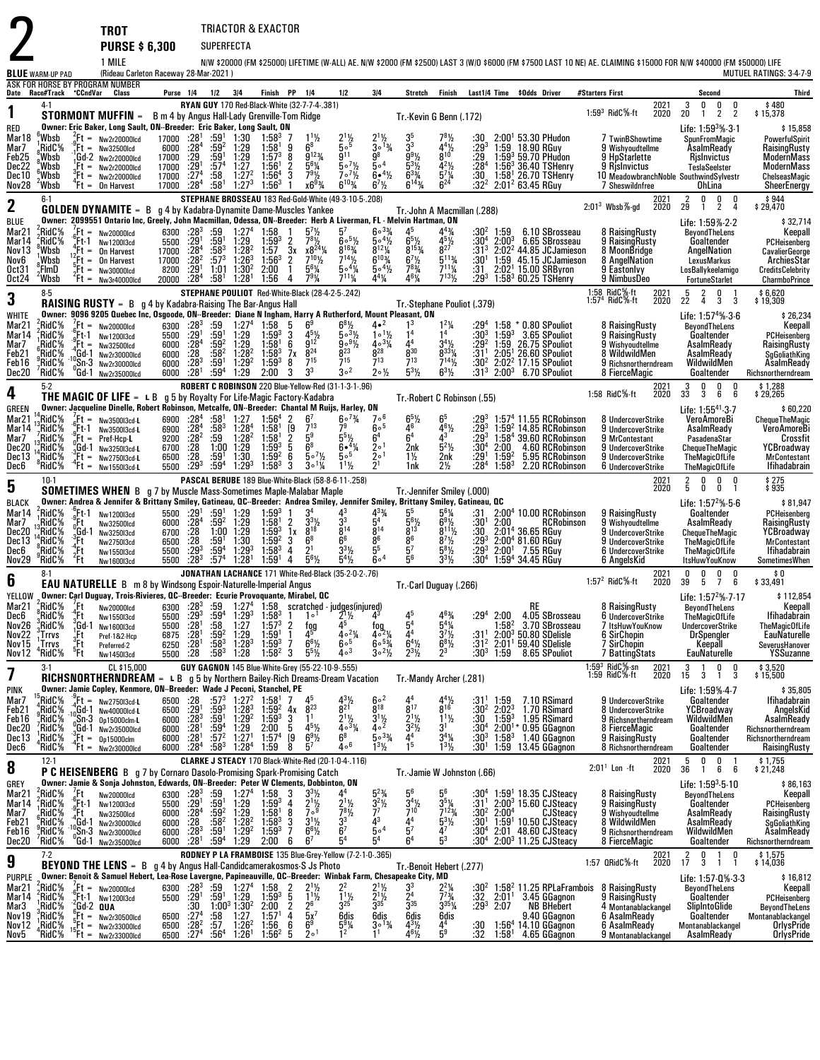# 2

**TROT** — TRIACTOR & EXACTOR — **PURSE $ 6,300** — SUPERFECTA — 1 MILE

N/W $20000 (FM $25000) LIFETIME (W-ALL) AE. N/W $2000 (FM $2500) LAST 3 (W/O $6000 (FM $7500 LAST 10 NE) AE. CLAIMING $15000 FOR N/W $40000 (FM $50000) LIFE

BLUE WARM-UP PAD (Rideau Carleton Raceway 28-Mar-2021) MUTUEL RATINGS: 3-4-7-9

ASK FOR HORSE BY PROGRAM NUMBER

| Date | Race#Track | *CCndVar | Class | Purse | 1/4 | 1/2 | 3/4 | Finish | PP | 1/4 | 1/2 | 3/4 | Stretch | Finish | Last1/4 | Time | $Odds | Driver | #Starters | First | Second | Third |
|---|---|---|---|---|---|---|---|---|---|---|---|---|---|---|---|---|---|---|---|---|---|---|

## 1 — STORMONT MUFFIN (RED) — 4-1

RYAN GUY 170 Red-Black-White (32-7-7-4-.381)

B m 4 by Angus Hall-Lady Grenville-Tom Ridge — Tr.-Kevin G Benn (.172)

Owner: Eric Baker, Long Sault, ON--Breeder: Eric Baker, Long Sault, ON

1:59³ RidC⅝-ft — 2021: 3 0 0 0 $480 — 2020: 20 1 2 2 $15,378 — Life: 1:59³⅝-3-1 $15,858

| Date | Race#Track | Cond | Class | Purse | 1/4 | 1/2 | 3/4 | Finish | PP | 1/4 | 1/2 | 3/4 | Stretch | Finish | Last1/4 | Time | $Odds | Driver | #Starters First | Second | Third |
|---|---|---|---|---|---|---|---|---|---|---|---|---|---|---|---|---|---|---|---|---|---|
| Mar18 | 6Wbsh | 2Ft = | Nw2r20000lcd | 17000 | :28¹ | :59¹ | 1:30 | 1:58³ | 7 | 1¹½ | 2¹½ | 2¹½ | 3⁵ | 7⁸½ | :30 | 2:00¹ | 53.30 | PHudon | 7 TwinBShowtime | SpunFromMagic | PowerfulSpirit |
| Mar7 | 1RidC⅝ | 9Ft = | Nw32500lcd | 6000 | :28⁴ | :59² | 1:29 | 1:58¹ | 9 | 6⁸ | 5∘⁵ | 3∘1¾ | 3³ | 4⁴½ | :29³ | 1:59 | 18.90 | RGuy | 9 Wishyoudtellme | AsalmReady | RaisingRusty |
| Feb25 | 8Wbsh | 9Gd-2 | Nw2r20000lcd | 17000 | :29 | :59¹ | 1:29 | 1:57³ | 8 | 9¹²¾ | 9¹¹ | 9⁸ | 9⁹½ | 8¹⁰ | :29 | 1:59³ | 59.70 | PHudon | 9 HpStarlette | RjsInvictus | ModernMass |
| Dec22 | 8Wbsh | 1Ft = | Nw2r20000lcd | 17000 | :29¹ | :57⁴ | 1:27 | 1:56¹ | 2 | 5⁶¼ | 5∘7½ | 5∘⁴ | 5³½ | 4²½ | :28⁴ | 1:56³ | 36.40 | TSHenry | 9 RjsInvictus | TeslaSeelster | ModernMass |
| Dec10 | 6Wbsh | 3Ft = | Nw2r20000lcd | 17000 | :27⁴ | :58 | 1:27² | 1:56⁴ | 3 | 7⁹½ | 7∘7½ | 6•4½ | 6³¾ | 5⁷¼ | :30 | 1:58¹ | 26.70 | TSHenry | 10 MeadowbranchNoble | SouthwindSylvestr | ChelseasMagic |
| Nov28 | 2Wbsh | 4Ft = | On Harvest | 17000 | :28⁴ | :58¹ | 1:27³ | 1:56³ | 1 | x6⁹¾ | 6¹⁰¾ | 6⁷½ | 6¹⁴¾ | 6²⁴ | :32² | 2:01² | 63.45 | RGuy | 7 Sheswildnfree | OhLina | SheerEnergy |

## 2 — GOLDEN DYNAMITE (BLUE) — 6-1

STEPHANE BROSSEAU 183 Red-Gold-White (49-3-10-5-.208)

B g 4 by Kadabra-Dynamite Dame-Muscles Yankee — Tr.-John A Macmillan (.288)

Owner: 2099551 Ontario Inc, Greely, John Macmillan, Odessa, ON--Breeder: Herb A Liverman, FL · Melvin Hartman, ON

2:01³ Wbsh⅞-gd — 2021: 2 0 0 0 $944 — 2020: 29 1 2 4 $29,470 — Life: 1:59⅝-2-2 $32,714

| Date | Race#Track | Cond | Class | Purse | 1/4 | 1/2 | 3/4 | Finish | PP | 1/4 | 1/2 | 3/4 | Stretch | Finish | Last1/4 | Time | $Odds | Driver | #Starters First | Second | Third |
|---|---|---|---|---|---|---|---|---|---|---|---|---|---|---|---|---|---|---|---|---|---|
| Mar21 | 2RidC⅝ | 7Ft = | Nw20000lcd | 6300 | :28³ | :59 | 1:27⁴ | 1:58 | 1 | 5⁷½ | 5⁷ | 6∘3¾ | 4⁵ | 4⁴¾ | :30² | 1:59 | 6.10 | SBrosseau | 8 RaisingRusty | BeyondTheLens | Keepall |
| Mar14 | 7RidC⅝ | 6Ft-1 | Nw1200l3cd | 5500 | :29¹ | :59¹ | 1:29 | 1:59³ | 2 | 7⁸½ | 6∘5½ | 5∘4½ | 6⁵½ | 4⁵½ | :30⁴ | 2:00³ | 6.65 | SBrosseau | 9 RaisingRusty | Goaltender | PCHeisenberg |
| Nov13 | 8Wbsh | 4Ft = | On Harvest | 17000 | :28⁴ | :58³ | 1:28² | 1:57 | 3x | x8²⁴¼ | 8¹⁶¾ | 8¹²¼ | 8¹⁵¾ | 8²⁷ | :31³ | 2:02² | 44.85 | JCJamieson | 8 MoonBridge | AngelNation | CavalierGeorge |
| Nov6 | 1Wbsh | 12Ft = | On Harvest | 17000 | :28² | :57³ | 1:26³ | 1:56³ | 2 | 7¹⁰½ | 7¹⁴½ | 6¹⁰¾ | 6⁷½ | 5¹¹¾ | :30¹ | 1:59 | 45.15 | JCJamieson | 8 AngelNation | LexusMarkus | ArchiesStar |
| Oct31 | 8FlmD | 5Ft = | Nw30000lcd | 8200 | :29¹ | 1:01 | 1:30² | 2:00 | 1 | 5⁶¼ | 5∘4¼ | 5∘4½ | 7⁸¾ | 7¹¹¼ | :31 | 2:02¹ | 15.00 | SRByron | 9 Eastonlvy | LosBallykeelamigo | CreditsCelebrity |
| Oct24 | 2Wbsh | 2Ft = | Nw3r40000lcd | 20000 | :28⁴ | :58¹ | 1:28¹ | 1:56 | 4 | 7⁹¼ | 7¹¹¼ | 4¹¼ | 4⁶¼ | 7¹³½ | :29³ | 1:58³ | 60.25 | TSHenry | 9 NimbusDeo | FortuneStarlet | CharmboPrince |

## 3 — RAISING RUSTY (WHITE) — 8-5

STEPHANE POULIOT Red-White-Black (28-4-2-5-.242)

B g 4 by Kadabra-Raising The Bar-Angus Hall — Tr.-Stephane Pouliot (.379)

Owner: 9096 9205 Quebec Inc, Osgoode, ON--Breeder: Diane N Ingham, Harry A Rutherford, Mount Pleasant, ON

1:58 RidC⅝-ft / 1:57⁴ RidC⅝-ft — 2021: 5 2 0 1 $6,620 — 2020: 22 4 3 3 $19,309 — Life: 1:57⁴⅝-3-6 $26,234

| Date | Race#Track | Cond | Class | Purse | 1/4 | 1/2 | 3/4 | Finish | PP | 1/4 | 1/2 | 3/4 | Stretch | Finish | Last1/4 | Time | $Odds | Driver | #Starters First | Second | Third |
|---|---|---|---|---|---|---|---|---|---|---|---|---|---|---|---|---|---|---|---|---|---|
| Mar21 | 2RidC⅝ | 7Ft = | Nw20000lcd | 6300 | :28³ | :59 | 1:27⁴ | 1:58 | 5 | 6⁹ | 6⁸½ | 4•² | 1³ | 1²¼ | :29⁴ | 1:58 | * 0.80 | SPouliot | 8 RaisingRusty | BeyondTheLens | Keepall |
| Mar14 | 7RidC⅝ | 6Ft-1 | Nw1200l3cd | 5500 | :29¹ | :59¹ | 1:29 | 1:59³ | 3 | 4⁵½ | 5∘3½ | 1∘1½ | 1⁴ | 1⁴ | :30³ | 1:59³ | 3.65 | SPouliot | 9 RaisingRusty | Goaltender | PCHeisenberg |
| Mar7 | 1RidC⅝ | 9Ft = | Nw32500lcd | 6000 | :28⁴ | :59² | 1:29 | 1:58¹ | 6 | 9¹² | 9∘9½ | 4∘3¼ | 4⁴ | 3⁴½ | :29² | 1:59 | 26.75 | SPouliot | 9 Wishyoudtellme | AsalmReady | RaisingRusty |
| Feb21 | 6RidC⅝ | 4Gd-1 | Nw2r30000lcd | 6000 | :28 | :58² | 1:28² | 1:58³ | 7x | 8²⁴ | 8²³ | 8²⁸ | 8³⁰ | 8³³¼ | :31¹ | 2:05¹ | 26.60 | SPouliot | 8 WildwildMen | AsalmReady | SgGoliathKing |
| Feb16 | 9RidC⅝ | 10Sn-3 | Nw2r30000lcd | 6000 | :28³ | :59¹ | 1:29² | 1:59³ | 8 | 7¹⁵ | 7¹⁵ | 7¹³ | 7¹³ | 7¹⁴½ | :30² | 2:02² | 17.15 | SPouliot | 9 Richsnortherndream | WildwildMen | AsalmReady |
| Dec20 | 7RidC⅝ | 0Gd-1 | Nw2r35000lcd | 6000 | :28¹ | :59⁴ | 1:29 | 2:00 | 3 | 3³ | 3∘² | 2∘½ | 5³½ | 6³½ | :31³ | 2:00³ | 6.70 | SPouliot | 8 FierceMagic | Goaltender | Richsnortherndream |

## 4 — THE MAGIC OF LIFE (GREEN) — 5-2

ROBERT C ROBINSON 220 Blue-Yellow-Red (31-1-3-1-.96)

L B g 5 by Royalty For Life-Magic Factory-Kadabra — Tr.-Robert C Robinson (.55)

Owner: Jacqueline Dinelle, Robert Robinson, Metcalfe, ON--Breeder: Chantal M Ruijs, Harley, ON

1:58 RidC⅝-ft — 2021: 3 0 0 0 $1,288 — 2020: 33 3 6 6 $29,265 — Life: 1:55⁴¹-3-7 $60,220

| Date | Race#Track | Cond | Class | Purse | 1/4 | 1/2 | 3/4 | Finish | PP | 1/4 | 1/2 | 3/4 | Stretch | Finish | Last1/4 | Time | $Odds | Driver | #Starters First | Second | Third |
|---|---|---|---|---|---|---|---|---|---|---|---|---|---|---|---|---|---|---|---|---|---|
| Mar21 | 14RidC⅝ | 7Ft = | Nw3500l3cd-L | 6900 | :28⁴ | :58¹ | 1:27 | 1:56⁴ | 2 | 6⁷ | 6∘7¾ | 7∘⁶ | 6⁵½ | 6⁵ | :29³ | 1:57⁴ | 11.55 | RCRobinson | 8 UndercoverStrike | VeroAmoreBi | ChequeTheMagic |
| Mar14 | 13RidC⅝ | 6Ft-1 | Nw3500l3cd-L | 6900 | :28⁴ | :58³ | 1:28⁴ | 1:58¹ | [9 | 7¹³ | 7⁹ | 6∘⁵ | 4⁶ | 4⁶½ | :29³ | 1:59² | 14.85 | RCRobinson | 9 UndercoverStrike | AsalmReady | VeroAmoreBi |
| Mar7 | 7RidC⅝ | 0Ft = | Pref-Hcp-L | 9200 | :28² | :59 | 1:28² | 1:58¹ | 2 | 5⁹ | 5⁵½ | 6⁴ | 6⁴ | 4³ | :29³ | 1:58⁴ | 39.60 | RCRobinson | 9 MrContestant | PasadenaStar | Crossfit |
| Dec20 | 14RidC⅝ | 0Gd-1 | Nw3250l3cd-L | 6700 | :28 | 1:00 | 1:29 | 1:59³ | 5 | 6⁸ | 6•4¼ | 2∘¹ | 2nk | 5²½ | :30⁴ | 2:00 | 4.60 | RCRobinson | 9 UndercoverStrike | ChequeTheMagic | YCBroadway |
| Dec13 | 14RidC⅝ | 3Ft = | Nw2750l3cd-L | 6500 | :28 | :59¹ | 1:30 | 1:59² | 6 | 5∘7½ | 5∘⁵ | 2∘¹ | 1½ | 2nk | :29¹ | 1:59² | 5.95 | RCRobinson | 9 UndercoverStrike | TheMagicOfLife | MrContestant |
| Dec6 | 8RidC⅝ | 4Ft = | Nw1550l3cd-L | 5500 | :29³ | :59⁴ | 1:29³ | 1:58³ | 3 | 3∘1¼ | 1¹½ | 2¹ | 1nk | 2½ | :28⁴ | 1:58³ | 2.20 | RCRobinson | 6 UndercoverStrike | TheMagicOfLife | Ifihadabrain |

## 5 — SOMETIMES WHEN (BLACK) — 10-1

PASCAL BERUBE 189 Blue-White-Black (58-8-6-11-.258)

B g 7 by Muscle Mass-Sometimes Maple-Malabar Maple — Tr.-Jennifer Smiley (.000)

Owner: Andrea & Jennifer & Brittany Smiley, Gatineau, QC--Breeder: Andrea Smiley, Jennifer Smiley, Brittany Smiley, Gatineau, QC

2021: 2 0 0 0 $275 — 2020: 5 0 0 1 $935 — Life: 1:57²⅝-5-6 $81,947

| Date | Race#Track | Cond | Class | Purse | 1/4 | 1/2 | 3/4 | Finish | PP | 1/4 | 1/2 | 3/4 | Stretch | Finish | Last1/4 | Time | $Odds | Driver | #Starters First | Second | Third |
|---|---|---|---|---|---|---|---|---|---|---|---|---|---|---|---|---|---|---|---|---|---|
| Mar14 | 7RidC⅝ | 6Ft-1 | Nw1200l3cd | 5500 | :29¹ | :59¹ | 1:29 | 1:59³ | 1 | 3⁴ | 4³ | 4³¾ | 5⁵ | 5⁶¼ | :31 | 2:00⁴ | 10.00 | RCRobinson | 9 RaisingRusty | Goaltender | PCHeisenberg |
| Mar7 | 1RidC⅝ | 9Ft | Nw32500lcd | 6000 | :28⁴ | :59² | 1:29 | 1:58¹ | 2 | 3³½ | 3³ | 5⁴ | 5⁶½ | 6⁹½ | :30¹ | 2:00 | | RCRobinson | 9 Wishyoudtellme | AsalmReady | RaisingRusty |
| Dec20 | 13RidC⅝ | 0Gd-1 | Nw3250l3cd | 6700 | :28 | 1:00 | 1:29 | 1:59³ | 1x | 8¹⁸ | 8¹⁴ | 8¹⁴ | 8¹³ | 8¹¹½ | :30 | 2:01⁴ | 36.65 | RGuy | 9 UndercoverStrike | ChequeTheMagic | YCBroadway |
| Dec13 | 14RidC⅝ | 3Ft | Nw2750l3cd | 6500 | :28 | :59¹ | 1:30 | 1:59² | 3 | 6⁸ | 6⁶ | 8⁶ | 8⁶ | 8⁷½ | :29³ | 2:00⁴ | 81.60 | RGuy | 9 UndercoverStrike | TheMagicOfLife | MrContestant |
| Dec6 | 8RidC⅝ | 4Ft | Nw1550l3cd | 5500 | :29³ | :59⁴ | 1:29³ | 1:58³ | 4 | 2¹ | 3³½ | 5⁵ | 5⁷ | 5⁸½ | :29³ | 2:00¹ | 7.55 | RGuy | 6 UndercoverStrike | TheMagicOfLife | Ifihadabrain |
| Nov29 | 9RidC⅝ | 2Ft | Nw1600l3cd | 5500 | :28³ | :57⁴ | 1:28¹ | 1:59¹ | 4 | 5⁶½ | 5⁴½ | 6∘⁴ | 5⁶ | 3³½ | :30⁴ | 1:59⁴ | 34.45 | RGuy | 6 AngelsKid | ItsHuwYouKnow | SometimesWhen |

## 6 — EAU NATURELLE (YELLOW) — 8-1

JONATHAN LACHANCE 171 White-Red-Black (35-2-0-2-.76)

B m 8 by Windsong Espoir-Naturelle-Imperial Angus — Tr.-Carl Duguay (.266)

Owner: Carl Duguay, Trois-Rivieres, QC--Breeder: Ecurie Provoquante, Mirabel, QC

1:57² RidC⅝-ft — 2021: 0 0 0 0 $0 — 2020: 39 5 7 6 $33,491 — Life: 1:57²⅝-7-17 $112,854

| Date | Race#Track | Cond | Class | Purse | 1/4 | 1/2 | 3/4 | Finish | PP | 1/4 | 1/2 | 3/4 | Stretch | Finish | Last1/4 | Time | $Odds | Driver | #Starters First | Second | Third |
|---|---|---|---|---|---|---|---|---|---|---|---|---|---|---|---|---|---|---|---|---|---|
| Mar21 | 2RidC⅝ | 7Ft | Nw20000lcd | 6300 | :28³ | :59 | 1:27⁴ | 1:58 | scratched - judges(injured) | | | | | | | | RE | | 8 RaisingRusty | BeyondTheLens | Keepall |
| Dec6 | 8RidC⅝ | 4Ft | Nw1550l3cd | 5500 | :29³ | :59⁴ | 1:29³ | 1:58³ | 1 | 1∘¹ | 2¹½ | 4³ | 4⁵ | 4⁶¾ | :29⁴ | 2:00 | 4.05 | SBrosseau | 6 UndercoverStrike | TheMagicOfLife | Ifihadabrain |
| Nov26 | 3RidC⅝ | 1Gd-1 | Nw1600l3cd | 5500 | :28¹ | :58 | 1:27 | 1:57³ | 2 | fog | 4⁵ | fog | 5⁴ | 5⁴¼ | | 1:58² | 3.70 | SBrosseau | 7 ItsHuwYouKnow | UndercoverStrike | TheMagicOfLife |
| Nov22 | 1Trrvs | 5Ft | Pref-1&2-Hcp | 6875 | :28¹ | :59² | 1:29 | 1:59¹ | 1 | 4⁵ | 4∘2¼ | 4∘2¼ | 4⁴ | 3⁷½ | :31¹ | 2:00³ | 50.80 | SDelisle | 6 SirChopin | DrSpengler | EauNaturelle |
| Nov15 | 1Trrvs | 5Ft | Preferred-2 | 6250 | :28¹ | :58³ | 1:28³ | 1:59³ | 7 | 6⁶½ | 6∘⁵ | 6∘5¾ | 6⁴½ | 6⁸½ | :31² | 2:01¹ | 59.40 | SDelisle | 7 SirChopin | Keepall | SeverusHanover |
| Nov12 | 4Rideau | 5Ft | Nw1450l3cd | 5500 | :28 | :58³ | 1:28 | 1:58² | 3 | 5⁵½ | 4∘³ | 3∘2½ | 2³½ | 2³ | :30³ | 1:59 | 8.65 | SPouliot | 7 BattingStats | EauNaturelle | YSSuzanne |

## 7 — RICHSNORTHERNDREAM (PINK) — 3-1 — CL $15,000

GUY GAGNON 145 Blue-White-Grey (55-22-10-9-.555)

L B g 5 by Northern Bailey-Rich Dreams-Dream Vacation — Tr.-Mandy Archer (.281)

Owner: Jamie Copley, Kenmore, ON--Breeder: Wade J Peconi, Stanchel, PE

1:59³ RidC⅝-sn / 1:59 RidC⅝-ft — 2021: 3 1 0 0 $3,520 — 2020: 15 3 1 3 $15,500 — Life: 1:59⅝-4-7 $35,805

| Date | Race#Track | Cond | Class | Purse | 1/4 | 1/2 | 3/4 | Finish | PP | 1/4 | 1/2 | 3/4 | Stretch | Finish | Last1/4 | Time | $Odds | Driver | #Starters First | Second | Third |
|---|---|---|---|---|---|---|---|---|---|---|---|---|---|---|---|---|---|---|---|---|---|
| Mar14 | 15RidC⅝ | 8Ft = | Nw2750l3cd-L | 6500 | :28 | :57³ | 1:27² | 1:58¹ | 7 | 4⁵ | 4³½ | 6∘² | 4⁴ | 4⁴½ | :31¹ | 1:59 | 7.10 | RSimard | 9 UndercoverStrike | Goaltender | Ifihadabrain |
| Feb21 | 6RidC⅝ | 10Gd-1 | Nw40000lcd-L | 6500 | :29¹ | :59³ | 1:28³ | 1:59² | 4x | 8²³ | 8²¹ | 8¹⁸ | 8¹⁷ | 8¹⁶ | :30² | 2:02³ | 1.70 | RSimard | 8 UndercoverStrike | YCBroadway | AngelsKid |
| Feb16 | 9RidC⅝ | 1Sn-3 | Op15000clm-L | 6000 | :28³ | :59¹ | 1:29² | 1:59³ | 3 | 1¹ | 2¹½ | 3¹½ | 2¹½ | 1¹½ | :30 | 1:59³ | 1.95 | RSimard | 9 Richsnortherndream | WildwildMen | AsalmReady |
| Dec20 | 7RidC⅝ | 0Gd-1 | Nw2r35000lcd | 6000 | :28¹ | :59⁴ | 1:29 | 2:00 | 5 | 4⁵½ | 4∘3¼ | 4∘² | 3²½ | 3¹ | :30⁴ | 2:00¹ | * 0.95 | GGagnon | 8 FierceMagic | Goaltender | Richsnortherndream |
| Dec13 | 14RidC⅝ | 3Ft = | Op15000clm | 6000 | :28¹ | :57² | 1:27¹ | 1:57⁴ | [9 | 6⁹½ | 6⁸ | 5∘3¾ | 4⁴ | 3⁴¼ | :30³ | 1:58³ | 1.40 | GGagnon | 9 RaisingRusty | Goaltender | Richsnortherndream |
| Dec6 | 4RidC⅝ | 4Ft = | Nw2r30000lcd | 6000 | :28⁴ | :58³ | 1:28⁴ | 1:59 | 8 | 5⁷ | 4∘⁶ | 1³½ | 1⁵ | 1³½ | :30¹ | 1:59 | 13.45 | GGagnon | 8 Richsnortherndream | Goaltender | RaisingRusty |

## 8 — P C HEISENBERG (GREY) — 12-1

CLARKE J STEACY 170 Black-White-Red (20-1-0-4-.116)

B g 7 by Cornaro Dasolo-Promising Spark-Promising Catch — Tr.-Jamie W Johnston (.66)

Owner: Jamie & Sonja Johnston, Edwards, ON--Breeder: Peter W Clements, Dobbinton, ON

2:01¹ Lon -ft — 2021: 5 0 0 1 $1,755 — 2020: 36 1 6 6 $21,248 — Life: 1:59³-5-10 $86,163

| Date | Race#Track | Cond | Class | Purse | 1/4 | 1/2 | 3/4 | Finish | PP | 1/4 | 1/2 | 3/4 | Stretch | Finish | Last1/4 | Time | $Odds | Driver | #Starters First | Second | Third |
|---|---|---|---|---|---|---|---|---|---|---|---|---|---|---|---|---|---|---|---|---|---|
| Mar21 | 2RidC⅝ | 7Ft | Nw20000lcd | 6300 | :28³ | :59 | 1:27⁴ | 1:58 | 3 | 3³½ | 4⁴ | 5²¾ | 5⁶ | 5⁶ | :30⁴ | 1:59¹ | 18.35 | CJSteacy | 8 RaisingRusty | BeyondTheLens | Keepall |
| Mar14 | 7RidC⅝ | 6Ft-1 | Nw1200l3cd | 5500 | :29¹ | :59¹ | 1:29 | 1:59³ | 4 | 2¹½ | 2¹½ | 3²½ | 3⁴½ | 3⁵¼ | :31¹ | 2:00³ | 15.60 | CJSteacy | 9 RaisingRusty | Goaltender | PCHeisenberg |
| Mar7 | 1RidC⅝ | 9Ft | Nw32500lcd | 6000 | :28⁴ | :59² | 1:29 | 1:58¹ | 8 | 7∘⁹ | 7⁸½ | 7⁷ | 7¹⁰ | 7¹²¾ | :30² | 2:00⁴ | | CJSteacy | 9 Wishyoudtellme | AsalmReady | RaisingRusty |
| Feb21 | 6RidC⅝ | 4Gd-1 | Nw2r30000lcd | 6000 | :28 | :58² | 1:28² | 1:58³ | 3 | 3¹½ | 3³ | 4³ | 4⁴ | 5³½ | :30¹ | 1:59¹ | 10.50 | CJSteacy | 8 WildwildMen | AsalmReady | SgGoliathKing |
| Feb16 | 9RidC⅝ | 10Sn-3 | Nw2r30000lcd | 6000 | :28³ | :59¹ | 1:29² | 1:59³ | 7 | 6⁶½ | 6⁷ | 5∘⁴ | 5⁷ | 4⁷ | :30⁴ | 2:01 | 48.60 | CJSteacy | 9 Richsnortherndream | WildwildMen | AsalmReady |
| Dec20 | 7RidC⅝ | 0Gd-1 | Nw2r35000lcd | 6000 | :28¹ | :59⁴ | 1:29 | 2:00 | 6 | 6⁷ | 5⁴ | 5⁴ | 6⁴ | 5³ | :30⁴ | 2:00³ | 11.25 | CJSteacy | 8 FierceMagic | Goaltender | Richsnortherndream |

## 9 — BEYOND THE LENS (PURPLE) — 7-2

RODNEY P LA FRAMBOISE 135 Blue-Grey-Yellow (7-2-1-0-.365)

B g 4 by Angus Hall-Candidcamerakosmos-S Js Photo — Tr.-Benoit Hebert (.277)

Owner: Benoit & Samuel Hebert, Lea-Rose Lavergne, Papineauville, QC--Breeder: Winbak Farm, Chesapeake City, MD

1:57 QRidC⅝-ft — 2021: 2 0 1 0 $1,575 — 2020: 17 3 1 1 $14,036 — Life: 1:57-Q⅝-3-3 $16,812

| Date | Race#Track | Cond | Class | Purse | 1/4 | 1/2 | 3/4 | Finish | PP | 1/4 | 1/2 | 3/4 | Stretch | Finish | Last1/4 | Time | $Odds | Driver | #Starters First | Second | Third |
|---|---|---|---|---|---|---|---|---|---|---|---|---|---|---|---|---|---|---|---|---|---|
| Mar21 | 2RidC⅝ | 7Ft = | Nw20000lcd | 6300 | :28³ | :59 | 1:27⁴ | 1:58 | 2 | 2¹½ | 2² | 2¹½ | 3³ | 2²¼ | :30² | 1:58² | 11.25 | RPLaFrambois | 8 RaisingRusty | BeyondTheLens | Keepall |
| Mar14 | 7RidC⅝ | 6Ft-1 | Nw1200l3cd | 5500 | :29¹ | :59¹ | 1:29 | 1:59³ | 5 | 1¹½ | 1¹½ | 2¹½ | 2⁴ | 7⁷¾ | :32 | 2:01¹ | 3.45 | GGagnon | 9 RaisingRusty | Goaltender | PCHeisenberg |
| Mar3 | 1RidC⅝ | 2Gd-2 | QUA | | :30 | 1:00³ | 1:30² | 2:00 | 2 | 2⁶ | 3²⁵ | 3³⁵ | 3³⁵ | 3³⁵¼ | :29³ | 2:07 | NB | BHebert | 4 Montanablackangel | SlipIntoGlide | BeyondTheLens |
| Nov19 | 3RidC⅝ | 6Ft = | Nw2r30500lcd | 6500 | :27⁴ | :58 | 1:27 | 1:57¹ | 4 | 5x⁷ | 6dis | 6dis | 6dis | 6dis | | | 9.40 | GGagnon | 6 AsalmReady | Goaltender | Montanablackangel |
| Nov12 | 8RidC⅝ | 5Sn-3 | Nw2r33000lcd | 6500 | :28² | :57 | 1:26² | 1:56 | 6 | 6⁹ | 5⁹¼ | 3∘1¾ | 4³½ | 4⁴ | :30 | 1:56⁴ | 14.10 | GGagnon | 6 AsalmReady | Montanablackangel | OrlysPride |
| Nov5 | 4RidC⅝ | 15Ft = | Nw2r33000lcd | 6500 | :27⁴ | :56⁴ | 1:26¹ | 1:56² | 5 | 2∘¹ | 1² | 1¹ | 4⁶½ | 5⁹ | :32 | 1:58¹ | 4.65 | GGagnon | 9 Montanablackangel | AsalmReady | OrlysPride |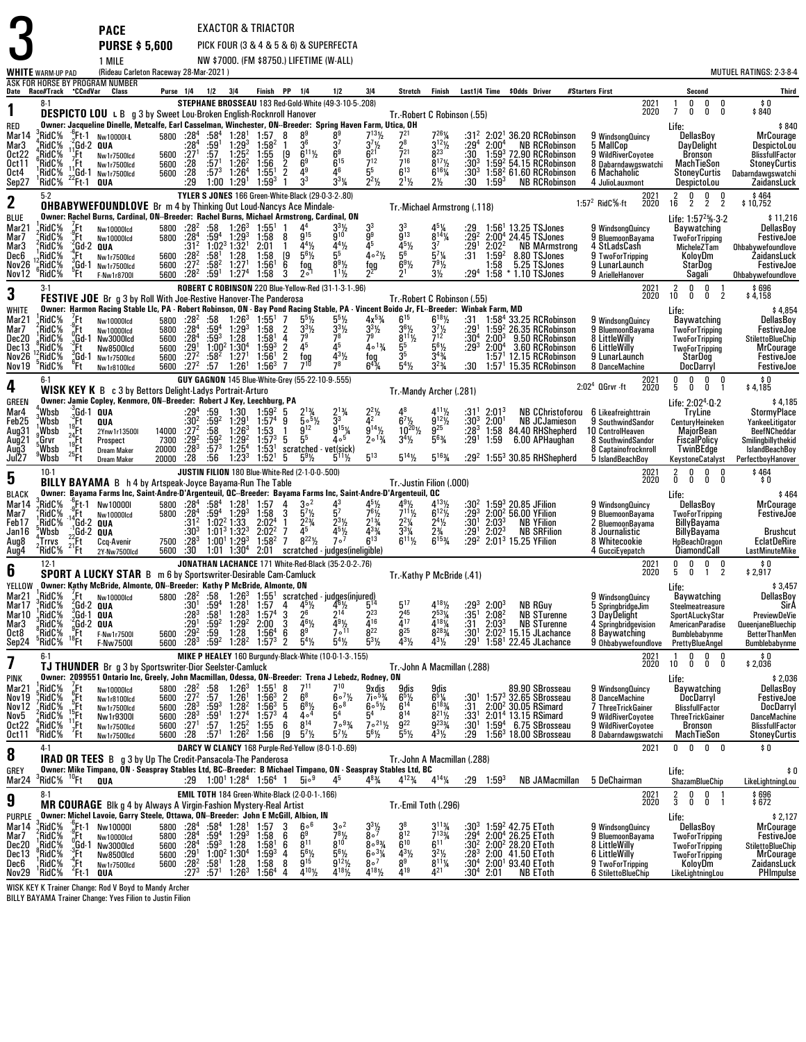# 3

**PACE** — **EXACTOR & TRIACTOR**

**PURSE $ 5,600** — PICK FOUR (3 & 4 & 5 & 6) & SUPERFECTA

1 MILE — NW $7000. (FM $8750.) LIFETIME (W-ALL)

(Rideau Carleton Raceway 28-Mar-2021 )

WHITE WARM-UP PAD — ASK FOR HORSE BY PROGRAM NUMBER — MUTUEL RATINGS: 2-3-8-4

---

## 1 — RED — 8-1

**DESPICTO LOU** L B g 3 by Sweet Lou-Broken English-Rocknroll Hanover

Driver: STEPHANE BROSSEAU 183 Red-Gold-White (49-3-10-5-.208) — Tr.-Robert C Robinson (.55)

Owner: Jacqueline Dinelle, Metcalfe, Earl Casselman, Winchester, ON--Breeder: Spring Haven Farm, Utica, OH

2021: 1 0 0 0 $0 — 2020: 7 0 0 0 $840 — Life: $840

| Date | Race/Track | Cond | Class | Purse | 1/4 | 1/2 | 3/4 | Finish | PP | 1/4 | 1/2 | 3/4 | Stretch | Finish | Last1/4 | Time | $Odds | Driver | Starters/First | Second | Third |
|---|---|---|---|---|---|---|---|---|---|---|---|---|---|---|---|---|---|---|---|---|---|
| Mar14 | 3RidC⅝ | -6Ft-1 | Nw10000l-L | 5800 | :28⁴ | :58⁴ | 1:28¹ | 1:57 | 8 | 8⁹ | 8⁹ | 7¹³½ | 7²¹ | 7²⁶¼ | :31² | 2:02¹ | 36.20 | RCRobinson | 9 WindsongQuincy | DellasBoy | MrCourage |
| Mar3 | 4RidC⅝ | 2Gd-2 | QUA | | :28⁴ | :59¹ | 1:29³ | 1:58² | 1 | 3⁶ | 3⁷ | 3⁷½ | 2⁸ | 3¹²½ | :29⁴ | 2:00⁴ | NB | RCRobinson | 5 MallCop | DayDelight | DespictoLou |
| Oct22 | 4RidC⅝ | 11Ft | Nw1r7500lcd | 5600 | :27¹ | :57 | 1:25² | 1:55 | [9 | 6¹¹½ | 6⁹ | 6²¹ | 7²¹ | 8²³ | :30 | 1:59³ | 72.90 | RCRobinson | 9 WildRiverCoyotee | Bronson | BlissfulFactor |
| Oct11 | 6RidC⅝ | 7Ft | Nw1r7500lcd | 5600 | :28 | :57¹ | 1:26² | 1:56 | 2 | 6⁹ | 6¹⁵ | 7¹² | 7¹⁶ | 8¹⁷½ | :30³ | 1:59² | 54.15 | RCRobinson | 8 Dabarndawgswatchi | MachTieSon | StoneyCurtis |
| Oct4 | 1RidC⅝ | 11Gd-1 | Nw1r7500lcd | 5600 | :28 | :57³ | 1:26⁴ | 1:55¹ | 2 | 4⁹ | 4⁶ | 5⁵ | 6¹³ | 6¹⁶¼ | :30³ | 1:58² | 61.60 | RCRobinson | 6 Machaholic | StoneyCurtis | Dabarndawgswatchi |
| Sep27 | 1RidC⅝ | 22Ft-1 | QUA | | :29 | 1:00 | 1:29¹ | 1:59³ | 1 | 3³ | 3³¼ | 2²½ | 2¹½ | 2½ | :30 | 1:59³ | NB | RCRobinson | 4 JulioLauxmont | DespictoLou | ZaidansLuck |

## 2 — BLUE — 5-2

**OHBABYWEFOUNDLOVE** Br m 4 by Thinking Out Loud-Nancys Ace Mindale-

Driver: TYLER S JONES 166 Green-White-Black (29-0-3-2-.80) — Tr.-Michael Armstrong (.118)

Owner: Rachel Burns, Cardinal, ON--Breeder: Rachel Burns, Michael Armstrong, Cardinal, ON

1:57² RidC⅝-ft — 2021: 2 0 0 0 $464 — 2020: 16 2 2 2 $10,752 — Life: 1:57²⅝-3-2 $11,216

| Date | Race/Track | Cond | Class | Purse | 1/4 | 1/2 | 3/4 | Finish | PP | 1/4 | 1/2 | 3/4 | Stretch | Finish | Last1/4 | Time | $Odds | Driver | Starters/First | Second | Third |
|---|---|---|---|---|---|---|---|---|---|---|---|---|---|---|---|---|---|---|---|---|---|
| Mar21 | 1RidC⅝ | 7Ft | Nw10000lcd | 5800 | :28² | :58 | 1:26³ | 1:55¹ | 1 | 4⁴ | 3³½ | 3³ | 3³ | 4⁵¼ | :29 | 1:56¹ | 13.25 | TSJones | 9 WindsongQuincy | Baywatching | DellasBoy |
| Mar7 | 2RidC⅝ | -9Ft | Nw10000lcd | 5800 | :28⁴ | :59⁴ | 1:29³ | 1:58 | 8 | 9¹⁵ | 9¹⁰ | 9⁹ | 9¹³ | 8¹⁴¼ | :29² | 2:00⁴ | 24.45 | TSJones | 9 BluemoonBayama | TwoForTripping | FestiveJoe |
| Mar3 | 2RidC⅝ | 2Gd-2 | QUA | | :31² | 1:02³ | 1:32¹ | 2:01 | 1 | 4⁴½ | 4⁴½ | 4⁵ | 4⁵½ | 3⁷ | :29¹ | 2:02² | NB | MArmstrong | 4 StLadsCash | MicheleZTam | Ohbabywefoundlove |
| Dec6 | 1RidC⅝ | -4Ft | Nw1r7500lcd | 5600 | :28² | :58¹ | 1:28 | 1:58 | [9 | 5⁶½ | 5⁵ | 4○²½ | 5⁶ | 5⁷¼ | :31 | 1:59² | 8.80 | TSJones | 9 TwoForTripping | KoloyDm | ZaidansLuck |
| Nov26 | 12RidC⅝ | 5Gd-1 | Nw1r7500lcd | 5600 | :27² | :58² | 1:27¹ | 1:56¹ | 6 | fog | 8⁹½ | fog | 6⁹½ | 7⁹½ | | 1:58 | 5.25 | TSJones | 9 LunarLaunch | StarDog | FestiveJoe |
| Nov12 | 6RidC⅝ | 6Ft | F-Nw1r8700l | 5600 | :28² | :59¹ | 1:27⁴ | 1:58 | 3 | 2○¹ | 1¹½ | 2² | 2¹ | 3½ | :29⁴ | 1:58 | * 1.10 | TSJones | 9 ArielleHanover | Sagali | Ohbabywefoundlove |

## 3 — WHITE — 3-1

**FESTIVE JOE** Br g 3 by Roll With Joe-Restive Hanover-The Panderosa

Driver: ROBERT C ROBINSON 220 Blue-Yellow-Red (31-1-3-1-.96) — Tr.-Robert C Robinson (.55)

Owner: Harmon Racing Stable Llc, PA - Robert Robinson, ON - Bay Pond Racing Stable, PA - Vincent Boido Jr, FL--Breeder: Winbak Farm, MD

2021: 2 0 0 1 $696 — 2020: 10 0 0 2 $4,158 — Life: $4,854

| Date | Race/Track | Cond | Class | Purse | 1/4 | 1/2 | 3/4 | Finish | PP | 1/4 | 1/2 | 3/4 | Stretch | Finish | Last1/4 | Time | $Odds | Driver | Starters/First | Second | Third |
|---|---|---|---|---|---|---|---|---|---|---|---|---|---|---|---|---|---|---|---|---|---|
| Mar21 | 1RidC⅝ | 7Ft | Nw10000lcd | 5800 | :28² | :58 | 1:26³ | 1:55¹ | 7 | 5⁵½ | 5⁵½ | 4₀⁵¾ | 6¹⁵ | 6¹⁸½ | :31 | 1:58⁴ | 33.25 | RCRobinson | 9 WindsongQuincy | Baywatching | DellasBoy |
| Mar7 | 2RidC⅝ | -9Ft | Nw10000lcd | 5800 | :28⁴ | :59⁴ | 1:29³ | 1:58 | 2 | 3³½ | 3³½ | 3³½ | 3⁶½ | 3⁷½ | :29¹ | 1:59² | 26.35 | RCRobinson | 9 BluemoonBayama | TwoForTripping | FestiveJoe |
| Dec20 | 1RidC⅝ | 0Gd-1 | Nw3000lcd | 5600 | :28⁴ | :59³ | 1:28 | 1:58¹ | 4 | 7⁹ | 7⁸ | 7⁹ | 8¹¹½ | 7¹² | :30⁴ | 2:00³ | 9.50 | RCRobinson | 8 LittleWilly | TwoForTripping | StilettoBlueChip |
| Dec13 | 8RidC⅝ | -3Ft | Nw8500lcd | 5600 | :29¹ | 1:00² | 1:30⁴ | 1:59³ | 2 | 4⁵ | 4⁵ | 4○¹¾ | 5⁵ | 5⁶½ | :29³ | 2:00⁴ | 3.60 | RCRobinson | 6 LittleWilly | TwoForTripping | MrCourage |
| Nov26 | 12RidC⅝ | 5Gd-1 | Nw1r7500lcd | 5600 | :27² | :58² | 1:27¹ | 1:56¹ | 2 | fog | 4³½ | fog | 3⁵ | 3⁴¾ | | 1:57¹ | 12.15 | RCRobinson | 9 LunarLaunch | StarDog | FestiveJoe |
| Nov19 | 5RidC⅝ | 6Ft | Nw1r8100lcd | 5600 | :27² | :57 | 1:26¹ | 1:56³ | 7 | 7¹⁰ | 7⁸ | 6⁴¾ | 5⁴½ | 3²¾ | :30 | 1:57¹ | 15.35 | RCRobinson | 8 DanceMachine | DocDarryl | FestiveJoe |

## 4 — GREEN — 6-1

**WISK KEY K** B c 3 by Bettors Delight-Ladys Portrait-Arturo

Driver: GUY GAGNON 145 Blue-White-Grey (55-22-10-9-.555) — Tr.-Mandy Archer (.281)

Owner: Jamie Copley, Kenmore, ON--Breeder: Robert J Key, Leechburg, PA

2:02⁴ QGrvr-ft — 2021: 0 0 0 0 $0 — 2020: 5 0 0 1 $4,185 — Life: 2:02⁴-Q-2 $4,185

| Date | Race/Track | Cond | Class | Purse | 1/4 | 1/2 | 3/4 | Finish | PP | 1/4 | 1/2 | 3/4 | Stretch | Finish | Last1/4 | Time | $Odds | Driver | Starters/First | Second | Third |
|---|---|---|---|---|---|---|---|---|---|---|---|---|---|---|---|---|---|---|---|---|---|
| Mar4 | 4Wbsb | -3Gd-1 | QUA | | :29⁴ | :59 | 1:30 | 1:59² | 5 | 2¹¾ | 2¹¾ | 2²½ | 4⁸ | 4¹¹½ | :31² | 2:01³ | NB | CChristoforou | 6 Likeafreighttrain | TryLine | StormyPlace |
| Feb25 | 1Wbsb | 19Ft | QUA | | :30² | :59² | 1:29¹ | 1:57⁴ | 9 | 5○⁶½ | 3³ | 4² | 6⁷½ | 9¹²½ | :30³ | 2:00¹ | NB | JCJamieson | 9 SouthwindSandor | CenturyHeineken | YankeeLitigator |
| Aug31 | 9Wbsb | 24Ft | 2Ynw1r13500l | 14000 | :27² | :58 | 1:26³ | 1:53 | 1 | 9¹² | 9¹⁵¼ | 9¹⁴½ | 10²⁰½ | 9²⁵ | :28³ | 1:58 | 84.40 | RHShepherd | 10 ControlHeaven | MajorBean | BeefNCheddar |
| Aug21 | 5Grvr | 19Ft | Prospect | 7300 | :29² | :59² | 1:29² | 1:57³ | 5 | 5⁵ | 4○⁵ | 2○¹¾ | 3⁴½ | 5⁶¾ | :29¹ | 1:59 | 6.00 | APHaughan | 8 SouthwindSandor | FiscalPolicy | Smilingbillythekid |
| Aug3 | 3Wbsb | 23Ft | Dream Maker | 20000 | :28³ | :57³ | 1:25⁴ | 1:53¹ | | scratched - vet(sick) | | | | | | | | | 8 Captainofrocknroll | TwinBEdge | IslandBeachBoy |
| Jul27 | 9Wbsb | 25Ft | Dream Maker | 20000 | :28 | :56 | 1:23³ | 1:52¹ | 5 | 5⁹½ | 5¹¹½ | 5¹³ | 5¹⁴½ | 5¹⁶¾ | :29² | 1:55³ | 30.85 | RHShepherd | 5 IslandBeachBoy | KeystoneCatalyst | PerfectboyHanover |

## 5 — BLACK — 10-1

**BILLY BAYAMA** B h 4 by Artspeak-Joyce Bayama-Run The Table

Driver: JUSTIN FILION 180 Blue-White-Red (2-1-0-0-.500) — Tr.-Justin Filion (.000)

Owner: Bayama Farms Inc, Saint-Andre-D'Argenteuil, QC--Breeder: Bayama Farms Inc, Saint-Andre-D'Argenteuil, QC

2021: 2 0 0 0 $464 — 2020: 0 0 0 0 $0 — Life: $464

| Date | Race/Track | Cond | Class | Purse | 1/4 | 1/2 | 3/4 | Finish | PP | 1/4 | 1/2 | 3/4 | Stretch | Finish | Last1/4 | Time | $Odds | Driver | Starters/First | Second | Third |
|---|---|---|---|---|---|---|---|---|---|---|---|---|---|---|---|---|---|---|---|---|---|
| Mar14 | 3RidC⅝ | -6Ft-1 | Nw10000l | 5800 | :28⁴ | :58⁴ | 1:28¹ | 1:57 | 4 | 3○² | 4³ | 4⁵½ | 4⁹½ | 4¹³½ | :30² | 1:59³ | 20.85 | JFilion | 9 WindsongQuincy | DellasBoy | MrCourage |
| Mar7 | 2RidC⅝ | -9Ft | Nw10000lcd | 5800 | :28⁴ | :59⁴ | 1:29³ | 1:58 | 3 | 5⁷½ | 5⁷ | 7⁶½ | 7¹¹½ | 6¹²½ | :29³ | 2:00² | 56.00 | YFilion | 9 BluemoonBayama | TwoForTripping | FestiveJoe |
| Feb17 | 1RidC⅝ | -14Gd-2 | QUA | | :31² | 1:02² | 1:33 | 2:02⁴ | 1 | 2²¾ | 2³½ | 2¹¾ | 2²¾ | 2⁴½ | :30¹ | 2:03³ | NB | YFilion | 2 BluemoonBayama | BillyBayama | |
| Jan16 | 5Wbsb | -1Gd-2 | QUA | | :30³ | 1:01³ | 1:32³ | 2:02² | 7 | 4⁵ | 4⁵½ | 4³¾ | 3³¼ | 2¾ | :29¹ | 2:02³ | NB | SRFilion | 8 Journalistic | BillyBayama | Brushcut |
| Aug8 | 4Trrvs | 22Ft | Ccq-Avenir | 7500 | :28³ | 1:00¹ | 1:29³ | 1:58² | 7 | 8²²½ | 7○⁷ | 6¹³ | 6¹¹½ | 6¹⁵¾ | :29² | 2:01³ | 15.25 | YFilion | 8 Whitecookie | HpBeachDragon | EclatDeRire |
| Aug4 | 2RidC⅝ | 21Ft | 2Y-Nw7500lcd | 5600 | :30 | 1:01 | 1:30⁴ | 2:01 | | scratched - judges(ineligible) | | | | | | | | | 4 GucciEyepatch | DiamondCall | LastMinuteMike |

## 6 — YELLOW — 12-1

**SPORT A LUCKY STAR** B m 6 by Sportswriter-Desirable Cam-Camluck

Driver: JONATHAN LACHANCE 171 White-Red-Black (35-2-0-2-.76) — Tr.-Kathy P McBride (.41)

Owner: Kathy McBride, Almonte, ON--Breeder: Kathy P McBride, Almonte, ON

2021: 0 0 0 0 $0 — 2020: 5 0 1 2 $2,917 — Life: $3,457

| Date | Race/Track | Cond | Class | Purse | 1/4 | 1/2 | 3/4 | Finish | PP | 1/4 | 1/2 | 3/4 | Stretch | Finish | Last1/4 | Time | $Odds | Driver | Starters/First | Second | Third |
|---|---|---|---|---|---|---|---|---|---|---|---|---|---|---|---|---|---|---|---|---|---|
| Mar21 | 1RidC⅝ | 7Ft | Nw10000lcd | 5800 | :28² | :58 | 1:26³ | 1:55¹ | | scratched - judges(injured) | | | | | | | | | 9 WindsongQuincy | Baywatching | DellasBoy |
| Mar17 | 3RidC⅝ | 2Gd-2 | QUA | | :30¹ | :59⁴ | 1:28¹ | 1:57 | 4 | 4⁵½ | 4⁸½ | 5¹⁴ | 5¹⁷ | 4¹⁸½ | :29³ | 2:00³ | NB | RGuy | 5 SpringbridgeJim | Steelmeatreasure | SirA |
| Mar10 | 3RidC⅝ | 2Gd-1 | QUA | | :28³ | :58¹ | 1:28³ | 1:57⁴ | 3 | 2⁶ | 2¹⁴ | 2²³ | 2⁴⁵ | 2⁵³¼ | :35¹ | 2:08² | NB | STurenne | 3 DayDelight | SportALuckyStar | PreviewDeVie |
| Mar3 | 3RidC⅝ | 2Gd-2 | QUA | | :29¹ | :59² | 1:29² | 1:59³ | 3 | 4⁶½ | 4⁹½ | 4¹⁶ | 4¹⁷ | 4¹⁸¼ | :31 | 2:03³ | NB | STurenne | 4 Springbridgevision | AmericanParadise | QueenjaneBluechip |
| Oct8 | 8RidC⅝ | 9Ft | F-Nw1r7500l | 5600 | :29² | :59 | 1:28 | 1:56⁴ | 6 | 8⁹ | 7○¹¹ | 8²² | 8²⁵ | 8²⁸¾ | :30¹ | 2:02³ | 15.15 | JLachance | 8 Baywatching | Bumblebabynme | BetterThanMen |
| Sep24 | 5RidC⅝ | 18Ft | F-Nw7500l | 5600 | :28³ | :59² | 1:28² | 1:57³ | 2 | 5⁴½ | 5⁴½ | 5³½ | 4³½ | 4³½ | :29¹ | 1:58¹ | 22.45 | JLachance | 9 Ohbabywefoundlove | PrettyBlueAngel | Bumblebabynme |

## 7 — PINK — 6-1

**TJ THUNDER** Br g 3 by Sportswriter-Dior Seelster-Camluck

Driver: MIKE P HEALEY 160 Burgundy-Black-White (10-0-1-3-.155) — Tr.-John A Macmillan (.288)

Owner: 2099551 Ontario Inc, Greely, John Macmillan, Odessa, ON--Breeder: Trena J Lebedz, Rodney, ON

2021: 1 0 0 0 $0 — 2020: 10 0 0 0 $2,036 — Life: $2,036

| Date | Race/Track | Cond | Class | Purse | 1/4 | 1/2 | 3/4 | Finish | PP | 1/4 | 1/2 | 3/4 | Stretch | Finish | Last1/4 | Time | $Odds | Driver | Starters/First | Second | Third |
|---|---|---|---|---|---|---|---|---|---|---|---|---|---|---|---|---|---|---|---|---|---|
| Mar21 | 1RidC⅝ | 7Ft | Nw10000lcd | 5800 | :28² | :58 | 1:26³ | 1:55¹ | 8 | 7¹¹ | 7¹⁰ | 9xdis | 9dis | 9dis | | | 89.90 | SBrosseau | 9 WindsongQuincy | Baywatching | DellasBoy |
| Nov19 | 5RidC⅝ | 6Ft | Nw1r8100lcd | 5600 | :27² | :57 | 1:26¹ | 1:56³ | 2 | 6⁸ | 6○⁷½ | 7i○⁵¾ | 6⁵½ | 6⁵¼ | :30¹ | 1:57³ | 32.65 | SBrosseau | 8 DanceMachine | DocDarryl | FestiveJoe |
| Nov12 | 7RidC⅝ | 5Ft | Nw1r7500lcd | 5600 | :28³ | :59³ | 1:28² | 1:56³ | 5 | 6⁸½ | 6○⁸ | 6○⁵½ | 6¹⁴ | 6¹⁸¾ | :31 | 2:00² | 30.05 | RSimard | 7 ThreeTrickGainer | BlissfulFactor | DocDarryl |
| Nov5 | 2RidC⅝ | 15Ft | Nw1r9300l | 5600 | :28³ | :59¹ | 1:27⁴ | 1:57³ | 4 | 4○⁴ | 5⁴ | 5⁴ | 8¹⁴ | 8²¹½ | :33¹ | 2:01⁴ | 13.15 | RSimard | 9 WildRiverCoyotee | ThreeTrickGainer | DanceMachine |
| Oct22 | 4RidC⅝ | 11Ft | Nw1r7500lcd | 5600 | :27¹ | :57 | 1:25² | 1:55 | 6 | 8¹⁴ | 7○⁹¾ | 7○²¹½ | 9²² | 9²³¾ | :30¹ | 1:59⁴ | 6.75 | SBrosseau | 9 WildRiverCoyotee | Bronson | BlissfulFactor |
| Oct11 | 6RidC⅝ | 7Ft | Nw1r7500lcd | 5600 | :28 | :57¹ | 1:26² | 1:56 | [9 | 5⁷½ | 5⁷½ | 5⁶½ | 5⁵½ | 4³½ | :29 | 1:56³ | 18.00 | SBrosseau | 8 Dabarndawgswatchi | MachTieSon | StoneyCurtis |

## 8 — GREY — 4-1

**IRAD OR TEES** B g 3 by Up The Credit-Pansacola-The Panderosa

Driver: DARCY W CLANCY 168 Purple-Red-Yellow (8-0-1-0-.69) — Tr.-John A Macmillan (.288)

Owner: Mike Timpano, ON - Seaspray Stables Ltd, BC--Breeder: B Michael Timpano, ON - Seaspray Stables Ltd, BC

2021: 0 0 0 0 $0 — Life: $0

| Date | Race/Track | Cond | Class | Purse | 1/4 | 1/2 | 3/4 | Finish | PP | 1/4 | 1/2 | 3/4 | Stretch | Finish | Last1/4 | Time | $Odds | Driver | Starters/First | Second | Third |
|---|---|---|---|---|---|---|---|---|---|---|---|---|---|---|---|---|---|---|---|---|---|
| Mar24 | 3RidC⅝ | 10Ft | QUA | | :29 | 1:00¹ | 1:28⁴ | 1:56⁴ | 1 | 5i○⁹ | 4⁵ | 4⁸¾ | 4¹²¾ | 4¹⁴¼ | :29 | 1:59³ | NB | JAMacmillan | 5 DeChairman | ShazamBlueChip | LikeLightningLou |

## 9 — PURPLE — 8-1

**MR COURAGE** Blk g 4 by Always A Virgin-Fashion Mystery-Real Artist

Driver: EMIL TOTH 184 Green-White-Black (2-0-0-1-.166) — Tr.-Emil Toth (.296)

Owner: Michel Lavoie, Garry Steele, Ottawa, ON--Breeder: John E McGill, Albion, IN

2021: 2 0 0 1 $696 — 2020: 3 0 0 1 $672 — Life: $2,127

| Date | Race/Track | Cond | Class | Purse | 1/4 | 1/2 | 3/4 | Finish | PP | 1/4 | 1/2 | 3/4 | Stretch | Finish | Last1/4 | Time | $Odds | Driver | Starters/First | Second | Third |
|---|---|---|---|---|---|---|---|---|---|---|---|---|---|---|---|---|---|---|---|---|---|
| Mar14 | 3RidC⅝ | -6Ft-1 | Nw10000l | 5800 | :28⁴ | :58⁴ | 1:28¹ | 1:57 | 3 | 6○⁶ | 3○² | 3³½ | 3⁸ | 3¹¹¾ | :30³ | 1:59² | 42.75 | EToth | 9 WindsongQuincy | DellasBoy | MrCourage |
| Mar7 | 2RidC⅝ | -9Ft | Nw10000lcd | 5800 | :28⁴ | :59⁴ | 1:29³ | 1:58 | 9 | 6⁹ | 7⁸½ | 8○⁷ | 8¹² | 7¹³¾ | :29⁴ | 2:00⁴ | 26.25 | EToth | 9 BluemoonBayama | TwoForTripping | FestiveJoe |
| Dec20 | 1RidC⅝ | 0Gd-1 | Nw3000lcd | 5600 | :28⁴ | :59³ | 1:28 | 1:58¹ | 6 | 8¹¹ | 8¹⁰ | 8○⁹¾ | 6¹⁰ | 6¹¹ | :30² | 2:00² | 28.20 | EToth | 8 LittleWilly | TwoForTripping | StilettoBlueChip |
| Dec13 | 8RidC⅝ | -3Ft | Nw8500lcd | 5600 | :29¹ | 1:00² | 1:30⁴ | 1:59³ | 4 | 5⁶½ | 5⁶½ | 6○³¼ | 4³½ | 3²½ | :28³ | 2:00 | 41.50 | EToth | 6 LittleWilly | TwoForTripping | MrCourage |
| Dec6 | 1RidC⅝ | -4Ft | Nw1r7500lcd | 5600 | :28² | :58¹ | 1:28 | 1:58 | 8 | 9¹⁵ | 9¹²½ | 8○⁷ | 8⁹ | 8¹¹¾ | :30⁴ | 2:00¹ | 93.40 | EToth | 9 TwoForTripping | KoloyDm | ZaidansLuck |
| Nov29 | 1RidC⅝ | 2Ft-1 | QUA | | :27³ | :57¹ | 1:26³ | 1:56⁴ | 4 | 4¹⁰½ | 4¹⁸½ | 4¹⁸½ | 4¹⁹ | 4²¹ | :30⁴ | 2:01 | NB | EToth | 6 StilettoBlueChip | LikeLightningLou | PHImpulse |

WISK KEY K Trainer Change: Rod V Boyd to Mandy Archer

BILLY BAYAMA Trainer Change: Yves Filion to Justin Filion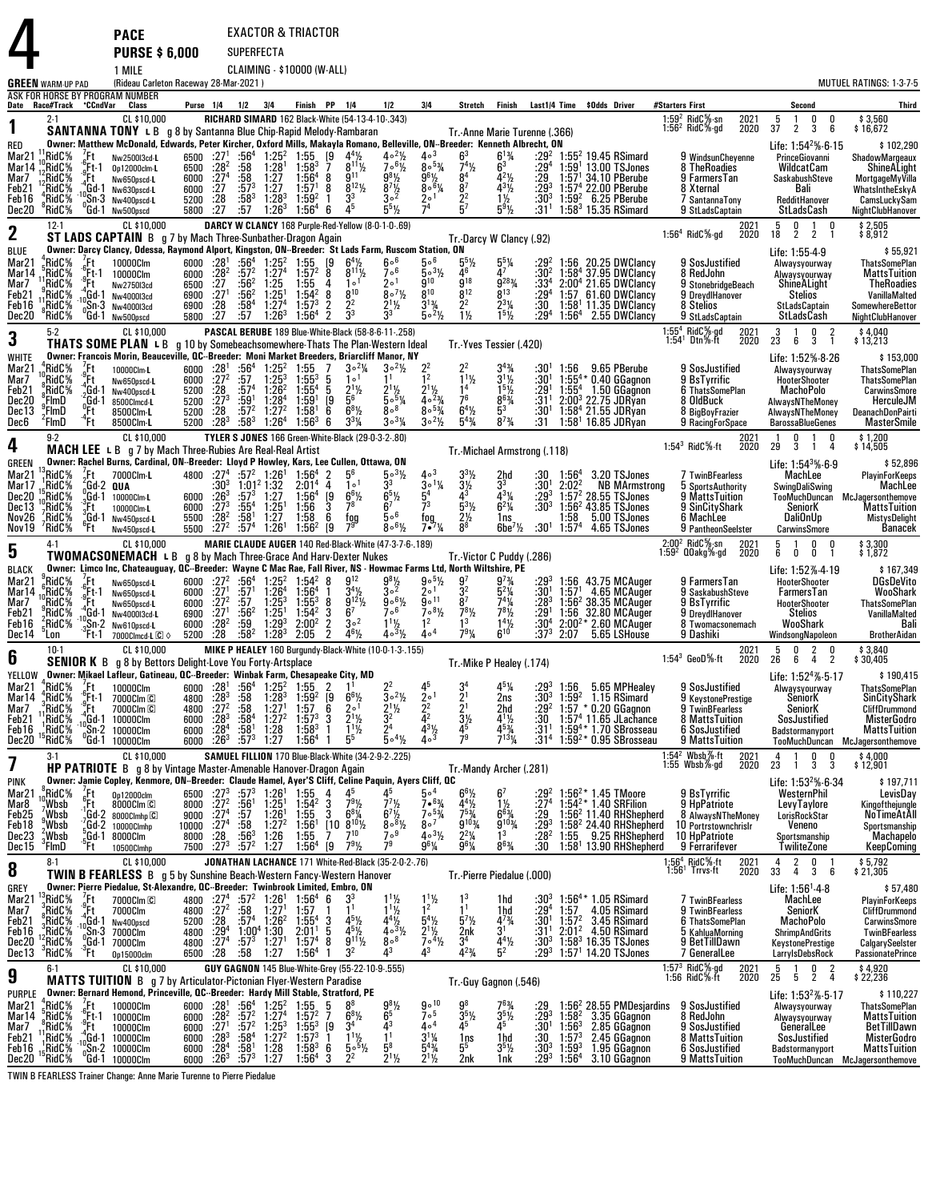# 4

**PACE** — EXACTOR & TRIACTOR
**PURSE $ 6,000** — SUPERFECTA
1 MILE — CLAIMING - $10000 (W-ALL)

**GREEN** WARM-UP PAD (Rideau Carleton Raceway 28-Mar-2021) — MUTUEL RATINGS: 1-3-7-5

ASK FOR HORSE BY PROGRAM NUMBER

Date Race#/Track *CCndVar Class Purse 1/4 1/2 3/4 Finish PP 1/4 1/2 3/4 Stretch Finish Last1/4 Time $Odds Driver #Starters First Second Third

---

## 1 — SANTANNA TONY L B (RED) — 2-1

CL $10,000 — **RICHARD SIMARD** 162 Black-White (54-13-4-10-.343)
g 8 by Santanna Blue Chip-Rapid Melody-Rambaran — Tr.-Anne Marie Turenne (.366)
Owner: Matthew McDonald, Edwards, Peter Kircher, Oxford Mills, Makayla Romano, Belleville, ON--Breeder: Kenneth Albrecht, ON

1:59² RidC⅝-sn 2021: 5 1 0 0 $3,560 | 1:56² RidC⅝-gd 2020: 37 2 3 6 $16,672 | Life: 1:54²⅘-6-15 $102,290

| Date | Track | Cond | Class | Purse | 1/4 | 1/2 | 3/4 | Finish | PP | 1/4 | 1/2 | 3/4 | Str | Fin | Last1/4 | Time | $Odds | Driver | #St First | Second | Third |
|---|---|---|---|---|---|---|---|---|---|---|---|---|---|---|---|---|---|---|---|---|---|
| Mar21 | 11RidC⅝ | 7Ft | Nw2500l3cd-L | 6500 | :27¹ | :56⁴ | 1:25² | 1:55 | 9 | 4⁴½ | 4○²½ | 4○³ | 6³ | 6¹¾ | :29² | 1:55² | 19.45 | RSimard | 9 WindsunCheyenne | PrinceGiovanni | ShadowMargeaux |
| Mar14 | 12RidC⅝ | -6Ft-1 | Op12000clm-L | 6500 | :28² | :58 | 1:28¹ | 1:58³ | 7 | 8¹¹½ | 7○⁶½ | 8○⁵¾ | 7⁴½ | 6³ | :29⁴ | 1:59¹ | 13.00 | TSJones | 8 TheRoadies | WildcatCam | ShineALight |
| Mar7 | 12RidC⅝ | -8Ft | Nw650pscd-L | 6000 | :27⁴ | :58 | 1:27 | 1:56⁴ | 8 | 9¹¹ | 9⁸½ | 9⁶½ | 8⁴ | 4²½ | :29 | 1:57¹ | 34.10 | PBerube | 9 FarmersTan | SaskabushSteve | MortgageMyVilla |
| Feb21 | 12RidC⅝ | -4Gd-1 | Nw630pscd-L | 6000 | :27⁴ | :57³ | 1:27 | 1:57¹ | 8 | 8¹²½ | 8⁷½ | 8○⁶¼ | 8⁷ | 4³½ | :29³ | 1:57⁴ | 22.00 | PBerube | 8 Xternal | Bali | WhatsIntheEskyA |
| Feb16 | 4RidC⅝ | -10Sn-3 | Nw400pscd-L | 5200 | :28 | :58³ | 1:28³ | 1:59² | 1 | 3³ | 3○² | 2○¹ | 2² | 1½ | :30³ | 1:59² | 6.25 | PBerube | 7 SantannaTony | ReddItHanover | CamsLuckySam |
| Dec20 | 8RidC⅝ | 0Gd-1 | Nw500pscd | 5800 | :27 | :57 | 1:26³ | 1:56⁴ | 6 | 4⁵ | 5⁵½ | 7⁴ | 5⁷ | 5⁹½ | :31¹ | 1:58³ | 15.35 | RSimard | 9 StLadsCaptain | StLadsCash | NightClubHanover |

## 2 — ST LADS CAPTAIN B (BLUE) — 12-1

CL $10,000 — **DARCY W CLANCY** 168 Purple-Red-Yellow (8-0-1-0-.69)
g 7 by Mach Three-Sunbather-Dragon Again — Tr.-Darcy W Clancy (.92)
Owner: Darcy Clancy, Odessa, Raymond Alport, Kingston, ON--Breeder: St Lads Farm, Ruscom Station, ON

2021: 5 0 1 0 $2,505 | 1:56⁴ RidC⅝-gd 2020: 18 2 2 1 $8,912 | Life: 1:55-4-9 $55,921

| Date | Track | Cond | Class | Purse | 1/4 | 1/2 | 3/4 | Finish | PP | 1/4 | 1/2 | 3/4 | Str | Fin | Last1/4 | Time | $Odds | Driver | #St First | Second | Third |
|---|---|---|---|---|---|---|---|---|---|---|---|---|---|---|---|---|---|---|---|---|---|
| Mar21 | 4RidC⅝ | 7Ft | 10000Clm | 6000 | :28¹ | :56⁴ | 1:25² | 1:55 | [9 | 6⁴½ | 6○⁶ | 5○⁶ | 5⁵½ | 5⁵¼ | :29² | 1:56 | 20.25 | DWClancy | 9 SosJustified | Alwaysyourway | ThatsSomePlan |
| Mar14 | 5RidC⅝ | -6Ft-1 | 10000Clm | 6000 | :28² | :57² | 1:27⁴ | 1:57² | 8 | 8¹¹½ | 7○⁶ | 5○³½ | 4⁶ | 4⁷ | :30² | 1:58⁴ | 37.95 | DWClancy | 8 RedJohn | Alwaysyourway | MattsTuition |
| Mar7 | 11RidC⅝ | -9Ft | Nw2750l3cd | 6500 | :27 | :56² | 1:25 | 1:55 | 4 | 1○¹ | 2○¹ | 9¹⁰ | 9¹⁸ | 9²⁸¾ | :33⁴ | 2:00⁴ | 21.65 | DWClancy | 9 StonebridgeBeach | ShineALight | TheRoadies |
| Feb21 | 11RidC⅝ | -4Gd-1 | Nw4000l3cd | 6900 | :27¹ | :56² | 1:25¹ | 1:54² | 8 | 8¹⁰ | 8○⁷½ | 8¹⁰ | 8¹² | 8¹³ | :29⁴ | 1:57 | 61.60 | DWClancy | 9 DreydlHanover | Stelios | VanillaMalted |
| Feb16 | 8RidC⅝ | -10Sn-3 | Nw4000l3cd | 6900 | :28 | :58⁴ | 1:27⁴ | 1:57³ | 2 | 2² | 2¹½ | 3¹¾ | 2² | 2³¼ | :30 | 1:58¹ | 11.35 | DWClancy | 8 Stelios | StLadsCaptain | SomewhereBettor |
| Dec20 | 8RidC⅝ | 0Gd-1 | Nw500pscd | 5800 | :27 | :57 | 1:26³ | 1:56⁴ | 2 | 3³ | 3³ | 5○²½ | 1½ | 1⁵½ | :29⁴ | 1:56⁴ | 2.55 | DWClancy | 9 StLadsCaptain | StLadsCash | NightClubHanover |

## 3 — THATS SOME PLAN L B (WHITE) — 5-2

CL $10,000 — **PASCAL BERUBE** 189 Blue-White-Black (58-8-6-11-.258)
g 10 by Somebeachsomewhere-Thats The Plan-Western Ideal — Tr.-Yves Tessier (.420)
Owner: Francois Morin, Beauceville, QC--Breeder: Moni Market Breeders, Briarcliff Manor, NY

1:55⁴ RidC⅝-gd 2021: 3 1 0 2 $4,040 | 1:54¹ Dtn⅝-ft 2020: 23 6 3 1 $13,213 | Life: 1:52⅘-8-26 $153,000

| Date | Track | Cond | Class | Purse | 1/4 | 1/2 | 3/4 | Finish | PP | 1/4 | 1/2 | 3/4 | Str | Fin | Last1/4 | Time | $Odds | Driver | #St First | Second | Third |
|---|---|---|---|---|---|---|---|---|---|---|---|---|---|---|---|---|---|---|---|---|---|
| Mar21 | 4RidC⅝ | 7Ft | 10000Clm-L | 6000 | :28¹ | :56⁴ | 1:25² | 1:55 | 7 | 3○²¼ | 3○²½ | 2² | 2² | 3⁴¾ | :30¹ | 1:56 | 9.65 | PBerube | 9 SosJustified | Alwaysyourway | ThatsSomePlan |
| Mar7 | 10RidC⅝ | -9Ft | Nw650pscd-L | 6000 | :27² | :57 | 1:25³ | 1:55³ | 5 | 1○¹ | 1¹ | 1² | 1¹½ | 3¹½ | :30¹ | 1:55⁴* | 0.40 | GGagnon | 9 BsTyrrific | HooterShooter | ThatsSomePlan |
| Feb21 | 8RidC⅝ | -4Gd-1 | Nw400pscd-L | 5200 | :28 | :57⁴ | 1:26² | 1:55⁴ | 5 | 2¹½ | 2¹½ | 2¹½ | 1⁴ | 1⁵½ | :29¹ | 1:55⁴ | 1.50 | GGagnon | 6 ThatsSomePlan | MachoPolo | CarwinsSmore |
| Dec20 | 8FlmD | -2Gd-1 | 8500Clmcd-L | 5200 | :27³ | :59¹ | 1:28⁴ | 1:59¹ | [9 | 5⁶ | 5○⁵¼ | 4○²¾ | 7⁶ | 8⁸¾ | :31¹ | 2:00³ | 22.75 | JDRyan | 8 OldBuck | AlwaysNTheMoney | HerculeJM |
| Dec13 | 9FlmD | 0Ft | 8500Clm-L | 5200 | :28 | :57² | 1:27² | 1:58¹ | 6 | 6⁸½ | 8○⁸ | 8○⁵¾ | 6⁴½ | 5³ | :30¹ | 1:58⁴ | 21.55 | JDRyan | 8 BigBoyFrazier | AlwaysNTheMoney | DeanachDonPairti |
| Dec6 | 2FlmD | -4Ft | 8500Clm-L | 5200 | :28³ | :58³ | 1:26⁴ | 1:56³ | 6 | 3³¼ | 3○³¼ | 3○²½ | 5⁴¾ | 8⁷¾ | :31 | 1:58¹ | 16.85 | JDRyan | 9 RacingForSpace | BarossaBlueGenes | MasterSmile |

## 4 — MACH LEE L B (GREEN) — 9-2

CL $10,000 — **TYLER S JONES** 166 Green-White-Black (29-0-3-2-.80)
g 7 by Mach Three-Rubies Are Real-Real Artist — Tr.-Michael Armstrong (.118)
Owner: Rachel Burns, Cardinal, ON--Breeder: Lloyd P Howley, Kars, Lee Cullen, Ottawa, ON

2021: 1 0 1 0 $1,200 | 1:54³ RidC⅝-ft 2020: 29 3 1 4 $14,505 | Life: 1:54³⅘-6-9 $52,896

| Date | Track | Cond | Class | Purse | 1/4 | 1/2 | 3/4 | Finish | PP | 1/4 | 1/2 | 3/4 | Str | Fin | Last1/4 | Time | $Odds | Driver | #St First | Second | Third |
|---|---|---|---|---|---|---|---|---|---|---|---|---|---|---|---|---|---|---|---|---|---|
| Mar21 | 13RidC⅝ | 7Ft | 7000Clm-L | 4800 | :27⁴ | :57² | 1:26¹ | 1:56⁴ | 2 | 5⁶ | 5○³½ | 4○³ | 3³½ | 2hd | :30 | 1:56⁴ | 3.20 | TSJones | 7 TwinBFearless | MachLee | PlayinForKeeps |
| Mar17 | 15RidC⅝ | -Gd-2 | QUA | | :30³ | 1:01² | 1:32 | 2:01⁴ | 4 | 1○¹ | 3³ | 3○¹¼ | 3½ | 3³ | :30¹ | 2:02² | NB | MArmstrong | 5 SportsAuthority | SwingDaliSwing | MachLee |
| Dec20 | 10RidC⅝ | 0Gd-1 | 10000Clm-L | 6000 | :26³ | :57³ | 1:27 | 1:56⁴ | [9 | 6⁶½ | 6⁵½ | 5⁴ | 4³ | 4³¼ | :29³ | 1:57² | 28.55 | TSJones | 9 MattsTuition | TooMuchDuncan | McJagersonthemove |
| Dec13 | 7RidC⅝ | -7Ft | 10000Clm-L | 6000 | :27³ | :55⁴ | 1:25¹ | 1:56 | 3 | 7⁸ | 6⁷ | 7³ | 5³½ | 6²¼ | :30³ | 1:56² | 43.85 | TSJones | 9 SinCityShark | SeniorK | MattsTuition |
| Nov26 | 7RidC⅝ | -Gd-1 | Nw450pscd-L | 5500 | :28² | :58¹ | 1:27 | 1:58 | 6 | fog | 5○⁶ | fog | 2½ | 1ns | | 1:58 | 5.00 | TSJones | 6 MachLee | DaliOnUp | MistysDelight |
| Nov19 | 7RidC⅝ | 6Ft | Nw450pscd-L | 5500 | :27² | :57⁴ | 1:26¹ | 1:56² | [9 | 7⁹ | 8○⁶½ | 7●⁷¼ | 8⁸ | 6be⁷½ | :30¹ | 1:57⁴ | 4.65 | TSJones | 9 PantheonSeelster | CarwinsSmore | Banacek |

## 5 — TWOMACSONEMACH L B (BLACK) — 4-1

CL $10,000 — **MARIE CLAUDE AUGER** 140 Red-Black-White (47-3-7-6-.189)
g 8 by Mach Three-Grace And Harv-Dexter Nukes — Tr.-Victor C Puddy (.286)
Owner: Limco Inc, Chateauguay, QC--Breeder: Wayne C Mac Rae, Fall River, NS - Howmac Farms Ltd, North Wiltshire, PE

2:00² RidC⅝-sn 2021: 5 1 0 0 $3,300 | 1:59² OOakg⅝-gd 2020: 6 0 0 1 $1,872 | Life: 1:52⅘-4-19 $167,349

| Date | Track | Cond | Class | Purse | 1/4 | 1/2 | 3/4 | Finish | PP | 1/4 | 1/2 | 3/4 | Str | Fin | Last1/4 | Time | $Odds | Driver | #St First | Second | Third |
|---|---|---|---|---|---|---|---|---|---|---|---|---|---|---|---|---|---|---|---|---|---|
| Mar21 | 9RidC⅝ | 7Ft | Nw650pscd-L | 6000 | :27² | :56⁴ | 1:25² | 1:54² | 8 | 9¹² | 9⁸½ | 9○⁵½ | 9⁷ | 9⁷¾ | :29³ | 1:56 | 43.75 | MCAuger | 9 FarmersTan | HooterShooter | DGsDeVito |
| Mar14 | 6RidC⅝ | -6Ft-1 | Nw650pscd-L | 6000 | :27¹ | :57¹ | 1:26⁴ | 1:56⁴ | 1 | 3⁴½ | 3○² | 2○¹ | 3² | 5²¼ | :30¹ | 1:57¹ | 4.65 | MCAuger | 9 SaskabushSteve | FarmersTan | WooShark |
| Mar7 | 10RidC⅝ | -9Ft | Nw650pscd-L | 6000 | :27² | :57 | 1:25³ | 1:55³ | 8 | 9¹²½ | 9○⁶½ | 9○¹¹ | 8⁷ | 7⁴¼ | :28³ | 1:56² | 38.35 | MCAuger | 9 BsTyrrific | HooterShooter | ThatsSomePlan |
| Feb21 | 11RidC⅝ | -4Gd-1 | Nw4000l3cd-L | 6900 | :27¹ | :56² | 1:25¹ | 1:54² | 3 | 6⁷ | 7○⁶ | 7○⁸½ | 7⁸½ | 7⁸½ | :29¹ | 1:56 | 32.80 | MCAuger | 9 DreydlHanover | Stelios | VanillaMalted |
| Feb16 | 2RidC⅝ | -10Sn-2 | Nw610pscd-L | 6000 | :28² | :59 | 1:29³ | 2:00² | 2 | 3○² | 1¹½ | 1² | 1³ | 1⁴½ | :30⁴ | 2:00²* | 2.60 | MCAuger | 8 Twomacsonemach | WooShark | Bali |
| Dec14 | 5Lon | -3Ft-1 | 7000Clmcd-L Ⓒ ◊ | 5200 | :28 | :58² | 1:28³ | 2:05 | 2 | 4⁶½ | 4○³½ | 4○⁴ | 7⁹¼ | 6¹⁰ | :37³ | 2:07 | 5.65 | LSHouse | 9 Dashiki | WindsongNapoleon | BrotherAidan |

## 6 — SENIOR K B (YELLOW) — 10-1

CL $10,000 — **MIKE P HEALEY** 160 Burgundy-Black-White (10-0-1-3-.155)
g 8 by Bettors Delight-Love You Forty-Artsplace — Tr.-Mike P Healey (.174)
Owner: Mikael Lafleur, Gatineau, QC--Breeder: Winbak Farm, Chesapeake City, MD

2021: 5 0 2 0 $3,840 | 1:54³ GeoD⅝-ft 2020: 26 6 4 2 $30,405 | Life: 1:52⁴⅘-5-17 $190,415

| Date | Track | Cond | Class | Purse | 1/4 | 1/2 | 3/4 | Finish | PP | 1/4 | 1/2 | 3/4 | Str | Fin | Last1/4 | Time | $Odds | Driver | #St First | Second | Third |
|---|---|---|---|---|---|---|---|---|---|---|---|---|---|---|---|---|---|---|---|---|---|
| Mar21 | 4RidC⅝ | 7Ft | 10000Clm | 6000 | :28¹ | :56⁴ | 1:25² | 1:55 | 2 | 1¹ | 2² | 4⁵ | 3⁴ | 4⁵¼ | :29³ | 1:56 | 5.65 | MPHealey | 9 SosJustified | Alwaysyourway | ThatsSomePlan |
| Mar14 | 3RidC⅝ | -6Ft-1 | 7000Clm Ⓒ | 4800 | :28³ | :58 | 1:28³ | 1:59² | [9 | 6⁶½ | 3○²½ | 2○¹ | 2¹ | 2ns | :30³ | 1:59² | 1.15 | RSimard | 9 KeystonePrestige | SeniorK | SinCityShark |
| Mar7 | 3RidC⅝ | -9Ft | 7000Clm Ⓒ | 4800 | :27² | :58 | 1:27¹ | 1:57 | 6 | 2○¹ | 2¹½ | 2² | 2¹ | 2hd | :29² | 1:57 | * 0.20 | GGagnon | 9 TwinBFearless | SeniorK | CliffDrummond |
| Feb21 | 11RidC⅝ | -4Gd-1 | 10000Clm | 6000 | :28³ | :58⁴ | 1:27² | 1:57³ | 3 | 2¹½ | 3² | 4² | 3½ | 4¹½ | :30 | 1:57⁴ | 11.65 | JLachance | 8 MattsTuition | SosJustified | MisterGodro |
| Feb16 | 1RidC⅝ | -10Sn-2 | 10000Clm | 6000 | :28⁴ | :58¹ | 1:28 | 1:58³ | 1 | 1¹½ | 2⁴ | 4³½ | 4⁵ | 4⁵¾ | :31¹ | 1:59⁴* | 1.70 | SBrosseau | 6 SosJustified | Badstormanyport | MattsTuition |
| Dec20 | 15RidC⅝ | 0Gd-1 | 10000Clm | 6000 | :26³ | :57³ | 1:27 | 1:56⁴ | 1 | 5⁵ | 5○⁴½ | 4○³ | 7⁹ | 7¹³¼ | :31⁴ | 1:59²* | 0.95 | SBrosseau | 9 MattsTuition | TooMuchDuncan | McJagersonthemove |

## 7 — HP PATRIOTE B (PINK) — 3-1

CL $10,000 — **SAMUEL FILLION** 170 Blue-Black-White (34-2-9-2-.225)
g 8 by Vintage Master-Amenable Hanover-Dragon Again — Tr.-Mandy Archer (.281)
Owner: Jamie Copley, Kenmore, ON--Breeder: Claude Hamel, Ayer'S Cliff, Celine Paquin, Ayers Cliff, QC

1:54² Wbsb⅞-ft 2021: 4 1 0 0 $4,000 | 1:55 Wbsb⅞-gd 2020: 23 1 3 3 $12,901 | Life: 1:53²⅘-6-34 $197,711

| Date | Track | Cond | Class | Purse | 1/4 | 1/2 | 3/4 | Finish | PP | 1/4 | 1/2 | 3/4 | Str | Fin | Last1/4 | Time | $Odds | Driver | #St First | Second | Third |
|---|---|---|---|---|---|---|---|---|---|---|---|---|---|---|---|---|---|---|---|---|---|
| Mar21 | 8RidC⅝ | 7Ft | Op12000clm | 6500 | :27³ | :57³ | 1:26¹ | 1:55 | 4 | 4⁵ | 4⁵ | 5○⁴ | 6⁶½ | 6⁷ | :29² | 1:56²* | 1.45 | TMoore | 9 BsTyrrific | WesternPhil | LevisDay |
| Mar8 | 10Wbsb | 6Ft | 8000Clm Ⓒ | 8000 | :27² | :56¹ | 1:25¹ | 1:54² | 3 | 7⁹½ | 7⁷½ | 7●⁶¾ | 4⁴½ | 1½ | :27⁴ | 1:54²* | 1.40 | SRFilion | 9 HpPatriote | LevyTaylore | Kingofthejungle |
| Feb25 | 7Wbsb | -1Gd-2 | 8000Clmhp Ⓒ | 9000 | :27⁴ | :57 | 1:26¹ | 1:55 | 3 | 6⁸¼ | 6⁷½ | 7○⁵¾ | 7⁵¾ | 6⁶¾ | :29 | 1:56² | 11.40 | RHShepherd | 8 AlwaysNTheMoney | LorisRockStar | NoTimeAtAll |
| Feb18 | 9Wbsb | -7Gd-2 | 10000Clmhp | 10000 | :27⁴ | :58 | 1:27² | 1:56¹ | [10 | 8¹⁰½ | 8○⁸½ | 8○⁷ | 9¹⁰¾ | 9¹⁰¾ | :29³ | 1:58² | 24.40 | RHShepherd | 10 Portrstownchrislr | Veneno | Sportsmanship |
| Dec23 | 2Wbsb | -5Gd-1 | 8000Clm | 8000 | :28 | :56³ | 1:26 | 1:55 | 7 | 7¹⁰ | 7○⁹ | 4○³½ | 2²¼ | 1³ | :28² | 1:55 | 9.25 | RHShepherd | 10 HpPatriote | Sportsmanship | Machapelo |
| Dec15 | 3FlmD | 3Ft | 10500Clmhp | 7500 | :27³ | :57² | 1:27 | 1:56⁴ | [9 | 7⁹½ | 7⁹ | 9⁶¼ | 9⁶¼ | 8⁸¾ | :30 | 1:58¹ | 13.90 | RHShepherd | 9 Ferrarifever | TwiliteZone | KeepComing |

## 8 — TWIN B FEARLESS B (GREY) — 8-1

CL $10,000 — **JONATHAN LACHANCE** 171 White-Red-Black (35-2-0-2-.76)
g 5 by Sunshine Beach-Western Fancy-Western Hanover — Tr.-Pierre Piedalue (.000)
Owner: Pierre Piedalue, St-Alexandre, QC--Breeder: Twinbrook Limited, Embro, ON

1:56⁴ RidC⅝-ft 2021: 4 2 0 1 $5,792 | 1:56¹ Trrvs-ft 2020: 33 4 3 6 $21,305 | Life: 1:56¹-4-8 $57,480

| Date | Track | Cond | Class | Purse | 1/4 | 1/2 | 3/4 | Finish | PP | 1/4 | 1/2 | 3/4 | Str | Fin | Last1/4 | Time | $Odds | Driver | #St First | Second | Third |
|---|---|---|---|---|---|---|---|---|---|---|---|---|---|---|---|---|---|---|---|---|---|
| Mar21 | 13RidC⅝ | 7Ft | 7000Clm Ⓒ | 4800 | :27⁴ | :57² | 1:26¹ | 1:56⁴ | 6 | 3³ | 1¹½ | 1¹½ | 1³ | 1hd | :30³ | 1:56⁴* | 1.05 | RSimard | 7 TwinBFearless | MachLee | PlayinForKeeps |
| Mar7 | 3RidC⅝ | -9Ft | 7000Clm | 4800 | :27² | :58 | 1:27¹ | 1:57 | 1 | 1¹ | 1¹½ | 1² | 1¹ | 1hd | :29⁴ | 1:57 | 4.05 | RSimard | 9 TwinBFearless | SeniorK | CliffDrummond |
| Feb21 | 7RidC⅝ | -4Gd-1 | Nw400pscd | 5200 | :28 | :57⁴ | 1:26² | 1:55⁴ | 3 | 4⁵½ | 4⁴½ | 5⁴½ | 5⁷½ | 4⁷¾ | :30¹ | 1:57² | 3.45 | RSimard | 6 ThatsSomePlan | MachoPolo | CarwinsSmore |
| Feb16 | 3RidC⅝ | -10Sn-3 | 7000Clm | 4800 | :29⁴ | 1:00⁴ | 1:30 | 2:01¹ | 5 | 4⁵½ | 4○³½ | 2¹½ | 2nk | 3¹ | :31¹ | 2:01² | 4.50 | RSimard | 5 KahluaMorning | ShrimpAndGrits | TwinBFearless |
| Dec20 | 12RidC⅝ | 0Gd-1 | 7000Clm | 4800 | :27⁴ | :57³ | 1:27¹ | 1:57⁴ | 8 | 9¹¹½ | 8○⁸ | 7○⁴½ | 3⁴ | 4⁴½ | :30³ | 1:58³ | 16.35 | TSJones | 9 BetTillDawn | KeystonePrestige | CalgarySeelster |
| Dec13 | 3RidC⅝ | -5Ft | Op15000clm | 6500 | :28 | :58 | 1:27 | 1:56⁴ | 1 | 3² | 4³ | 4³ | 4²¾ | 5² | :29³ | 1:57¹ | 14.20 | TSJones | 7 GeneralLee | LarrylsDebsRock | PassionatePrince |

## 9 — MATTS TUITION B (PURPLE) — 6-1

CL $10,000 — **GUY GAGNON** 145 Blue-White-Grey (55-22-10-9-.555)
g 7 by Articulator-Pictonian Flyer-Western Paradise — Tr.-Guy Gagnon (.546)
Owner: Bernard Hemond, Princeville, QC--Breeder: Hardy Mill Stable, Stratford, PE

1:57³ RidC⅝-gd 2021: 5 1 0 2 $4,920 | 1:56 RidC⅝-ft 2020: 25 5 2 4 $22,236 | Life: 1:53²⅘-5-17 $110,227

| Date | Track | Cond | Class | Purse | 1/4 | 1/2 | 3/4 | Finish | PP | 1/4 | 1/2 | 3/4 | Str | Fin | Last1/4 | Time | $Odds | Driver | #St First | Second | Third |
|---|---|---|---|---|---|---|---|---|---|---|---|---|---|---|---|---|---|---|---|---|---|
| Mar21 | 4RidC⅝ | 7Ft | 10000Clm | 6000 | :28¹ | :56⁴ | 1:25² | 1:55 | 5 | 8⁸ | 9⁸½ | 9○¹⁰ | 9⁸ | 7⁶¾ | :29 | 1:56² | 28.55 | PMDesjardins | 9 SosJustified | Alwaysyourway | ThatsSomePlan |
| Mar14 | 5RidC⅝ | -6Ft-1 | 10000Clm | 6000 | :28² | :57² | 1:27⁴ | 1:57² | 7 | 6⁸½ | 6⁵ | 7○⁵ | 3⁵½ | 3⁵½ | :29³ | 1:58² | 3.35 | GGagnon | 8 RedJohn | Alwaysyourway | MattsTuition |
| Mar7 | 8RidC⅝ | -9Ft | 10000Clm | 6000 | :27¹ | :57² | 1:25³ | 1:55³ | [9 | 3⁴ | 4³ | 4○⁴ | 4⁵ | 4⁵ | :30¹ | 1:56³ | 2.85 | GGagnon | 9 SosJustified | GeneralLee | BetTillDawn |
| Feb21 | 11RidC⅝ | -4Gd-1 | 10000Clm | 6000 | :28³ | :58⁴ | 1:27² | 1:57³ | 1 | 1¹½ | 1¹ | 1¹ | 1ns | 1hd | :30 | 1:57³ | 2.45 | GGagnon | 8 MattsTuition | SosJustified | MisterGodro |
| Feb16 | 1RidC⅝ | -10Sn-2 | 10000Clm | 6000 | :28⁴ | :58¹ | 1:28 | 1:58³ | 6 | 5○⁵½ | 5⁸ | 5⁴¾ | 5⁵ | 3⁵½ | :30³ | 1:59³ | 1.95 | GGagnon | 6 SosJustified | Badstormanyport | MattsTuition |
| Dec20 | 15RidC⅝ | 0Gd-1 | 10000Clm | 6000 | :26³ | :57³ | 1:27 | 1:56⁴ | 3 | 2² | 2¹½ | 2¹½ | 2nk | 1nk | :29³ | 1:56⁴ | 3.10 | GGagnon | 9 MattsTuition | TooMuchDuncan | McJagersonthemove |

TWIN B FEARLESS Trainer Change: Anne Marie Turenne to Pierre Piedalue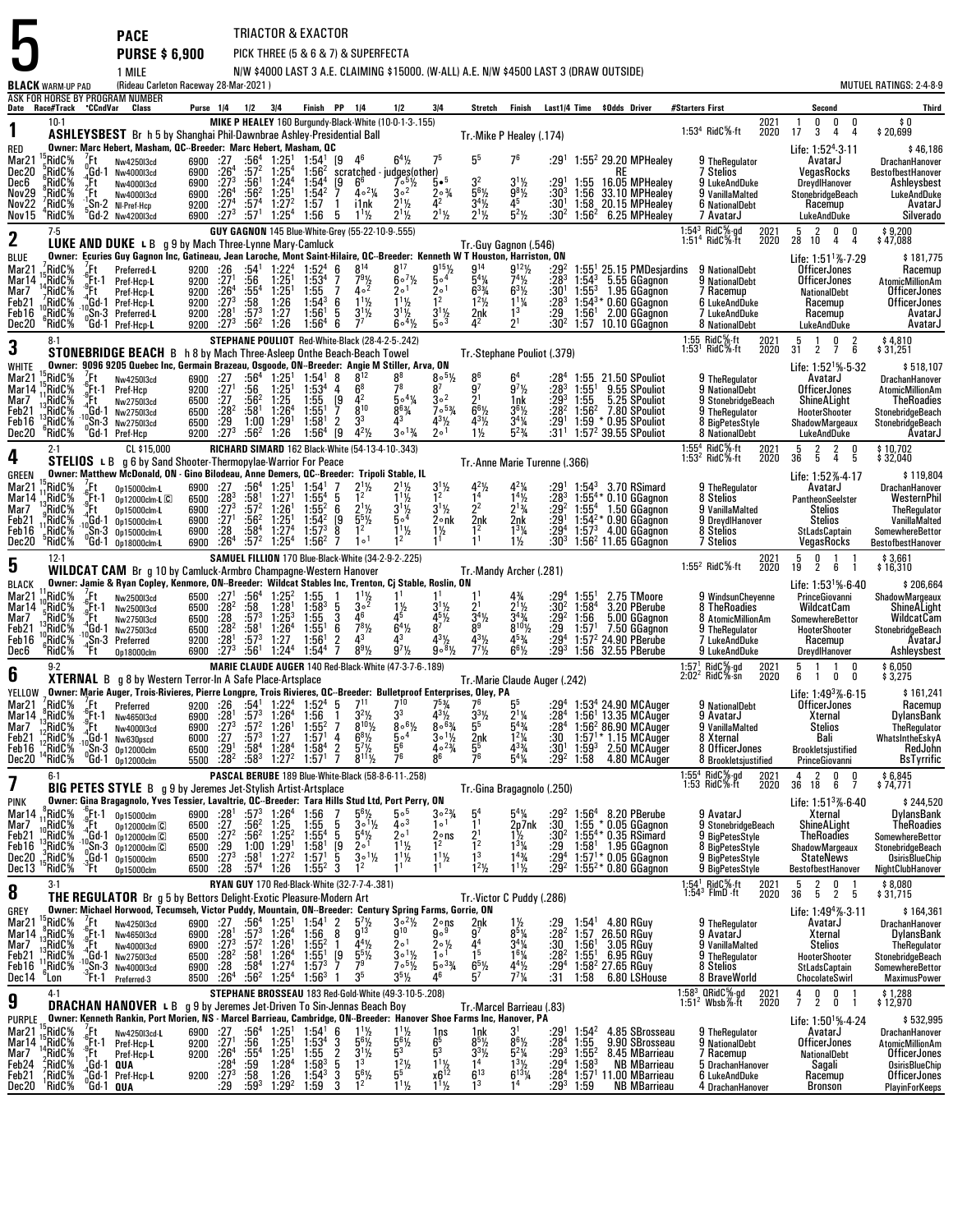# 5 PACE — PURSE $ 6,900 — 1 MILE

TRIACTOR & EXACTOR
PICK THREE (5 & 6 & 7) & SUPERFECTA
N/W $4000 LAST 3 A.E. CLAIMING $15000. (W-ALL) A.E. N/W $4500 LAST 3 (DRAW OUTSIDE)

BLACK WARM-UP PAD (Rideau Carleton Raceway 28-Mar-2021) — MUTUEL RATINGS: 2-4-8-9

ASK FOR HORSE BY PROGRAM NUMBER

## 1 — RED — 10-1

**ASHLEYSBEST** Br h 5 by Shanghai Phil-Dawnbrae Ashley-Presidential Ball
MIKE P HEALEY 160 Burgundy-Black-White (10-0-1-3-.155) — Tr.-Mike P Healey (.174)
Owner: Marc Hebert, Masham, QC--Breeder: Marc Hebert, Masham, QC
1:53⁴ RidC⅝-ft — 2021: 1 0 0 0 $0 — 2020: 17 3 4 4 $20,699 — Life: 1:52⁴-3-11 $46,186

| Date | Race#/Track | *CondVar | Class | Purse | 1/4 | 1/2 | 3/4 | Finish | PP | 1/4 | 1/2 | 3/4 | Stretch | Finish | Last1/4 | Time | $Odds | Driver | #Starters First | Second | Third |
|---|---|---|---|---|---|---|---|---|---|---|---|---|---|---|---|---|---|---|---|---|---|
| Mar21 | 15RidC⅝ | 7Ft | Nw4250l3cd | 6900 | :27 | :56⁴ | 1:25¹ | 1:54¹ | [9 | 4⁶ | 6⁴½ | 7⁵ | 5⁵ | 7⁶ | :29¹ | 1:55² | 29.20 | MPHealey | 9 TheRegulator | AvatarJ | DrachanHanover |
| Dec20 | 5RidC⅝ | 0Gd-1 | Nw4000l3cd | 6900 | :26⁴ | :57² | 1:25⁴ | 1:56² | scratched - judges(other) | | | | | | | | | RE | 7 Stelios | VegasRocks | BestofbestHanover |
| Dec6 | 6RidC⅝ | -4Ft | Nw4000l3cd | 6900 | :27³ | :56¹ | 1:24⁴ | 1:54⁴ | [9 | 6⁶ | 7∘5½ | 5•⁵ | 3² | 3¹½ | :29¹ | 1:55 | 16.05 | MPHealey | 9 LukeAndDuke | DreydlHanover | Ashleysbest |
| Nov29 | 8RidC⅝ | 2Ft | Nw4000l3cd | 6900 | :26⁴ | :56² | 1:25¹ | 1:54² | 7 | 4∘2¼ | 3∘² | 2∘¾ | 5⁶½ | 9⁸½ | :30³ | 1:56 | 33.10 | MPHealey | 9 VanillaMalted | StonebridgeBeach | LukeAndDuke |
| Nov22 | 7RidC⅝ | -1Sn-2 | Nl-Pref-Hcp | 9200 | :27⁴ | :57⁴ | 1:27² | 1:57 | 1 | i1nk | 2¹½ | 4² | 3⁴½ | 4⁵ | :30¹ | 1:58 | 20.15 | MPHealey | 6 NationalDebt | Racemup | AvatarJ |
| Nov15 | 4RidC⅝ | 5Gd-2 | Nw4200l3cd | 6900 | :27³ | :57¹ | 1:25⁴ | 1:56 | 5 | 1¹½ | 2¹½ | 2¹½ | 2¹½ | 5²½ | :30² | 1:56² | 6.25 | MPHealey | 7 AvatarJ | LukeAndDuke | Silverado |

## 2 — BLUE — 7-5

**LUKE AND DUKE** L B g 9 by Mach Three-Lynne Mary-Camluck
GUY GAGNON 145 Blue-White-Grey (55-22-10-9-.555) — Tr.-Guy Gagnon (.546)
Owner: Ecuries Guy Gagnon Inc, Gatineau, Jean Laroche, Mont Saint-Hilaire, QC--Breeder: Kenneth W T Houston, Harriston, ON
1:54³ RidC⅝-gd; 1:51⁴ RidC⅝-ft — 2021: 5 2 0 0 $9,200 — 2020: 28 10 4 4 $47,088 — Life: 1:51¹⅖-7-29 $181,775

| Date | Race#/Track | *CondVar | Class | Purse | 1/4 | 1/2 | 3/4 | Finish | PP | 1/4 | 1/2 | 3/4 | Stretch | Finish | Last1/4 | Time | $Odds | Driver | #Starters First | Second | Third |
|---|---|---|---|---|---|---|---|---|---|---|---|---|---|---|---|---|---|---|---|---|---|
| Mar21 | 7RidC⅝ | 7Ft | Preferred-L | 9200 | :26 | :54¹ | 1:22⁴ | 1:52⁴ | 6 | 8¹⁴ | 8¹⁷ | 9¹⁵½ | 9¹⁴ | 9¹²½ | :29² | 1:55¹ | 25.15 | PMDesjardins | 9 NationalDebt | OfficerJones | Racemup |
| Mar14 | 15RidC⅝ | -6Ft-1 | Pref-Hcp-L | 9200 | :27¹ | :56 | 1:25¹ | 1:53⁴ | 7 | 7⁹½ | 6∘7½ | 5∘⁴ | 5⁴¼ | 7⁴½ | :28³ | 1:54³ | 5.55 | GGagnon | 9 NationalDebt | OfficerJones | AtomicMillionAm |
| Mar7 | 14RidC⅝ | -9Ft | Pref-Hcp-L | 9200 | :26⁴ | :55⁴ | 1:25¹ | 1:55 | 7 | 4∘² | 2∘¹ | 2∘¹ | 6³¾ | 6³½ | :30¹ | 1:55³ | 1.95 | GGagnon | 7 Racemup | NationalDebt | OfficerJones |
| Feb21 | 7RidC⅝ | -4Gd-1 | Pref-Hcp-L | 9200 | :27³ | :58 | 1:26 | 1:54³ | 6 | 1¹½ | 1¹½ | 1² | 1²½ | 1¹¼ | :28³ | 1:54³* | 0.60 | GGagnon | 6 LukeAndDuke | Racemup | OfficerJones |
| Feb16 | 6RidC⅝ | 10Sn-3 | Preferred-L | 9200 | :28¹ | :57³ | 1:27 | 1:56¹ | 5 | 3¹½ | 3¹½ | 3¹½ | 2nk | 1³ | :29 | 1:56¹ | 2.00 | GGagnon | 7 LukeAndDuke | Racemup | AvatarJ |
| Dec20 | 6RidC⅝ | 0Gd-1 | Pref-Hcp | 9200 | :27³ | :56² | 1:26 | 1:56⁴ | 6 | 7⁷ | 6∘4½ | 5∘³ | 4² | 2¹ | :30² | 1:57 | 10.10 | GGagnon | 8 NationalDebt | LukeAndDuke | AvatarJ |

## 3 — WHITE — 8-1

**STONEBRIDGE BEACH** B h 8 by Mach Three-Asleep Onthe Beach-Beach Towel
STEPHANE POULIOT Red-White-Black (28-4-2-5-.242) — Tr.-Stephane Pouliot (.379)
Owner: 9096 9205 Quebec Inc, Germain Brazeau, Osgoode, ON--Breeder: Angie M Stiller, Arva, ON
1:55 RidC⅝-ft; 1:53¹ RidC⅝-ft — 2021: 5 1 0 2 $4,810 — 2020: 31 2 7 6 $31,251 — Life: 1:52¹⅗-5-32 $518,107

| Date | Race#/Track | *CondVar | Class | Purse | 1/4 | 1/2 | 3/4 | Finish | PP | 1/4 | 1/2 | 3/4 | Stretch | Finish | Last1/4 | Time | $Odds | Driver | #Starters First | Second | Third |
|---|---|---|---|---|---|---|---|---|---|---|---|---|---|---|---|---|---|---|---|---|---|
| Mar21 | 15RidC⅝ | 7Ft | Nw4250l3cd | 6900 | :27 | :56⁴ | 1:25¹ | 1:54¹ | 8 | 8¹² | 8⁸ | 8∘5½ | 8⁶ | 6⁴ | :28⁴ | 1:55 | 21.50 | SPouliot | 9 TheRegulator | AvatarJ | DrachanHanover |
| Mar14 | 15RidC⅝ | -6Ft-1 | Pref-Hcp | 9200 | :27¹ | :56 | 1:25¹ | 1:53⁴ | 4 | 6⁸ | 7⁸ | 8⁷ | 9⁷ | 9⁷½ | :28³ | 1:55¹ | 9.55 | SPouliot | 9 NationalDebt | OfficerJones | AtomicMillionAm |
| Mar7 | 11RidC⅝ | -9Ft | Nw2750l3cd | 6500 | :27 | :56² | 1:25 | 1:55 | [9 | 4² | 5∘4¼ | 3∘² | 2¹ | 1nk | :29³ | 1:55 | 5.25 | SPouliot | 9 StonebridgeBeach | ShineALight | TheRoadies |
| Feb21 | 13RidC⅝ | -4Gd-1 | Nw2750l3cd | 6500 | :28² | :58¹ | 1:26⁴ | 1:55¹ | 7 | 8¹⁰ | 8⁶¾ | 7∘5¾ | 6⁶½ | 3⁶½ | :28² | 1:56² | 7.80 | SPouliot | 9 TheRegulator | HooterShooter | StonebridgeBeach |
| Feb16 | 13RidC⅝ | 10Sn-3 | Nw2750l3cd | 6500 | :29 | 1:00 | 1:29¹ | 1:58¹ | 2 | 3³ | 4³ | 4³½ | 4³½ | 3⁴¼ | :29¹ | 1:59 * | 0.95 | SPouliot | 8 BigPetesStyle | ShadowMargeaux | StonebridgeBeach |
| Dec20 | 6RidC⅝ | 0Gd-1 | Pref-Hcp | 9200 | :27³ | :56² | 1:26 | 1:56⁴ | [9 | 4²½ | 3∘1¾ | 2∘¹ | 1½ | 5²¾ | :31¹ | 1:57² | 39.55 | SPouliot | 8 NationalDebt | LukeAndDuke | AvatarJ |

## 4 — GREEN — 2-1

**STELIOS** L B g 6 by Sand Shooter-Thermopylae-Warrior For Peace — CL $15,000
RICHARD SIMARD 162 Black-White (54-13-4-10-.343) — Tr.-Anne Marie Turenne (.366)
Owner: Matthew McDonald, ON - Gino Bilodeau, Anne Demers, QC--Breeder: Tripoli Stable, IL
1:55⁴ RidC⅝-ft; 1:53² RidC⅝-ft — 2021: 5 2 2 0 $10,702 — 2020: 36 5 4 5 $32,040 — Life: 1:52⅘-4-17 $119,804

| Date | Race#/Track | *CondVar | Class | Purse | 1/4 | 1/2 | 3/4 | Finish | PP | 1/4 | 1/2 | 3/4 | Stretch | Finish | Last1/4 | Time | $Odds | Driver | #Starters First | Second | Third |
|---|---|---|---|---|---|---|---|---|---|---|---|---|---|---|---|---|---|---|---|---|---|
| Mar21 | 15RidC⅝ | 7Ft | Op15000clm-L | 6900 | :27 | :56⁴ | 1:25¹ | 1:54¹ | 7 | 2¹½ | 2¹½ | 3¹½ | 4²½ | 4²¼ | :29¹ | 1:54³ | 3.70 | RSimard | 9 TheRegulator | AvatarJ | DrachanHanover |
| Mar14 | 13RidC⅝ | -6Ft-1 | Op12000clm-L Ⓒ | 6500 | :28³ | :58¹ | 1:27¹ | 1:55⁴ | 5 | 1² | 1¹½ | 1² | 1⁴ | 1⁴½ | :28³ | 1:55⁴* | 0.10 | GGagnon | 8 Stelios | PantheonSeelster | WesternPhil |
| Mar7 | 9RidC⅝ | -9Ft | Op15000clm-L | 6900 | :27³ | :57² | 1:26¹ | 1:55² | 6 | 2¹½ | 3¹½ | 3¹½ | 2² | 2¹¾ | :29² | 1:55⁴ | 1.50 | GGagnon | 9 VanillaMalted | Stelios | TheRegulator |
| Feb21 | 11RidC⅝ | -4Gd-1 | Op15000clm-L | 6900 | :27¹ | :56² | 1:25¹ | 1:54² | [9 | 5⁵½ | 5∘⁴ | 2∘nk | 2nk | 2nk | :29¹ | 1:54²* | 0.90 | GGagnon | 9 DreydlHanover | Stelios | VanillaMalted |
| Feb16 | 10RidC⅝ | 10Sn-3 | Op15000clm-L | 6900 | :28 | :58⁴ | 1:27⁴ | 1:57³ | 8 | 1² | 1¹½ | 1½ | 1² | 1³¼ | :29⁴ | 1:57³ | 4.00 | GGagnon | 9 Stelios | StLadsCaptain | SomewhereBettor |
| Dec20 | 5RidC⅝ | 0Gd-1 | Op18000clm-L | 6900 | :26⁴ | :57² | 1:25⁴ | 1:56² | 7 | 1∘¹ | 1² | 1¹ | 1¹ | 1½ | :30³ | 1:56² | 11.65 | GGagnon | 7 Stelios | VegasRocks | BestofbestHanover |

## 5 — BLACK — 12-1

**WILDCAT CAM** Br g 10 by Camluck-Armbro Champagne-Western Hanover
SAMUEL FILLION 170 Blue-Black-White (34-2-9-2-.225) — Tr.-Mandy Archer (.281)
Owner: Jamie & Ryan Copley, Kenmore, ON--Breeder: Wildcat Stables Inc, Trenton, Cj Stable, Roslin, ON
1:55² RidC⅝-ft — 2021: 5 0 1 1 $3,661 — 2020: 19 2 6 1 $16,310 — Life: 1:53¹⅗-6-40 $206,664

| Date | Race#/Track | *CondVar | Class | Purse | 1/4 | 1/2 | 3/4 | Finish | PP | 1/4 | 1/2 | 3/4 | Stretch | Finish | Last1/4 | Time | $Odds | Driver | #Starters First | Second | Third |
|---|---|---|---|---|---|---|---|---|---|---|---|---|---|---|---|---|---|---|---|---|---|
| Mar21 | 11RidC⅝ | 7Ft | Nw2500l3cd | 6500 | :27¹ | :56⁴ | 1:25² | 1:55 | 1 | 1¹½ | 1¹ | 1¹ | 1¹ | 4¾ | :29⁴ | 1:55¹ | 2.75 | TMoore | 9 WindsunCheyenne | PrinceGiovanni | ShadowMargeaux |
| Mar14 | 10RidC⅝ | -6Ft-1 | Nw2500l3cd | 6500 | :28² | :58 | 1:28¹ | 1:58³ | 5 | 3∘² | 1½ | 3¹½ | 2¹ | 2¹½ | :30² | 1:58⁴ | 3.20 | PBerube | 8 TheRoadies | WildcatCam | ShineALight |
| Mar7 | 11RidC⅝ | -9Ft | Nw2750l3cd | 6500 | :28 | :57³ | 1:25³ | 1:55 | 3 | 4⁶ | 4⁵ | 4⁵½ | 3⁴½ | 3⁴¾ | :29² | 1:56 | 5.00 | GGagnon | 8 AtomicMillionAm | SomewhereBettor | WildcatCam |
| Feb21 | 13RidC⅝ | -4Gd-1 | Nw2750l3cd | 6500 | :28² | :58¹ | 1:26⁴ | 1:55¹ | 6 | 7⁸½ | 6⁴½ | 8⁷ | 8⁹ | 8¹⁰½ | :29 | 1:57¹ | 7.50 | GGagnon | 9 TheRegulator | HooterShooter | StonebridgeBeach |
| Feb16 | 6RidC⅝ | 10Sn-3 | Preferred | 9200 | :28¹ | :57³ | 1:27 | 1:56¹ | 2 | 4³ | 4³ | 4³½ | 4³½ | 4⁵¾ | :29⁴ | 1:57² | 24.90 | PBerube | 7 LukeAndDuke | Racemup | AvatarJ |
| Dec6 | 6RidC⅝ | -4Ft | Op18000clm | 6900 | :27³ | :56¹ | 1:24⁴ | 1:54⁴ | 7 | 8⁹½ | 9⁷½ | 9∘8½ | 7⁷½ | 6⁸½ | :29³ | 1:56 | 32.55 | PBerube | 9 LukeAndDuke | DreydlHanover | Ashleysbest |

## 6 — YELLOW — 9-2

**XTERNAL** B g 8 by Western Terror-In A Safe Place-Artsplace
MARIE CLAUDE AUGER 140 Red-Black-White (47-3-7-6-.189) — Tr.-Marie Claude Auger (.242)
Owner: Marie Auger, Trois-Rivieres, Pierre Longpre, Trois Rivieres, QC--Breeder: Bulletproof Enterprises, Oley, PA
1:57¹ RidC⅝-gd; 2:02² RidC⅝-sn — 2021: 5 1 1 0 $6,050 — 2020: 6 1 0 0 $3,275 — Life: 1:49³⅗-6-15 $161,241

| Date | Race#/Track | *CondVar | Class | Purse | 1/4 | 1/2 | 3/4 | Finish | PP | 1/4 | 1/2 | 3/4 | Stretch | Finish | Last1/4 | Time | $Odds | Driver | #Starters First | Second | Third |
|---|---|---|---|---|---|---|---|---|---|---|---|---|---|---|---|---|---|---|---|---|---|
| Mar21 | 7RidC⅝ | 7Ft | Preferred | 9200 | :26 | :54¹ | 1:22⁴ | 1:52⁴ | 5 | 7¹¹ | 7¹⁰ | 7⁵¾ | 7⁶ | 5⁵ | :29⁴ | 1:53⁴ | 24.90 | MCAuger | 9 NationalDebt | OfficerJones | Racemup |
| Mar14 | 13RidC⅝ | -6Ft-1 | Nw4650l3cd | 6900 | :28¹ | :57³ | 1:26⁴ | 1:56 | 1 | 3²½ | 3³ | 4³½ | 3³½ | 2¹¼ | :28⁴ | 1:56¹ | 13.35 | MCAuger | 9 AvatarJ | Xternal | DylansBank |
| Mar7 | 12RidC⅝ | -9Ft | Nw4000l3cd | 6900 | :27³ | :57² | 1:26¹ | 1:55² | 7 | 8¹⁰½ | 8∘6½ | 8∘5¾ | 5⁵ | 5⁴¾ | :28⁴ | 1:56² | 86.90 | MCAuger | 9 VanillaMalted | Stelios | TheRegulator |
| Feb21 | 12RidC⅝ | -4Gd-1 | Nw630pscd | 6000 | :27 | :57³ | 1:27 | 1:57¹ | 4 | 6⁸½ | 5∘⁴ | 3∘1½ | 2nk | 1²¼ | :30 | 1:57¹* | 1.15 | MCAuger | 8 Xternal | Bali | WhatsIntheEskyA |
| Feb16 | 14RidC⅝ | 10Sn-3 | Op12000clm | 6500 | :29¹ | :58⁴ | 1:28⁴ | 1:58⁴ | 2 | 5⁷½ | 5⁶ | 4∘2¾ | 5³ | 4³¾ | :30¹ | 1:59³ | 2.50 | MCAuger | 8 OfficerJones | Brookletsjustified | RedJohn |
| Dec20 | 14RidC⅝ | 0Gd-1 | Op12000clm | 5500 | :28² | :58³ | 1:27² | 1:57¹ | 7 | 8¹¹½ | 7⁸ | 8⁶ | 7⁶ | 5⁴¼ | :29² | 1:58 | 4.80 | MCAuger | 8 Brookletsjustified | PrinceGiovanni | BsTyrrific |

## 7 — PINK — 6-1

**BIG PETES STYLE** B g 9 by Jeremes Jet-Stylish Artist-Artsplace
PASCAL BERUBE 189 Blue-White-Black (58-8-6-11-.258) — Tr.-Gina Bragagnolo (.250)
Owner: Gina Bragagnolo, Yves Tessier, Lavaltrie, QC--Breeder: Tara Hills Stud Ltd, Port Perry, ON
1:55⁴ RidC⅝-gd; 1:53 RidC⅝-ft — 2021: 4 2 0 0 $6,845 — 2020: 36 18 6 7 $74,771 — Life: 1:51³⅗-6-40 $244,520

| Date | Race#/Track | *CondVar | Class | Purse | 1/4 | 1/2 | 3/4 | Finish | PP | 1/4 | 1/2 | 3/4 | Stretch | Finish | Last1/4 | Time | $Odds | Driver | #Starters First | Second | Third |
|---|---|---|---|---|---|---|---|---|---|---|---|---|---|---|---|---|---|---|---|---|---|
| Mar14 | 11RidC⅝ | -6Ft-1 | Op15000clm | 6900 | :28¹ | :57³ | 1:26⁴ | 1:56 | 7 | 5⁶½ | 5∘⁵ | 3∘2¾ | 5⁴ | 5⁴¼ | :29² | 1:56⁴ | 8.20 | PBerube | 9 AvatarJ | Xternal | DylansBank |
| Mar7 | 10RidC⅝ | -9Ft | Op12000clm Ⓒ | 6500 | :27 | :56² | 1:25 | 1:55 | 5 | 3∘1½ | 4∘³ | 1∘¹ | 1¹ | 2p7nk | :30 | 1:55 * | 0.05 | GGagnon | 9 StonebridgeBeach | ShineALight | TheRoadies |
| Feb21 | 10RidC⅝ | -4Gd-1 | Op12000clm Ⓒ | 6500 | :27² | :56² | 1:25² | 1:55⁴ | 5 | 5⁴½ | 2∘¹ | 2∘ns | 2¹ | 1½ | :30² | 1:55⁴* | 0.35 | RSimard | 9 BigPetesStyle | TheRoadies | SomewhereBettor |
| Feb16 | 13RidC⅝ | 10Sn-3 | Op12000clm Ⓒ | 6500 | :29 | 1:00 | 1:29¹ | 1:58¹ | [9 | 2∘¹ | 1¹½ | 1² | 1² | 1³¼ | :29 | 1:58¹ | 1.95 | GGagnon | 8 BigPetesStyle | ShadowMargeaux | StonebridgeBeach |
| Dec20 | 15RidC⅝ | 0Gd-1 | Op15000clm | 6500 | :27³ | :58¹ | 1:27² | 1:57¹ | 5 | 3∘1½ | 1¹½ | 1¹½ | 1³ | 1⁴¾ | :29⁴ | 1:57¹* | 0.05 | GGagnon | 9 BigPetesStyle | StateNews | OsirisBlueChip |
| Dec13 | 15RidC⅝ | -3Gd-1 | Op15000clm | 6500 | :28 | :57⁴ | 1:26 | 1:55² | 3 | 1² | 1¹ | 1¹ | 1²½ | 1¹½ | :29² | 1:55²* | 0.80 | GGagnon | 9 BigPetesStyle | BestofbestHanover | NightClubHanover |

## 8 — GREY — 3-1

**THE REGULATOR** Br g 5 by Bettors Delight-Exotic Pleasure-Modern Art
RYAN GUY 170 Red-Black-White (32-7-7-4-.381) — Tr.-Victor C Puddy (.286)
Owner: Michael Horwood, Tecumseh, Victor Puddy, Mountain, ON--Breeder: Century Spring Farms, Gorrie, ON
1:54¹ RidC⅝-ft; 1:54³ FlmD-ft — 2021: 5 2 0 1 $8,080 — 2020: 36 5 2 5 $31,715 — Life: 1:49⁴⅗-3-11 $164,361

| Date | Race#/Track | *CondVar | Class | Purse | 1/4 | 1/2 | 3/4 | Finish | PP | 1/4 | 1/2 | 3/4 | Stretch | Finish | Last1/4 | Time | $Odds | Driver | #Starters First | Second | Third |
|---|---|---|---|---|---|---|---|---|---|---|---|---|---|---|---|---|---|---|---|---|---|
| Mar21 | 15RidC⅝ | 7Ft | Nw4250l3cd | 6900 | :27 | :56⁴ | 1:25¹ | 1:54¹ | 2 | 5⁷½ | 3∘2½ | 2∘ns | 2nk | 1½ | :29 | 1:54¹ | 4.80 | RGuy | 9 TheRegulator | AvatarJ | DrachanHanover |
| Mar14 | 13RidC⅝ | -6Ft-1 | Nw4650l3cd | 6900 | :28¹ | :57³ | 1:26⁴ | 1:56 | 8 | 9¹³ | 9¹⁰ | 9∘⁹ | 9⁷ | 8⁸¼ | :28² | 1:57 | 26.50 | RGuy | 9 AvatarJ | Xternal | DylansBank |
| Mar7 | 12RidC⅝ | -9Ft | Nw4000l3cd | 6900 | :27³ | :57² | 1:26¹ | 1:55² | 4 | 4⁴½ | 2∘¹ | 2∘½ | 4⁴ | 3⁴¼ | :30 | 1:56¹ | 3.05 | RGuy | 9 VanillaMalted | Stelios | TheRegulator |
| Feb21 | 13RidC⅝ | -4Gd-1 | Nw2750l3cd | 6500 | :28² | :58¹ | 1:26⁴ | 1:55¹ | [9 | 5⁵½ | 3∘1½ | 1∘¹ | 1⁵ | 1⁶¼ | :28² | 1:55¹ | 6.95 | RGuy | 9 TheRegulator | HooterShooter | StonebridgeBeach |
| Feb16 | 10RidC⅝ | 10Sn-3 | Nw4000l3cd | 6900 | :28 | :58⁴ | 1:27⁴ | 1:57³ | 7 | 7⁹ | 7∘5½ | 5∘3¾ | 6⁵½ | 4⁴½ | :29⁴ | 1:58² | 27.65 | RGuy | 8 Stelios | StLadsCaptain | SomewhereBettor |
| Dec14 | 6Lon | -3Ft-1 | Preferred-3 | 8500 | :26⁴ | :56² | 1:25⁴ | 1:56¹ | 3 | 3⁵ | 3⁵½ | 4⁶ | 5⁷ | 7⁷¼ | :31 | 1:58 | 6.80 | LSHouse | 8 BraveWorld | ChocolateSwirl | MaximusPower |

## 9 — PURPLE — 4-1

**DRACHAN HANOVER** L B g 9 by Jeremes Jet-Driven To Sin-Jennas Beach Boy
STEPHANE BROSSEAU 183 Red-Gold-White (49-3-10-5-.208) — Tr.-Marcel Barrieau (.83)
Owner: Kenneth Rankin, Port Morien, NS - Marcel Barrieau, Cambridge, ON--Breeder: Hanover Shoe Farms Inc, Hanover, PA
1:58³ QRidC⅝-gd; 1:51² Wbsb⅞-ft — 2021: 4 0 0 1 $1,288 — 2020: 7 2 0 1 $12,970 — Life: 1:50¹⅗-4-24 $532,995

| Date | Race#/Track | *CondVar | Class | Purse | 1/4 | 1/2 | 3/4 | Finish | PP | 1/4 | 1/2 | 3/4 | Stretch | Finish | Last1/4 | Time | $Odds | Driver | #Starters First | Second | Third |
|---|---|---|---|---|---|---|---|---|---|---|---|---|---|---|---|---|---|---|---|---|---|
| Mar21 | 15RidC⅝ | 7Ft | Nw4250l3cd-L | 6900 | :27 | :56⁴ | 1:25¹ | 1:54¹ | 6 | 1¹½ | 1¹½ | 1ns | 1nk | 3¹ | :29¹ | 1:54² | 4.85 | SBrosseau | 9 TheRegulator | AvatarJ | DrachanHanover |
| Mar14 | 15RidC⅝ | -6Ft-1 | Pref-Hcp-L | 9200 | :27¹ | :56 | 1:25¹ | 1:53⁴ | 3 | 5⁶½ | 5⁶½ | 6⁵ | 8⁵½ | 8⁶½ | :28⁴ | 1:55 | 9.90 | SBrosseau | 9 NationalDebt | OfficerJones | AtomicMillionAm |
| Mar7 | 14RidC⅝ | -9Ft | Pref-Hcp-L | 9200 | :26⁴ | :55⁴ | 1:25¹ | 1:55 | 2 | 3¹½ | 5³ | 5³ | 3³½ | 5²¼ | :29³ | 1:55² | 8.45 | MBarrieau | 7 Racemup | NationalDebt | OfficerJones |
| Feb24 | 2RidC⅝ | -3Gd-1 | QUA | | :28⁴ | :59 | 1:28⁴ | 1:58³ | 5 | 1³ | 1²½ | 1¹½ | 1⁴ | 1³½ | :29⁴ | 1:58³ | | NB MBarrieau | 5 DrachanHanover | Sagali | OsirisBlueChip |
| Feb21 | 7RidC⅝ | -4Gd-1 | Pref-Hcp-L | 9200 | :27³ | :58 | 1:26 | 1:54³ | 3 | 5⁶½ | 5⁵ | x6¹² | 6¹³ | 6¹³¼ | :28⁴ | 1:57¹ | 11.00 | MBarrieau | 6 LukeAndDuke | Racemup | OfficerJones |
| Dec20 | 1RidC⅝ | 0Gd-1 | QUA | | :29 | :59³ | 1:29² | 1:59 | 3 | 1² | 1¹½ | 1¹½ | 1³ | 1⁴ | :29³ | 1:59 | | NB MBarrieau | 4 DrachanHanover | Bronson | PlayinForKeeps |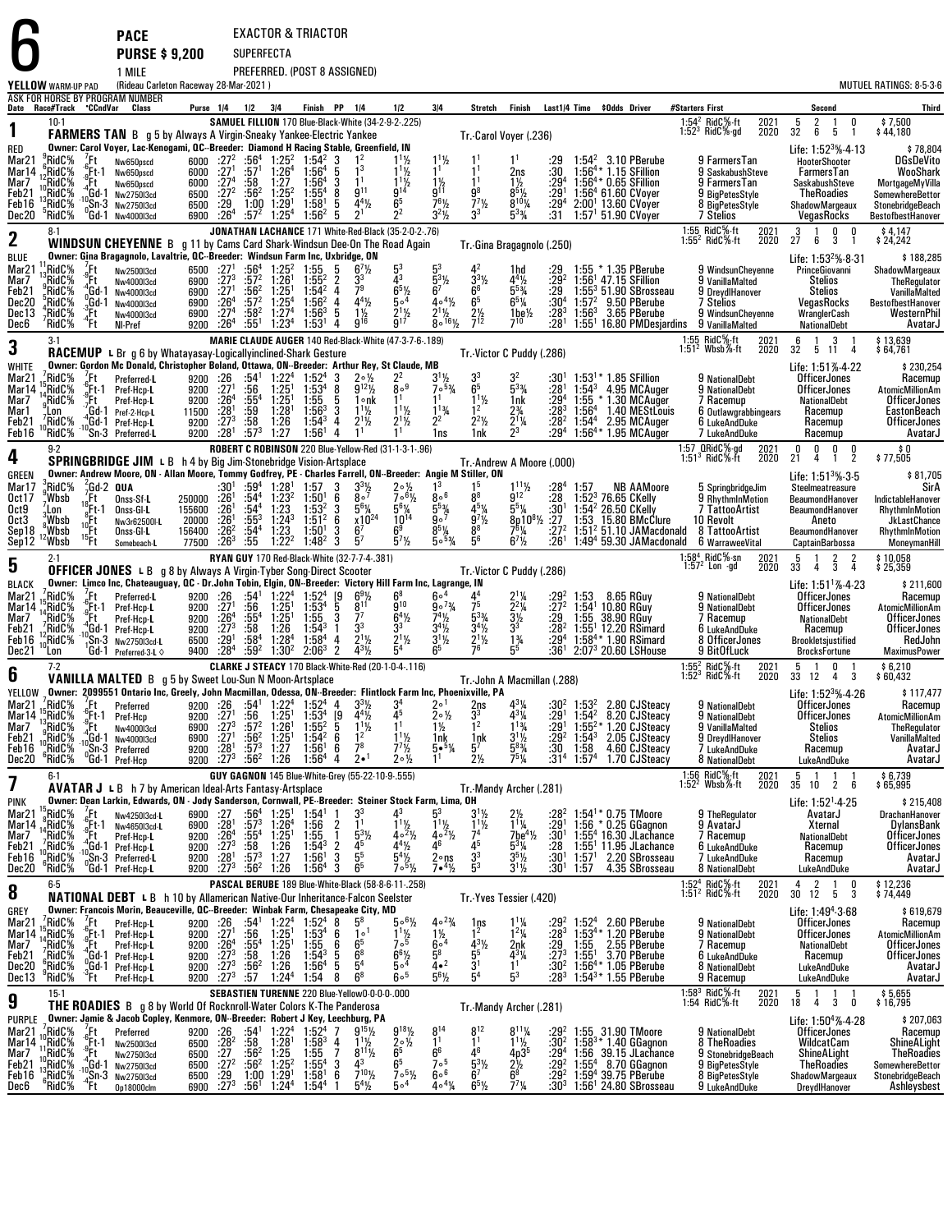# 6 PACE — PURSE $ 9,200 — 1 MILE

EXACTOR & TRIACTOR
SUPERFECTA
PREFERRED. (POST 8 ASSIGNED)

YELLOW WARM-UP PAD (Rideau Carleton Raceway 28-Mar-2021) — MUTUEL RATINGS: 8-5-3-6

ASK FOR HORSE BY PROGRAM NUMBER

---

## 1 — FARMERS TAN (10-1) — RED

**SAMUEL FILLION** 170 Blue-Black-White (34-2-9-2-.225)

FARMERS TAN B g 5 by Always A Virgin-Sneaky Yankee-Electric Yankee — Tr.-Carol Voyer (.236)

Owner: Carol Voyer, Lac-Kenogami, QC--Breeder: Diamond H Racing Stable, Greenfield, IN

1:54² RidC⅝-ft 2021: 5 2 1 0 $7,500
1:52³ RidC⅝-gd 2020: 32 6 5 1 $44,180
Life: 1:52³⅝-4-13 $78,804

| Date | Race/Track | Cond | Class | Purse | 1/4 | 1/2 | 3/4 | Finish | PP | 1/4 | 1/2 | 3/4 | Stretch | Finish | Last1/4 | Time | $Odds | Driver | #Starters First | Second | Third |
|---|---|---|---|---|---|---|---|---|---|---|---|---|---|---|---|---|---|---|---|---|---|
| Mar21 | 9RidC⅝ | Ft | Nw650pscd | 6000 | :27² | :56⁴ | 1:25² | 1:54² | 3 | 1² | 1 1½ | 1 1½ | 1¹ | 1¹ | :29 | 1:54² | 3.10 | PBerube | 9 FarmersTan | HooterShooter | DGsDeVito |
| Mar14 | 12RidC⅝ | Ft-1 | Nw650pscd | 6000 | :27¹ | :57¹ | 1:26⁴ | 1:56⁴ | 5 | 1³ | 1 1½ | 1¹ | 1¹ | 2ns | :30 | 1:56⁴* | 1.15 | SFillion | 9 SaskabushSteve | FarmersTan | WooShark |
| Mar7 | 10RidC⅝ | Ft | Nw650pscd | 6000 | :27⁴ | :58 | 1:27 | 1:56⁴ | 3 | 1¹ | 1 1½ | 1½ | 1¹ | 1½ | :29⁴ | 1:56⁴* | 0.65 | SFillion | 9 FarmersTan | SaskabushSteve | MortgageMyVilla |
| Feb21 | 10RidC⅝ | Gd-1 | Nw2750l3cd | 6500 | :27² | :56² | 1:25² | 1:55⁴ | 8 | 9¹¹ | 9¹⁴ | 9¹¹ | 9⁸ | 8 5½ | :29¹ | 1:56⁴ | 61.60 | CVoyer | 9 BigPetesStyle | TheRoadies | SomewhereBettor |
| Feb16 | 13RidC⅝ | Sn-3 | Nw2750l3cd | 6500 | :29 | 1:00 | 1:29¹ | 1:58¹ | 5 | 4 4½ | 6⁵ | 7 6½ | 7 7½ | 8 10¼ | :29⁴ | 2:00¹ | 13.60 | CVoyer | 8 BigPetesStyle | ShadowMargeaux | StonebridgeBeach |
| Dec20 | 5RidC⅝ | Gd-1 | Nw4000l3cd | 6900 | :26⁴ | :57² | 1:25⁴ | 1:56² | 5 | 2¹ | 2² | 3 2½ | 3³ | 5 3¾ | :31 | 1:57¹ | 51.90 | CVoyer | 7 Stelios | VegasRocks | BestofbestHanover |

---

## 2 — WINDSUN CHEYENNE (8-1) — BLUE

**JONATHAN LACHANCE** 171 White-Red-Black (35-2-0-2-.76)

WINDSUN CHEYENNE B g 11 by Cams Card Shark-Windsun Dee-On The Road Again — Tr.-Gina Bragagnolo (.250)

Owner: Gina Bragagnolo, Lavaltrie, QC--Breeder: Windsun Farm Inc, Uxbridge, ON

1:55 RidC⅝-ft 2021: 3 1 0 0 $4,147
1:55² RidC⅝-ft 2020: 27 6 3 1 $24,242
Life: 1:53²⅝-8-31 $188,285

| Date | Race/Track | Cond | Class | Purse | 1/4 | 1/2 | 3/4 | Finish | PP | 1/4 | 1/2 | 3/4 | Stretch | Finish | Last1/4 | Time | $Odds | Driver | #Starters First | Second | Third |
|---|---|---|---|---|---|---|---|---|---|---|---|---|---|---|---|---|---|---|---|---|---|
| Mar21 | 11RidC⅝ | Ft | Nw2500l3cd | 6500 | :27¹ | :56⁴ | 1:25² | 1:55 | 5 | 6 7½ | 5³ | 5³ | 4² | 1hd | :29 | 1:55 * | 1.35 | PBerube | 9 WindsunCheyenne | PrinceGiovanni | ShadowMargeaux |
| Mar7 | 8RidC⅝ | Ft | Nw4000l3cd | 6900 | :27³ | :57² | 1:26¹ | 1:55² | 2 | 3³ | 4³ | 5 3½ | 3 3½ | 4 4½ | :29² | 1:56¹ | 47.15 | SFillion | 9 VanillaMalted | Stelios | TheRegulator |
| Feb21 | 5RidC⅝ | Gd-1 | Nw4000l3cd | 6900 | :27¹ | :56² | 1:25¹ | 1:54² | 4 | 7⁹ | 6 5½ | 6⁷ | 6⁶ | 5 5¾ | :29 | 1:55³ | 51.90 | SBrosseau | 9 DreydlHanover | Stelios | VanillaMalted |
| Dec20 | 4RidC⅝ | Gd-1 | Nw4000l3cd | 6900 | :26⁴ | :57² | 1:25⁴ | 1:56² | 4 | 4 4½ | 5∘⁴ | 4∘ 4½ | 6⁵ | 6 5¼ | :30⁴ | 1:57² | 9.50 | PBerube | 7 Stelios | VegasRocks | BestofbestHanover |
| Dec13 | 7RidC⅝ | Ft | Nw4000l3cd | 6900 | :27⁴ | :58² | 1:27⁴ | 1:56³ | 5 | 1½ | 2 1½ | 2 1½ | 2½ | 1be½ | :28³ | 1:56³ | 3.65 | PBerube | 9 WindsunCheyenne | WranglerCash | WesternPhil |
| Dec6 | 7RidC⅝ | Ft | Nl-Pref | 9200 | :26⁴ | :55¹ | 1:23⁴ | 1:53¹ | 4 | 9¹⁶ | 9¹⁷ | 8∘ 16½ | 7¹² | 7¹⁰ | :28¹ | 1:55¹ | 16.80 | PMDesjardins | 9 VanillaMalted | NationalDebt | AvatarJ |

---

## 3 — RACEMUP (3-1) — WHITE

**MARIE CLAUDE AUGER** 140 Red-Black-White (47-3-7-6-.189)

RACEMUP L Br g 6 by Whatayasay-Logicallyinclined-Shark Gesture — Tr.-Victor C Puddy (.286)

Owner: Gordon Mc Donald, Christopher Boland, Ottawa, ON--Breeder: Arthur Rey, St Claude, MB

1:55 RidC⅝-ft 2021: 6 1 3 1 $13,639
1:51² Wbsb⅞-ft 2020: 32 5 11 4 $64,761
Life: 1:51⅞-4-22 $230,254

| Date | Race/Track | Cond | Class | Purse | 1/4 | 1/2 | 3/4 | Finish | PP | 1/4 | 1/2 | 3/4 | Stretch | Finish | Last1/4 | Time | $Odds | Driver | #Starters First | Second | Third |
|---|---|---|---|---|---|---|---|---|---|---|---|---|---|---|---|---|---|---|---|---|---|
| Mar21 | 7RidC⅝ | Ft | Preferred-L | 9200 | :26 | :54¹ | 1:22⁴ | 1:52⁴ | 3 | 2∘½ | 2² | 3 1½ | 3³ | 3² | :30¹ | 1:53¹* | 1.85 | SFillion | 9 NationalDebt | OfficerJones | Racemup |
| Mar14 | 15RidC⅝ | Ft-1 | Pref-Hcp-L | 9200 | :27¹ | :56 | 1:25¹ | 1:53⁴ | 8 | 9 12½ | 8∘⁹ | 7∘ 5¾ | 6⁵ | 5 3¾ | :28¹ | 1:54³ | 4.95 | MCAuger | 9 NationalDebt | OfficerJones | AtomicMillionAm |
| Mar7 | 14RidC⅝ | Ft | Pref-Hcp-L | 9200 | :26⁴ | :55⁴ | 1:25¹ | 1:55 | 5 | 1∘nk | 1¹ | 1¹ | 1 1½ | 1nk | :29⁴ | 1:55 * | 1.30 | MCAuger | 7 Racemup | NationalDebt | OfficerJones |
| Mar1 | 9Lon | Gd-1 | Pref-2-Hcp-L | 11500 | :28¹ | :59 | 1:28¹ | 1:56³ | 3 | 1 1½ | 1 1½ | 1 1¾ | 1² | 2¾ | :28³ | 1:56⁴ | 1.40 | MEStLouis | 6 Outlawgrabbingears | Racemup | EastonBeach |
| Feb21 | 7RidC⅝ | Gd-1 | Pref-Hcp-L | 9200 | :27³ | :58 | 1:26 | 1:54³ | 4 | 2 1½ | 2 1½ | 2² | 2 2½ | 2 1¼ | :28² | 1:54⁴ | 2.95 | MCAuger | 6 LukeAndDuke | Racemup | OfficerJones |
| Feb16 | 10RidC⅝ | Sn-3 | Preferred-L | 9200 | :28¹ | :57³ | 1:27 | 1:56¹ | 4 | 1¹ | 1¹ | 1ns | 1nk | 2³ | :29⁴ | 1:56⁴* | 1.95 | MCAuger | 7 LukeAndDuke | Racemup | AvatarJ |

---

## 4 — SPRINGBRIDGE JIM (9-2) — GREEN

**ROBERT C ROBINSON** 220 Blue-Yellow-Red (31-1-3-1-.96)

SPRINGBRIDGE JIM L B h 4 by Big Jim-Stonebridge Vision-Artsplace — Tr.-Andrew A Moore (.000)

Owner: Andrew Moore, ON - Allan Moore, Tommy Godfrey, PE - Charles Farrell, ON--Breeder: Angie M Stiller, ON

1:57 QRidC⅝-gd 2021: 0 0 0 0 $0
1:51³ RidC⅝-ft 2020: 21 4 1 2 $77,505
Life: 1:51³⅝-3-5 $81,705

| Date | Race/Track | Cond | Class | Purse | 1/4 | 1/2 | 3/4 | Finish | PP | 1/4 | 1/2 | 3/4 | Stretch | Finish | Last1/4 | Time | $Odds | Driver | #Starters First | Second | Third |
|---|---|---|---|---|---|---|---|---|---|---|---|---|---|---|---|---|---|---|---|---|---|
| Mar17 | 3RidC⅝ | Gd-2 | QUA | | :30¹ | :59⁴ | 1:28¹ | 1:57 | 3 | 3 3½ | 2∘½ | 1³ | 1⁵ | 1 11½ | :28⁴ | 1:57 | NB | AAMoore | 5 SpringbridgeJim | Steelmeatreasure | SirA |
| Oct17 | 6Wbsb | Ft | Onss-Sf-L | 250000 | :26¹ | :54⁴ | 1:23² | 1:50¹ | 6 | 8∘⁷ | 7∘ 6½ | 8∘⁶ | 8⁸ | 9¹² | :28 | 1:52³ | 76.65 | CKelly | 9 RhythmInMotion | BeaumondHanover | IndictableHanover |
| Oct9 | 3Wbsb | Ft-1 | Onss-Gl-L | 155600 | :26¹ | :54⁴ | 1:23 | 1:53² | 3 | 5 6¾ | 5 6¼ | 5 5¾ | 4 5¾ | 5 5¼ | :30¹ | 1:54² | 26.50 | CKelly | 7 TattooArtist | BeaumondHanover | RhythmInMotion |
| Oct3 | 8Wbsb | Ft | Nw3r62500l-L | 20000 | :26¹ | :55³ | 1:24³ | 1:51² | 6 | x10²⁴ | 10¹⁴ | 9∘⁷ | 9 7½ | 8p10 8½ | :27 | 1:53 | 15.80 | BMcClure | 10 Revolt | Aneto | JkLastChance |
| Sep18 | 6Wbsb | Ft | Onss-Gl-L | 156400 | :26² | :54⁴ | 1:23 | 1:50¹ | 3 | 6⁷ | 6⁹ | 8 5½ | 8 5¾ | 7 6¼ | :27² | 1:51² | 51.10 | JAMacdonald | 8 TattooArtist | BeaumondHanover | RhythmInMotion |
| Sep12 | 12Wbsb | Ft | Somebeach-L | 77500 | :26³ | :55 | 1:22² | 1:48² | 3 | 5⁷ | 5 7½ | 5∘ 5¾ | 5⁶ | 6 7½ | :26¹ | 1:49⁴ | 59.30 | JAMacdonald | 6 WarraweeVital | CaptainBarbossa | MoneymanHill |

---

## 5 — OFFICER JONES (2-1) — BLACK

**RYAN GUY** 170 Red-Black-White (32-7-7-4-.381)

OFFICER JONES L B g 8 by Always A Virgin-Tyler Song-Direct Scooter — Tr.-Victor C Puddy (.286)

Owner: Limco Inc, Chateauguay, QC - Dr.John Tobin, Elgin, ON--Breeder: Victory Hill Farm Inc, Lagrange, IN

1:58⁴ RidC⅝-sn 2021: 5 1 2 2 $10,058
1:57² Lon -gd 2020: 33 4 3 4 $25,359
Life: 1:51¹⅞-4-23 $211,600

| Date | Race/Track | Cond | Class | Purse | 1/4 | 1/2 | 3/4 | Finish | PP | 1/4 | 1/2 | 3/4 | Stretch | Finish | Last1/4 | Time | $Odds | Driver | #Starters First | Second | Third |
|---|---|---|---|---|---|---|---|---|---|---|---|---|---|---|---|---|---|---|---|---|---|
| Mar21 | 7RidC⅝ | Ft | Preferred-L | 9200 | :26 | :54¹ | 1:22⁴ | 1:52⁴ | [9 | 6 9½ | 6⁸ | 6∘⁴ | 4⁴ | 2 1¼ | :29² | 1:53 | 8.65 | RGuy | 9 NationalDebt | OfficerJones | Racemup |
| Mar14 | 15RidC⅝ | Ft-1 | Pref-Hcp-L | 9200 | :27¹ | :56 | 1:25¹ | 1:53⁴ | 5 | 8¹¹ | 9¹⁰ | 9∘ 7¾ | 7⁵ | 2 2¼ | :27² | 1:54¹ | 10.80 | RGuy | 9 NationalDebt | OfficerJones | AtomicMillionAm |
| Mar7 | 14RidC⅝ | Ft | Pref-Hcp-L | 9200 | :26⁴ | :55⁴ | 1:25¹ | 1:55 | 3 | 7⁷ | 6 4½ | 7 4½ | 5 3¾ | 3½ | :29 | 1:55 | 38.90 | RGuy | 7 Racemup | NationalDebt | OfficerJones |
| Feb21 | 7RidC⅝ | Gd-1 | Pref-Hcp-L | 9200 | :27³ | :58 | 1:26 | 1:54³ | 1 | 3³ | 3³ | 3 4½ | 3 4½ | 3² | :28² | 1:55¹ | 12.20 | RSimard | 6 LukeAndDuke | Racemup | OfficerJones |
| Feb16 | 12RidC⅝ | Sn-3 | Nw2750l3cd-L | 6500 | :29¹ | :58⁴ | 1:28⁴ | 1:58⁴ | 4 | 2 1½ | 2 1½ | 3 1½ | 2 1½ | 1¾ | :29⁴ | 1:58⁴* | 1.90 | RSimard | 8 OfficerJones | Brookletsjustified | RedJohn |
| Dec21 | 10Lon | Gd-1 | Preferred-3-L ◇ | 9400 | :28⁴ | :59² | 1:30² | 2:06³ | 2 | 4 3½ | 5⁴ | 6⁵ | 7⁶ | 5⁵ | :36¹ | 2:07³ | 20.60 | LSHouse | 9 BitOfLuck | BrocksFortune | MaximusPower |

---

## 6 — VANILLA MALTED (7-2) — YELLOW

**CLARKE J STEACY** 170 Black-White-Red (20-1-0-4-.116)

VANILLA MALTED B g 5 by Sweet Lou-Sun N Moon-Artsplace — Tr.-John A Macmillan (.288)

Owner: 2099551 Ontario Inc, Greely, John Macmillan, Odessa, ON--Breeder: Flintlock Farm Inc, Phoenixville, PA

1:55² RidC⅝-ft 2021: 5 1 0 1 $6,210
1:52³ RidC⅝-ft 2020: 33 12 4 3 $60,432
Life: 1:52³⅝-4-26 $117,477

| Date | Race/Track | Cond | Class | Purse | 1/4 | 1/2 | 3/4 | Finish | PP | 1/4 | 1/2 | 3/4 | Stretch | Finish | Last1/4 | Time | $Odds | Driver | #Starters First | Second | Third |
|---|---|---|---|---|---|---|---|---|---|---|---|---|---|---|---|---|---|---|---|---|---|
| Mar21 | 7RidC⅝ | Ft | Preferred | 9200 | :26 | :54¹ | 1:22⁴ | 1:52⁴ | 4 | 3 3½ | 3⁴ | 2∘¹ | 2ns | 4 3¼ | :30² | 1:53² | 2.80 | CJSteacy | 9 NationalDebt | OfficerJones | Racemup |
| Mar14 | 15RidC⅝ | Ft-1 | Pref-Hcp | 9200 | :27¹ | :56 | 1:25¹ | 1:53⁴ | [9 | 4 4½ | 4⁵ | 2∘½ | 3³ | 4 3¾ | :29¹ | 1:54² | 8.20 | CJSteacy | 9 NationalDebt | OfficerJones | AtomicMillionAm |
| Mar7 | 8RidC⅝ | Ft | Nw4000l3cd | 6900 | :27³ | :57² | 1:26¹ | 1:55² | 5 | 1 1½ | 1¹ | 1½ | 1² | 1 1¾ | :29¹ | 1:55²* | 1.20 | CJSteacy | 9 VanillaMalted | Stelios | TheRegulator |
| Feb21 | 5RidC⅝ | Gd-1 | Nw4000l3cd | 6900 | :27¹ | :56² | 1:25¹ | 1:54² | 6 | 1² | 1 1½ | 1nk | 1nk | 3 1½ | :29² | 1:54³ | 2.05 | CJSteacy | 9 DreydlHanover | Stelios | VanillaMalted |
| Feb16 | 10RidC⅝ | Sn-3 | Preferred | 9200 | :28¹ | :57³ | 1:27 | 1:56¹ | 6 | 7⁸ | 7 7½ | 5∘ 5¼ | 5⁷ | 5 8¾ | :30 | 1:58 | 4.60 | CJSteacy | 7 LukeAndDuke | Racemup | AvatarJ |
| Dec20 | 6RidC⅝ | Gd-1 | Pref-Hcp | 9200 | :27³ | :56² | 1:26 | 1:56⁴ | 4 | 2∘¹ | 2∘½ | 1¹ | 2½ | 7 5¼ | :31⁴ | 1:57⁴ | 1.70 | CJSteacy | 8 NationalDebt | LukeAndDuke | AvatarJ |

---

## 7 — AVATAR J (6-1) — PINK

**GUY GAGNON** 145 Blue-White-Gray (55-22-10-9-.555)

AVATAR J L B h 7 by American Ideal-Arts Fantasy-Artsplace — Tr.-Mandy Archer (.281)

Owner: Dean Larkin, Edwards, ON - Jody Sanderson, Cornwall, PE--Breeder: Steiner Stock Farm, Lima, OH

1:56 RidC⅝-ft 2021: 5 1 1 1 $6,739
1:52² Wbsb⅞-ft 2020: 35 10 2 6 $65,995
Life: 1:52¹-4-25 $215,408

| Date | Race/Track | Cond | Class | Purse | 1/4 | 1/2 | 3/4 | Finish | PP | 1/4 | 1/2 | 3/4 | Stretch | Finish | Last1/4 | Time | $Odds | Driver | #Starters First | Second | Third |
|---|---|---|---|---|---|---|---|---|---|---|---|---|---|---|---|---|---|---|---|---|---|
| Mar21 | 15RidC⅝ | Ft | Nw4250l3cd-L | 6900 | :27 | :56⁴ | 1:25¹ | 1:54¹ | 1 | 3³ | 4³ | 5³ | 3 1½ | 2½ | :28² | 1:54¹* | 0.75 | TMoore | 9 TheRegulator | AvatarJ | DrachanHanover |
| Mar14 | 8RidC⅝ | Ft-1 | Nw4650l3cd-L | 6900 | :28¹ | :57³ | 1:26⁴ | 1:56 | 2 | 1¹ | 1 1½ | 1 1½ | 1 1½ | 1 1¼ | :29¹ | 1:56 * | 0.25 | GGagnon | 9 AvatarJ | Xternal | DylansBank |
| Mar7 | 14RidC⅝ | Ft | Pref-Hcp-L | 9200 | :26⁴ | :55⁴ | 1:25¹ | 1:55 | 1 | 5 3½ | 4∘ 2½ | 4∘ 2½ | 7⁴ | 7be 4½ | :30¹ | 1:55⁴ | 16.30 | JLachance | 7 Racemup | NationalDebt | OfficerJones |
| Feb21 | 7RidC⅝ | Gd-1 | Pref-Hcp-L | 9200 | :27³ | :58 | 1:26 | 1:54³ | 2 | 4⁵ | 4 4½ | 4⁶ | 4⁵ | 5 3¼ | :28 | 1:55¹ | 11.95 | JLachance | 6 LukeAndDuke | Racemup | OfficerJones |
| Feb16 | 10RidC⅝ | Sn-3 | Preferred-L | 9200 | :28¹ | :57³ | 1:27 | 1:56¹ | 3 | 5⁵ | 5 4½ | 2∘ns | 3³ | 3 5½ | :30¹ | 1:57¹ | 2.20 | SBrosseau | 7 LukeAndDuke | Racemup | AvatarJ |
| Dec20 | 6RidC⅝ | Gd-1 | Pref-Hcp-L | 9200 | :27³ | :56² | 1:26 | 1:56⁴ | 3 | 6⁵ | 7∘ 5½ | 7∘ 4½ | 5³ | 3 1½ | :30¹ | 1:57 | 4.35 | SBrosseau | 8 NationalDebt | LukeAndDuke | AvatarJ |

---

## 8 — NATIONAL DEBT (6-5) — GREY

**PASCAL BERUBE** 189 Blue-White-Black (58-8-6-11-.258)

NATIONAL DEBT L B h 10 by Allamerican Native-Our Inheritance-Falcon Seelster — Tr.-Yves Tessier (.420)

Owner: Francois Morin, Beauceville, QC--Breeder: Winbak Farm, Chesapeake City, MD

1:52⁴ RidC⅝-ft 2021: 4 2 1 0 $12,236
1:51² RidC⅝-ft 2020: 30 12 5 3 $74,449
Life: 1:49⁴-3-68 $619,679

| Date | Race/Track | Cond | Class | Purse | 1/4 | 1/2 | 3/4 | Finish | PP | 1/4 | 1/2 | 3/4 | Stretch | Finish | Last1/4 | Time | $Odds | Driver | #Starters First | Second | Third |
|---|---|---|---|---|---|---|---|---|---|---|---|---|---|---|---|---|---|---|---|---|---|
| Mar21 | 7RidC⅝ | Ft | Pref-Hcp-L | 9200 | :26 | :54¹ | 1:22⁴ | 1:52⁴ | 8 | 5⁸ | 5∘ 6½ | 4∘ 2¾ | 1ns | 1 1¼ | :29² | 1:52⁴ | 2.60 | PBerube | 9 NationalDebt | OfficerJones | Racemup |
| Mar14 | 14RidC⅝ | Ft-1 | Pref-Hcp-L | 9200 | :27¹ | :56 | 1:25¹ | 1:53⁴ | 6 | 1∘¹ | 1 1½ | 1½ | 1² | 1 2¼ | :28³ | 1:53⁴* | 1.20 | PBerube | 9 NationalDebt | OfficerJones | AtomicMillionAm |
| Mar7 | 14RidC⅝ | Ft | Pref-Hcp-L | 9200 | :26⁴ | :55⁴ | 1:25¹ | 1:55 | 6 | 6⁵ | 7∘⁵ | 6∘⁴ | 4 3½ | 2nk | :29 | 1:55 | 2.55 | PBerube | 7 Racemup | NationalDebt | OfficerJones |
| Feb21 | 7RidC⅝ | Gd-1 | Pref-Hcp-L | 9200 | :27³ | :58 | 1:26 | 1:54³ | 5 | 6⁸ | 6 8½ | 5⁸ | 5⁵ | 4 3¼ | :27³ | 1:55¹ | 3.70 | PBerube | 6 LukeAndDuke | Racemup | OfficerJones |
| Dec20 | 6RidC⅝ | Gd-1 | Pref-Hcp-L | 9200 | :27³ | :56² | 1:26 | 1:56⁴ | 5 | 5⁴ | 5∘⁴ | 4∘² | 3¹ | 1¹ | :30² | 1:56⁴* | 1.05 | PBerube | 8 NationalDebt | LukeAndDuke | AvatarJ |
| Dec13 | 9RidC⅝ | Ft | Pref-Hcp-L | 9200 | :27³ | :57 | 1:24⁴ | 1:54 | 8 | 6⁸ | 6∘⁵ | 5 5½ | 5⁴ | 5³ | :28³ | 1:54³* | 1.55 | PBerube | 9 Racemup | LukeAndDuke | AvatarJ |

---

## 9 — THE ROADIES (15-1) — PURPLE

**SEBASTIEN TURENNE** 220 Blue-Yellow-0-0-0-0-.000

THE ROADIES B g 8 by World Of Rocknroll-Water Colors K-The Ponderosa — Tr.-Mandy Archer (.281)

Owner: Jamie & Jacob Copley, Kenmore, ON--Breeder: Robert J Key, Leechburg, PA

1:58³ RidC⅝-ft 2021: 5 1 1 1 $5,655
1:54 RidC⅝-ft 2020: 18 4 3 0 $16,795
Life: 1:50⁴⅞-4-28 $207,063

| Date | Race/Track | Cond | Class | Purse | 1/4 | 1/2 | 3/4 | Finish | PP | 1/4 | 1/2 | 3/4 | Stretch | Finish | Last1/4 | Time | $Odds | Driver | #Starters First | Second | Third |
|---|---|---|---|---|---|---|---|---|---|---|---|---|---|---|---|---|---|---|---|---|---|
| Mar21 | 10RidC⅝ | Ft | Preferred | 9200 | :26 | :54¹ | 1:22⁴ | 1:52⁴ | 7 | 9 15½ | 9 18½ | 8¹⁴ | 8¹² | 8 11¼ | :29² | 1:55 | 31.90 | TMoore | 9 NationalDebt | OfficerJones | Racemup |
| Mar14 | 10RidC⅝ | Ft-1 | Nw2500l3cd | 6500 | :28² | :58 | 1:28¹ | 1:58³ | 4 | 1 1½ | 2∘½ | 1¹ | 1¹ | 1 1½ | :30² | 1:58³* | 1.40 | GGagnon | 8 TheRoadies | WildcatCam | ShineALight |
| Mar7 | 11RidC⅝ | Ft | Nw2750l3cd | 6500 | :27 | :56² | 1:25 | 1:55 | 7 | 8 11½ | 6⁵ | 6⁶ | 4⁶ | 4p3⁵ | :29⁴ | 1:56 | 39.15 | JLachance | 9 StonebridgeBeach | ShineALight | TheRoadies |
| Feb21 | 10RidC⅝ | Gd-1 | Nw2750l3cd | 6500 | :27² | :56² | 1:25² | 1:55⁴ | 3 | 4³ | 6⁵ | 7∘⁵ | 5 3½ | 2½ | :29² | 1:55⁴ | 8.70 | GGagnon | 9 BigPetesStyle | TheRoadies | SomewhereBettor |
| Feb16 | 13RidC⅝ | Sn-3 | Nw2750l3cd | 6500 | :29 | 1:00 | 1:29¹ | 1:58¹ | 6 | 7 10½ | 7∘ 5½ | 6∘⁶ | 6⁷ | 6⁸ | :29² | 1:59⁴ | 39.75 | PBerube | 8 BigPetesStyle | ShadowMargeaux | StonebridgeBeach |
| Dec6 | 6RidC⅝ | Ft | Op18000clm | 6900 | :27³ | :56¹ | 1:24⁴ | 1:54⁴ | 1 | 5 4½ | 5∘⁴ | 4∘ 4¼ | 6 5½ | 7 7¼ | :30³ | 1:56¹ | 24.80 | SBrosseau | 9 LukeAndDuke | DreydlHanover | Ashleysbest |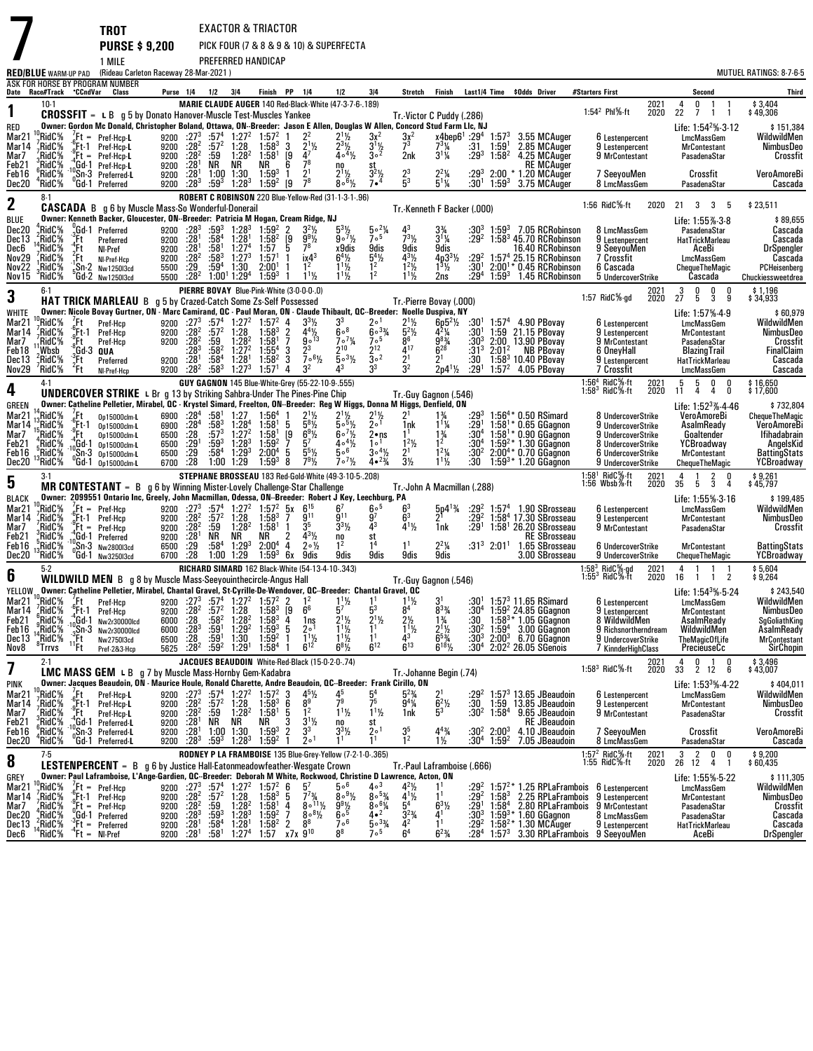# 7

**TROT** — EXACTOR & TRIACTOR
**PURSE $ 9,200** — PICK FOUR (7 & 8 & 9 & 10) & SUPERFECTA
1 MILE — PREFERRED HANDICAP

RED/BLUE WARM-UP PAD (Rideau Carleton Raceway 28-Mar-2021) — MUTUEL RATINGS: 8-7-6-5

ASK FOR HORSE BY PROGRAM NUMBER

---

## 1 — CROSSFIT (10-1)

**CROSSFIT** = L B g 5 by Donato Hanover-Muscle Test-Muscles Yankee — Tr.-Victor C Puddy (.286)
MARIE CLAUDE AUGER 140 Red-Black-White (47-3-7-6-.189)
RED — Owner: Gordon Mc Donald, Christopher Boland, Ottawa, ON--Breeder: Jason E Allen, Douglas W Allen, Concord Stud Farm Llc, NJ

1:54² Phl⅝-ft — 2021: 4 0 1 1 $3,404; 2020: 22 7 1 1 $49,306; Life: 1:54²⅝-3-12 $151,384

| Date | Race#/Track | CCndVar | Class | Purse | 1/4 | 1/2 | 3/4 | Finish | PP | 1/4 | 1/2 | 3/4 | Stretch | Finish | Last1/4 | Time | $Odds | Driver | #Starters First | Second | Third |
|---|---|---|---|---|---|---|---|---|---|---|---|---|---|---|---|---|---|---|---|---|---|
| Mar21 | 10RidC⅝ | 7Ft = | Pref-Hcp-L | 9200 | :27³ | :57⁴ | 1:27² | 1:57² | 1 | 2² | 2½ | 3x² | 3x² | x4bep6¹ | :29⁴ | 1:57³ | 3.55 | MCAuger | 6 Lestenpercent | LmcMassGem | WildwildMen |
| Mar14 | 7RidC⅝ | 6Ft-1 | Pref-Hcp-L | 9200 | :28² | :57² | 1:28 | 1:58³ | 3 | 2½ | 2³½ | 3½ | 7³ | 7³¼ | :31 | 1:59¹ | 2.85 | MCAuger | 9 Lestenpercent | MrContestant | NimbusDeo |
| Mar7 | 7RidC⅝ | 9Ft = | Pref-Hcp-L | 9200 | :28² | :59 | 1:28² | 1:58¹ | [9 | 4⁷ | 4○4½ | 3○² | 2nk | 3¹¼ | :29³ | 1:58² | 4.25 | MCAuger | 9 MrContestant | PasadenaStar | Crossfit |
| Feb21 | 3RidC⅝ | 4Gd-1 | Pref-Hcp-L | 9200 | :28¹ | NR | NR | NR | 6 | 7⁸ | no | st | | | | | RE | MCAuger | | | |
| Feb16 | 6RidC⅝ | 10Sn-3 | Preferred-L | 9200 | :28¹ | 1:00 | 1:30 | 1:59³ | 1 | 2¹ | 2½ | 3²½ | 2³ | 2²¼ | :29³ | 2:00 | * 1.20 | MCAuger | 7 SeeyouMen | Crossfit | VeroAmoreBi |
| Dec20 | 4RidC⅝ | 0Gd-1 | Preferred | 9200 | :28³ | :59³ | 1:28³ | 1:59² | [9 | 7⁸ | 8○6½ | 7●⁴ | 5³ | 5¹¼ | :30¹ | 1:59³ | 3.75 | MCAuger | 8 LmcMassGem | PasadenaStar | Cascada |

## 2 — CASCADA (8-1)

**CASCADA** B g 6 by Muscle Mass-So Wonderful-Donerail — Tr.-Kenneth F Backer (.000)
ROBERT C ROBINSON 220 Blue-Yellow-Red (31-1-3-1-.96)
BLUE — Owner: Kenneth Backer, Gloucester, ON--Breeder: Patricia M Hogan, Cream Ridge, NJ

1:56 RidC⅝-ft — 2020: 21 3 3 5 $23,511; Life: 1:55⅗-3-8 $89,655

| Date | Race#/Track | CCndVar | Class | Purse | 1/4 | 1/2 | 3/4 | Finish | PP | 1/4 | 1/2 | 3/4 | Stretch | Finish | Last1/4 | Time | $Odds | Driver | #Starters First | Second | Third |
|---|---|---|---|---|---|---|---|---|---|---|---|---|---|---|---|---|---|---|---|---|---|
| Dec20 | 4RidC⅝ | 0Gd-1 | Preferred | 9200 | :28³ | :59³ | 1:28³ | 1:59² | 2 | 3²½ | 5³½ | 5○2¼ | 4³ | 3¾ | :30³ | 1:59³ | 7.05 | RCRobinson | 8 LmcMassGem | PasadenaStar | Cascada |
| Dec13 | 2RidC⅝ | 3Ft | Preferred | 9200 | :28¹ | :58⁴ | 1:28¹ | 1:58² | [9 | 9⁹½ | 9○7½ | 7○⁵ | 7³½ | 3¹¼ | :29² | 1:58³ | 45.70 | RCRobinson | 9 Lestenpercent | HatTrickMarleau | Cascada |
| Dec6 | 14RidC⅝ | 4Ft | Nl-Pref | 9200 | :28¹ | :58¹ | 1:27⁴ | 1:57 | 5 | 7⁸ | x9dis | 9dis | 9dis | 9dis | | | 16.40 | RCRobinson | 9 SeeyouMen | AceBi | DrSpengler |
| Nov29 | 7RidC⅝ | 2Ft | Nl-Pref-Hcp | 9200 | :28² | :58³ | 1:27³ | 1:57¹ | 1 | ix4³ | 6⁴½ | 5⁴½ | 4³½ | 4p3³½ | :29² | 1:57⁴ | 25.15 | RCRobinson | 7 Crossfit | LmcMassGem | Cascada |
| Nov22 | 3RidC⅝ | 5Sn-2 | Nw1250l3cd | 5500 | :29 | :59⁴ | 1:30 | 2:00¹ | 1 | 1² | 1½ | 1² | 1²½ | 1³½ | :30¹ | 2:00¹ | * 0.45 | RCRobinson | 6 Cascada | ChequeTheMagic | PCHeisenberg |
| Nov15 | 3RidC⅝ | 6Gd-2 | Nw1250l3cd | 5500 | :28² | 1:00¹ | 1:29⁴ | 1:59³ | 1 | 1½ | 1½ | 1² | 1½ | 2ns | :29⁴ | 1:59³ | 1.45 | RCRobinson | 5 UndercoverStrike | Cascada | Chuckiessweetdrea |

## 3 — HAT TRICK MARLEAU (6-1)

**HAT TRICK MARLEAU** B g 5 by Crazed-Catch Some Zs-Self Possessed — Tr.-Pierre Bovay (.000)
PIERRE BOVAY Blue-Pink-White (3-0-0-0-.0)
WHITE — Owner: Nicole Bovay Gurtner, ON - Marc Camirand, QC - Paul Moran, ON - Claude Thibault, QC--Breeder: Noelle Duspiva, NY

1:57 RidC⅝-gd — 2021: 3 0 0 0 $1,196; 2020: 27 5 3 9 $34,933; Life: 1:57⅗-4-9 $60,979

| Date | Race#/Track | CCndVar | Class | Purse | 1/4 | 1/2 | 3/4 | Finish | PP | 1/4 | 1/2 | 3/4 | Stretch | Finish | Last1/4 | Time | $Odds | Driver | #Starters First | Second | Third |
|---|---|---|---|---|---|---|---|---|---|---|---|---|---|---|---|---|---|---|---|---|---|
| Mar21 | 10RidC⅝ | 7Ft | Pref-Hcp | 9200 | :27³ | :57⁴ | 1:27² | 1:57² | 4 | 3³½ | 3³ | 2○¹ | 2¹½ | 6p5²½ | :30¹ | 1:57⁴ | 4.90 | PBovay | 6 Lestenpercent | LmcMassGem | WildwildMen |
| Mar14 | 7RidC⅝ | 6Ft-1 | Pref-Hcp | 9200 | :28² | :57² | 1:28 | 1:58³ | 2 | 4⁴½ | 6○⁸ | 6○3¾ | 5²½ | 4²¼ | :30¹ | 1:59 | 21.15 | PBovay | 9 Lestenpercent | MrContestant | NimbusDeo |
| Mar7 | 7RidC⅝ | 9Ft | Pref-Hcp | 9200 | :28² | :59 | 1:28² | 1:58¹ | 7 | 9○¹³ | 7○7¼ | 7○⁵ | 8⁶ | 9⁸¾ | :30³ | 2:00 | 13.90 | PBovay | 9 MrContestant | PasadenaStar | Crossfit |
| Feb18 | 11Wbsb | 6Gd-3 | QUA | | :28³ | :58² | 1:27² | 1:55⁴ | 3 | 2³ | 2¹⁰ | 2¹² | 4¹⁷ | 6²⁸ | :31³ | 2:01² | NB | PBovay | 6 OneyHall | BlazingTrail | FinalClaim |
| Dec13 | 2RidC⅝ | 3Ft | Preferred | 9200 | :28¹ | :58⁴ | 1:28¹ | 1:58² | 3 | 7○6½ | 5○3½ | 3○² | 2¹ | 2¹ | :30 | 1:58³ | 10.40 | PBovay | 9 Lestenpercent | HatTrickMarleau | Cascada |
| Nov29 | 7RidC⅝ | 2Ft | Nl-Pref-Hcp | 9200 | :28² | :58³ | 1:27³ | 1:57¹ | 4 | 3² | 4³ | 3³ | 2p4¹½ | | :29¹ | 1:57² | 4.05 | PBovay | 7 Crossfit | LmcMassGem | Cascada |

## 4 — UNDERCOVER STRIKE (4-1)

**UNDERCOVER STRIKE** L Br g 13 by Striking Sahbra-Under The Pines-Pine Chip — Tr.-Guy Gagnon (.546)
GUY GAGNON 145 Blue-White-Grey (55-22-10-9-.555)
GREEN — Owner: Catheline Pelletier, Mirabel, QC - Krystel Simard, Freelton, ON--Breeder: Reg W Higgs, Donna M Higgs, Denfield, ON

1:56⁴ RidC⅝-ft 2021: 5 5 0 0 $16,650; 1:58³ RidC⅝-ft 2020: 11 4 4 0 $17,600; Life: 1:52³⅞-4-46 $732,804

| Date | Race#/Track | CCndVar | Class | Purse | 1/4 | 1/2 | 3/4 | Finish | PP | 1/4 | 1/2 | 3/4 | Stretch | Finish | Last1/4 | Time | $Odds | Driver | #Starters First | Second | Third |
|---|---|---|---|---|---|---|---|---|---|---|---|---|---|---|---|---|---|---|---|---|---|
| Mar21 | 14RidC⅝ | 7Ft | Op15000clm-L | 6900 | :28⁴ | :58¹ | 1:27 | 1:56⁴ | 1 | 2¹½ | 2¹½ | 2¹½ | 2¹ | 1¾ | :29³ | 1:56⁴ | * 0.50 | RSimard | 8 UndercoverStrike | VeroAmoreBi | ChequeTheMagic |
| Mar14 | 13RidC⅝ | 6Ft-1 | Op15000clm-L | 6900 | :28⁴ | :58³ | 1:28⁴ | 1:58¹ | 5 | 5⁸½ | 5○5½ | 2○¹ | 1nk | 1¹¼ | :29¹ | 1:58¹ | * 0.65 | GGagnon | 9 UndercoverStrike | AsalmReady | VeroAmoreBi |
| Mar7 | 15RidC⅝ | 4Ft | Op15000clm-L | 6500 | :28 | :57³ | 1:27² | 1:58¹ | [9 | 6⁸½ | 6○7½ | 2●ns | 1¹ | 1¾ | :30⁴ | 1:58¹ | * 0.90 | GGagnon | 9 UndercoverStrike | Goaltender | Ifihadabrain |
| Feb21 | 5RidC⅝ | 10Gd-1 | Op15000clm-L | 6500 | :29¹ | :59³ | 1:28³ | 1:59² | 7 | 5⁷ | 4○4½ | 1○¹ | 1²½ | 1² | :30⁴ | 1:59² | * 1.30 | GGagnon | 8 UndercoverStrike | YCBroadway | AngelsKid |
| Feb16 | 13RidC⅝ | 6Sn-3 | Op15000clm-L | 6500 | :29 | :58⁴ | 1:29³ | 2:00⁴ | 5 | 5⁵½ | 5○⁶ | 3○4½ | 2¹ | 1²¼ | :30² | 2:00⁴ | * 0.70 | GGagnon | 6 UndercoverStrike | MrContestant | BattingStats |
| Dec20 | 13RidC⅝ | 0Gd-1 | Op15000clm-L | 6700 | :28 | 1:00 | 1:29 | 1:59³ | 8 | 7⁹½ | 7○7½ | 4●2¾ | 3½ | 1½ | :30 | 1:59³ | * 1.20 | GGagnon | 9 UndercoverStrike | ChequeTheMagic | YCBroadway |

## 5 — MR CONTESTANT (3-1)

**MR CONTESTANT** = B g 6 by Winning Mister-Lovely Challenge-Star Challenge — Tr.-John A Macmillan (.288)
STEPHANE BROSSEAU 183 Red-Gold-White (49-3-10-5-.208)
BLACK — Owner: 2099551 Ontario Inc, Greely, John Macmillan, Odessa, ON--Breeder: Robert J Key, Leechburg, PA

1:58¹ RidC⅝-ft 2021: 4 1 2 0 $9,261; 1:56 Wbsb⅞-ft 2020: 35 5 3 4 $45,797; Life: 1:55⅘-3-16 $199,485

| Date | Race#/Track | CCndVar | Class | Purse | 1/4 | 1/2 | 3/4 | Finish | PP | 1/4 | 1/2 | 3/4 | Stretch | Finish | Last1/4 | Time | $Odds | Driver | #Starters First | Second | Third |
|---|---|---|---|---|---|---|---|---|---|---|---|---|---|---|---|---|---|---|---|---|---|
| Mar21 | 10RidC⅝ | 7Ft = | Pref-Hcp | 9200 | :27³ | :57⁴ | 1:27² | 1:57² | 5x | 6¹⁵ | 6⁷ | 6○⁵ | 6³ | 5p4¹¾ | :29² | 1:57⁴ | 1.90 | SBrosseau | 6 Lestenpercent | LmcMassGem | WildwildMen |
| Mar14 | 7RidC⅝ | 6Ft-1 | Pref-Hcp | 9200 | :28² | :57² | 1:28 | 1:58³ | 7 | 9¹¹ | 9¹¹ | 9⁷ | 6³ | 2¹ | :29² | 1:58⁴ | 17.30 | SBrosseau | 9 Lestenpercent | MrContestant | NimbusDeo |
| Mar7 | 7RidC⅝ | 9Ft = | Pref-Hcp | 9200 | :28² | :59 | 1:28² | 1:58¹ | 1 | 3⁵ | 3³½ | 4³ | 4¹½ | 1nk | :29¹ | 1:58¹ | 26.20 | SBrosseau | 9 MrContestant | PasadenaStar | Crossfit |
| Feb21 | 3RidC⅝ | 4Gd-1 | Preferred | 9200 | :28¹ | NR | NR | NR | 2 | 4³½ | no | st | | | | | RE | SBrosseau | | | |
| Feb16 | 5RidC⅝ | 10Sn-3 | Nw2800l3cd | 6500 | :29 | :58⁴ | 1:29³ | 2:00⁴ | 4 | 2○½ | 1² | 1⁴ | 1¹ | 2²¼ | :31³ | 2:01¹ | 1.65 | SBrosseau | 6 UndercoverStrike | MrContestant | BattingStats |
| Dec20 | 13RidC⅝ | 0Gd-1 | Nw3250l3cd | 6700 | :28 | 1:00 | 1:29 | 1:59³ | 6x | 9dis | 9dis | 9dis | 9dis | 9dis | | | 3.00 | SBrosseau | 9 UndercoverStrike | ChequeTheMagic | YCBroadway |

## 6 — WILDWILD MEN (5-2)

**WILDWILD MEN** B g 8 by Muscle Mass-Seeyouinthecircle-Angus Hall — Tr.-Guy Gagnon (.546)
RICHARD SIMARD 162 Black-White (54-13-4-10-.343)
YELLOW — Owner: Catheline Pelletier, Mirabel, Chantal Gravel, St-Cyrille-De-Wendover, QC--Breeder: Chantal Gravel, QC

1:58³ RidC⅝-gd 2021: 4 1 1 1 $5,604; 1:55³ RidC⅝-ft 2020: 16 1 1 2 $9,264; Life: 1:54³⅝-5-24 $243,540

| Date | Race#/Track | CCndVar | Class | Purse | 1/4 | 1/2 | 3/4 | Finish | PP | 1/4 | 1/2 | 3/4 | Stretch | Finish | Last1/4 | Time | $Odds | Driver | #Starters First | Second | Third |
|---|---|---|---|---|---|---|---|---|---|---|---|---|---|---|---|---|---|---|---|---|---|
| Mar21 | 10RidC⅝ | 7Ft | Pref-Hcp | 9200 | :27³ | :57⁴ | 1:27² | 1:57² | 2 | 1² | 1¹½ | 1¹ | 1¹½ | 3¹ | :30¹ | 1:57³ | 11.65 | RSimard | 6 Lestenpercent | LmcMassGem | WildwildMen |
| Mar14 | 7RidC⅝ | 6Ft-1 | Pref-Hcp | 9200 | :28² | :57² | 1:28 | 1:58³ | [9 | 6⁶ | 5⁷ | 5³ | 8⁴ | 8³¾ | :30⁴ | 1:59² | 24.85 | GGagnon | 9 Lestenpercent | MrContestant | NimbusDeo |
| Feb21 | 8RidC⅝ | 10Gd-1 | Nw2r30000lcd | 6000 | :28 | :58² | 1:28² | 1:58³ | 4 | 1ns | 2¹½ | 2¹½ | 2½ | 1¾ | :30 | 1:58³ | * 1.05 | GGagnon | 8 WildwildMen | AsalmReady | SgGoliathKing |
| Feb16 | 14RidC⅝ | 6Sn-3 | Nw2r30000lcd | 6000 | :28³ | :59¹ | 1:29² | 1:59² | 5 | 2○¹ | 1½ | 1¹ | 1¹½ | 2¹½ | :30² | 1:59⁴ | 3.00 | GGagnon | 9 Rischnortherndream | WildwildMen | AsalmReady |
| Dec13 | 14RidC⅝ | 3Ft | Nw2750l3cd | 6500 | :28 | :59¹ | 1:30 | 1:59² | 1 | 1½ | 1½ | 1¹ | 4³ | 6⁵¾ | :30³ | 2:00³ | 6.70 | GGagnon | 9 UndercoverStrike | TheMagicOfLife | MrContestant |
| Nov8 | 8Trrvs | 11Ft | Pref-2&3-Hcp | 5625 | :28² | :59² | 1:29¹ | 1:58⁴ | 1 | 6¹² | 6⁸½ | 6¹² | 6¹³ | 6¹⁸½ | :30⁴ | 2:02² | 26.05 | SGenois | 7 KinnderHighClass | PrecieuseCc | SirChopin |

## 7 — LMC MASS GEM (2-1)

**LMC MASS GEM** L B g 7 by Muscle Mass-Hornby Gem-Kadabra — Tr.-Johanne Begin (.74)
JACQUES BEAUDOIN White-Red-Black (15-0-2-0-.74)
PINK — Owner: Jacques Beaudoin, ON - Maurice Houle, Ronald Charette, Andre Beaudoin, QC--Breeder: Frank Cirillo, ON

1:58³ RidC⅝-ft — 2021: 4 0 1 0 $3,496; 2020: 33 2 12 6 $43,007; Life: 1:53³⅝-4-22 $404,011

| Date | Race#/Track | CCndVar | Class | Purse | 1/4 | 1/2 | 3/4 | Finish | PP | 1/4 | 1/2 | 3/4 | Stretch | Finish | Last1/4 | Time | $Odds | Driver | #Starters First | Second | Third |
|---|---|---|---|---|---|---|---|---|---|---|---|---|---|---|---|---|---|---|---|---|---|
| Mar21 | 10RidC⅝ | 7Ft | Pref-Hcp-L | 9200 | :27³ | :57⁴ | 1:27² | 1:57² | 3 | 4⁵½ | 4⁵ | 5⁴ | 5²¾ | 2¹ | :29² | 1:57³ | 13.65 | JBeaudoin | 6 Lestenpercent | LmcMassGem | WildwildMen |
| Mar14 | 7RidC⅝ | 6Ft-1 | Pref-Hcp-L | 9200 | :28² | :57² | 1:28 | 1:58³ | 6 | 8⁹ | 7⁹ | 7⁵ | 9⁴¼ | 6²½ | :30 | 1:59 | 13.85 | JBeaudoin | 9 Lestenpercent | MrContestant | NimbusDeo |
| Mar7 | 7RidC⅝ | 9Ft | Pref-Hcp-L | 9200 | :28² | :59 | 1:28² | 1:58¹ | 5 | 1² | 1½ | 1¹½ | 1nk | 5³ | :30² | 1:58⁴ | 9.65 | JBeaudoin | 9 MrContestant | PasadenaStar | Crossfit |
| Feb21 | 3RidC⅝ | 4Gd-1 | Preferred-L | 9200 | :28¹ | NR | NR | NR | 3 | 3¹½ | no | st | | | | | RE | JBeaudoin | | | |
| Feb16 | 6RidC⅝ | 10Sn-3 | Preferred-L | 9200 | :28¹ | 1:00 | 1:30 | 1:59³ | 2 | 3³ | 3³½ | 2○¹ | 3⁵ | 4⁴¾ | :30² | 2:00³ | 4.10 | JBeaudoin | 7 SeeyouMen | Crossfit | VeroAmoreBi |
| Dec20 | 4RidC⅝ | 0Gd-1 | Preferred-L | 9200 | :28³ | :59³ | 1:28³ | 1:59² | 1 | 2○¹ | 1¹ | 1¹ | 1² | 1½ | :30⁴ | 1:59² | 7.05 | JBeaudoin | 8 LmcMassGem | PasadenaStar | Cascada |

## 8 — LESTENPERCENT (7-5)

**LESTENPERCENT** = B g 6 by Justice Hall-Eatonmeadowfeather-Wesgate Crown — Tr.-Paul Laframboise (.666)
RODNEY P LA FRAMBOISE 135 Blue-Grey-Yellow (7-2-1-0-.365)
GREY — Owner: Paul Laframboise, L'Ange-Gardien, QC--Breeder: Deborah M White, Rockwood, Christine D Lawrence, Acton, ON

1:57² RidC⅝-ft 2021: 3 2 0 0 $9,200; 1:55 RidC⅝-ft 2020: 26 12 4 1 $60,435; Life: 1:55⅘-5-22 $111,305

| Date | Race#/Track | CCndVar | Class | Purse | 1/4 | 1/2 | 3/4 | Finish | PP | 1/4 | 1/2 | 3/4 | Stretch | Finish | Last1/4 | Time | $Odds | Driver | #Starters First | Second | Third |
|---|---|---|---|---|---|---|---|---|---|---|---|---|---|---|---|---|---|---|---|---|---|
| Mar21 | 10RidC⅝ | 7Ft = | Pref-Hcp | 9200 | :27³ | :57⁴ | 1:27² | 1:57² | 6 | 5⁷ | 5○⁶ | 4○³ | 4²½ | 1¹ | :29² | 1:57²* | 1.25 | RPLaFrambois | 6 Lestenpercent | LmcMassGem | WildwildMen |
| Mar14 | 7RidC⅝ | 6Ft-1 | Pref-Hcp | 9200 | :28² | :57² | 1:28 | 1:58³ | 5 | 7⁷¾ | 8○9½ | 8○5¾ | 4¹½ | 1¹ | :29² | 1:58³ | 2.25 | RPLaFrambois | 9 Lestenpercent | MrContestant | NimbusDeo |
| Mar7 | 4RidC⅝ | 9Ft = | Pref-Hcp | 9200 | :28² | :59 | 1:28² | 1:58¹ | 4 | 8○11½ | 9⁹½ | 8○6¼ | 5⁴ | 6³½ | :29¹ | 1:58⁴ | 2.80 | RPLaFrambois | 9 MrContestant | PasadenaStar | Crossfit |
| Dec20 | 4RidC⅝ | 0Gd-1 | Preferred | 9200 | :28³ | :59³ | 1:28³ | 1:59² | 7 | 8○6½ | 6○⁵ | 4●² | 3²¾ | 4¹ | :30³ | 1:59³* | 1.60 | GGagnon | 8 LmcMassGem | PasadenaStar | Cascada |
| Dec13 | 2RidC⅝ | 3Ft = | Preferred | 9200 | :28¹ | :58⁴ | 1:28¹ | 1:58² | 2 | 8⁸ | 7○⁶ | 5○3¾ | 4² | 1¹ | :29² | 1:58²* | 1.30 | RPLaFrambois | 9 Lestenpercent | HatTrickMarleau | Cascada |
| Dec6 | 14RidC⅝ | 4Ft = | Nl-Pref | 9200 | :28¹ | :58¹ | 1:27⁴ | 1:57 | x7x | 9¹⁰ | 8⁸ | 7○⁵ | 6⁴ | 6²¾ | :28⁴ | 1:57³ | 3.30 | RPLaFrambois | 9 SeeyouMen | AceBi | DrSpengler |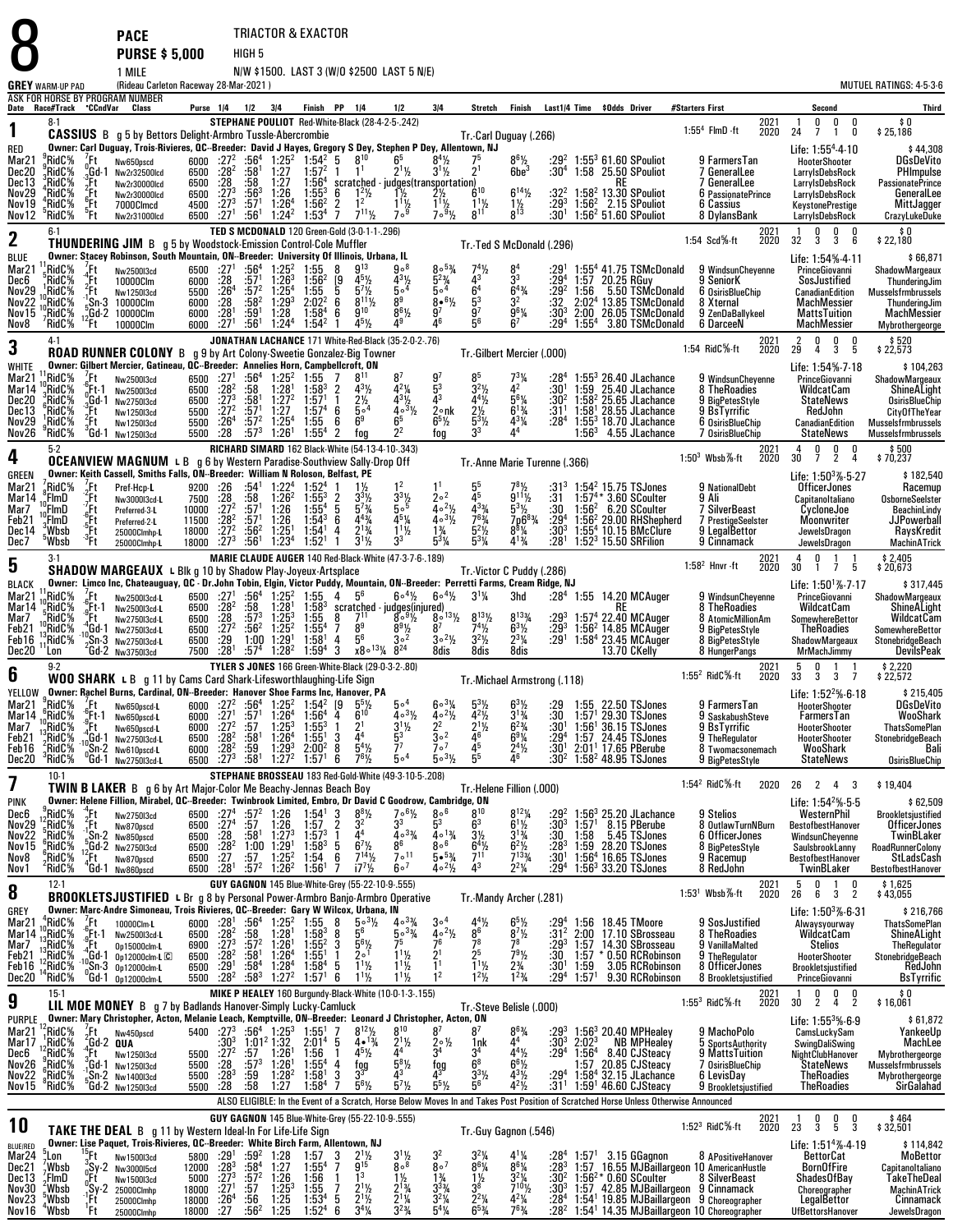# 8

**PACE** — TRIACTOR & EXACTOR
**PURSE $ 5,000** — HIGH 5
**1 MILE** — N/W $1500. LAST 3 (W/O $2500 LAST 5 N/E)

GREY WARM-UP PAD (Rideau Carleton Raceway 28-Mar-2021) — MUTUEL RATINGS: 4-5-3-6

ASK FOR HORSE BY PROGRAM NUMBER

| Date | Race#/Track | *CCndVar | Class | Purse | 1/4 | 1/2 | 3/4 | Finish | PP | 1/4 | 1/2 | 3/4 | Stretch | Finish | Last1/4 | Time | $Odds | Driver | #Starters First | Second | Third |
|---|---|---|---|---|---|---|---|---|---|---|---|---|---|---|---|---|---|---|---|---|---|

## 1 — CASSIUS (8-1)

RED — B g 5 by Bettors Delight-Armbro Tussle-Abercrombie — STEPHANE POULIOT Red-White-Black (28-4-2-5-.242) — Tr.-Carl Duguay (.266)
Owner: Carl Duguay, Trois-Rivieres, QC--Breeder: David J Hayes, Gregory S Dey, Stephen P Dey, Allentown, NJ
1:55⁴ FlmD -ft — 2021: 1 0 0 0 $0 — 2020: 24 7 1 0 $25,186 — Life: 1:55⁴-4-10 $44,308

| Date | Race#/Track | Cnd | Class | Purse | 1/4 | 1/2 | 3/4 | Finish | PP | 1/4 | 1/2 | 3/4 | Stretch | Finish | Last1/4 | Time | $Odds | Driver | Starters First | Second | Third |
|---|---|---|---|---|---|---|---|---|---|---|---|---|---|---|---|---|---|---|---|---|---|
| Mar21 | 9RidC⅝ | 7Ft | Nw650pscd | 6000 | :27² | :56⁴ | 1:25² | 1:54² | 5 | 8¹⁰ | 6⁵ | 8⁴½ | 7⁵ | 8⁶½ | :29² | 1:55³ | 61.60 | SPouliot | 9 FarmersTan | HooterShooter | DGsDeVito |
| Dec20 | 9RidC⅝ | 0Gd-1 | Nw2r32500lcd | 6500 | :28² | :58¹ | 1:27 | 1:57² | 1 | 1¹ | 2¹½ | 3¹½ | 2¹ | 6be³ | :30⁴ | 1:58 | 25.50 | SPouliot | 7 GeneralLee | LarrylsDebsRock | PHImpulse |
| Dec13 | 4RidC⅝ | -3Ft | Nw2r30000lcd | 6500 | :28 | :58 | 1:27 | 1:56⁴ | | scratched - judges(transportation) | | | | | | RE | | | 7 GeneralLee | LarrylsDebsRock | PassionatePrince |
| Nov29 | 4RidC⅝ | 4Ft | Nw2r30000lcd | 6500 | :27³ | :56³ | 1:26 | 1:55³ | 6 | 1²½ | 1½ | 2½ | 6¹⁰ | 6¹⁴½ | :32² | 1:58² | 13.30 | SPouliot | 6 PassionatePrince | LarrylsDebsRock | GeneralLee |
| Nov19 | 4RidC⅝ | 6Ft | 7000Clmcd | 4500 | :27³ | :57¹ | 1:26⁴ | 1:56² | 2 | 1² | 1¹½ | 1¹½ | 1¹½ | 1½ | :29³ | 1:56² | 2.15 | SPouliot | 6 Cassius | KeystonePrestige | MittJagger |
| Nov12 | 5RidC⅝ | 5Ft | Nw2r31000lcd | 6500 | :27¹ | :56¹ | 1:24² | 1:53⁴ | 7 | 7¹¹½ | 7∘⁹ | 7∘⁹½ | 8¹¹ | 8¹³ | :30¹ | 1:56² | 51.60 | SPouliot | 8 DylansBank | LarrylsDebsRock | CrazyLukeDuke |

## 2 — THUNDERING JIM (6-1)

BLUE — B g 5 by Woodstock-Emission Control-Cole Muffler — TED S MCDONALD 120 Green-Gold (3-0-1-1-.296) — Tr.-Ted S McDonald (.296)
Owner: Stacey Robinson, South Mountain, ON--Breeder: University Of Illinois, Urbana, IL
1:54 Scd⅝-ft — 2021: 1 0 0 0 $0 — 2020: 32 3 3 6 $22,180 — Life: 1:54⅘-4-11 $66,871

| Date | Race#/Track | Cnd | Class | Purse | 1/4 | 1/2 | 3/4 | Finish | PP | 1/4 | 1/2 | 3/4 | Stretch | Finish | Last1/4 | Time | $Odds | Driver | Starters First | Second | Third |
|---|---|---|---|---|---|---|---|---|---|---|---|---|---|---|---|---|---|---|---|---|---|
| Mar21 | 11RidC⅝ | 7Ft | Nw2500l3cd | 6500 | :27¹ | :56⁴ | 1:25² | 1:55 | 8 | 9¹³ | 9∘⁸ | 8∘5¾ | 7⁴½ | 8⁴ | :29¹ | 1:55⁴ | 41.75 | TSMcDonald | 9 WindsunCheyenne | PrinceGiovanni | ShadowMargeaux |
| Dec6 | 7RidC⅝ | 2Ft | 10000Clm | 6000 | :28 | :57¹ | 1:26³ | 1:56² | [9 | 4⁵½ | 4³½ | 5²¾ | 4³ | 3³ | :29⁴ | 1:57 | 20.25 | RGuy | 9 SeniorK | SosJustified | ThunderingJim |
| Nov29 | 1RidC⅝ | 4Ft | Nw1250l3cd | 5500 | :26⁴ | :57² | 1:25⁴ | 1:55 | 5 | 5⁷½ | 5∘⁴ | 5∘⁴ | 6⁴ | 6⁴¾ | :29² | 1:56 | 5.50 | TSMcDonald | 6 OsirisBlueChip | CanadianEdition | Musselsfrmbrussels |
| Nov22 | 10RidC⅝ | -1Sn-3 | 10000Clm | 6000 | :28 | :58² | 1:29³ | 2:02² | 6 | 8¹¹½ | 8⁸ | 8∘6½ | 5³ | 3² | :32 | 2:02⁴ | 13.85 | TSMcDonald | 8 Xternal | MachMessier | ThunderingJim |
| Nov15 | 10RidC⅝ | 12Gd-2 | 10000Clm | 6000 | :28¹ | :59¹ | 1:28 | 1:58⁴ | 6 | 9¹⁰ | 8⁶½ | 9⁷ | 9⁷ | 9⁶¼ | :30³ | 2:00 | 26.05 | TSMcDonald | 9 ZenDaBallykeel | MattsTuition | MachMessier |
| Nov8 | 7RidC⅝ | 6Ft | 10000Clm | 6000 | :27¹ | :56¹ | 1:24⁴ | 1:54² | 1 | 4⁵½ | 4⁸ | 4⁶ | 5⁶ | 6⁷ | :29⁴ | 1:55⁴ | 3.80 | TSMcDonald | 6 DarceeN | MachMessier | Mybrothergeorge |

## 3 — ROAD RUNNER COLONY (4-1)

WHITE — B g 9 by Art Colony-Sweetie Gonzalez-Big Towner — JONATHAN LACHANCE 171 White-Red-Black (35-2-0-2-.76) — Tr.-Gilbert Mercier (.000)
Owner: Gilbert Mercier, Gatineau, QC--Breeder: Annelies Horn, Campbellcroft, ON
1:54 RidC⅝-ft — 2021: 2 0 0 0 $520 — 2020: 29 4 3 5 $22,573 — Life: 1:54⅗-7-18 $104,263

| Date | Race#/Track | Cnd | Class | Purse | 1/4 | 1/2 | 3/4 | Finish | PP | 1/4 | 1/2 | 3/4 | Stretch | Finish | Last1/4 | Time | $Odds | Driver | Starters First | Second | Third |
|---|---|---|---|---|---|---|---|---|---|---|---|---|---|---|---|---|---|---|---|---|---|
| Mar21 | 11RidC⅝ | 7Ft | Nw2500l3cd | 6500 | :27¹ | :56⁴ | 1:25² | 1:55 | 7 | 8¹¹ | 8⁷ | 9⁷ | 8⁵ | 7³¼ | :28⁴ | 1:55³ | 26.40 | JLachance | 9 WindsunCheyenne | PrinceGiovanni | ShadowMargeaux |
| Mar14 | 10RidC⅝ | -6Ft-1 | Nw2500l3cd | 6500 | :28² | :58 | 1:28¹ | 1:58³ | 2 | 4³½ | 4²¼ | 5³ | 3²½ | 4² | :30¹ | 1:59 | 25.40 | JLachance | 8 TheRoadies | WildcatCam | ShineALight |
| Dec20 | 9RidC⅝ | 0Gd-1 | Nw2750l3cd | 6500 | :27³ | :58¹ | 1:27² | 1:57¹ | 1 | 2½ | 4³½ | 4³ | 4⁴½ | 5⁶¼ | :30² | 1:58² | 25.65 | JLachance | 9 BigPetesStyle | StateNews | OsirisBlueChip |
| Dec13 | 6RidC⅝ | -3Ft | Nw1250l3cd | 5500 | :27² | :57¹ | 1:27 | 1:57⁴ | 6 | 5∘⁴ | 4∘3½ | 2∘nk | 2½ | 6¹¾ | :31¹ | 1:58¹ | 28.55 | JLachance | 9 BsTyrrific | RedJohn | CityOfTheYear |
| Nov29 | 1RidC⅝ | 4Ft | Nw1250l3cd | 5500 | :26⁴ | :57² | 1:25⁴ | 1:55 | 6 | 6⁹ | 6⁵ | 6⁵½ | 5³½ | 4³¼ | :28⁴ | 1:55³ | 18.70 | JLachance | 6 OsirisBlueChip | CanadianEdition | Musselsfrmbrussels |
| Nov26 | 9RidC⅝ | 3Gd-1 | Nw1250l3cd | 5500 | :28 | :57³ | 1:26¹ | 1:55⁴ | 2 | fog | 2² | fog | 3³ | 4⁴ | | 1:56³ | 4.55 | JLachance | 7 OsirisBlueChip | StateNews | Musselsfrmbrussels |

## 4 — OCEANVIEW MAGNUM (5-2)

GREEN — L B g 6 by Western Paradise-Southview Sally-Drop Off — RICHARD SIMARD 162 Black-White (54-13-4-10-.343) — Tr.-Anne Marie Turenne (.366)
Owner: Keith Cassell, Smiths Falls, ON--Breeder: William N Roloson, Belfast, PE
1:50³ Wbsb⅞-ft — 2021: 4 0 0 0 $500 — 2020: 30 7 2 4 $70,237 — Life: 1:50³⁄₅-5-27 $182,540

| Date | Race#/Track | Cnd | Class | Purse | 1/4 | 1/2 | 3/4 | Finish | PP | 1/4 | 1/2 | 3/4 | Stretch | Finish | Last1/4 | Time | $Odds | Driver | Starters First | Second | Third |
|---|---|---|---|---|---|---|---|---|---|---|---|---|---|---|---|---|---|---|---|---|---|
| Mar21 | 7RidC⅝ | 7Ft | Pref-Hcp-L | 9200 | :26 | :54¹ | 1:22⁴ | 1:52⁴ | 1 | 1½ | 1² | 1¹ | 5⁵ | 7⁸½ | :31³ | 1:54² | 15.75 | TSJones | 9 NationalDebt | OfficerJones | Racemup |
| Mar14 | 8FlmD | 4Ft | Nw3000l3cd-L | 7500 | :28 | :58 | 1:26² | 1:55³ | 2 | 3³½ | 3³½ | 2∘² | 4⁵ | 9¹¹½ | :31 | 1:57⁴* | 3.60 | SCoulter | 9 Ali | CapitanoItaliano | OsborneSeelster |
| Mar7 | 10FlmD | 2Ft | Preferred-3-L | 10000 | :27² | :57¹ | 1:26 | 1:55⁴ | 5 | 5⁷¾ | 5∘⁵ | 4∘2½ | 4³¾ | 5³½ | :30 | 1:56² | 6.20 | SCoulter | 7 SilverBeast | CycloneJoe | BeachinLindy |
| Feb21 | 3FlmD | 5Ft | Preferred-2-L | 11500 | :28² | :57¹ | 1:26 | 1:54³ | 6 | 4⁴¾ | 4⁵¼ | 4∘3½ | 7⁶¾ | 7p6⁸¾ | :29⁴ | 1:56² | 29.00 | RHShepherd | 7 PrestigeSeelster | Moonwriter | JJPowerball |
| Dec14 | 5Wbsb | 3Ft | 25000Clmhp-L | 18000 | :27² | :56² | 1:25¹ | 1:54¹ | 4 | 2¹¾ | 1¹½ | 1¾ | 5²½ | 8⁸¼ | :30³ | 1:55⁴ | 10.15 | BMcClure | 9 LegalBettor | JewelsDragon | RaysKredit |
| Dec7 | 5Wbsb | 4Ft | 25000Clmhp-L | 18000 | :27³ | :56¹ | 1:23⁴ | 1:52¹ | 1 | 3¹½ | 3³ | 5³¼ | 5³¼ | 4¹¾ | :28¹ | 1:52³ | 15.50 | SRFilion | 9 Cinnamack | JewelsDragon | MachinATrick |

## 5 — SHADOW MARGEAUX (3-1)

BLACK — L Blk g 10 by Shadow Play-Joyeux-Artsplace — MARIE CLAUDE AUGER 140 Red-Black-White (47-3-7-6-.189) — Tr.-Victor C Puddy (.286)
Owner: Limco Inc, Chateauguay, QC - Dr.John Tobin, Elgin, Victor Puddy, Mountain, ON--Breeder: Perretti Farms, Cream Ridge, NJ
1:58² Hnvr -ft — 2021: 4 0 1 1 $2,405 — 2020: 30 1 7 5 $20,673 — Life: 1:50¹⁄₅-7-17 $317,445

| Date | Race#/Track | Cnd | Class | Purse | 1/4 | 1/2 | 3/4 | Finish | PP | 1/4 | 1/2 | 3/4 | Stretch | Finish | Last1/4 | Time | $Odds | Driver | Starters First | Second | Third |
|---|---|---|---|---|---|---|---|---|---|---|---|---|---|---|---|---|---|---|---|---|---|
| Mar21 | 11RidC⅝ | 7Ft | Nw2500l3cd | 6500 | :27¹ | :56⁴ | 1:25² | 1:55 | 4 | 5⁶ | 6∘4½ | 6∘4½ | 3¹¼ | 3hd | :28⁴ | 1:55 | 14.20 | MCAuger | 9 WindsunCheyenne | PrinceGiovanni | ShadowMargeaux |
| Mar14 | 10RidC⅝ | -6Ft-1 | Nw2500l3cd | 6500 | :28² | :58 | 1:28¹ | 1:58³ | | scratched - judges(injured) | | | | | | RE | | | 8 TheRoadies | WildcatCam | ShineALight |
| Mar7 | 5RidC⅝ | 4Ft | Nw2750l3cd-L | 6500 | :28 | :57³ | 1:25³ | 1:55 | 8 | 7¹¹ | 8∘9½ | 8∘13½ | 8¹³½ | 8¹³¾ | :29³ | 1:57⁴ | 22.40 | MCAuger | 8 AtomicMillionAm | SomewhereBettor | WildcatCam |
| Feb21 | 10RidC⅝ | -4Gd-1 | Nw2750l3cd-L | 6500 | :27² | :56² | 1:25² | 1:55⁴ | 7 | 8⁹ | 8⁹½ | 8⁷ | 7⁴½ | 6³½ | :29³ | 1:56² | 14.85 | MCAuger | 9 BigPetesStyle | TheRoadies | SomewhereBettor |
| Feb13 | 10RidC⅝ | -10Sn-3 | Nw2750l3cd-L | 6500 | :29 | 1:00 | 1:29¹ | 1:58¹ | 4 | 5⁶ | 3∘² | 3∘2½ | 3²½ | 2³¼ | :29¹ | 1:58⁴ | 23.45 | MCAuger | 8 BigPetesStyle | ShadowMargeaux | StonebridgeBeach |
| Dec20 | 11Lon | -2Gd-2 | Nw3750l3cd | 7500 | :28¹ | :57⁴ | 1:28² | 1:59⁴ | 3 | x8∘13¾ | 8²⁴ | 8dis | 8dis | 8dis | | | 13.70 | CKelly | 8 HungerPangs | MrMachJimmy | DevilsPeak |

## 6 — WOO SHARK (9-2)

YELLOW — L B g 11 by Cams Card Shark-Lifesworthlaughing-Life Sign — TYLER S JONES 166 Green-White-Black (29-0-3-2-.80) — Tr.-Michael Armstrong (.118)
Owner: Rachel Burns, Cardinal, ON--Breeder: Hanover Shoe Farms Inc, Hanover, PA
1:55² RidC⅝-ft — 2021: 5 0 1 1 $2,220 — 2020: 33 3 3 7 $22,572 — Life: 1:52²⁄₅-6-18 $215,405

| Date | Race#/Track | Cnd | Class | Purse | 1/4 | 1/2 | 3/4 | Finish | PP | 1/4 | 1/2 | 3/4 | Stretch | Finish | Last1/4 | Time | $Odds | Driver | Starters First | Second | Third |
|---|---|---|---|---|---|---|---|---|---|---|---|---|---|---|---|---|---|---|---|---|---|
| Mar21 | 9RidC⅝ | 7Ft | Nw650pscd | 6000 | :27² | :56⁴ | 1:25² | 1:54² | [9 | 5⁵½ | 5∘⁴ | 6∘3¼ | 5³½ | 6³½ | :29 | 1:55 | 22.50 | TSJones | 9 FarmersTan | HooterShooter | DGsDeVito |
| Mar14 | 8RidC⅝ | -6Ft-1 | Nw650pscd-L | 6000 | :27¹ | :57¹ | 1:26⁴ | 1:56⁴ | 4 | 6¹⁰ | 4∘3½ | 4∘2½ | 4²½ | 3¹¾ | :30 | 1:57¹ | 29.30 | TSJones | 9 SaskabushSteve | FarmersTan | WooShark |
| Mar7 | 10RidC⅝ | 4Ft | Nw650pscd-L | 6000 | :27² | :57 | 1:25³ | 1:55³ | 1 | 2¹ | 3¹½ | 2² | 2¹½ | 6²¾ | :30¹ | 1:56¹ | 36.15 | TSJones | 9 BsTyrrific | HooterShooter | ThatsSomePlan |
| Feb21 | 3RidC⅝ | -4Gd-1 | Nw2750l3cd-L | 6500 | :28² | :58¹ | 1:26⁴ | 1:55¹ | 3 | 4⁴ | 5³ | 3∘² | 4⁶ | 6⁹¼ | :29⁴ | 1:57 | 24.45 | TSJones | 9 TheRegulator | HooterShooter | StonebridgeBeach |
| Feb16 | 3RidC⅝ | -10Sn-2 | Nw610pscd-L | 6000 | :28 | :59 | 1:29³ | 2:00² | 8 | 5⁴½ | 7⁷ | 7∘⁷ | 4⁵ | 2⁴½ | :30¹ | 2:01¹ | 17.65 | PBerube | 8 Twomacsonemach | WooShark | Bali |
| Dec20 | 3RidC⅝ | 0Gd-1 | Nw2750l3cd-L | 6500 | :27³ | :58¹ | 1:27² | 1:57¹ | 6 | 7⁶½ | 5∘⁴ | 5∘3½ | 5⁵ | 4⁶ | :30² | 1:58² | 48.95 | TSJones | 9 BigPetesStyle | StateNews | OsirisBlueChip |

## 7 — TWIN B LAKER (10-1)

PINK — B g 6 by Art Major-Color Me Beachy-Jennas Beach Boy — STEPHANE BROSSEAU 183 Red-Gold-White (49-3-10-5-.208) — Tr.-Helene Fillion (.000)
Owner: Helene Fillion, Mirabel, QC--Breeder: Twinbrook Limited, Embro, Dr David C Goodrow, Cambridge, ON
1:54² RidC⅝-ft — 2020: 26 2 4 3 $19,404 — Life: 1:54²⁄₅-5-5 $62,509

| Date | Race#/Track | Cnd | Class | Purse | 1/4 | 1/2 | 3/4 | Finish | PP | 1/4 | 1/2 | 3/4 | Stretch | Finish | Last1/4 | Time | $Odds | Driver | Starters First | Second | Third |
|---|---|---|---|---|---|---|---|---|---|---|---|---|---|---|---|---|---|---|---|---|---|
| Dec6 | 12RidC⅝ | 2Ft | Nw2750l3cd | 6500 | :27⁴ | :57² | 1:26 | 1:54¹ | 3 | 8⁸½ | 7∘6½ | 8∘⁶ | 8¹⁰ | 8¹²¼ | :29² | 1:56³ | 25.20 | JLachance | 9 Stelios | WesternPhil | Brookletsjustified |
| Nov29 | 12RidC⅝ | 4Ft | Nw870pscd | 6500 | :27⁴ | :57 | 1:26 | 1:57 | 2 | 3² | 3³ | 5³ | 6³ | 6¹½ | :30³ | 1:57¹ | 8.15 | PBerube | 8 OutlawTurnNBurn | BestofbestHanover | OfficerJones |
| Nov22 | 5RidC⅝ | -1Sn-2 | Nw850pscd | 6500 | :28 | :58¹ | 1:27³ | 1:57³ | 1 | 4⁴ | 4∘3¾ | 4∘1¾ | 3½ | 3¹¾ | :30 | 1:58 | 5.45 | TSJones | 6 OfficerJones | WindsunCheyenne | TwinBLaker |
| Nov15 | 6RidC⅝ | 12Gd-2 | Nw2750l3cd | 6500 | :28² | 1:00 | 1:29¹ | 1:58³ | 5 | 6⁷½ | 8⁶ | 8∘⁶ | 6⁴½ | 6²½ | :28³ | 1:59 | 28.20 | TSJones | 8 BigPetesStyle | SaulsbrookLanny | RoadRunnerColony |
| Nov8 | 6RidC⅝ | 6Ft | Nw870pscd | 6500 | :27 | :57 | 1:25² | 1:54 | 6 | 7¹⁴½ | 7∘¹¹ | 5∘5¾ | 7¹¹ | 7¹³¾ | :30¹ | 1:56⁴ | 16.65 | TSJones | 9 Racemup | BestofbestHanover | StLadsCash |
| Nov1 | 2RidC⅝ | 4Gd-1 | Nw860pscd | 6500 | :28¹ | :57² | 1:26² | 1:56¹ | 7 | i7⁷½ | 6∘⁷ | 4∘2½ | 4³ | 2²¼ | :29⁴ | 1:56³ | 33.20 | TSJones | 8 RedJohn | TwinBLaker | BestofbestHanover |

## 8 — BROOKLETSJUSTIFIED (12-1)

GREY — L Br g 8 by Personal Power-Armbro Banjo-Armbro Operative — GUY GAGNON 145 Blue-White-Grey (55-22-10-9-.555) — Tr.-Mandy Archer (.281)
Owner: Marc-Andre Simoneau, Trois Rivieres, QC--Breeder: Gary W Wilcox, Albany, IN
1:53¹ Wbsb⅞-ft — 2021: 5 0 1 0 $1,625 — 2020: 26 6 3 2 $43,055 — Life: 1:50³⁄₅-6-31 $216,766

| Date | Race#/Track | Cnd | Class | Purse | 1/4 | 1/2 | 3/4 | Finish | PP | 1/4 | 1/2 | 3/4 | Stretch | Finish | Last1/4 | Time | $Odds | Driver | Starters First | Second | Third |
|---|---|---|---|---|---|---|---|---|---|---|---|---|---|---|---|---|---|---|---|---|---|
| Mar21 | 4RidC⅝ | 7Ft | 10000Clm-L | 6000 | :28¹ | :56⁴ | 1:25² | 1:55 | 8 | 5∘3½ | 4∘3¾ | 3∘⁴ | 4⁴½ | 6⁵½ | :29⁴ | 1:56 | 18.45 | TMoore | 9 SosJustified | Alwaysyourway | ThatsSomePlan |
| Mar14 | 13RidC⅝ | -6Ft-1 | Nw2500l3cd-L | 6500 | :28² | :58 | 1:28¹ | 1:58³ | 8 | 5⁶ | 5∘3¾ | 4∘2½ | 8⁶ | 8⁷½ | :31² | 2:00 | 17.10 | SBrosseau | 8 TheRoadies | WildcatCam | ShineALight |
| Mar7 | 13RidC⅝ | 4Ft | Op15000clm-L | 6900 | :27³ | :57² | 1:26 | 1:55² | 3 | 5⁶½ | 7⁵ | 7⁶ | 7⁸ | 7⁸ | :29³ | 1:57 | 14.30 | SBrosseau | 9 VanillaMalted | Stelios | TheRegulator |
| Feb21 | 13RidC⅝ | -4Gd-1 | Op12000clm-L Ⓒ | 6500 | :28² | :58¹ | 1:26⁴ | 1:55¹ | 1 | 2∘¹ | 1¹½ | 2¹ | 2⁵ | 7⁹½ | :30 | 1:57 | * 0.50 | RCRobinson | 9 TheRegulator | HooterShooter | StonebridgeBeach |
| Feb16 | 13RidC⅝ | -10Sn-3 | Op12000clm-L | 6000 | :29¹ | :58⁴ | 1:28⁴ | 1:58⁴ | 5 | 1¹½ | 1¹½ | 1¹ | 1¹½ | 2¾ | :30¹ | 1:59 | 3.05 | RCRobinson | 8 OfficerJones | Brookletsjustified | RedJohn |
| Dec20 | 14RidC⅝ | 0Gd-1 | Op12000clm-L | 5500 | :28² | :58³ | 1:27² | 1:57¹ | 6 | 1¹½ | 1¹½ | 1² | 1²½ | 1²¾ | :29⁴ | 1:57¹ | 9.30 | RCRobinson | 8 Brookletsjustified | PrinceGiovanni | BsTyrrific |

## 9 — LIL MOE MONEY (15-1)

PURPLE — B g 7 by Badlands Hanover-Simply Lucky-Camluck — MIKE P HEALEY 160 Burgundy-Black-White (10-0-1-3-.155) — Tr.-Steve Belisle (.000)
Owner: Mary Christopher, Acton, Melanie Leach, Kemptville, ON--Breeder: Leonard J Christopher, Acton, ON
1:55³ RidC⅝-ft — 2021: 1 0 0 0 $0 — 2020: 30 2 4 2 $16,061 — Life: 1:55³⁄₅-6-9 $61,872

| Date | Race#/Track | Cnd | Class | Purse | 1/4 | 1/2 | 3/4 | Finish | PP | 1/4 | 1/2 | 3/4 | Stretch | Finish | Last1/4 | Time | $Odds | Driver | Starters First | Second | Third |
|---|---|---|---|---|---|---|---|---|---|---|---|---|---|---|---|---|---|---|---|---|---|
| Mar21 | 12RidC⅝ | 7Ft | Nw450pscd | 5400 | :27³ | :56⁴ | 1:25³ | 1:55¹ | 7 | 8¹²½ | 8¹⁰ | 8⁷ | 8⁷ | 8⁶¾ | :29³ | 1:56³ | 20.40 | MPHealey | 9 MachoPolo | CamsLuckySam | YankeeUp |
| Mar17 | 1RidC⅝ | 2Gd-2 | QUA | | :30³ | 1:01² | 1:32 | 2:01⁴ | 5 | 4∘1¾ | 2¹½ | 2∘½ | 1nk | 4⁴ | :30³ | 2:02³ | NB | MPHealey | 5 SportsAuthority | SwingDaliSwing | MachLee |
| Dec6 | 12RidC⅝ | 4Ft | Nw1250l3cd | 5500 | :27² | :57 | 1:26¹ | 1:56 | 1 | 4⁵½ | 4⁴ | 3⁴ | 3⁴ | 4⁴½ | :29⁴ | 1:56⁴ | 8.40 | CJSteacy | 9 MattsTuition | NightClubHanover | Mybrothergeorge |
| Nov26 | 9RidC⅝ | 3Gd-1 | Nw1250l3cd | 5500 | :28 | :57³ | 1:26¹ | 1:55⁴ | 4 | fog | 5⁸½ | fog | 6⁸ | 6⁶½ | | 1:57 | 20.85 | CJSteacy | 7 OsirisBlueChip | StateNews | Musselsfrmbrussels |
| Nov22 | 6RidC⅝ | -1Sn-2 | Nw1400l3cd | 5500 | :28³ | :59 | 1:28² | 1:58¹ | 3 | 3³ | 4³ | 4³ | 3³½ | 4³½ | :29⁴ | 1:58⁴ | 32.15 | JLachance | 6 LevisDay | TheRoadies | Mybrothergeorge |
| Nov15 | 8RidC⅝ | 5Gd-2 | Nw1250l3cd | 5500 | :28 | :58 | 1:27 | 1:58⁴ | 7 | 5⁶½ | 5⁷½ | 5⁵½ | 5⁶ | 4²½ | :31¹ | 1:59¹ | 46.60 | CJSteacy | 9 Brookletsjustified | TheRoadies | SirGalahad |

ALSO ELIGIBLE: In the Event of a Scratch, Horse Below Moves In and Takes Post Position of Scratched Horse Unless Otherwise Announced

## 10 — TAKE THE DEAL

BLUE/RED — B g 11 by Western Ideal-In For Life-Life Sign — GUY GAGNON 145 Blue-White-Grey (55-22-10-9-.555) — Tr.-Guy Gagnon (.546)
Owner: Lise Paquet, Trois-Rivieres, QC--Breeder: White Birch Farm, Allentown, NJ
1:52³ RidC⅝-ft — 2021: 1 0 0 0 $464 — 2020: 23 3 5 3 $32,501 — Life: 1:51⁴⁄₅-4-19 $114,842

| Date | Race#/Track | Cnd | Class | Purse | 1/4 | 1/2 | 3/4 | Finish | PP | 1/4 | 1/2 | 3/4 | Stretch | Finish | Last1/4 | Time | $Odds | Driver | Starters First | Second | Third |
|---|---|---|---|---|---|---|---|---|---|---|---|---|---|---|---|---|---|---|---|---|---|
| Mar24 | 5Lon | 15Ft | Nw1500l3cd | 5800 | :29¹ | :59² | 1:28 | 1:57 | 3 | 2¹½ | 3¹½ | 3² | 3²¼ | 4¹¼ | :28⁴ | 1:57¹ | 3.15 | GGagnon | 8 APositiveHanover | BettorCat | MoBettor |
| Dec21 | 7Wbsb | -3Sy-2 | Nw3000l5cd | 12000 | :28³ | :58⁴ | 1:27 | 1:55⁴ | 7 | 9¹⁵ | 8∘⁸ | 8∘⁷ | 8⁶¼ | 8⁶¼ | :28³ | 1:57 | 16.55 | MJBaillargeon | 10 AmericanHustle | BornOfFire | CapitanoItaliano |
| Dec13 | 7FlmD | 0Ft | Nw1500l3cd | 5000 | :27³ | :57² | 1:26 | 1:56 | 1 | 1³ | 1½ | 1¾ | 1½ | 3²¼ | :30² | 1:56²* | 0.60 | SCoulter | 8 SilverBeast | ShadesOfBay | TakeTheDeal |
| Nov30 | 2Wbsb | 6Sy-2 | 25000Clmhp | 18000 | :27¹ | :57 | 1:25³ | 1:55 | 7 | 2¹½ | 2¹¾ | 3³¾ | 3⁸ | 7¹⁰½ | :30³ | 1:57 | 42.85 | MJBaillargeon | 9 Cinnamack | Choreographer | MachinATrick |
| Nov23 | 5Wbsb | 1Ft | 25000Clmhp | 18000 | :26⁴ | :56 | 1:25 | 1:53⁴ | 5 | 2¹½ | 2¹¼ | 3²¼ | 2²¼ | 4²¼ | :28⁴ | 1:54¹ | 19.85 | MJBaillargeon | 9 Choreographer | LegalBettor | Cinnamack |
| Nov16 | 4Wbsb | 5Ft | 25000Clmhp | 18000 | :27 | :56² | 1:25 | 1:52⁴ | 6 | 3⁴¼ | 3²¾ | 5⁴¼ | 6⁵¾ | 7⁸¾ | :28² | 1:54¹ | 14.35 | MJBaillargeon | 10 Choreographer | UfBettorsHanover | JewelsDragon |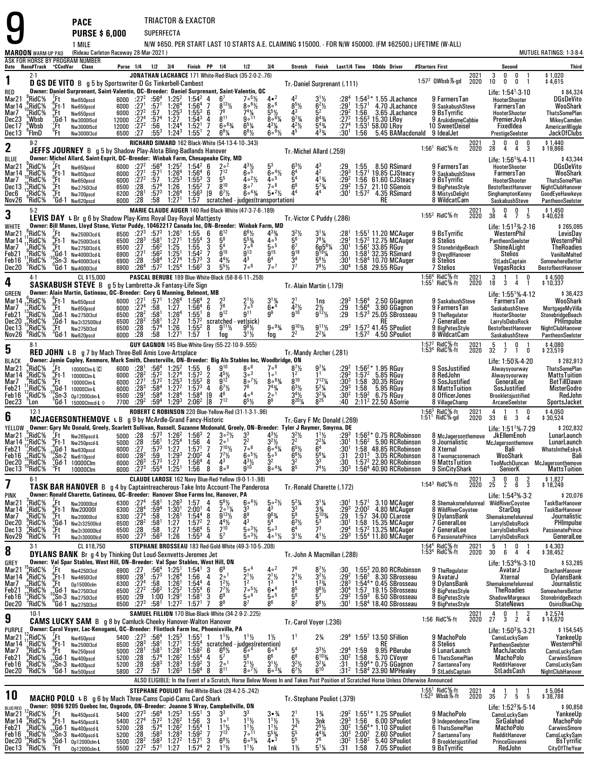# 9 PACE — PURSE $ 6,000 — 1 MILE

TRIACTOR & EXACTOR
SUPERFECTA

N/W $650. PER START LAST 10 STARTS A.E. CLAIMING $15000. - FOR N/W $50000. (FM $62500.) LIFETIME (W-ALL)

**MAROON** WARM-UP PAD (Rideau Carleton Raceway 28-Mar-2021) MUTUEL RATINGS: 1-3-8-4

ASK FOR HORSE BY PROGRAM NUMBER

Date Race#Track \*CCndVar Class Purse 1/4 1/2 3/4 Finish PP 1/4 1/2 3/4 Stretch Finish Last1/4 Time $Odds Driver #Starters First Second Third

---

## 1 — D GS DE VITO (2-1) RED

B g 5 by Sportswriter-D Gs Tinkerbell-Cambest
JONATHAN LACHANCE 171 White-Red-Black (35-2-0-2-.76)
Tr.-Daniel Surprenant (.111)
Owner: Daniel Surprenant, Saint-Valentin, QC--Breeder: Daniel Surprenant, Saint-Valentin, QC

1:57² QWbsb⅞-gd — 2021: 3 0 0 1 $1,020; 2020: 10 0 0 1 $4,615; Life: 1:54¹-3-10 $84,324

| Date | Track | Cond | Class | Purse | 1/4 | 1/2 | 3/4 | Finish | PP | 1/4 | 1/2 | 3/4 | Stretch | Finish | Last1/4 | Time | $Odds Driver | Starters First | Second | Third |
|---|---|---|---|---|---|---|---|---|---|---|---|---|---|---|---|---|---|---|---|---|
| Mar21 | 9RidC⅝ | 7Ft | Nw650pscd | 6000 | :27² | :56⁴ | 1:25² | 1:54² | 4 | 6⁷ | 7○5½ | 4●² | 4² | 3¹½ | :28⁴ | 1:54³\* | 1.55 JLachance | 9 FarmersTan | HooterShooter | DGsDeVito |
| Mar14 | 6RidC⅝ | 6Ft-1 | Nw650pscd | 6000 | :27¹ | :57¹ | 1:26⁴ | 1:56⁴ | 7 | 8¹³½ | 8○6½ | 8○⁶ | 8⁵½ | 6²½ | :29¹ | 1:57¹ | 4.70 JLachance | 9 SaskabushSteve | FarmersTan | WooShark |
| Mar7 | 10RidC⅝ | -9Ft | Nw650pscd | 6000 | :27² | :57 | 1:25³ | 1:55³ | 6 | 7⁸ | 7⁴¼ | 5⁵½ | 4³ | 5² | :29² | 1:56 | 3.65 JLachance | 9 BsTyrrific | HooterShooter | ThatsSomePlan |
| Dec23 | 5Wbsb | 5Gd-1 | Nw3000l5cd | 12000 | :27⁴ | :57⁴ | 1:27 | 1:54³ | 4 | 8¹¹ | 9○¹¹ | 8○6¼ | 9⁷¾ | 8⁴¾ | :27² | 1:55³ | 15.30 LRoy | 9 ArukidinmeCabbie | PremierJoyA | MikeyCamden |
| Dec17 | 8Wbsb | -7Ft | Nw3000l5cd | 12000 | :27² | :56 | 1:24⁴ | 1:52¹ | 7 | 6○6¾ | 6⁵¼ | 4³¼ | 4²½ | 5⁴¾ | :27⁴ | 1:53¹ | 58.00 LRoy | 10 SweetDeisel | FixedIdea | AmericanWiggle |
| Dec13 | 6FlmD | 0Ft | Nw3000l3cd | 6500 | :27 | :55³ | 1:24³ | 1:55¹ | 2 | 6⁸¼ | 6⁸½ | 6○6½ | 4⁵ | 4³¾ | :30¹ | 1:56 | 5.45 BAMacdonald | 9 IdealJet | PrestigeSeelster | JackOfClubs |

---

## 2 — JEFFS JOURNEY (9-2) BLUE

B g 5 by Shadow Play-Alota Bling-Badlands Hanover
RICHARD SIMARD 162 Black-White (54-13-4-10-.343)
Tr.-Michel Allard (.259)
Owner: Michel Allard, Saint-Esprit, QC--Breeder: Winbak Farm, Chesapeake City, MD

1:56¹ RidC⅝-ft — 2021: 3 0 0 0 $1,440; 2020: 28 4 4 3 $19,866; Life: 1:56¹⅘-4-11 $43,344

| Date | Track | Cond | Class | Purse | 1/4 | 1/2 | 3/4 | Finish | PP | 1/4 | 1/2 | 3/4 | Stretch | Finish | Last1/4 | Time | $Odds Driver | Starters First | Second | Third |
|---|---|---|---|---|---|---|---|---|---|---|---|---|---|---|---|---|---|---|---|---|
| Mar21 | 9RidC⅝ | 7Ft | Nw650pscd | 6000 | :27² | :56⁴ | 1:25² | 1:54² | 6 | 2○² | 4³½ | 5³ | 6³½ | 4³ | :29 | 1:55 | 8.50 RSimard | 9 FarmersTan | HooterShooter | DGsDeVito |
| Mar14 | 10RidC⅝ | 6Ft-1 | Nw650pscd | 6000 | :27¹ | :57¹ | 1:26⁴ | 1:56⁴ | 6 | 7¹² | 6○⁵ | 6○4½ | 6⁴ | 4² | :29³ | 1:57¹ | 19.85 CJSteacy | 9 SaskabushSteve | FarmersTan | WooShark |
| Mar7 | 10RidC⅝ | -9Ft | Nw650pscd | 6000 | :27² | :57 | 1:25³ | 1:55³ | 3 | 5⁵ | 4○2½ | 4○⁵ | 5⁴ | 4¹¾ | :29² | 1:56 | 61.60 CJSteacy | 9 BsTyrrific | HooterShooter | ThatsSomePlan |
| Dec13 | 15RidC⅝ | 4Ft | Nw2750l3cd | 6500 | :28 | :57⁴ | 1:26 | 1:55² | 8 | 8¹⁰ | 8○⁷ | 7○⁸ | 6⁸ | 5⁷¾ | :29² | 1:57 | 21.10 SGenois | 9 BigPetesStyle | BestofbestHanover | NightClubHanover |
| Dec6 | 13RidC⅝ | 4Ft | Nw700pscd | 6200 | :28¹ | :57³ | 1:26⁴ | 1:56³ | [9 | 6⁷½ | 6○4¾ | 5●2½ | 4⁴ | 4⁴ | :30¹ | 1:57² | 4.35 RSimard | 8 MistysDelight | SinghamptonKenny | GoodEyeHawkeye |
| Nov26 | 8RidC⅝ | 0Gd-1 | Nw620pscd | 6000 | :28 | :58 | 1:27¹ | 1:57 | | scratched - judges(transportation) | | | | | | | RE | 8 WildcatCam | SaskabushSteve | PantheonSeelster |

---

## 3 — LEVIS DAY (5-2) WHITE

L Br g 6 by Shadow Play-Kims Royal Day-Royal Mattjesty
MARIE CLAUDE AUGER 140 Red-Black-White (47-3-7-6-.189)
Tr.-Victor C Puddy (.286)
Owner: Bill Manes, Lloyd Stone, Victor Puddy, 10462217 Canada Inc, ON--Breeder: Winbak Farm, MD

1:55² RidC⅝-ft — 2021: 5 0 0 1 $1,450; 2020: 38 4 7 5 $40,628; Life: 1:51³⅘-2-16 $265,095

| Date | Track | Cond | Class | Purse | 1/4 | 1/2 | 3/4 | Finish | PP | 1/4 | 1/2 | 3/4 | Stretch | Finish | Last1/4 | Time | $Odds Driver | Starters First | Second | Third |
|---|---|---|---|---|---|---|---|---|---|---|---|---|---|---|---|---|---|---|---|---|
| Mar21 | 8RidC⅝ | 7Ft | Nw2500l3cd-L | 6500 | :27³ | :57³ | 1:26¹ | 1:55 | 6 | 6¹² | 6⁶½ | 4³¾ | 3²½ | 3¹¼ | :28¹ | 1:55¹ | 11.20 MCAuger | 9 BsTyrrific | WesternPhil | LevisDay |
| Mar14 | 11RidC⅝ | 6Ft-1 | Nw2500l3cd-L | 6500 | :28³ | :58¹ | 1:27¹ | 1:55⁴ | 3 | 5⁸ | 5⁵¾ | 4○⁵ | 5⁶ | 7⁸¼ | :29¹ | 1:57² | 12.75 MCAuger | 8 Stelios | PantheonSeelster | WesternPhil |
| Mar7 | 11RidC⅝ | -9Ft | Nw2750l3cd-L | 6500 | :27 | :56² | 1:25 | 1:55 | 3 | 5⁴ | 7○⁶ | 5○⁵ | 6⁷ | 6p5⁶¼ | :30¹ | 1:56¹ | 33.85 RGuy | 9 StonebridgeBeach | ShineALight | TheRoadies |
| Feb21 | 9RidC⅝ | 10Gd-1 | Nw4000l3cd-L | 6900 | :27¹ | :56² | 1:25¹ | 1:54² | 7 | 9¹⁵ | 9¹³ | 9¹⁵ | 9¹⁸ | 9¹⁹¾ | :30 | 1:58¹ | 32.35 RSimard | 9 DreydlHanover | Stelios | VanillaMalted |
| Feb16 | 11RidC⅝ | -10Sn-3 | Nw4000l3cd-L | 6900 | :28 | :58⁴ | 1:27⁴ | 1:57³ | 3 | 4⁴½ | 4³ | 6⁴ | 3⁴ | 5⁶½ | :30¹ | 1:58⁴ | 10.70 MCAuger | 8 Stelios | StLadsCaptain | SomewhereBettor |
| Dec20 | 5RidC⅝ | 0Gd-1 | Nw4000l3cd | 6900 | :26⁴ | :57² | 1:25⁴ | 1:56² | 3 | 5⁵½ | 7○⁶ | 7○⁷ | 7⁷ | 7⁸½ | :30⁴ | 1:58 | 29.55 RGuy | 7 Stelios | VegasRocks | BestofbestHanover |

---

## 4 — SASKABUSH STEVE (4-1) GREEN — CL $15,000

B g 5 by Lambretta-Jk Fantasy-Life Sign
PASCAL BERUBE 189 Blue-White-Black (58-8-6-11-.258)
Tr.-Alain Martin (.179)
Owner: Alain Martin, Gatineau, QC--Breeder: Cory G Manning, Belmont, MB

1:56⁴ RidC⅝-ft (2021); 1:55¹ RidC⅝-ft (2020) — 2021: 3 1 1 0 $4,500; 2020: 18 3 4 1 $10,337; Life: 1:55¹⅘-4-12 $36,423

| Date | Track | Cond | Class | Purse | 1/4 | 1/2 | 3/4 | Finish | PP | 1/4 | 1/2 | 3/4 | Stretch | Finish | Last1/4 | Time | $Odds Driver | Starters First | Second | Third |
|---|---|---|---|---|---|---|---|---|---|---|---|---|---|---|---|---|---|---|---|---|
| Mar14 | 6RidC⅝ | -6Ft-1 | Nw650pscd | 6000 | :27¹ | :57¹ | 1:26⁴ | 1:56⁴ | 2 | 2³ | 2¹½ | 3¹¾ | 2¹ | 1ns | :29³ | 1:56⁴ | 2.50 GGagnon | 9 SaskabushSteve | FarmersTan | WooShark |
| Mar7 | 12RidC⅝ | -9Ft | Nw650pscd | 6000 | :27⁴ | :58 | 1:27 | 1:56⁴ | 6 | 7⁸ | 7○⁵ | 6●⁴ | 4²½ | 2½ | :29 | 1:56⁴ | 3.90 GGagnon | 9 FarmersTan | SaskabushSteve | MortgageMyVilla |
| Feb21 | 13RidC⅝ | 10Gd-1 | Nw2750l3cd | 6500 | :28² | :58¹ | 1:26⁴ | 1:55¹ | 8 | 9¹² | 9¹¹ | 9⁹ | 9¹⁰ | 9¹²½ | :29 | 1:57³ | 25.05 SBrosseau | 9 TheRegulator | HooterShooter | StonebridgeBeach |
| Dec20 | 15RidC⅝ | 0Gd-1 | Nw2r32500lcd | 6500 | :28² | :58¹ | 1:27 | 1:57² | | scratched - vet(sick) | | | | | | | RE | 7 GeneralLee | LarrylsDebsRock | PHImpulse |
| Dec13 | 15RidC⅝ | 4Ft | Nw2750l3cd | 6500 | :28 | :57⁴ | 1:26 | 1:55² | 8 | 9¹¹½ | 9⁸½ | 9○9¾ | 9¹⁰½ | 9¹¹½ | :29³ | 1:57³ | 41.45 SPouliot | 9 BigPetesStyle | BestofbestHanover | NightClubHanover |
| Nov26 | 8RidC⅝ | 0Gd-1 | Nw620pscd | 6000 | :28 | :58 | 1:27¹ | 1:57 | 1 | fog | 3¹½ | fog | 2² | 2²¼ | | 1:57² | 4.50 SPouliot | 8 WildcatCam | SaskabushSteve | PantheonSeelster |

---

## 5 — RED JOHN (8-1) BLACK

L B g 7 by Mach Three-Bell Amis Love-Artsplace
GUY GAGNON 145 Blue-White-Grey (55-22-10-9-.555)
Tr.-Mandy Archer (.281)
Owner: Jamie Copley, Kenmore, Mark Smith, Chesterville, ON--Breeder: Big Als Stables Inc, Woodbridge, ON

1:57² RidC⅝-ft (2021); 1:53⁴ RidC⅝-ft (2020) — 2021: 5 1 0 1 $4,080; 2020: 32 7 1 0 $23,519; Life: 1:50⅘-4-20 $282,913

| Date | Track | Cond | Class | Purse | 1/4 | 1/2 | 3/4 | Finish | PP | 1/4 | 1/2 | 3/4 | Stretch | Finish | Last1/4 | Time | $Odds Driver | Starters First | Second | Third |
|---|---|---|---|---|---|---|---|---|---|---|---|---|---|---|---|---|---|---|---|---|
| Mar21 | 4RidC⅝ | 7Ft | 10000Clm-L Ⓒ | 6000 | :28¹ | :56⁴ | 1:25² | 1:55 | 6 | 9¹⁰ | 8○⁸ | 7○⁸ | 8⁷½ | 9⁷¼ | :29² | 1:56²\* | 1.95 RGuy | 9 SosJustified | Alwaysyourway | ThatsSomePlan |
| Mar14 | 5RidC⅝ | 6Ft-1 | 10000Clm-L | 6000 | :28² | :57² | 1:27⁴ | 1:57² | 2 | 4⁵½ | 3○³ | 1○¹ | 1² | 1¹ | :29³ | 1:57² | 5.85 RGuy | 8 RedJohn | Alwaysyourway | MattsTuition |
| Mar7 | 8RidC⅝ | -9Ft | 10000Clm-L | 6000 | :27¹ | :57² | 1:25³ | 1:55³ | 8 | 9¹² | 8○7½ | 8○8¾ | 8¹⁰ | 7¹²¼ | :30³ | 1:58 | 30.35 RGuy | 9 SosJustified | GeneralLee | BetTillDawn |
| Feb21 | 11RidC⅝ | -4Gd-1 | 10000Clm-L | 6000 | :28³ | :58⁴ | 1:27² | 1:57³ | 4 | 6⁷½ | 7⁶ | 7⁴¾ | 6³½ | 5²¼ | :29³ | 1:58 | 5.95 RGuy | 8 MattsTuition | SosJustified | MisterGodro |
| Feb16 | 12RidC⅝ | -10Sn-3 | Op12000clm-L | 6500 | :29¹ | :58⁴ | 1:28⁴ | 1:58⁴ | [9 | 4⁶ | 4○⁴ | 2○¹ | 3⁴½ | 3²¾ | :30² | 1:59² | 6.75 RGuy | 8 OfficerJones | Brookletsjustified | RedJohn |
| Dec23 | 5Lon | 5Gd-1 | 15000Clmcd-L ◇ | 7700 | :29² | :59⁴ | 1:29³ | 2:06² | [8 | 7¹² | 6⁵½ | 8⁹ | 8²⁰¼ | 8²⁵ | :40 | 2:11² | 22.50 ASorrie | 8 VillageChamp | ArcaneSeelster | SportsJacket |

---

## 6 — MCJAGERSONTHEMOVE (12-1) YELLOW

L B g 9 by McArdle-Grand Fancy-Historic
ROBERT C ROBINSON 220 Blue-Yellow-Red (31-1-3-1-.96)
Tr.-Gary F Mc Donald (.269)
Owner: Gary Mc Donald, Greely, Scarlett Sullivan, Russell, Suzanne Mcdonald, Greely, ON--Breeder: Tyler J Raymer, Smyrna, DE

1:56³ RidC⅝-ft (2021); 1:51¹ RidC⅞-gd (2020) — 2021: 4 1 1 0 $4,050; 2020: 33 6 3 4 $30,524; Life: 1:51¹⅘-7-29 $202,832

| Date | Track | Cond | Class | Purse | 1/4 | 1/2 | 3/4 | Finish | PP | 1/4 | 1/2 | 3/4 | Stretch | Finish | Last1/4 | Time | $Odds Driver | Starters First | Second | Third |
|---|---|---|---|---|---|---|---|---|---|---|---|---|---|---|---|---|---|---|---|---|
| Mar21 | 5RidC⅝ | 7Ft | Nw265pscd-L | 5000 | :28 | :57³ | 1:26² | 1:56³ | 2 | 3○2½ | 3³ | 4³½ | 3²½ | 1¹½ | :29³ | 1:56³\* | 0.75 RCRobinson | 8 McJagersonthemove | JkEllemEnoh | LunarLaunch |
| Mar14 | 12RidC⅝ | 6Ft-1 | Nw250pscd-L | 5000 | :28 | :56¹ | 1:25⁴ | 1:56 | 4 | 2○¹ | 2² | 3²½ | 2² | 2²¼ | :30¹ | 1:56² | 5.90 RCRobinson | 9 Journalistic | McJagersonthemove | LunarLaunch |
| Feb21 | 2RidC⅝ | 10Gd-1 | Nw630pscd | 6000 | :27 | :57³ | 1:27 | 1:57¹ | 7 | 7¹⁰½ | 7○⁶ | 6○4¼ | 6⁵½ | 6⁴ | :30¹ | 1:58 | 48.85 RCRobinson | 8 Xternal | Bali | WhatsIntheEskyA |
| Feb16 | 15RidC⅝ | -10Sn-2 | Nw610pscd | 6000 | :28² | :59 | 1:29³ | 2:00² | 4 | 7⁷½ | 6○5½ | 5○⁵ | 6⁶½ | 5⁶¼ | :31 | 2:01³ | 3.05 RCRobinson | 8 Twomacsonemach | WooShark | Bali |
| Dec20 | 10RidC⅝ | 0Gd-1 | 10000Clm | 6000 | :26³ | :57³ | 1:27 | 1:56⁴ | 4 | 4³ | 4³½ | 3² | 3² | 3³ | :30 | 1:57² | 22.90 RCRobinson | 9 MattsTuition | TooMuchDuncan | McJagersonthemove |
| Dec13 | 10RidC⅝ | 4Ft | 10000Clm | 6000 | :27³ | :55⁴ | 1:25¹ | 1:56 | 8 | 8○⁹ | 9¹⁰ | 8○4¾ | 8⁵ | 7⁴½ | :30³ | 1:56⁴ | 40.90 RCRobinson | 9 SinCityShark | SeniorK | MattsTuition |

---

## 7 — TASK BAR HANOVER (6-1) PINK

B g 4 by Captaintreacherous-Take Into Account-The Panderosa
CLAUDE LAROSE 162 Navy Blue-Red-Yellow (9-0-1-1-.98)
Tr.-Ronald Charette (.172)
Owner: Ronald Charette, Gatineau, QC--Breeder: Hanover Shoe Farms Inc, Hanover, PA

1:54³ RidC⅝-ft — 2021: 3 0 0 2 $1,827; 2020: 25 2 6 3 $18,249; Life: 1:54³⅘-3-2 $20,076

| Date | Track | Cond | Class | Purse | 1/4 | 1/2 | 3/4 | Finish | PP | 1/4 | 1/2 | 3/4 | Stretch | Finish | Last1/4 | Time | $Odds Driver | Starters First | Second | Third |
|---|---|---|---|---|---|---|---|---|---|---|---|---|---|---|---|---|---|---|---|---|
| Mar21 | 3RidC⅝ | 7Ft | Nw20000lcd | 6300 | :27⁴ | :58¹ | 1:26³ | 1:57 | 4 | 5⁶½ | 6○4½ | 5○2½ | 5²¾ | 3¹¼ | :30¹ | 1:57¹ | 3.10 MCAuger | 8 Shemaksmefeelunreal | WildRiverCoyotee | TaskBarHanover |
| Mar14 | 1RidC⅝ | 6Ft-1 | Nw20000l | 6300 | :28⁴ | :59⁴ | 1:30¹ | 2:00¹ | 4 | 2○1¼ | 3³ | 4³ | 3³ | 3¾ | :29³ | 2:00² | 4.80 MCAuger | 8 WildRiverCoyotee | StarDog | TaskBarHanover |
| Mar7 | 4RidC⅝ | -9Ft | Nw20000lcd | 6300 | :27⁴ | :58 | 1:26¹ | 1:54⁴ | 8 | 9¹³½ | 8⁹ | 9⁸¾ | 5⁹ | 5¹⁰¾ | :29 | 1:57 | 34.00 CLarose | 9 DylansBank | Shemaksmefeelunreal | Journalistic |
| Dec20 | 9RidC⅝ | 0Gd-1 | Nw2r32500lcd | 6500 | :28² | :58¹ | 1:27 | 1:57² | 2 | 4⁴½ | 4³ | 5⁴ | 6³½ | 5³ | :30¹ | 1:58 | 15.35 MCAuger | 7 GeneralLee | LarrylsDebsRock | PHImpulse |
| Dec13 | 3RidC⅝ | 4Ft | Nw2r30000lcd | 6500 | :28 | :58 | 1:26⁴ | 1:56⁴ | 5 | 7¹⁰ | 5○3½ | 5○³ | 6⁴ | 7³ | :29⁴ | 1:57² | 13.25 MCAuger | 7 GeneralLee | LarrylsDebsRock | PassionatePrince |
| Nov29 | 4RidC⅝ | -2Ft | Nw2r30000lcd | 6500 | :27³ | :56³ | 1:26 | 1:55³ | 4 | 5⁷ | 5○3½ | 4○1½ | 3¹½ | 4¹½ | :29³ | 1:55⁴ | 11.80 MCAuger | 6 PassionatePrince | LarrylsDebsRock | GeneralLee |

---

## 8 — DYLANS BANK (3-1) GREY — CL $18,750

Br g 4 by Thinking Out Loud-Sexnvetts-Jeremes Jet
STEPHANE BROSSEAU 183 Red-Gold-White (49-3-10-5-.208)
Tr.-John A Macmillan (.288)
Owner: Val Spar Stables, West Hill, ON--Breeder: Val Spar Stables, West Hill, ON

1:54⁴ RidC⅝-ft (2021); 1:53⁴ RidC⅝-ft (2020) — 2021: 5 1 0 1 $4,303; 2020: 30 6 4 4 $38,452; Life: 1:53⁴⅘-3-10 $53,285

| Date | Track | Cond | Class | Purse | 1/4 | 1/2 | 3/4 | Finish | PP | 1/4 | 1/2 | 3/4 | Stretch | Finish | Last1/4 | Time | $Odds Driver | Starters First | Second | Third |
|---|---|---|---|---|---|---|---|---|---|---|---|---|---|---|---|---|---|---|---|---|
| Mar21 | 15RidC⅝ | 7Ft | Nw4250l3cd | 6900 | :27 | :56⁴ | 1:25¹ | 1:54¹ | 3 | 6⁹ | 5○⁴ | 4○² | 7⁶ | 8⁷½ | :30 | 1:55³ | 20.80 RCRobinson | 9 TheRegulator | AvatarJ | DrachanHanover |
| Mar14 | 8RidC⅝ | 6Ft-1 | Nw4650l3cd | 6900 | :28¹ | :57³ | 1:26⁴ | 1:56 | 4 | 2○¹ | 2¹½ | 2¹½ | 2¹½ | 3²½ | :29² | 1:56² | 8.30 SBrosseau | 9 AvatarJ | Xternal | DylansBank |
| Mar7 | 4RidC⅝ | -9Ft | Op15000clm | 6300 | :27⁴ | :58 | 1:26¹ | 1:54⁴ | 4 | 1²½ | 1² | 1³ | 1⁴ | 1³¾ | :28³ | 1:54⁴\* | 0.45 SBrosseau | 9 DylansBank | Shemaksmefeelunreal | Journalistic |
| Feb21 | 13RidC⅝ | 10Gd-1 | Nw2750l3cd | 6500 | :27² | :56² | 1:25² | 1:55¹ | 6 | 7⁷½ | 7○5½ | 6●⁴ | 8⁵ | 9⁶½ | :30⁴ | 1:57 | 19.15 SBrosseau | 9 BigPetesStyle | TheRoadies | SomewhereBettor |
| Feb16 | 13RidC⅝ | -10Sn-3 | Nw2750l3cd | 6500 | :29 | 1:00 | 1:29¹ | 1:58¹ | 3 | 6⁹ | 5○⁴ | 5○⁵ | 5⁸ | 5⁷ | :29² | 1:59³ | 6.50 SBrosseau | 8 BigPetesStyle | ShadowMargeaux | StonebridgeBeach |
| Dec20 | 3RidC⅝ | 0Gd-1 | Nw2750l3cd | 6500 | :27³ | :58¹ | 1:27² | 1:57¹ | 7 | 8⁸ | 8⁷ | 8⁶ | 8⁷ | 8⁸½ | :30¹ | 1:58⁴ | 18.40 SBrosseau | 9 BigPetesStyle | StateNews | OsirisBlueChip |

---

## 9 — CAMS LUCKY SAM (10-1) PURPLE

B g 8 by Camluck-Cheeky Hanover-Walton Hanover
SAMUEL FILLION 170 Blue-Black-White (34-2-9-2-.225)
Tr.-Carol Voyer (.236)
Owner: Carol Voyer, Lac-Kenogami, QC--Breeder: Flintlock Farm Inc, Phoenixville, PA

1:56 RidC⅝-ft — 2021: 4 0 1 2 $2,574; 2020: 27 3 2 4 $14,670; Life: 1:50³⅘-3-21 $154,545

| Date | Track | Cond | Class | Purse | 1/4 | 1/2 | 3/4 | Finish | PP | 1/4 | 1/2 | 3/4 | Stretch | Finish | Last1/4 | Time | $Odds Driver | Starters First | Second | Third |
|---|---|---|---|---|---|---|---|---|---|---|---|---|---|---|---|---|---|---|---|---|
| Mar21 | 12RidC⅝ | 7Ft | Nw450pscd | 5400 | :27³ | :56⁴ | 1:25³ | 1:55¹ | 1 | 1¹½ | 1¹½ | 1½ | 1¹ | 2¾ | :29⁴ | 1:55² | 13.50 SFillion | 9 MachoPolo | CamsLuckySam | YankeeUp |
| Mar14 | 11RidC⅝ | 6Ft-1 | Nw2500l3cd | 6500 | :28³ | :58¹ | 1:27¹ | 1:55⁴ | | scratched - judges(retention) | | | | | | | RE | 8 Stelios | PantheonSeelster | WesternPhil |
| Mar7 | 9RidC⅝ | -9Ft | Nw250pscd | 5000 | :28¹ | :58¹ | 1:28² | 1:58² | 6 | 6⁶½ | 6○⁴ | 6○⁴ | 5⁴ | 3³½ | :29⁴ | 1:59 | 9.95 PBerube | 9 LunarLaunch | MachJacobs | CamsLuckySam |
| Feb21 | 4RidC⅝ | 10Gd-1 | Nw400pscd | 5200 | :28 | :57⁴ | 1:26² | 1:55⁴ | 4 | 5⁷ | 5⁶ | 6⁶ | 6⁸ | 6¹⁰³⁄₄ | :30² | 1:58 | 5.70 CVoyer | 6 ThatsSomePlan | MachoPolo | CarwinsSmore |
| Feb16 | 4RidC⅝ | -10Sn-3 | Nw400pscd | 5200 | :28 | :58³ | 1:28³ | 1:59² | 3 | 2○¹ | 2¹½ | 3¹½ | 3²½ | 3²¼ | :31 | 1:59⁴\* | 0.75 GGagnon | 7 SantannaTony | RedditHanover | CamsLuckySam |
| Dec20 | 8RidC⅝ | 0Gd-1 | Nw500pscd | 5800 | :27 | :57 | 1:26³ | 1:56⁴ | 8 | 8¹¹ | 8○7½ | 6○3¾ | 6⁷½ | 6¹⁰ | :31² | 1:59 | 23.90 MPHealey | 9 StLadsCaptain | StLadsCash | NightClubHanover |

ALSO ELIGIBLE: In the Event of a Scratch, Horse Below Moves In and Takes Post Position of Scratched Horse Unless Otherwise Announced

---

## 10 — MACHO POLO BLUE/RED

L B g 6 by Mach Three-Cams Cupid-Cams Card Shark
STEPHANE POULIOT Red-White-Black (28-4-2-5-.242)
Tr.-Stephane Pouliot (.379)
Owner: 9096 9205 Quebec Inc, Osgoode, ON--Breeder: Joanne S Wray, Campbellville, ON

1:55¹ RidC⅝-ft (2021); 1:52³ Wbsb⅞-ft (2020) — 2021: 4 1 1 1 $5,064; 2020: 35 7 5 5 $38,788; Life: 1:52³⅘-5-14 $90,858

| Date | Track | Cond | Class | Purse | 1/4 | 1/2 | 3/4 | Finish | PP | 1/4 | 1/2 | 3/4 | Stretch | Finish | Last1/4 | Time | $Odds Driver | Starters First | Second | Third |
|---|---|---|---|---|---|---|---|---|---|---|---|---|---|---|---|---|---|---|---|---|
| Mar21 | 12RidC⅝ | 7Ft | Nw450pscd-L | 5400 | :27³ | :56⁴ | 1:25³ | 1:55¹ | 3 | 3³ | 3³ | 3○¾ | 2¹ | 1¾ | :29² | 1:55¹\* | 1.25 SPouliot | 9 MachoPolo | CamsLuckySam | YankeeUp |
| Mar14 | 9RidC⅝ | 6Ft-1 | Nw450pscd-L | 5400 | :27⁴ | :57² | 1:26² | 1:56 | 3 | 1○¹ | 1¹½ | 1¹½ | 1½ | 3nk | :29³ | 1:56 | 6.00 SPouliot | 9 IndependenceTime | SirGalahad | MachoPolo |
| Feb21 | 4RidC⅝ | 10Gd-1 | Nw400pscd-L | 5200 | :28 | :57⁴ | 1:26² | 1:55⁴ | 1 | 1¹½ | 1¹½ | 1¹½ | 2⁴ | 2⁵½ | :30² | 1:56⁴\* | 1.10 SPouliot | 6 ThatsSomePlan | MachoPolo | CarwinsSmore |
| Feb16 | 14RidC⅝ | -10Sn-3 | Nw400pscd-L | 5200 | :28 | :58³ | 1:28³ | 1:59² | 7 | 7¹³ | 7○¹¹ | 5⁵¾ | 5⁵ | 4⁴¾ | :30³ | 2:00² | 2.60 SPouliot | 7 SantannaTony | RedditHanover | CamsLuckySam |
| Dec20 | 14RidC⅝ | 0Gd-1 | Op12000clm-L | 5500 | :28² | :58³ | 1:27² | 1:57¹ | 3 | 6⁸½ | 6○5¼ | 4●³ | 5⁵ | 7⁶ | :30² | 1:58² | 5.40 SPouliot | 8 Brookletsjustified | PrinceGiovanni | BsTyrrific |
| Dec13 | 6RidC⅝ | -3Ft | Op12000clm-L | 5500 | :27² | :57¹ | 1:27 | 1:57⁴ | 2 | 1¹½ | 1¹½ | 1nk | 1½ | 5¹¼ | :31 | 1:58 | 7.05 SPouliot | 9 BsTyrrific | RedJohn | CityOfTheYear |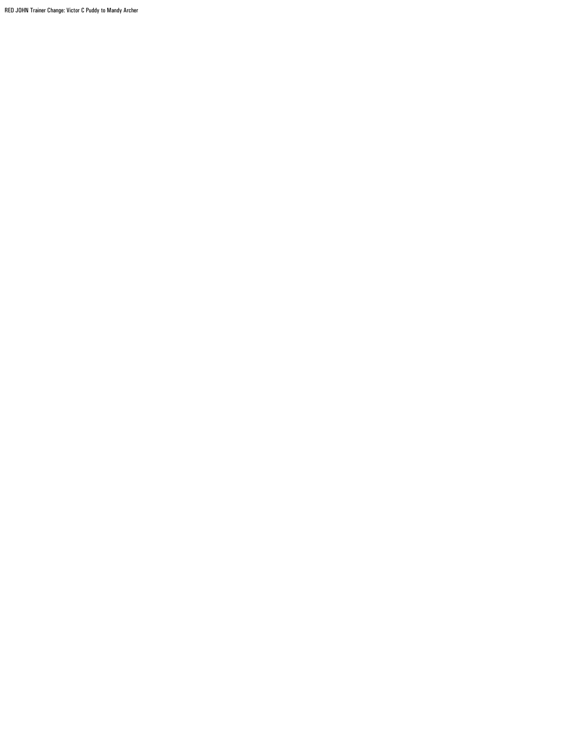RED JOHN Trainer Change: Victor C Puddy to Mandy Archer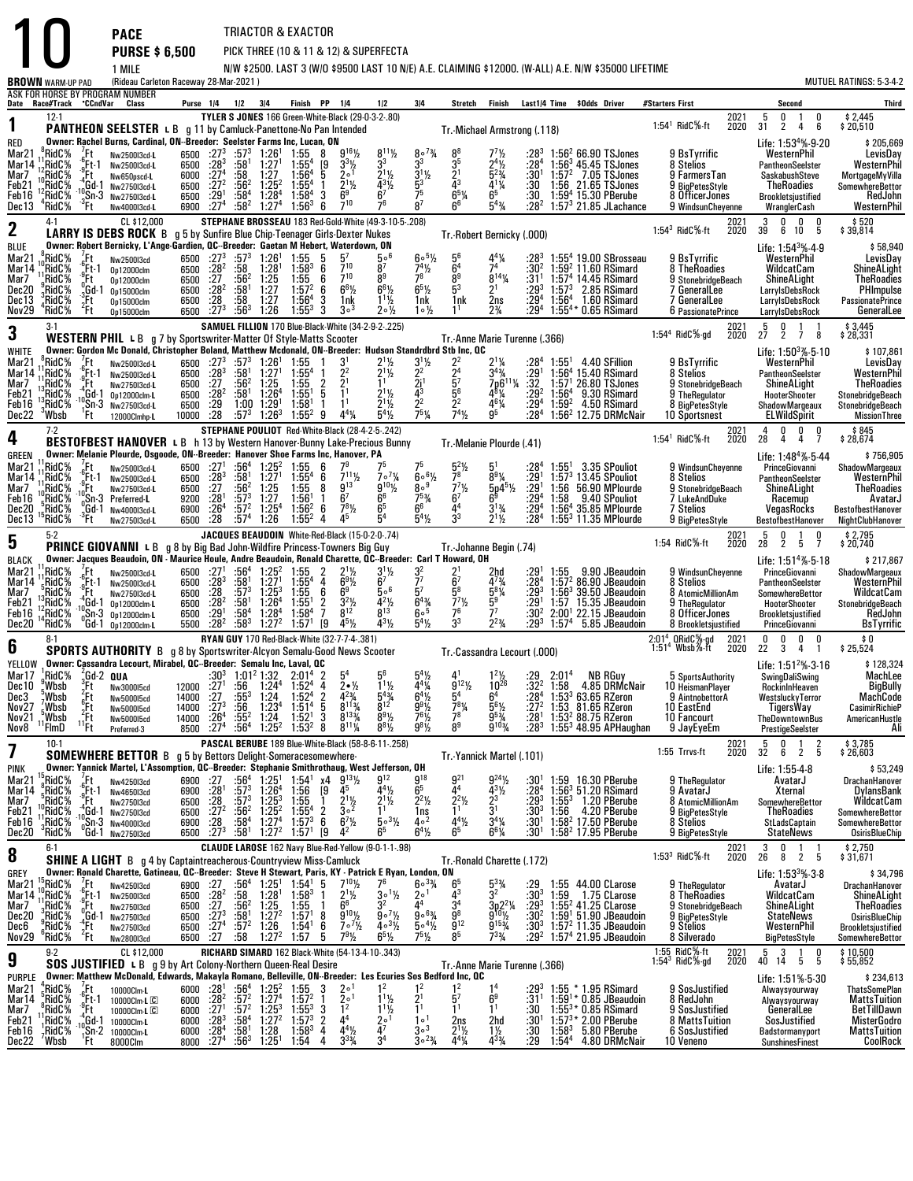# 10 PACE — PURSE $ 6,500 — 1 MILE

TRIACTOR & EXACTOR
PICK THREE (10 & 11 & 12) & SUPERFECTA
N/W $2500. LAST 3 (W/O $9500 LAST 10 N/E) A.E. CLAIMING $12000. (W-ALL) A.E. N/W $35000 LIFETIME

BROWN WARM-UP PAD (Rideau Carleton Raceway 28-Mar-2021) — MUTUEL RATINGS: 5-3-4-2

ASK FOR HORSE BY PROGRAM NUMBER

## 1 — PANTHEON SEELSTER (12-1)

L B g 11 by Camluck-Panettone-No Pan Intended — RED
TYLER S JONES 166 Green-White-Black (29-0-3-2-.80) — Tr.-Michael Armstrong (.118)
Owner: Rachel Burns, Cartland, ON--Breeder: Seelster Farms Inc, Lucan, ON

| | Starts | 1st | 2nd | 3rd | Earnings |
|---|---|---|---|---|---|
| 1:54¹ RidC⅝-ft 2021 | 5 | 0 | 1 | 0 | $2,445 |
| 2020 | 31 | 2 | 4 | 6 | $20,510 |
| Life: 1:53⁴⅗-9-20 | | | | | $205,669 |

| Date | Race/Track | Cnd | Class | Purse | 1/4 | 1/2 | 3/4 | Finish | PP | 1/4 | 1/2 | 3/4 | Stretch | Finish | Last1/4 | Time | $Odds | Driver | #Starters First | Second | Third |
|---|---|---|---|---|---|---|---|---|---|---|---|---|---|---|---|---|---|---|---|---|---|
| Mar21 | ⁸RidC⅝ | ⁷Ft | Nw2500l3cd-L | 6500 | :27³ | :57³ | 1:26¹ | 1:55 | 8 | 9¹⁶½ | 8¹¹½ | 8∘7¾ | 8⁸ | 7⁷½ | :28³ | 1:56² | 66.90 | TSJones | 9 BsTyrrific | WesternPhil | LevisDay |
| Mar14 | ¹¹RidC⅝ | ⁶Ft-1 | Nw2500l3cd-L | 6500 | :28³ | :58¹ | 1:27¹ | 1:55⁴ | [9 | 3³½ | 3³ | 3³ | 3⁵ | 2⁴½ | :28⁴ | 1:56³ | 45.45 | TSJones | 8 Stelios | PantheonSeelster | WesternPhil |
| Mar7 | ¹²RidC⅝ | ⁴Ft | Nw650pscd-L | 6000 | :27⁴ | :58 | 1:27 | 1:56⁴ | 5 | 2∘¹ | 2¹½ | 3¹½ | 2¹ | 5²¾ | :30¹ | 1:57² | 7.05 | TSJones | 9 FarmersTan | SaskabushSteve | MortgageMyVilla |
| Feb21 | ¹⁰RidC⅝ | ⁴Gd-1 | Nw2750l3cd-L | 6500 | :27² | :56² | 1:25² | 1:55⁴ | 1 | 2¹½ | 4³½ | 5³ | 4³ | 4¹¼ | :30 | 1:56 | 21.65 | TSJones | 9 BigPetesStyle | TheRoadies | SomewhereBettor |
| Feb16 | ¹²RidC⅝ | ¹⁰Sn-3 | Nw2750l3cd-L | 6500 | :29¹ | :58⁴ | 1:28⁴ | 1:58⁴ | 3 | 6⁹ | 6⁷ | 7⁵ | 6⁵¼ | 6⁵ | :30 | 1:59⁴ | 15.30 | PBerube | 8 OfficerJones | Brookletsjustified | RedJohn |
| Dec13 | ⁴RidC⅝ | ³Ft | Nw4000l3cd-L | 6900 | :27⁴ | :58² | 1:27⁴ | 1:56³ | 6 | 7¹⁰ | 7⁶ | 8⁷ | 6⁶ | 5⁴¾ | :28² | 1:57³ | 21.85 | JLachance | 9 WindsunCheyenne | WranglerCash | WesternPhil |

## 2 — LARRY IS DEBS ROCK (4-1) CL $12,000

B g 5 by Sunfire Blue Chip-Teenager Girls-Dexter Nukes — BLUE
STEPHANE BROSSEAU 183 Red-Gold-White (49-3-10-5-.208) — Tr.-Robert Bernicky (.000)
Owner: Robert Bernicky, L'Ange-Gardien, QC--Breeder: Gaetan M Hebert, Waterdown, ON

| | Starts | 1st | 2nd | 3rd | Earnings |
|---|---|---|---|---|---|
| 1:54³ RidC⅝-ft 2021 | 3 | 0 | 0 | 0 | $520 |
| 2020 | 39 | 6 | 10 | 5 | $39,814 |
| Life: 1:54³⅗-4-9 | | | | | $58,940 |

| Date | Race/Track | Cnd | Class | Purse | 1/4 | 1/2 | 3/4 | Finish | PP | 1/4 | 1/2 | 3/4 | Stretch | Finish | Last1/4 | Time | $Odds | Driver | #Starters First | Second | Third |
|---|---|---|---|---|---|---|---|---|---|---|---|---|---|---|---|---|---|---|---|---|---|
| Mar21 | ⁸RidC⅝ | ⁷Ft | Nw2500l3cd | 6500 | :27³ | :57³ | 1:26¹ | 1:55 | 5 | 5⁷ | 5∘⁶ | 6∘5½ | 5⁶ | 4⁴¼ | :28³ | 1:55⁴ | 19.00 | SBrosseau | 9 BsTyrrific | WesternPhil | LevisDay |
| Mar14 | ¹⁰RidC⅝ | ⁶Ft-1 | Op12000clm | 6500 | :28² | :58 | 1:28¹ | 1:58³ | 6 | 7¹⁰ | 8⁷ | 7⁴½ | 6⁴ | 7⁴ | :30² | 1:59² | 11.60 | RSimard | 8 TheRoadies | WildcatCam | ShineALight |
| Mar7 | ¹¹RidC⅝ | ⁹Ft | Op12000clm | 6500 | :27 | :56² | 1:25 | 1:55 | 6 | 7¹⁰ | 8⁹ | 7⁸ | 8⁹ | 8¹⁴¼ | :31¹ | 1:57⁴ | 14.45 | RSimard | 9 StonebridgeBeach | ShineALight | TheRoadies |
| Dec20 | ³RidC⅝ | ³Gd-1 | Op15000clm | 6500 | :28² | :58¹ | 1:27 | 1:57² | 6 | 6⁶½ | 6⁶½ | 6⁵½ | 5³ | 2¹ | :29³ | 1:57³ | 2.85 | RSimard | 7 GeneralLee | LarrylsDebsRock | PHImpulse |
| Dec13 | ⁴RidC⅝ | ³Ft | Op15000clm | 6500 | :28 | :58 | 1:27 | 1:56⁴ | 3 | 1nk | 1¹½ | 1nk | 1nk | 2ns | :29⁴ | 1:56⁴ | 1.60 | RSimard | 7 GeneralLee | LarrylsDebsRock | PassionatePrince |
| Nov29 | ⁴RidC⅝ | ²Ft | Op15000clm | 6500 | :27³ | :56³ | 1:26 | 1:55³ | 3 | 3∘³ | 2∘½ | 1∘½ | 1¹ | 2¾ | :29⁴ | 1:55⁴* | 0.65 | RSimard | 6 PassionatePrince | LarrylsDebsRock | GeneralLee |

## 3 — WESTERN PHIL (3-1)

L B g 7 by Sportswriter-Matter Of Style-Matts Scooter — WHITE
SAMUEL FILLION 170 Blue-Black-White (34-2-9-2-.225) — Tr.-Anne Marie Turenne (.366)
Owner: Gordon Mc Donald, Christopher Boland, Matthew Mcdonald, ON--Breeder: Hudson Standrdbrd Stb Inc, QC

| | Starts | 1st | 2nd | 3rd | Earnings |
|---|---|---|---|---|---|
| 1:54⁴ RidC⅝-gd 2021 | 5 | 0 | 1 | 1 | $3,445 |
| 2020 | 27 | 2 | 7 | 8 | $28,331 |
| Life: 1:50³⅗-5-10 | | | | | $107,861 |

| Date | Race/Track | Cnd | Class | Purse | 1/4 | 1/2 | 3/4 | Finish | PP | 1/4 | 1/2 | 3/4 | Stretch | Finish | Last1/4 | Time | $Odds | Driver | #Starters First | Second | Third |
|---|---|---|---|---|---|---|---|---|---|---|---|---|---|---|---|---|---|---|---|---|---|
| Mar21 | ⁸RidC⅝ | ⁷Ft | Nw2500l3cd-L | 6500 | :27³ | :57³ | 1:26¹ | 1:55 | 1 | 3¹ | 2¹½ | 3¹½ | 2² | 2¹¼ | :28⁴ | 1:55¹ | 4.40 | SFillion | 9 BsTyrrific | WesternPhil | LevisDay |
| Mar14 | ¹¹RidC⅝ | ⁶Ft-1 | Nw2500l3cd-L | 6500 | :28³ | :58¹ | 1:27¹ | 1:55⁴ | 1 | 2² | 2¹½ | 2² | 2⁴ | 3⁴¾ | :29¹ | 1:56⁴ | 15.40 | RSimard | 8 Stelios | PantheonSeelster | WesternPhil |
| Mar7 | ¹³RidC⅝ | ⁴Ft | Nw2750l3cd-L | 6500 | :27 | :56² | 1:25 | 1:55 | 2 | 1¹ | 1¹ | 2¹ | 5⁷ | 7p6¹¹¼ | :32 | 1:57¹ | 26.80 | TSJones | 9 StonebridgeBeach | ShineALight | TheRoadies |
| Feb21 | ¹³RidC⅝ | ⁴Gd-1 | Op12000clm-L | 6500 | :28² | :58¹ | 1:26⁴ | 1:55¹ | 5 | 1¹ | 2¹½ | 4³ | 5⁶ | 4⁸¼ | :29² | 1:56⁴ | 9.30 | RSimard | 9 TheRegulator | HooterShooter | StonebridgeBeach |
| Feb16 | ¹³RidC⅝ | ¹⁰Sn-3 | Nw2750l3cd-L | 6500 | :29 | 1:00 | 1:29¹ | 1:58¹ | 1 | 1¹ | 2¹½ | 2² | 2² | 4⁶¼ | :29⁴ | 1:59² | 4.50 | RSimard | 8 BigPetesStyle | ShadowMargeaux | StonebridgeBeach |
| Dec22 | ³Wbsb | ¹Ft | 12000Clmhp-L | 10000 | :28 | :57³ | 1:26³ | 1:55² | 9 | 4⁴¼ | 5⁴½ | 7⁵¼ | 7⁴½ | 9⁵ | :28⁴ | 1:56² | 12.75 | DRMcNair | 10 Sportsnest | ELWildSpirit | MissionThree |

## 4 — BESTOFBEST HANOVER (7-2)

L B h 13 by Western Hanover-Bunny Lake-Precious Bunny — GREEN
STEPHANE POULIOT Red-White-Black (28-4-2-5-.242) — Tr.-Melanie Plourde (.41)
Owner: Melanie Plourde, Osgoode, ON--Breeder: Hanover Shoe Farms Inc, Hanover, PA

| | Starts | 1st | 2nd | 3rd | Earnings |
|---|---|---|---|---|---|
| 1:54¹ RidC⅝-ft 2021 | 4 | 0 | 0 | 0 | $845 |
| 2020 | 28 | 4 | 4 | 7 | $28,674 |
| Life: 1:48⁴⅗-5-44 | | | | | $756,905 |

| Date | Race/Track | Cnd | Class | Purse | 1/4 | 1/2 | 3/4 | Finish | PP | 1/4 | 1/2 | 3/4 | Stretch | Finish | Last1/4 | Time | $Odds | Driver | #Starters First | Second | Third |
|---|---|---|---|---|---|---|---|---|---|---|---|---|---|---|---|---|---|---|---|---|---|
| Mar21 | ¹¹RidC⅝ | ⁷Ft | Nw2500l3cd-L | 6500 | :27¹ | :56⁴ | 1:25² | 1:55 | 6 | 7⁹ | 7⁵ | 7⁵ | 5²½ | 5¹ | :28⁴ | 1:55¹ | 3.35 | SPouliot | 9 WindsunCheyenne | PrinceGiovanni | ShadowMargeaux |
| Mar14 | ¹¹RidC⅝ | ⁶Ft-1 | Nw2500l3cd-L | 6500 | :28³ | :58¹ | 1:27¹ | 1:55⁴ | 6 | 7¹¹½ | 7∘7¼ | 6∘6½ | 7⁸ | 8⁹¼ | :29¹ | 1:57³ | 13.45 | SPouliot | 8 Stelios | PantheonSeelster | WesternPhil |
| Mar7 | ¹³RidC⅝ | ¹⁰Ft | Nw2750l3cd-L | 6500 | :27 | :56² | 1:25 | 1:55 | 8 | 9¹³ | 9¹⁰½ | 8∘⁹ | 7⁷½ | 5p4⁵½ | :29¹ | 1:56 | 56.90 | MPlourde | 9 StonebridgeBeach | ShineALight | TheRoadies |
| Feb16 | ⁵RidC⅝ | ¹⁰Sn-3 | Preferred-L | 9200 | :28¹ | :57³ | 1:27 | 1:56¹ | 1 | 6⁷ | 6⁶ | 7⁵¾ | 6⁷ | 6⁹ | :29⁴ | 1:58 | 9.40 | SPouliot | 7 LukeAndDuke | Racemup | AvatarJ |
| Dec20 | ⁸RidC⅝ | ³Gd-1 | Nw4000l3cd-L | 6900 | :26⁴ | :57² | 1:25⁴ | 1:56² | 6 | 7⁸½ | 6⁵ | 6⁶ | 4⁴ | 3¹¾ | :29⁴ | 1:56⁴ | 35.85 | MPlourde | 7 Stelios | VegasRocks | BestofbestHanover |
| Dec13 | ¹⁵RidC⅝ | ³Ft | Nw2750l3cd-L | 6500 | :28 | :57⁴ | 1:26 | 1:55² | 4 | 4⁵ | 5⁴ | 5⁴½ | 3³ | 2¹½ | :28⁴ | 1:55³ | 11.35 | MPlourde | 9 BigPetesStyle | BestofbestHanover | NightClubHanover |

## 5 — PRINCE GIOVANNI (5-2)

L B g 8 by Big Bad John-Wildfire Princess-Towners Big Guy — BLACK
JACQUES BEAUDOIN White-Red-Black (15-0-2-0-.74) — Tr.-Johanne Begin (.74)
Owner: Jacques Beaudoin, ON - Maurice Houle, Andre Beaudoin, Ronald Charette, QC--Breeder: Carl T Howard, OH

| | Starts | 1st | 2nd | 3rd | Earnings |
|---|---|---|---|---|---|
| 1:54 RidC⅝-ft 2021 | 5 | 0 | 1 | 0 | $2,795 |
| 2020 | 28 | 2 | 5 | 7 | $20,740 |
| Life: 1:51⁴⅗-5-18 | | | | | $217,867 |

| Date | Race/Track | Cnd | Class | Purse | 1/4 | 1/2 | 3/4 | Finish | PP | 1/4 | 1/2 | 3/4 | Stretch | Finish | Last1/4 | Time | $Odds | Driver | #Starters First | Second | Third |
|---|---|---|---|---|---|---|---|---|---|---|---|---|---|---|---|---|---|---|---|---|---|
| Mar21 | ¹¹RidC⅝ | ⁷Ft | Nw2500l3cd-L | 6500 | :27¹ | :56⁴ | 1:25² | 1:55 | 2 | 2¹½ | 3¹½ | 3² | 2¹ | 2hd | :29¹ | 1:55 | 9.90 | JBeaudoin | 9 WindsunCheyenne | PrinceGiovanni | ShadowMargeaux |
| Mar14 | ¹¹RidC⅝ | ⁶Ft-1 | Nw2500l3cd-L | 6500 | :28³ | :58¹ | 1:27¹ | 1:55⁴ | 4 | 6⁹½ | 6⁷ | 7⁷ | 6⁷ | 4⁷¾ | :28⁴ | 1:57² | 86.90 | JBeaudoin | 8 Stelios | PantheonSeelster | WesternPhil |
| Mar7 | ⁵RidC⅝ | ⁹Ft | Nw2750l3cd-L | 6500 | :28 | :57³ | 1:25³ | 1:55 | 6 | 6⁹ | 5∘⁶ | 5⁷ | 5⁸ | 5⁸¼ | :29³ | 1:56³ | 39.50 | JBeaudoin | 8 AtomicMillionAm | SomewhereBettor | WildcatCam |
| Feb21 | ¹³RidC⅝ | ⁴Gd-1 | Op12000clm-L | 6500 | :28² | :58¹ | 1:26⁴ | 1:55¹ | 2 | 3²½ | 4²½ | 6⁴¾ | 7⁷½ | 5⁹ | :29¹ | 1:57 | 15.35 | JBeaudoin | 9 TheRegulator | HooterShooter | StonebridgeBeach |
| Feb16 | ¹²RidC⅝ | ¹⁰Sn-3 | Op12000clm-L | 6500 | :29¹ | :58⁴ | 1:28⁴ | 1:58⁴ | 7 | 8¹² | 8¹³ | 6∘⁵ | 7⁶ | 7⁷ | :30² | 2:00¹ | 22.15 | JBeaudoin | 8 OfficerJones | Brookletsjustified | RedJohn |
| Dec20 | ¹⁴RidC⅝ | ⁰Gd-1 | Op12000clm-L | 5500 | :28² | :58³ | 1:27² | 1:57¹ | [9 | 4⁵½ | 4³½ | 5⁴½ | 3³ | 2²¾ | :29³ | 1:57⁴ | 5.85 | JBeaudoin | 8 Brookletsjustified | PrinceGiovanni | BsTyrrific |

## 6 — SPORTS AUTHORITY (8-1)

B g 8 by Sportswriter-Alcyon Semalu-Good News Scooter — YELLOW
RYAN GUY 170 Red-Black-White (32-7-7-4-.381) — Tr.-Cassandra Lecourt (.000)
Owner: Cassandra Lecourt, Mirabel, QC--Breeder: Semalu Inc, Laval, QC

| | Starts | 1st | 2nd | 3rd | Earnings |
|---|---|---|---|---|---|
| 2:01⁴ QRidC⅝-gd 2021 | 0 | 0 | 0 | 0 | $0 |
| 1:51⁴ Wbsb⅞-ft 2020 | 22 | 3 | 4 | 1 | $25,524 |
| Life: 1:51²⅗-3-16 | | | | | $128,324 |

| Date | Race/Track | Cnd | Class | Purse | 1/4 | 1/2 | 3/4 | Finish | PP | 1/4 | 1/2 | 3/4 | Stretch | Finish | Last1/4 | Time | $Odds | Driver | #Starters First | Second | Third |
|---|---|---|---|---|---|---|---|---|---|---|---|---|---|---|---|---|---|---|---|---|---|
| Mar17 | ¹RidC⅝ | ²Gd-2 | QUA | | :30³ | 1:01² | 1:32 | 2:01⁴ | 2 | 5⁴ | 5⁶ | 5⁴½ | 4¹ | 1²½ | :29 | 2:01⁴ | NB | RGuy | 5 SportsAuthority | SwingDaliSwing | MachLee |
| Dec10 | ⁵Wbsb | ³Ft | Nw3000l5cd | 12000 | :27¹ | :56 | 1:24⁴ | 1:52⁴ | 4 | 2∙½ | 1¹½ | 4⁴¼ | 9¹²½ | 10²⁶ | :32² | 1:58 | 4.85 | DRMcNair | 10 HeismanPlayer | RockinInHeaven | BigBully |
| Dec3 | ⁷Wbsb | ⁶Ft | Nw5000l5cd | 14000 | :27 | :55³ | 1:24 | 1:52⁴ | 2 | 4²¾ | 5⁴¾ | 6⁴½ | 5⁴ | 6⁴ | :28⁴ | 1:53³ | 63.65 | RZeron | 9 AintnobettorA | WestsluckyTerror | MachCode |
| Nov27 | ⁵Wbsb | ²Ft | Nw5000l5cd | 14000 | :27³ | :56 | 1:23⁴ | 1:51⁴ | 5 | 8¹¹¾ | 8¹² | 9⁹½ | 9∘⁶¼ | 5⁶½ | :27² | 1:53 | 81.65 | RZeron | 10 EastEnd | TigersWay | CasimirRichieP |
| Nov21 | ¹¹Wbsb | ⁴Ft | Nw5000l5cd | 14000 | :26⁴ | :55² | 1:24 | 1:52¹ | 3 | 8¹³¾ | 8⁹½ | 7⁶½ | 7⁸ | 9⁵¾ | :28¹ | 1:53² | 88.75 | RZeron | 10 Fancourt | TheDowntownBus | AmericanHustle |
| Nov8 | ¹¹FlmD | ¹¹Ft | Preferred-3 | 8500 | :27⁴ | :56⁴ | 1:25² | 1:53² | 8 | 8¹¹¼ | 8⁸½ | 9⁸½ | 8⁹ | 9¹⁰¾ | :28³ | 1:55³ | 48.95 | APHaughan | 9 JayEyeEm | PrestigeSeelster | Ali |

## 7 — SOMEWHERE BETTOR (10-1)

B g 5 by Bettors Delight-Someracesomewhere- — PINK
PASCAL BERUBE 189 Blue-White-Black (58-8-6-11-.258) — Tr.-Yannick Martel (.101)
Owner: Yannick Martel, L'Assomption, QC--Breeder: Stephanie Smithrothaug, West Jefferson, OH

| | Starts | 1st | 2nd | 3rd | Earnings |
|---|---|---|---|---|---|
| 1:55 Trrvs-ft 2021 | 5 | 0 | 1 | 2 | $3,785 |
| 2020 | 32 | 6 | 2 | 5 | $26,603 |
| Life: 1:55-4-8 | | | | | $53,249 |

| Date | Race/Track | Cnd | Class | Purse | 1/4 | 1/2 | 3/4 | Finish | PP | 1/4 | 1/2 | 3/4 | Stretch | Finish | Last1/4 | Time | $Odds | Driver | #Starters First | Second | Third |
|---|---|---|---|---|---|---|---|---|---|---|---|---|---|---|---|---|---|---|---|---|---|
| Mar21 | ¹⁵RidC⅝ | ⁷Ft | Nw4250l3cd | 6900 | :27 | :56⁴ | 1:25¹ | 1:54¹ | x4 | 9¹³½ | 9¹² | 9¹⁸ | 9²¹ | 9²⁴½ | :30¹ | 1:59 | 16.30 | PBerube | 9 TheRegulator | AvatarJ | DrachanHanover |
| Mar14 | ⁸RidC⅝ | ⁶Ft-1 | Nw4650l3cd | 6900 | :28¹ | :57³ | 1:26⁴ | 1:56 | [9 | 4⁵ | 4⁴½ | 6⁵ | 4⁴ | 4³½ | :28⁴ | 1:56³ | 51.20 | RSimard | 9 AvatarJ | Xternal | DylansBank |
| Mar7 | ⁵RidC⅝ | ⁹Ft | Nw2750l3cd | 6500 | :28 | :57³ | 1:25³ | 1:55 | 1 | 2¹½ | 2¹½ | 2²½ | 2²½ | 2³ | :29³ | 1:55³ | 1.20 | PBerube | 8 AtomicMillionAm | SomewhereBettor | WildcatCam |
| Feb21 | ¹⁰RidC⅝ | ⁴Gd-1 | Nw2750l3cd | 6500 | :27² | :56² | 1:25² | 1:55⁴ | 2 | 3∘² | 1¹ | 1ns | 1¹ | 3¹ | :30³ | 1:56 | 4.20 | PBerube | 9 BigPetesStyle | TheRoadies | SomewhereBettor |
| Feb16 | ¹¹RidC⅝ | ¹⁰Sn-3 | Nw4000l3cd | 6900 | :28 | :58⁴ | 1:27⁴ | 1:57³ | 6 | 6⁷½ | 5∘3½ | 4∘² | 4⁴½ | 3⁴¼ | :30¹ | 1:58² | 17.50 | PBerube | 8 Stelios | StLadsCaptain | SomewhereBettor |
| Dec20 | ³RidC⅝ | ³Gd-1 | Nw2750l3cd | 6500 | :27³ | :58¹ | 1:27² | 1:57¹ | [9 | 4² | 6⁵ | 6⁴½ | 6⁵ | 6⁸¼ | :30¹ | 1:58² | 17.95 | PBerube | 9 BigPetesStyle | StateNews | OsirisBlueChip |

## 8 — SHINE A LIGHT (6-1)

B g 4 by Captaintreacherous-Countryview Miss-Camluck — GREY
CLAUDE LAROSE 162 Navy Blue-Red-Yellow (9-0-1-1-.98) — Tr.-Ronald Charette (.172)
Owner: Ronald Charette, Gatineau, QC--Breeder: Steve H Stewart, Paris, KY - Patrick E Ryan, London, ON

| | Starts | 1st | 2nd | 3rd | Earnings |
|---|---|---|---|---|---|
| 1:53³ RidC⅝-ft 2021 | 3 | 0 | 1 | 1 | $2,750 |
| 2020 | 26 | 8 | 2 | 5 | $31,671 |
| Life: 1:53³⅗-3-8 | | | | | $34,796 |

| Date | Race/Track | Cnd | Class | Purse | 1/4 | 1/2 | 3/4 | Finish | PP | 1/4 | 1/2 | 3/4 | Stretch | Finish | Last1/4 | Time | $Odds | Driver | #Starters First | Second | Third |
|---|---|---|---|---|---|---|---|---|---|---|---|---|---|---|---|---|---|---|---|---|---|
| Mar21 | ¹⁵RidC⅝ | ⁷Ft | Nw4250l3cd | 6900 | :27 | :56⁴ | 1:25¹ | 1:54¹ | 5 | 7¹⁰½ | 7⁶ | 6∘3¾ | 6⁵ | 5³¾ | :29 | 1:55 | 44.00 | CLarose | 9 TheRegulator | AvatarJ | DrachanHanover |
| Mar14 | ¹⁰RidC⅝ | ⁶Ft-1 | Nw2500l3cd | 6500 | :28² | :58 | 1:28¹ | 1:58³ | 1 | 2¹½ | 3∘1½ | 2∘¹ | 4³ | 3² | :30³ | 1:59 | 1.75 | CLarose | 8 TheRoadies | WildcatCam | ShineALight |
| Mar7 | ¹¹RidC⅝ | ⁹Ft | Nw2750l3cd | 6500 | :27 | :56² | 1:25 | 1:55 | 1 | 6⁸ | 3² | 4⁴ | 3⁴ | 3p2²¼ | :29³ | 1:55² | 41.25 | CLarose | 9 StonebridgeBeach | ShineALight | TheRoadies |
| Dec20 | ³RidC⅝ | ³Gd-1 | Nw2750l3cd | 6500 | :27³ | :58¹ | 1:27² | 1:57¹ | 8 | 9¹⁰½ | 9∘7½ | 9∘6¾ | 9⁸ | 9¹⁰½ | :30² | 1:59¹ | 51.90 | JBeaudoin | 9 BigPetesStyle | StateNews | OsirisBlueChip |
| Dec6 | ⁹RidC⅝ | ²Ft | Nw2750l3cd | 6500 | :27⁴ | :57² | 1:26 | 1:54¹ | 6 | 7∘7½ | 4∘3½ | 5∘4½ | 9¹² | 9¹⁵¾ | :30³ | 1:57² | 11.35 | JBeaudoin | 9 Stelios | WesternPhil | Brookletsjustified |
| Nov29 | ⁶RidC⅝ | ²Ft | Nw2800l3cd | 6500 | :27 | :58 | 1:27² | 1:57 | 5 | 7⁹½ | 6⁶½ | 7⁵½ | 8⁵ | 7³¾ | :29² | 1:57⁴ | 21.95 | JBeaudoin | 8 Silverado | BigPetesStyle | SomewhereBettor |

## 9 — SOS JUSTIFIED (9-2) CL $12,000

L B g 9 by Art Colony-Northern Queen-Real Desire — PURPLE
RICHARD SIMARD 162 Black-White (54-13-4-10-.343) — Tr.-Anne Marie Turenne (.366)
Owner: Matthew McDonald, Edwards, Makayla Romano, Belleville, ON--Breeder: Les Ecuries Sos Bedford Inc, QC

| | Starts | 1st | 2nd | 3rd | Earnings |
|---|---|---|---|---|---|
| 1:55 RidC⅝-ft 2021 | 5 | 3 | 1 | 0 | $10,500 |
| 1:54³ RidC⅝-gd 2020 | 40 | 14 | 5 | 5 | $55,852 |
| Life: 1:51⅗-5-30 | | | | | $234,613 |

| Date | Race/Track | Cnd | Class | Purse | 1/4 | 1/2 | 3/4 | Finish | PP | 1/4 | 1/2 | 3/4 | Stretch | Finish | Last1/4 | Time | $Odds | Driver | #Starters First | Second | Third |
|---|---|---|---|---|---|---|---|---|---|---|---|---|---|---|---|---|---|---|---|---|---|
| Mar21 | ⁴RidC⅝ | ⁷Ft | 10000Clm-L | 6000 | :28¹ | :56⁴ | 1:25² | 1:55 | 3 | 2∘¹ | 1² | 1² | 1² | 1⁴ | :29³ | 1:55 | * 1.95 | RSimard | 9 SosJustified | Alwaysyourway | ThatsSomePlan |
| Mar14 | ⁵RidC⅝ | ⁶Ft-1 | 10000Clm-L Ⓒ | 6000 | :28² | :57² | 1:27⁴ | 1:57² | 1 | 2∘¹ | 1¹½ | 2¹ | 5⁷ | 6⁹ | :31¹ | 1:59¹* | 0.85 | JBeaudoin | 8 RedJohn | Alwaysyourway | MattsTuition |
| Mar7 | ⁸RidC⅝ | ⁹Ft | 10000Clm-L Ⓒ | 6000 | :27¹ | :57² | 1:25³ | 1:55³ | 3 | 1² | 1¹½ | 1¹ | 1¹ | 1¹ | :30 | 1:55³* | 0.85 | RSimard | 9 SosJustified | GeneralLee | BetTillDawn |
| Feb21 | ⁷RidC⅝ | ⁴Gd-1 | 10000Clm-L | 6000 | :28³ | :58⁴ | 1:27² | 1:57³ | 2 | 4⁴ | 2∘¹ | 1∘¹ | 2ns | 2nd | :30¹ | 1:57³* | 2.00 | PBerube | 8 MattsTuition | SosJustified | MisterGodro |
| Feb16 | ¹RidC⅝ | ¹⁰Sn-2 | 10000Clm-L | 6000 | :28⁴ | :58¹ | 1:28 | 1:58³ | 4 | 4⁴½ | 4⁷ | 3∘³ | 2¹½ | 1½ | :30 | 1:58³ | 5.80 | PBerube | 6 SosJustified | Badstormanyport | MattsTuition |
| Dec22 | ⁷Wbsb | ¹Ft | 8000Clm | 8000 | :27⁴ | :56³ | 1:25¹ | 1:54 | 4 | 3³¾ | 3⁴ | 3∘2¾ | 4⁴¼ | 4³¾ | :29 | 1:54⁴ | 4.80 | DRMcNair | 10 Veneno | SunshinesFinest | CoolRock |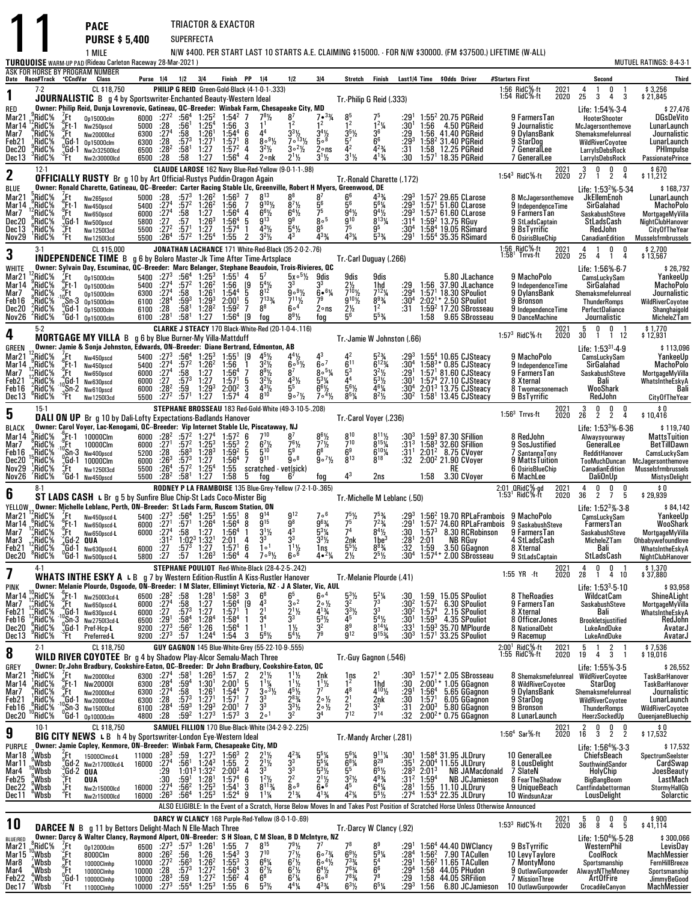# 11 PACE — PURSE $ 5,400 — 1 MILE

TRIACTOR & EXACTOR
SUPERFECTA

N/W $400. PER START LAST 10 STARTS A.E. CLAIMING $15000. - FOR N/W $30000. (FM $37500.) LIFETIME (W-ALL)

TURQUOISE WARM-UP PAD (Rideau Carleton Raceway 28-Mar-2021)

ASK FOR HORSE BY PROGRAM NUMBER

MUTUEL RATINGS: 8-4-3-1

---

## 1 — JOURNALISTIC (RED) — 7-2 — CL $18,750

B g 4 by Sportswriter-Enchanted Beauty-Western Ideal

PHILIP G REID Green-Gold-Black (4-1-0-1-.333) — Tr.-Philip G Reid (.333)

Owner: Philip Reid, Dunja Lovrenovic, Gatineau, QC--Breeder: Winbak Farm, Chesapeake City, MD

1:56 RidC⅝-ft 2021: 4 1 0 1 $3,256 | 1:54 RidC⅝-ft 2020: 25 3 4 3 $21,845 | Life: 1:54⅘-3-4 $27,476

| Date | Race/Track | Cond | Class | Purse | 1/4 | 1/2 | 3/4 | Finish | PP | 1/4 | 1/2 | 3/4 | Stretch | Finish | Last1/4 | Time | $Odds | Driver | #Starters First | Second | Third |
|---|---|---|---|---|---|---|---|---|---|---|---|---|---|---|---|---|---|---|---|---|---|
| Mar21 | 9RidC⅝ | 7Ft | Op15000clm | 6000 | :27² | :56⁴ | 1:25² | 1:54² | 7 | 7⁸½ | 8⁷ | 7•3¾ | 8⁵ | 7⁵ | :29¹ | 1:55² | 20.75 | PGReid | 9 FarmersTan | HooterShooter | DGsDeVito |
| Mar14 | 12RidC⅝ | -6Ft-1 | Nw250pscd | 5000 | :28 | :56¹ | 1:25⁴ | 1:56 | 3 | 1¹ | 1² | 1² | 1² | 1²¼ | :30¹ | 1:56 | 4.50 | PGReid | 9 Journalistic | McJagersonthemove | LunarLaunch |
| Mar7 | 4RidC⅝ | -9Ft | Nw20000lcd | 6300 | :27⁴ | :58 | 1:26¹ | 1:54⁴ | 6 | 4⁴ | 3³½ | 3⁴½ | 3⁵½ | 3⁶ | :29 | 1:56 | 41.40 | PGReid | 9 DylansBank | Shemaksmefelunreal | Journalistic |
| Feb21 | 1RidC⅝ | -4Gd-1 | Op15000clm | 6300 | :28 | :57³ | 1:27¹ | 1:57¹ | 8 | 8∘8½ | 7∘7¾ | 5∘8 | 5⁷ | 6⁶ | :29³ | 1:58² | 31.40 | PGReid | 9 StarDog | WildRiverCoyotee | LunarLaunch |
| Dec20 | 9RidC⅝ | 0Gd-1 | Nw2r32500lcd | 6500 | :28² | :58¹ | 1:27 | 1:57² | 4 | 3²½ | 3∘2½ | 2∘ns | 4² | 4²¾ | :31 | 1:58 | 12.25 | PGReid | 7 GeneralLee | LarrylsDebsRock | PHImpulse |
| Dec13 | 3RidC⅝ | -3Ft | Nw2r30000lcd | 6500 | :28 | :58 | 1:27 | 1:56⁴ | 4 | 2∘nk | 2¹½ | 3¹½ | 3¹½ | 4¹¾ | :30 | 1:57¹ | 18.35 | PGReid | 7 GeneralLee | LarrylsDebsRock | PassionatePrince |

## 2 — OFFICIALLY RUSTY (BLUE) — 12-1

Br g 10 by Art Official-Rustys Puddin-Dragon Again

CLAUDE LAROSE 162 Navy Blue-Red-Yellow (9-0-1-1-.98) — Tr.-Ronald Charette (.172)

Owner: Ronald Charette, Gatineau, QC--Breeder: Carter Racing Stable Llc, Greenville, Robert H Myers, Greenwood, DE

1:54³ RidC⅝-ft 2021: 3 0 0 0 $670 | 2020: 27 1 2 4 $11,212 | Life: 1:53²⅘-5-34 $168,737

| Date | Race/Track | Cond | Class | Purse | 1/4 | 1/2 | 3/4 | Finish | PP | 1/4 | 1/2 | 3/4 | Stretch | Finish | Last1/4 | Time | $Odds | Driver | #Starters First | Second | Third |
|---|---|---|---|---|---|---|---|---|---|---|---|---|---|---|---|---|---|---|---|---|---|
| Mar21 | 5RidC⅝ | 7Ft | Nw265pscd | 5000 | :28 | :57³ | 1:26² | 1:56³ | 7 | 8¹³ | 8⁸ | 8⁷ | 6⁶ | 4³¾ | :29³ | 1:57² | 29.65 | CLarose | 8 McJagersonthemove | JkEllemEnoh | LunarLaunch |
| Mar14 | 8RidC⅝ | -6Ft-1 | Nw450pscd | 5400 | :27⁴ | :57² | 1:26² | 1:56 | 7 | 9¹⁰½ | 8⁷½ | 5⁶ | 5⁶ | 5⁶¼ | :29³ | 1:57¹ | 51.60 | CLarose | 9 IndependenceTime | SirGalahad | MachoPolo |
| Mar7 | 12RidC⅝ | -9Ft | Nw650pscd | 6000 | :27⁴ | :58 | 1:27 | 1:56⁴ | 4 | 6⁶½ | 6⁴½ | 7⁵ | 9⁴½ | 9⁴½ | :29³ | 1:57³ | 61.60 | CLarose | 9 FarmersTan | SaskabushSteve | MortgageMyVilla |
| Dec20 | 6RidC⅝ | 0Gd-1 | Nw500pscd | 5800 | :27 | :57 | 1:26³ | 1:56⁴ | 5 | 9¹³ | 9⁹ | 8∘5 | 9¹⁰ | 8¹³¼ | :31⁴ | 1:59² | 13.75 | RGuy | 9 StLadsCaptain | StLadsCash | NightClubHanover |
| Dec13 | 1RidC⅝ | -3Ft | Nw1250l3cd | 5500 | :27² | :57¹ | 1:27 | 1:57⁴ | 1 | 4³½ | 5⁴½ | 8⁵ | 7⁵ | 9⁵ | :30⁴ | 1:58⁴ | 19.05 | RSimard | 9 BsTyrrific | RedJohn | CityOfTheYear |
| Nov29 | 1RidC⅝ | -7Ft | Nw1250l3cd | 5500 | :26⁴ | :57² | 1:25⁴ | 1:55 | 2 | 3²½ | 4³ | 4³¾ | 4³¼ | 5³¾ | :29¹ | 1:55⁴ | 35.35 | RSimard | 6 OsirisBlueChip | CanadianEdition | Musselsfrmbrussels |

## 3 — INDEPENDENCE TIME (WHITE) — 3-1 — CL $15,000

B g 6 by Bolero Master-Jk Time After Time-Artsplace

JONATHAN LACHANCE 171 White-Red-Black (35-2-0-2-.76) — Tr.-Carl Duguay (.266)

Owner: Sylvain Day, Escuminac, QC--Breeder: Marc Belanger, Stephane Beaudoin, Trois-Rivieres, QC

1:56 RidC⅝-ft 2021: 4 1 0 0 $2,700 | 1:58¹ Trrvs-ft 2020: 25 4 1 4 $13,567 | Life: 1:56⅘-6-7 $26,792

| Date | Race/Track | Cond | Class | Purse | 1/4 | 1/2 | 3/4 | Finish | PP | 1/4 | 1/2 | 3/4 | Stretch | Finish | Last1/4 | Time | $Odds | Driver | #Starters First | Second | Third |
|---|---|---|---|---|---|---|---|---|---|---|---|---|---|---|---|---|---|---|---|---|---|
| Mar21 | 12RidC⅝ | 7Ft | Op15000clm | 5400 | :27³ | :56⁴ | 1:25³ | 1:55¹ | 4 | 5⁷ | 5x∘5½ | 9dis | 9dis | 9dis | | | 5.80 | JLachance | 9 MachoPolo | CamsLuckySam | YankeeUp |
| Mar14 | 9RidC⅝ | -6Ft-1 | Op15000clm | 5400 | :27⁴ | :57² | 1:26² | 1:56 | [9 | 5⁴½ | 3³ | 3³ | 2½ | 1hd | :29 | 1:56 | 37.90 | JLachance | 9 IndependenceTime | SirGalahad | MachoPolo |
| Mar7 | 8RidC⅝ | -9Ft | Op15000clm | 6300 | :27⁴ | :58 | 1:26¹ | 1:54⁴ | 5 | 8¹² | 9∘9½ | 6∘6¾ | 7¹⁰½ | 7¹²¾ | :29⁴ | 1:57¹ | 18.30 | SPouliot | 9 DylansBank | Shemaksmefelunreal | Journalistic |
| Feb16 | 8RidC⅝ | -10Sn-3 | Op15000clm | 6100 | :28⁴ | :59³ | 1:29³ | 2:00¹ | 5 | 7¹³¾ | 7¹¹½ | 7⁹ | 9¹⁰½ | 8⁹¾ | :30⁴ | 2:02¹* | 2.50 | SPouliot | 9 Bronson | ThunderRomps | WildRiverCoyotee |
| Dec20 | 2RidC⅝ | 0Gd-1 | Op15000clm | 6100 | :28 | :58¹ | 1:28² | 1:59² | 7 | 8⁸ | 6∘4 | 2∘ns | 2½ | 1² | :31 | 1:59² | 17.20 | SBrousseau | 9 IndependenceTime | PerfectDaliance | Shanghaigold |
| Nov26 | 2RidC⅝ | -3Gd-1 | Op15000clm | 6100 | :28¹ | :58¹ | 1:27 | 1:56⁴ | [9 | fog | 8⁹½ | fog | 5⁶ | 5⁵¾ | | 1:58 | 9.65 | SBrousseau | 9 DanceMachine | Journalistic | MicheleZTam |

## 4 — MORTGAGE MY VILLA (GREEN) — 5-2

B g 6 by Blue Burner-My Villa-Mattduff

CLARKE J STEACY 170 Black-White-Red (20-1-0-4-.116) — Tr.-Jamie W Johnston (.66)

Owner: Jamie & Sonja Johnston, Edwards, ON--Breeder: Diane Bertrand, Edmonton, AB

1:57³ RidC⅝-ft 2021: 5 0 0 1 $1,770 | 2020: 30 1 1 12 $12,931 | Life: 1:53³¹-4-9 $113,096

| Date | Race/Track | Cond | Class | Purse | 1/4 | 1/2 | 3/4 | Finish | PP | 1/4 | 1/2 | 3/4 | Stretch | Finish | Last1/4 | Time | $Odds | Driver | #Starters First | Second | Third |
|---|---|---|---|---|---|---|---|---|---|---|---|---|---|---|---|---|---|---|---|---|---|
| Mar21 | 12RidC⅝ | 7Ft | Nw450pscd | 5400 | :27³ | :56⁴ | 1:25³ | 1:55¹ | [9 | 4⁵½ | 4⁴½ | 4³ | 4² | 5²¾ | :29³ | 1:55⁴ | 10.65 | CJSteacy | 9 MachoPolo | CamsLuckySam | YankeeUp |
| Mar14 | 8RidC⅝ | -6Ft-1 | Nw450pscd | 5400 | :27⁴ | :57² | 1:26² | 1:56 | 1 | 3²½ | 6∘5½ | 6∘7 | 6¹¹ | 6¹²¾ | :30⁴ | 1:58³* | 0.85 | CJSteacy | 9 IndependenceTime | SirGalahad | MachoPolo |
| Mar7 | 12RidC⅝ | -9Ft | Nw650pscd | 6000 | :27⁴ | :58 | 1:27 | 1:56⁴ | 7 | 8⁹½ | 8⁷ | 8∘5¼ | 5³ | 3²½ | :29¹ | 1:57¹ | 81.60 | CJSteacy | 9 FarmersTan | SaskabushSteve | MortgageMyVilla |
| Feb21 | 2RidC⅝ | -10Gd-1 | Nw630pscd | 6000 | :27 | :57³ | 1:27 | 1:57¹ | 5 | 3²½ | 4³½ | 5³¼ | 4⁴ | 5³½ | :30¹ | 1:57⁴ | 27.10 | CJSteacy | 8 Xternal | Bali | WhatsIntheEskyA |
| Feb16 | 2RidC⅝ | -10Sn-2 | Nw610pscd | 6000 | :28² | :59 | 1:29³ | 2:00² | 3 | 4³½ | 5⁵ | 6⁶½ | 5⁶½ | 4⁶¼ | :30⁴ | 2:01³ | 13.75 | CJSteacy | 8 Twomacsonemach | WooShark | Bali |
| Dec13 | 6RidC⅝ | -3Ft | Nw1250l3cd | 5500 | :27² | :57¹ | 1:27 | 1:57⁴ | 4 | 8¹⁰ | 9∘7½ | 7∘4½ | 8⁵¼ | 8²½ | :30² | 1:58¹ | 13.45 | CJSteacy | 9 BsTyrrific | RedJohn | CityOfTheYear |

## 5 — DALI ON UP (BLACK) — 15-1

Br g 10 by Dali-Lofty Expectations-Badlands Hanover

STEPHANE BROUSSEAU 183 Red-Gold-White (49-3-10-5-.208) — Tr.-Carol Voyer (.236)

Owner: Carol Voyer, Lac-Kenogami, QC--Breeder: Vip Internet Stable Llc, Piscataway, NJ

1:56³ Trrvs-ft 2021: 3 0 0 0 $0 | 2020: 26 2 2 4 $10,416 | Life: 1:53³⅘-6-36 $119,740

| Date | Race/Track | Cond | Class | Purse | 1/4 | 1/2 | 3/4 | Finish | PP | 1/4 | 1/2 | 3/4 | Stretch | Finish | Last1/4 | Time | $Odds | Driver | #Starters First | Second | Third |
|---|---|---|---|---|---|---|---|---|---|---|---|---|---|---|---|---|---|---|---|---|---|
| Mar14 | 5RidC⅝ | -6Ft-1 | 10000Clm | 6000 | :28² | :57² | 1:27⁴ | 1:57² | 6 | 7¹⁰ | 8⁷ | 8⁶½ | 8¹⁰ | 8¹¹½ | :30³ | 1:59³ | 87.30 | SFillion | 8 RedJohn | Alwaysyourway | MattsTuition |
| Mar7 | 9RidC⅝ | -9Ft | 10000Clm | 6000 | :27¹ | :57² | 1:25³ | 1:55³ | 2 | 6⁷½ | 7⁶½ | 7⁷½ | 8⁸½ | 8¹⁵¼ | :31³ | 1:58³ | 32.60 | SFillion | 9 SosJustified | GeneralLee | BetTillDawn |
| Feb16 | 4RidC⅝ | -10Sn-3 | Nw400pscd | 5200 | :28 | :58³ | 1:28³ | 1:59² | 5 | 5¹⁰ | 5⁹ | 6⁸ | 6⁹ | 6¹⁰¼ | :31¹ | 2:01² | 8.75 | CVoyer | 7 SantannaTony | RedditHanover | CamsLuckySam |
| Dec20 | 5RidC⅝ | 0Gd-1 | 10000Clm | 6000 | :26³ | :57³ | 1:27 | 1:56⁴ | 7 | 9¹¹ | 9∘8 | 9∘7½ | 8¹³ | 8¹⁸ | :32 | 2:00² | 21.90 | CVoyer | 9 MattsTuition | TooMuchDuncan | McJagersonthemove |
| Nov29 | 1RidC⅝ | -7Ft | Nw1250l3cd | 5500 | :26⁴ | :57² | 1:25⁴ | 1:55 | | scratched - vet(sick) | | | | RE | | | | | 6 OsirisBlueChip | CanadianEdition | Musselsfrmbrussels |
| Nov26 | 7RidC⅝ | -3Gd-1 | Nw450pscd | 5500 | :28² | :58¹ | 1:27 | 1:58 | 5 | fog | 6⁷ | fog | 4³ | 2ns | | 1:58 | 3.30 | CVoyer | 6 MachLee | DaliOnUp | MistysDelight |

## 6 — ST LADS CASH (YELLOW) — 8-1

L Br g 5 by Sunfire Blue Chip-St Lads Coco-Mister Big

RODNEY P LA FRAMBOISE 135 Blue-Grey-Yellow (7-2-1-0-.365) — Tr.-Michelle M Leblanc (.50)

Owner: Michelle Leblanc, Perth, ON--Breeder: St Lads Farm, Ruscom Station, ON

2:01 QRidC⅝-gd 2021: 4 0 0 0 $0 | 1:53¹ RidC⅝-ft 2020: 36 2 7 5 $29,939 | Life: 1:52³⅗-3-8 $84,142

| Date | Race/Track | Cond | Class | Purse | 1/4 | 1/2 | 3/4 | Finish | PP | 1/4 | 1/2 | 3/4 | Stretch | Finish | Last1/4 | Time | $Odds | Driver | #Starters First | Second | Third |
|---|---|---|---|---|---|---|---|---|---|---|---|---|---|---|---|---|---|---|---|---|---|
| Mar21 | 12RidC⅝ | 7Ft | Nw450pscd-L | 5400 | :27³ | :56⁴ | 1:25³ | 1:55¹ | 8 | 9¹⁴ | 9¹² | 7∘6 | 7⁵½ | 7⁵¾ | :29³ | 1:56² | 19.70 | RPLaFrambois | 9 MachoPolo | CamsLuckySam | YankeeUp |
| Mar14 | 12RidC⅝ | -6Ft-1 | Nw650pscd-L | 6000 | :27¹ | :57¹ | 1:26⁴ | 1:56⁴ | 8 | 9¹⁵ | 9⁸ | 9⁶¾ | 7⁵ | 7²¾ | :29¹ | 1:57² | 74.60 | RPLaFrambois | 9 SaskabushSteve | FarmersTan | WooShark |
| Mar7 | 2RidC⅝ | -9Ft | Nw650pscd-L | 6000 | :27⁴ | :58 | 1:27 | 1:56⁴ | 1 | 3¹½ | 4³ | 5³¼ | 7⁴ | 8⁴½ | :30 | 1:57³ | 8.30 | RCRobinson | 9 FarmersTan | SaskabushSteve | MortgageMyVilla |
| Mar3 | 5RidC⅝ | 4Gd-2 | QUA | | :31² | 1:02³ | 1:32¹ | 2:01 | 4 | 3³ | 3³ | 3³½ | 2nk | 1be³ | :28¹ | 2:01 | NB | RGuy | 4 StLadsCash | MicheleZTam | Ohbabywefoundlove |
| Feb21 | 12RidC⅝ | -4Gd-1 | Nw630pscd-L | 6000 | :27 | :57³ | 1:27 | 1:57¹ | 6 | 1∘1 | 1¹½ | 1ns | 5³½ | 8⁸¾ | :32 | 1:59 | 3.50 | GGagnon | 8 Xternal | Bali | WhatsIntheEskyA |
| Dec20 | 6RidC⅝ | 0Gd-1 | Nw500pscd | 5800 | :27 | :57 | 1:26³ | 1:56⁴ | 4 | 7∘8½ | 6∘6 | 4∘2¼ | 2½ | 2⁵½ | :30⁴ | 1:57⁴* | 2.00 | SBrousseau | 9 StLadsCaptain | StLadsCash | NightClubHanover |

## 7 — WHATS INTHE ESKY A (PINK) — 4-1

L B g 7 by Western Edition-Rustlin A Kiss-Rustler Hanover

STEPHANE POULIOT Red-White-Black (28-4-2-5-.242) — Tr.-Melanie Plourde (.41)

Owner: Melanie Plourde, Osgoode, ON--Breeder: I M Slater, Elliminyt Victoria, NZ - J A Slater, Vic, AUL

1:55 YR -ft 2021: 4 0 0 1 $1,370 | 2020: 28 1 4 10 $37,880 | Life: 1:53³-5-10 $93,958

| Date | Race/Track | Cond | Class | Purse | 1/4 | 1/2 | 3/4 | Finish | PP | 1/4 | 1/2 | 3/4 | Stretch | Finish | Last1/4 | Time | $Odds | Driver | #Starters First | Second | Third |
|---|---|---|---|---|---|---|---|---|---|---|---|---|---|---|---|---|---|---|---|---|---|
| Mar14 | 10RidC⅝ | -6Ft-1 | Nw2500l3cd-L | 6500 | :28² | :58 | 1:28¹ | 1:58³ | 3 | 6⁸ | 6⁵ | 6∘4 | 5³½ | 5²¼ | :30 | 1:59 | 15.05 | SPouliot | 8 TheRoadies | WildcatCam | ShineALight |
| Mar7 | 12RidC⅝ | -9Ft | Nw650pscd-L | 6000 | :27⁴ | :58 | 1:27 | 1:56⁴ | [9 | 4³ | 3∘2 | 2∘½ | 3² | 7³ | :30² | 1:57² | 6.30 | SPouliot | 9 FarmersTan | SaskabushSteve | MortgageMyVilla |
| Feb21 | 12RidC⅝ | -4Gd-1 | Nw630pscd-L | 6000 | :27 | :57³ | 1:27 | 1:57¹ | 1 | 2¹ | 2¹½ | 4¹¾ | 3³½ | 3³ | :30² | 1:57⁴ | 2.15 | SPouliot | 8 Xternal | Bali | WhatsIntheEskyA |
| Feb16 | 12RidC⅝ | -10Sn-3 | Nw2750l3cd-L | 6500 | :29¹ | :58⁴ | 1:28⁴ | 1:58⁴ | 1 | 3⁴ | 3³ | 5³½ | 4⁵ | 5⁴½ | :30¹ | 1:59³ | 4.35 | SPouliot | 8 OfficerJones | Brookletsjustified | RedJohn |
| Dec20 | 6RidC⅝ | 0Gd-1 | Pref-Hcp-L | 9200 | :27³ | :56² | 1:26 | 1:56⁴ | 1 | 1¹ | 1½ | 3² | 8⁹ | 8¹⁴¼ | :33¹ | 1:59³ | 35.70 | MPlourde | 8 NationalDebt | LukeAndDuke | AvatarJ |
| Dec13 | 9RidC⅝ | -3Ft | Preferred-L | 9200 | :27³ | :57 | 1:24⁴ | 1:54 | 3 | 5⁶½ | 5⁴½ | 7⁹ | 9¹² | 9¹⁵¾ | :30³ | 1:57¹ | 33.25 | SPouliot | 9 Racemup | LukeAndDuke | AvatarJ |

## 8 — WILD RIVER COYOTEE (GREY) — 2-1 — CL $18,750

Br g 4 by Shadow Play-Alcor Semalu-Mach Three

GUY GAGNON 145 Blue-White-Grey (55-22-10-9-.555) — Tr.-Guy Gagnon (.546)

Owner: Dr.John Bradbury, Cookshire-Eaton, QC--Breeder: Dr John Bradbury, Cookshire-Eaton, QC

2:00¹ RidC⅝-ft 2021: 5 1 2 1 $7,536 | 1:55 RidC⅝-ft 2020: 19 4 3 1 $19,016 | Life: 1:55⅘-3-5 $26,552

| Date | Race/Track | Cond | Class | Purse | 1/4 | 1/2 | 3/4 | Finish | PP | 1/4 | 1/2 | 3/4 | Stretch | Finish | Last1/4 | Time | $Odds | Driver | #Starters First | Second | Third |
|---|---|---|---|---|---|---|---|---|---|---|---|---|---|---|---|---|---|---|---|---|---|
| Mar21 | 3RidC⅝ | 7Ft | Nw20000lcd | 6300 | :27³ | :58¹ | 1:26³ | 1:57 | 2 | 2¹½ | 1¹½ | 2nk | 1ns | 2¹ | :30³ | 1:57¹* | 2.05 | SBrousseau | 8 Shemaksmefelunreal | WildRiverCoyotee | TaskBarHanover |
| Mar14 | 6RidC⅝ | -6Ft-1 | Nw20000l | 6300 | :28⁴ | :59⁴ | 1:30¹ | 2:00¹ | 5 | 1¹¼ | 1¹½ | 1¹½ | 1² | 1hd | :30 | 2:00¹* | 1.05 | GGagnon | 8 WildRiverCoyotee | StarDog | TaskBarHanover |
| Mar7 | 4RidC⅝ | -9Ft | Nw20000lcd | 6300 | :27⁴ | :58 | 1:26¹ | 1:54⁴ | 7 | 3∘1½ | 4⁵½ | 7⁷ | 4⁸ | 4¹⁰½ | :29¹ | 1:56⁴ | 5.65 | GGagnon | 9 DylansBank | Shemaksmefelunreal | Journalistic |
| Feb21 | 1RidC⅝ | -4Gd-1 | Op15000clm | 6300 | :28 | :57³ | 1:27¹ | 1:57¹ | 7 | 3³ | 2³¾ | 2∘½ | 2¹ | 2nk | :30 | 1:57¹ | 6.05 | GGagnon | 9 StarDog | WildRiverCoyotee | LunarLaunch |
| Feb16 | 8RidC⅝ | -10Sn-3 | Nw15000lcd | 6100 | :28⁴ | :59³ | 1:29³ | 2:00¹ | 3 | 3³ | 3³½ | 2∘½ | 2¹ | 3² | :31 | 2:00³ | 5.80 | GGagnon | 9 Bronson | ThunderRomps | WildRiverCoyotee |
| Dec20 | 10RidC⅝ | 0Gd-1 | Op10000clm | 4800 | :28 | :59² | 1:27³ | 1:57³ | 3 | 2∘1 | 3² | 3⁴ | 7¹² | 7¹⁴ | :32 | 2:00²* | 0.75 | GGagnon | 8 LunarLaunch | HeerzSockedUp | QueenjaneBluechip |

## 9 — BIG CITY NEWS (PURPLE) — 10-1 — CL $18,750

L B h 4 by Sportswriter-London Eye-Western Ideal

SAMUEL FILLION 170 Blue-Black-White (34-2-9-2-.225) — Tr.-Mandy Archer (.281)

Owner: Jamie Copley, Kenmore, ON--Breeder: Winbak Farm, Chesapeake City, MD

1:56⁴ Sar⅝-ft 2021: 2 0 0 0 $0 | 2020: 16 3 2 2 $17,532 | Life: 1:56⁴⅘-3-3 $17,532

| Date | Race/Track | Cond | Class | Purse | 1/4 | 1/2 | 3/4 | Finish | PP | 1/4 | 1/2 | 3/4 | Stretch | Finish | Last1/4 | Time | $Odds | Driver | #Starters First | Second | Third |
|---|---|---|---|---|---|---|---|---|---|---|---|---|---|---|---|---|---|---|---|---|---|
| Mar18 | 7Wbsb | 2Ft | 15000Clmcd-L | 11000 | :28³ | :59 | 1:27³ | 1:56³ | 2 | 2¹½ | 4²¾ | 5⁵¼ | 5⁶¼ | 9¹¹½ | :30¹ | 1:58⁴ | 31.95 | JLDrury | 10 GeneralLee | ChiefsBeach | SpectrumSeelster |
| Mar11 | 9Wbsb | 9Gd-2 | Nw2r17000lcd-L | 16000 | :27⁴ | :56¹ | 1:24³ | 1:55 | 2 | 2¹½ | 3³ | 5⁵¼ | 6⁸¼ | 8²⁹ | :35¹ | 2:00⁴ | 11.55 | JLDrury | 8 LousDelight | SouthwindSandor | CardSwap |
| Mar4 | 10Wbsb | -3Gd-2 | QUA | | :29 | 1:01³ | 1:32² | 2:00³ | 4 | 3³ | 3³ | 5³½ | 5⁵ | 6⁵½ | :28³ | 2:01³ | NB | JAMacdonald | 7 SlateN | HolyChip | JoesBeauty |
| Feb25 | 9Wbsb | -3Ft | QUA | | :30 | :59¹ | 1:28¹ | 1:57⁴ | 6 | 1²½ | 2² | 2¹½ | 3²½ | 4³¾ | :31² | 1:59⁴ | NB | JCJamieson | 8 FearTheShadow | BigBangBoom | LastMach |
| Dec22 | 9Wbsb | 3Ft | Nw2r15000lcd | 16000 | :27⁴ | :56² | 1:25³ | 1:54¹ | 3 | 8¹¹¾ | 8∘9 | 6∘6 | 4⁵ | 6⁴¼ | :28¹ | 1:55 | 11.10 | JLDrury | 9 UniqueBeach | Cantfindabettorman | StormyHallGb |
| Dec11 | 8Wbsb | 4Ft | Nw2r15000lcd | 16000 | :26³ | :56⁴ | 1:25³ | 1:52⁴ | 9 | 1¹¼ | 2¹¾ | 4¹¾ | 4²¼ | 5⁵½ | :27⁴ | 1:53⁴ | 22.35 | JLDrury | 10 WindsunAzar | LousDelight | Solarctic |

ALSO ELIGIBLE: In the Event of a Scratch, Horse Below Moves In and Takes Post Position of Scratched Horse Unless Otherwise Announced

## 10 — DARCEE N (BLUE/RED) — 

B g 11 by Bettors Delight-Mach N Elle-Mach Three

DARCY W CLANCY 168 Purple-Red-Yellow (8-0-1-0-.69) — Tr.-Darcy W Clancy (.92)

Owner: Darcy & Walter Clancy, Raymond Alport, ON--Breeder: S H Sloan, C M Sloan, B D McIntyre, NZ

1:53³ RidC⅝-ft 2021: 5 0 0 0 $900 | 2020: 36 8 4 5 $41,134 | Life: 1:50⁴⅘-5-28 $300,066

| Date | Race/Track | Cond | Class | Purse | 1/4 | 1/2 | 3/4 | Finish | PP | 1/4 | 1/2 | 3/4 | Stretch | Finish | Last1/4 | Time | $Odds | Driver | #Starters First | Second | Third |
|---|---|---|---|---|---|---|---|---|---|---|---|---|---|---|---|---|---|---|---|---|---|
| Mar21 | 8RidC⅝ | 7Ft | Op12000clm | 6500 | :27³ | :57³ | 1:26¹ | 1:55 | 1 | 8¹⁵ | 7⁹½ | 7⁷ | 7⁸ | 8⁹ | :29¹ | 1:56⁴ | 44.40 | DWClancy | 9 BsTyrrific | WesternPhil | LevisDay |
| Mar15 | 10Wbsb | 7Ft | 8000Clm | 8000 | :26² | :56 | 1:26 | 1:54³ | 3 | 7¹⁰ | 7⁷½ | 6∘7¾ | 6⁹½ | 5⁹¼ | :28⁴ | 1:56² | 7.90 | TACullen | 10 LevyTaylore | CoolRock | MachMessier |
| Mar8 | 4Wbsb | 6Ft | 10000Clmhp | 10000 | :27² | :56³ | 1:26² | 1:55³ | 3 | 6⁸¾ | 6⁷½ | 6∘4½ | 7³¾ | 5⁴ | :29¹ | 1:56² | 11.65 | TACullen | 7 MontyMono | Sportsmanship | FernHillBreeze |
| Mar4 | 4Wbsb | 5Ft | 10000Clmhp | 10000 | :28 | :57³ | 1:27² | 1:56⁴ | 3 | 6⁷½ | 6⁷½ | 6⁴½ | 7⁶¾ | 6⁶ | :29⁴ | 1:58 | 44.05 | PHudon | 9 OutlawGunpowder | AlwaysNTheMoney | Sportsmanship |
| Feb22 | 4Wbsb | -3Gd-1 | 10000Clmhp | 10000 | :28³ | :59 | 1:27² | 1:56² | 4 | 6⁸ | 6⁷¼ | 6∘8 | 7⁸¾ | 7⁸ | :29 | 1:58 | 44.05 | SRFillion | 7 MissionThree | ArtOfFire | JimmyBeGood |
| Dec17 | 7Wbsb | 3Ft | 11000Clmhp | 10000 | :27⁴ | :55⁴ | 1:25³ | 1:55 | 6 | 5³½ | 4⁴¼ | 4³¾ | 6³½ | 6⁵¼ | :29³ | 1:56 | 6.80 | JCJamieson | 10 OutlawGunpowder | CrocadileCanyon | MachMessier |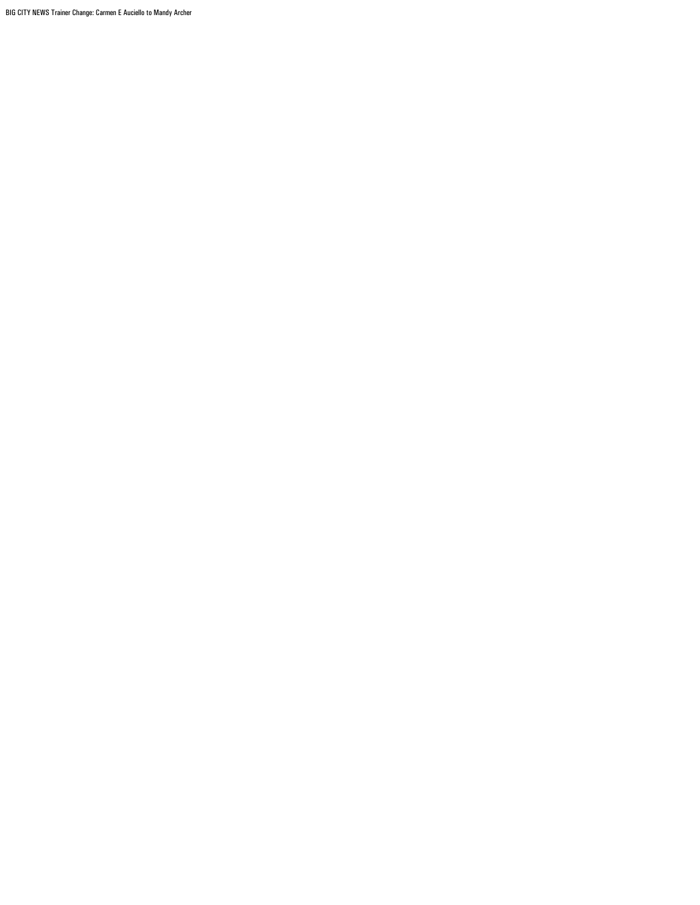BIG CITY NEWS Trainer Change: Carmen E Auciello to Mandy Archer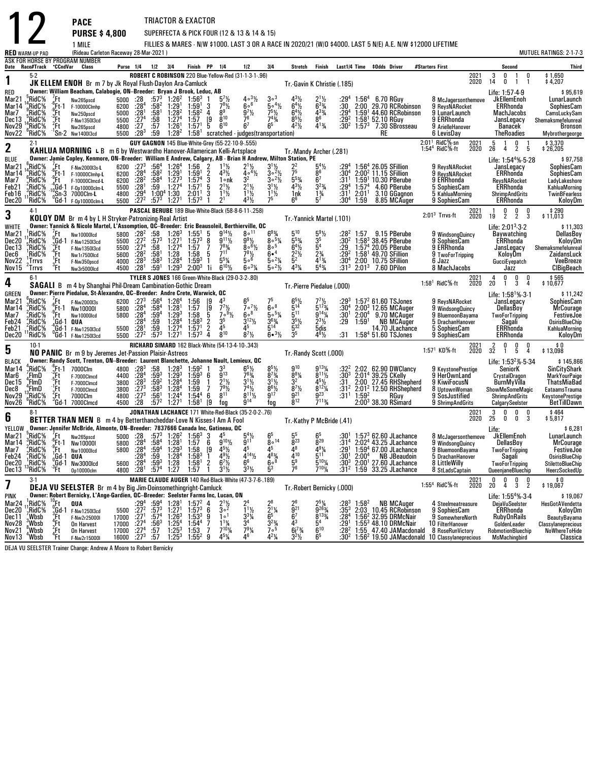# 12 PACE — PURSE $ 4,800 — 1 MILE

TRIACTOR & EXACTOR
SUPERFECTA & PICK FOUR (12 & 13 & 14 & 15)
FILLIES & MARES - N/W $1000. LAST 3 OR A RACE IN 2020/21 (W/O $4000. LAST 5 N/E) A.E. N/W $12000 LIFETIME

RED WARM-UP PAD (Rideau Carleton Raceway 28-Mar-2021) — MUTUEL RATINGS: 2-1-7-3

ASK FOR HORSE BY PROGRAM NUMBER

---

## 1 — JK ELLEM ENOH (5-2) — RED

Br m 7 by Jk Royal Flush-Daylon Ara-Camluck
Driver: ROBERT C ROBINSON 220 Blue-Yellow-Red (31-1-3-1-.96)
Trainer: Tr.-Gavin K Christie (.185)
Owner: William Beacham, Calabogie, ON--Breeder: Bryan J Brook, Leduc, AB

| Year | Starts | 1st | 2nd | 3rd | Earnings |
|---|---|---|---|---|---|
| 2021 | 3 | 0 | 1 | 0 | $1,650 |
| 2020 | 14 | 0 | 1 | 1 | $4,207 |

Life: 1:57-4-9 — $95,619

| Date | Track | CndVar | Class | Purse | 1/4 | 1/2 | 3/4 | Finish | PP | 1/4 | 1/2 | 3/4 | Stretch | Finish | Last1/4 | Time | $Odds | Driver | #Starters | First | Second | Third |
|---|---|---|---|---|---|---|---|---|---|---|---|---|---|---|---|---|---|---|---|---|---|---|
| Mar21 5RidC% | | 7Ft | Nw265pscd | 5000 | :28 | :57³ | 1:26² | 1:56³ | 1 | 5⁷½ | 4○³½ | 3○³ | 4³½ | 2¹½ | :29⁴ | 1:56⁴ | 6.70 | RGuy | 8 | McJagersonthemove | JkEllemEnoh | LunarLaunch |
| Mar14 14RidC% | | -6Ft-1 | F-10000Clmhp | 6200 | :28⁴ | :58² | 1:29¹ | 1:59¹ | 3 | 7⁸½ | 6○⁶ | 5○⁴½ | 6⁴½ | 6³¾ | :30 | 2:00 | 29.70 | RCRobinson | 9 | ReysNARocket | ERRhonda | SophiesCam |
| Mar7 9RidC% | | 3Ft | Nw250pscd | 5000 | :28¹ | :58¹ | 1:28² | 1:58² | 4 | 8⁹ | 9⁷½ | 7⁵½ | 6⁴½ | 4³¾ | :29⁴ | 1:59¹ | 44.60 | RCRobinson | 9 | LunarLaunch | MachJacobs | CamsLuckySam |
| Dec13 5RidC% | | 3Ft | F-Nw1350l3cd | 5500 | :27⁴ | :58 | 1:27⁴ | 1:57 | [9 | 8¹⁰ | 7⁶ | 7⁴¾ | 8⁵½ | 8⁶ | :29² | 1:58¹ | 52.10 | RGuy | 9 | ERRhonda | JansLegacy | Shemaksmefelunreal |
| Nov29 14RidC% | | 2Ft | Nw265pscd | 4800 | :27 | :57 | 1:26¹ | 1:57¹ | 5 | 6¹⁰ | 6⁷ | 6⁵ | 4²½ | 4¹¾ | :30² | 1:57³ | 7.30 | SBrosseau | 9 | ArielleHanover | Banacek | Bronson |
| Nov22 6RidC% | | -1Sn-2 | Nw1400l3cd | 5500 | :28³ | :59 | 1:28² | 1:58¹ | | scratched - judges(transportation) | | | | | | | | RE | 6 | LevisDay | TheRoadies | Mybrothergeorge |

---

## 2 — KAHLUA MORNING (2-1) — BLUE

L B m 6 by Westwardho Hanover-Allamerican Kelli-Artsplace
Driver: GUY GAGNON 145 Blue-White-Grey (55-22-10-9-.555)
Trainer: Tr.-Mandy Archer (.281)
Owner: Jamie Copley, Kenmore, ON--Breeder: William E Andrew, Calgary, AB - Brian H Andrew, Milton Station, PE

2:01¹ RidC⅝-sn; 1:54⁴ RidC⅝-ft

| Year | Starts | 1st | 2nd | 3rd | Earnings |
|---|---|---|---|---|---|
| 2021 | 5 | 1 | 0 | 1 | $3,370 |
| 2020 | 26 | 4 | 2 | 5 | $26,205 |

Life: 1:54⁴⅝-5-28 — $97,758

| Date | Track | CndVar | Class | Purse | 1/4 | 1/2 | 3/4 | Finish | PP | 1/4 | 1/2 | 3/4 | Stretch | Finish | Last1/4 | Time | $Odds | Driver | #Starters | First | Second | Third |
|---|---|---|---|---|---|---|---|---|---|---|---|---|---|---|---|---|---|---|---|---|---|---|
| Mar21 6RidC% | | 7Ft | F-Nw2000l3s-L | 6200 | :27³ | :56⁴ | 1:26⁴ | 1:56 | 2 | 1¹½ | 2¹½ | 3¹½ | 2² | 5⁴½ | :29⁴ | 1:56⁴ | 26.05 | SFillion | 9 | ReysNARocket | JansLegacy | SophiesCam |
| Mar14 14RidC% | | -6Ft-1 | F-10000Clmhp-L | 6200 | :28⁴ | :58² | 1:29¹ | 1:59¹ | 2 | 4³½ | 4○⁴½ | 3○²½ | 7⁵ | 8⁶ | :30⁴ | 2:00² | 11.15 | SFillion | 9 | ReysNARocket | ERRhonda | SophiesCam |
| Mar7 6RidC% | | 9Ft | F-10000Clmcd-L | 6200 | :28² | :58⁴ | 1:27³ | 1:57⁴ | 3 | 1○nk | 3² | 3○²½ | 5⁵¾ | 6⁷ | :31¹ | 1:59¹ | 10.30 | PBerube | 9 | ERRhonda | ReysNARocket | LadyLakeshore |
| Feb21 2RidC% | | -4Gd-1 | F-Op10000clm-L | 5500 | :28¹ | :59 | 1:27⁴ | 1:57¹ | 5 | 2¹½ | 2¹½ | 3¹½ | 4³½ | 3²¾ | :29⁴ | 1:57⁴ | 4.60 | PBerube | 5 | SophiesCam | ERRhonda | KahluaMorning |
| Feb16 11RidC% | | 0Sn-3 | 7000Clm-L | 4800 | :29⁴ | 1:00⁴ | 1:30 | 2:01¹ | 3 | 1¹½ | 1¹½ | 1¹½ | 1nk | 1¾ | :31¹ | 2:01¹ | 3.10 | GGagnon | 5 | KahluaMorning | ShrimpAndGrits | TwinBFearless |
| Dec20 11RidC% | | -3Gd-1 | F-Op10000clm-L | 5500 | :27² | :57³ | 1:27¹ | 1:57³ | 1 | 2¹ | 4³½ | 7⁵ | 6⁶ | 5⁷ | :30⁴ | 1:59 | 8.85 | MCAuger | 9 | SophiesCam | ERRhonda | KoloyDm |

---

## 3 — KOLOY DM (4-1) — WHITE

Br m 4 by L H Stryker-Patronizing-Real Artist
Driver: PASCAL BERUBE 189 Blue-White-Black (58-8-6-11-.258)
Trainer: Tr.-Yannick Martel (.101)
Owner: Yannick & Nicole Martel, L'Assomption, QC--Breeder: Eric Beausoleil, Berthierville, QC

2:01³ Trrvs-ft

| Year | Starts | 1st | 2nd | 3rd | Earnings |
|---|---|---|---|---|---|
| 2021 | 1 | 0 | 0 | 0 | $290 |
| 2020 | 19 | 2 | 2 | 3 | $11,013 |

Life: 2:01³-3-2 — $11,303

| Date | Track | CndVar | Class | Purse | 1/4 | 1/2 | 3/4 | Finish | PP | 1/4 | 1/2 | 3/4 | Stretch | Finish | Last1/4 | Time | $Odds | Driver | #Starters | First | Second | Third |
|---|---|---|---|---|---|---|---|---|---|---|---|---|---|---|---|---|---|---|---|---|---|---|
| Mar21 11RidC% | | 7Ft | Nw10000lcd | 5800 | :28² | :58 | 1:26³ | 1:55¹ | 5 | 9¹⁴½ | 8○¹¹ | 6⁹¾ | 5¹⁰ | 5⁸½ | :28² | 1:57 | 9.15 | PBerube | 9 | WindsongQuincy | Baywatching | DellasBoy |
| Dec20 11RidC% | | -3Gd-1 | F-Nw1250l3cd | 5500 | :27² | :57³ | 1:27¹ | 1:57³ | 8 | 9¹¹½ | 9⁹½ | 8○⁵¾ | 5⁵¾ | 3⁵ | :30² | 1:58³ | 38.45 | PBerube | 9 | SophiesCam | ERRhonda | KoloyDm |
| Dec13 5RidC% | | 3Ft | F-Nw1350l3cd | 5500 | :27⁴ | :58 | 1:27⁴ | 1:57 | 7 | 7⁸¾ | 8○⁶½ | 8○⁵ | 6⁴½ | 5⁴ | :29 | 1:57⁴ | 20.05 | PBerube | 9 | ERRhonda | JansLegacy | Shemaksmefelunreal |
| Dec6 1RidC% | | -4Ft | Nw1r7500lcd | 5600 | :28² | :58¹ | 1:28 | 1:58 | 5 | 7¹¹ | 7⁸½ | 6●⁴ | 2²½ | 2¾ | :29² | 1:58¹ | 49.70 | SFillion | 9 | TwoForTripping | KoloyDm | ZaidansLuck |
| Nov22 1Trrvs | | 1Ft | F-Nw350pscd | 4000 | :28³ | :58³ | 1:28⁴ | 1:59³ | 1 | 5⁵¼ | 5○⁶ | 5○²¼ | 5² | 4¹¾ | :30⁴ | 2:00 | 10.75 | SFillion | 6 | Jazz | GucciEyepatch | VeeBreeze |
| Nov15 2Trrvs | | 1Ft | Nw3r5000lcd | 4500 | :28¹ | :59¹ | 1:29³ | 2:00³ | 1i | 6¹⁰½ | 6○³¼ | 5○²½ | 4³¼ | 5⁴¾ | :31³ | 2:01³ | 7.60 | DPilon | 8 | MachJacobs | Jazz | ClBigBeach |

---

## 4 — SAGALI (6-1) — GREEN

B m 4 by Shanghai Phil-Dream Cambination-Gothic Dream
Driver: TYLER S JONES 166 Green-White-Black (29-0-3-2-.80)
Trainer: Tr.-Pierre Piedalue (.000)
Owner: Pierre Piedalue, St-Alexandre, QC--Breeder: Andre Crete, Warwick, QC

1:58¹ RidC⅝-ft

| Year | Starts | 1st | 2nd | 3rd | Earnings |
|---|---|---|---|---|---|
| 2021 | 4 | 0 | 0 | 0 | $565 |
| 2020 | 20 | 1 | 3 | 4 | $10,677 |

Life: 1:58¹⅝-3-1 — $11,242

| Date | Track | CndVar | Class | Purse | 1/4 | 1/2 | 3/4 | Finish | PP | 1/4 | 1/2 | 3/4 | Stretch | Finish | Last1/4 | Time | $Odds | Driver | #Starters | First | Second | Third |
|---|---|---|---|---|---|---|---|---|---|---|---|---|---|---|---|---|---|---|---|---|---|---|
| Mar21 6RidC% | | 7Ft | F-Nw2000l3s | 6200 | :27³ | :56⁴ | 1:26⁴ | 1:56 | [9 | 4³ | 6⁵ | 7⁵ | 6⁵½ | 7⁷½ | :29³ | 1:57² | 61.60 | TSJones | 9 | ReysNARocket | JansLegacy | SophiesCam |
| Mar14 3RidC% | | -6Ft-1 | Nw10000l | 5800 | :28⁴ | :58⁴ | 1:28¹ | 1:57 | [9 | 7⁷½ | 7○⁷½ | 6○⁸ | 5¹⁴ | 5¹⁷¾ | :30⁴ | 2:00³ | 12.65 | MCAuger | 9 | WindsongQuincy | DellasBoy | MrCourage |
| Mar7 2RidC% | | 9Ft | Nw10000lcd | 5800 | :28⁴ | :59⁴ | 1:29³ | 1:58 | 5 | 7○⁸½ | 6○⁸ | 5○⁵¼ | 5¹¹ | 9¹⁴¼ | :30¹ | 2:00⁴ | 9.70 | MCAuger | 9 | BluemoonBayama | TwoForTripping | FestiveJoe |
| Feb24 2RidC% | | 0Gd-1 | QUA | | :28⁴ | :59 | 1:28⁴ | 1:58³ | 2 | 3⁵ | 3¹²½ | 3⁶¾ | 3⁵½ | 2³½ | :29 | 1:59¹ | | NB MCAuger | 5 | DrachanHanover | Sagali | OsirisBlueChip |
| Feb21 2RidC% | | -4Gd-1 | F-Nw1250l3cd | 5500 | :28¹ | :59 | 1:27⁴ | 1:57¹ | 2 | 4⁵ | 4⁵ | 5¹⁴ | 5³² | 5dis | | | 14.70 | JLachance | 5 | SophiesCam | ERRhonda | KahluaMorning |
| Dec20 11RidC% | | -3Gd-1 | F-Nw1250l3cd | 5500 | :27² | :57³ | 1:27¹ | 1:57³ | 4 | 8¹⁰ | 8⁷½ | 6●³½ | 3⁵ | 4⁶½ | :31 | 1:58⁴ | 51.60 | TSJones | 9 | SophiesCam | ERRhonda | KoloyDm |

---

## 5 — NO PANIC (10-1) — BLACK

Br m 9 by Jeremes Jet-Passion Plaisir-Astreos
Driver: RICHARD SIMARD 162 Black-White (54-13-4-10-.343)
Trainer: Tr.-Randy Scott (.000)
Owner: Randy Scott, Trenton, ON--Breeder: Laurent Blanchette, Johanne Nault, Lemieux, QC

1:57¹ KD⅝-ft

| Year | Starts | 1st | 2nd | 3rd | Earnings |
|---|---|---|---|---|---|
| 2021 | 2 | 0 | 0 | 0 | $0 |
| 2020 | 32 | 1 | 5 | 4 | $13,098 |

Life: 1:53²⅝-5-34 — $145,866

| Date | Track | CndVar | Class | Purse | 1/4 | 1/2 | 3/4 | Finish | PP | 1/4 | 1/2 | 3/4 | Stretch | Finish | Last1/4 | Time | $Odds | Driver | #Starters | First | Second | Third |
|---|---|---|---|---|---|---|---|---|---|---|---|---|---|---|---|---|---|---|---|---|---|---|
| Mar14 4RidC% | | -6Ft-1 | 7000Clm | 4800 | :28³ | :58 | 1:28³ | 1:59² | 1 | 3³ | 6⁵½ | 8⁵½ | 9¹⁰ | 9¹³¼ | :32² | 2:02 | 62.90 | DWClancy | 9 | KeystonePrestige | SeniorK | SinCityShark |
| Mar6 4FlmD | | 3Ft | F-7000Clmcd | 4400 | :28⁴ | :59³ | 1:29³ | 1:59³ | 6 | 9¹³ | 7⁶¾ | 8⁷¾ | 8⁸¼ | 8¹¹½ | :30³ | 2:01⁴ | 39.25 | CKelly | 9 | HerOwnLand | CrystalDragon | MarkYourPaige |
| Dec15 4FlmD | | 2Ft | F-7000Clmcd | 3800 | :28³ | :59² | 1:28⁴ | 1:59 | 1 | 2¹½ | 3¹½ | 3¹½ | 3² | 4⁵½ | :31 | 2:00 | 27.45 | RHShepherd | 9 | KiwiFocusN | BurnMyVilla | ThatsMiaBad |
| Dec8 4FlmD | | -1Ft | F-7000Clmcd | 3800 | :27³ | :58³ | 1:28⁴ | 1:59 | 7 | 7⁹½ | 7⁴½ | 8⁶½ | 8⁷½ | 8¹²¼ | :31² | 2:01² | 12.50 | RHShepherd | 8 | UptownWoman | ShowMeSomeMagic | EataamsTrauma |
| Nov29 13RidC% | | 2Ft | 7000Clm | 4800 | :27³ | :56¹ | 1:24⁴ | 1:54⁴ | 6 | 8¹¹ | 8¹¹½ | 9¹⁷ | 9²¹ | 9²³ | :31¹ | 1:59² | | RGuy | 9 | SosJustified | ShrimpAndGrits | KeystonePrestige |
| Nov26 6RidC% | | 3Gd-1 | 7000Clmcd | 4500 | :28 | :57² | 1:27¹ | 1:58¹ | [9 | fog | 9¹⁴ | fog | 8¹² | 7¹¹¾ | | 2:00³ | 38.30 | RSimard | 9 | ShrimpAndGrits | CalgarySeelster | BetTillDawn |

---

## 6 — BETTER THAN MEN (8-1) — YELLOW

B m 4 by Betterthancheddar-Love N Kisses-I Am A Fool
Driver: JONATHAN LACHANCE 171 White-Red-Black (35-2-0-2-.76)
Trainer: Tr.-Kathy P McBride (.41)
Owner: Jennifer McBride, Almonte, ON--Breeder: 7837666 Canada Inc, Gatineau, QC

| Year | Starts | 1st | 2nd | 3rd | Earnings |
|---|---|---|---|---|---|
| 2021 | 3 | 0 | 0 | 0 | $464 |
| 2020 | 25 | 0 | 0 | 3 | $5,817 |

Life: — $6,281

| Date | Track | CndVar | Class | Purse | 1/4 | 1/2 | 3/4 | Finish | PP | 1/4 | 1/2 | 3/4 | Stretch | Finish | Last1/4 | Time | $Odds | Driver | #Starters | First | Second | Third |
|---|---|---|---|---|---|---|---|---|---|---|---|---|---|---|---|---|---|---|---|---|---|---|
| Mar21 5RidC% | | 7Ft | Nw265pscd | 5000 | :28 | :57³ | 1:26² | 1:56³ | 3 | 4⁵ | 5⁴½ | 6⁵ | 5⁵ | 6⁵ | :30¹ | 1:57³ | 62.60 | JLachance | 8 | McJagersonthemove | JkEllemEnoh | LunarLaunch |
| Mar14 3RidC% | | -6Ft-1 | Nw10000l | 5800 | :28⁴ | :58⁴ | 1:28¹ | 1:57 | 6 | 9¹⁰½ | 9¹¹ | 8○¹⁴ | 8²³ | 8²⁹ | :31⁴ | 2:02⁴ | 43.25 | JLachance | 9 | WindsongQuincy | DellasBoy | MrCourage |
| Mar7 2RidC% | | 9Ft | Nw10000lcd | 5800 | :28⁴ | :59⁴ | 1:29³ | 1:58 | [9 | 4⁵½ | 4⁵ | 4⁵ | 4⁸ | 4⁹¼ | :29¹ | 1:59⁴ | 67.00 | JLachance | 9 | BluemoonBayama | TwoForTripping | FestiveJoe |
| Feb24 2RidC% | | 0Gd-1 | QUA | | :28⁴ | :59 | 1:28⁴ | 1:58³ | 1 | 4⁹½ | 4¹⁴½ | 4⁸¾ | 4¹⁰ | 5¹¹ | :30¹ | 2:00⁴ | | NB JBeaudoin | 5 | DrachanHanover | Sagali | OsirisBlueChip |
| Dec20 1RidC% | | -3Gd-1 | Nw3000lcd | 5600 | :28⁴ | :59³ | 1:28 | 1:58¹ | 2 | 6⁷½ | 6⁶ | 6○⁸ | 5⁹ | 5¹⁰¼ | :30³ | 2:00¹ | 27.60 | JLachance | 8 | LittleWilly | TwoForTripping | StilettoBlueChip |
| Dec13 13RidC% | | 3Ft | Op10000clm | 4800 | :28¹ | :57⁴ | 1:27 | 1:57 | 1 | 3¹½ | 3³½ | 5³ | 7⁶ | 7¹⁰¼ | :31² | 1:59 | 33.25 | JLachance | 8 | StLadsCaptain | QueenjaneBluechip | HeerzSockedUp |

---

## 7 — DEJA VU SEELSTER (3-1) — PINK

Br m 4 by Big Jim-Doinsomethingright-Camluck
Driver: MARIE CLAUDE AUGER 140 Red-Black-White (47-3-7-6-.189)
Trainer: Tr.-Robert Bernicky (.000)
Owner: Robert Bernicky, L'Ange-Gardien, QC--Breeder: Seelster Farms Inc, Lucan, ON

1:55⁴ RidC⅝-ft

| Year | Starts | 1st | 2nd | 3rd | Earnings |
|---|---|---|---|---|---|
| 2021 | 0 | 0 | 0 | 0 | $0 |
| 2020 | 20 | 4 | 3 | 2 | $19,067 |

Life: 1:55⁴⅝-3-4 — $19,067

| Date | Track | CndVar | Class | Purse | 1/4 | 1/2 | 3/4 | Finish | PP | 1/4 | 1/2 | 3/4 | Stretch | Finish | Last1/4 | Time | $Odds | Driver | #Starters | First | Second | Third |
|---|---|---|---|---|---|---|---|---|---|---|---|---|---|---|---|---|---|---|---|---|---|---|
| Mar24 1RidC% | | 10Ft | QUA | | :29⁴ | :59⁴ | 1:28¹ | 1:57² | 4 | 2¹½ | 2⁴ | 2⁸ | 2⁶ | 2⁵¼ | :28³ | 1:58² | | NB MCAuger | 4 | Steelmeatreasure | DejaVuSeelster | HesGotAVendetta |
| Dec20 11RidC% | | -3Gd-1 | F-Nw1250l3cd | 5500 | :27² | :57³ | 1:27¹ | 1:57³ | 6 | 3○² | 1¹½ | 2¹¼ | 9²¹ | 9²⁶¾ | :35³ | 2:03 | 10.45 | RCRobinson | 9 | SophiesCam | ERRhonda | KoloyDm |
| Dec11 7Wbsb | | 5Ft | F-Nw2r25000l | 17000 | :27¹ | :57⁴ | 1:26³ | 1:53³ | 9 | 1○¹ | 3³¼ | 6⁵ | 6⁷ | 8¹³¾ | :28⁴ | 1:56² | 32.95 | DRMcNair | 9 | SomewhereNorth | RubyOnRails | BeautyBayama |
| Nov28 3Wbsb | | 4Ft | On Harvest | 17000 | :27⁴ | :56³ | 1:25⁴ | 1:54⁴ | 7 | 1¹¼ | 3⁴ | 3²¾ | 4³ | 5⁴ | :29¹ | 1:55³ | 48.10 | DRMcNair | 10 | FilterHanover | GoldenLeader | Classylaneprecious |
| Nov21 8Wbsb | | 2Ft | On Harvest | 17000 | :27⁴ | :57 | 1:25³ | 1:53 | 7 | 7¹⁰¼ | 7⁹¼ | 7○⁵ | 6i⁷¾ | 6¹⁰ | :28² | 1:55 | 47.40 | JAMacdonald | 8 | RoseRunVictory | RobmotionBluechip | NoWhereToHide |
| Nov13 4Wbsb | | 4Ft | F-Nw2r15000l | 16000 | :27³ | :57 | 1:25³ | 1:55² | 9 | 4⁵¼ | 4⁶ | 4²¼ | 3²½ | 6⁵ | :30² | 1:56² | 19.50 | JAMacdonald | 10 | Classylaneprecious | MsMachingbird | Classica |

DEJA VU SEELSTER Trainer Change: Andrew A Moore to Robert Bernicky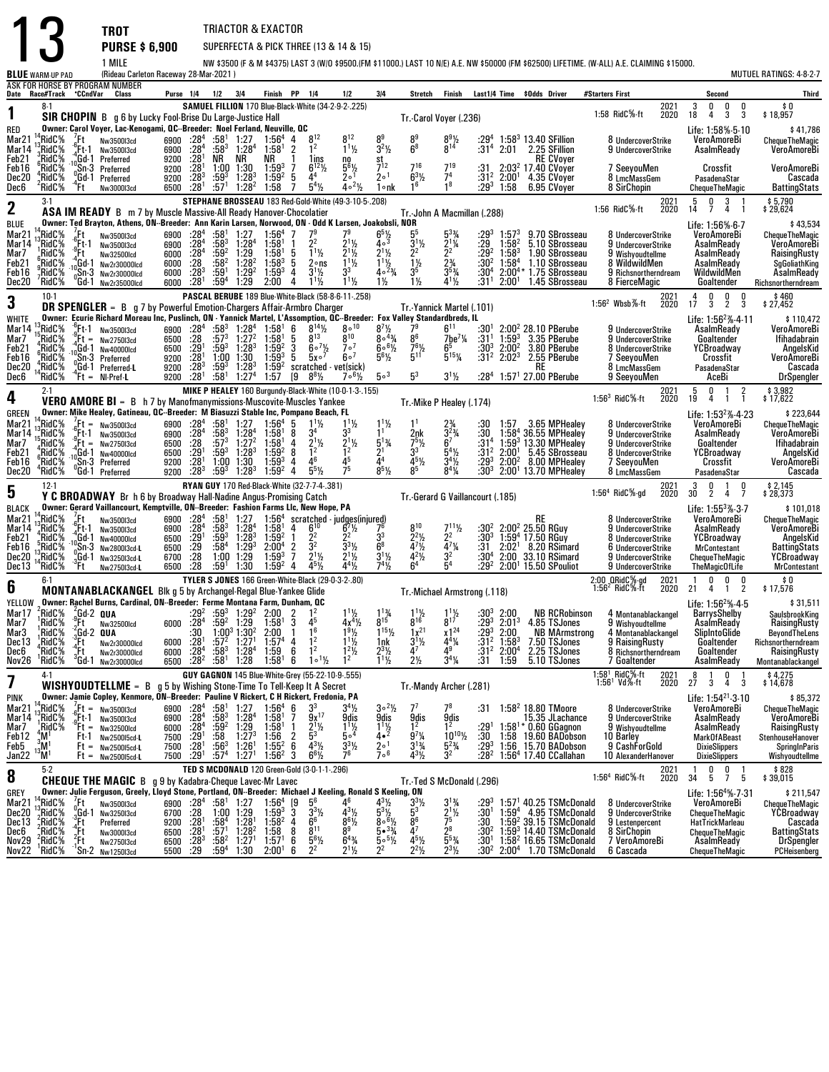# 13

**TROT** — TRIACTOR & EXACTOR

**PURSE $ 6,900** — SUPERFECTA & PICK THREE (13 & 14 & 15)

1 MILE — NW $3500 (F & M $4375) LAST 3 (W/O $9500.(FM $11000.) LAST 10 N/E) A.E. NW $50000 (FM $62500) LIFETIME. (W-ALL) A.E. CLAIMING $15000.

BLUE WARM-UP PAD (Rideau Carleton Raceway 28-Mar-2021) MUTUEL RATINGS: 4-8-2-7

ASK FOR HORSE BY PROGRAM NUMBER

---

## 1 — SIR CHOPIN (8-1) — RED

**SAMUEL FILLION** 170 Red-Black-White (34-2-9-2-.225)

B g 6 by Lucky Fool-Brise Du Large-Justice Hall — Tr.-Carol Voyer (.236)

Owner: Carol Voyer, Lac-Kenogami, QC--Breeder: Noel Ferland, Neuville, QC

1:58 RidC⅝-ft | 2021: 3 0 0 0 $0 | 2020: 18 4 3 3 $18,957 | Life: 1:58⅗-5-10 $41,786

| Date | Race/Track | CCndVar | Class | Purse | 1/4 | 1/2 | 3/4 | Finish | PP | 1/4 | 1/2 | 3/4 | Stretch | Finish | Last1/4 | Time | $Odds | Driver | #Starters | First | Second | Third |
|---|---|---|---|---|---|---|---|---|---|---|---|---|---|---|---|---|---|---|---|---|---|---|
| Mar21 | 14RidC⅝ | 7Ft | Nw3500l3cd | 6900 | :28⁴ | :58¹ | 1:27 | 1:56⁴ | 4 | 8¹² | 8¹² | 8⁹ | 8⁹ | 8⁸½ | :29⁴ | 1:58³ | 13.40 | SFillion | 8 | UndercoverStrike | VeroAmoreBi | ChequeTheMagic |
| Mar14 | 13RidC⅝ | -6Ft-1 | Nw3500l3cd | 6900 | :28⁴ | :58³ | 1:28⁴ | 1:58¹ | 2 | 1² | 1½ | 3²½ | 6⁸ | 8¹⁴ | :31⁴ | 2:01 | 2.25 | SFillion | 9 | UndercoverStrike | AsalmReady | VeroAmoreBi |
| Feb21 | 3RidC⅝ | -4Gd-1 | Preferred | 9200 | :28¹ | NR | NR | NR | 1 | 1ins | no | st | | | | | RE | CVoyer | | | | |
| Feb16 | 6RidC⅝ | -10Sn-3 | Preferred | 9200 | :28¹ | 1:00 | 1:30 | 1:59³ | 7 | 6¹²½ | 5⁶½ | 7¹² | 7¹⁶ | 7¹⁹ | :31 | 2:03² | 17.40 | CVoyer | 7 | SeeyouMen | Crossfit | VeroAmoreBi |
| Dec20 | 4RidC⅝ | 0Gd-1 | Preferred | 9200 | :28³ | :59³ | 1:28³ | 1:59² | 5 | 4⁴ | 2∘¹ | 2∘¹ | 6³½ | 7⁴ | :31² | 2:00¹ | 4.35 | CVoyer | 8 | LmcMassGem | PasadenaStar | Cascada |
| Dec6 | 2RidC⅝ | -4Ft | Nw3000l3cd | 6500 | :28¹ | :57¹ | 1:28² | 1:58 | 7 | 5⁴½ | 4∘²½ | 1∘nk | 1⁶ | 1⁸ | :29³ | 1:58 | 6.95 | CVoyer | 8 | SirChopin | ChequeTheMagic | BattingStats |

## 2 — ASA IM READY (3-1) — BLUE

**STEPHANE BROSSEAU** 183 Red-Gold-White (49-3-10-5-.208)

B m 7 by Muscle Massive-All Ready Hanover-Chocolatier — Tr.-John A Macmillan (.288)

Owner: Ted Brayton, Athens, ON--Breeder: Ann Karin Larsen, Norwood, ON - Odd K Larsen, Joakobsli, NOR

1:56 RidC⅝-ft | 2021: 5 0 3 1 $5,790 | 2020: 14 7 4 1 $29,624 | Life: 1:56⅗-6-7 $43,534

| Date | Race/Track | CCndVar | Class | Purse | 1/4 | 1/2 | 3/4 | Finish | PP | 1/4 | 1/2 | 3/4 | Stretch | Finish | Last1/4 | Time | $Odds | Driver | #Starters | First | Second | Third |
|---|---|---|---|---|---|---|---|---|---|---|---|---|---|---|---|---|---|---|---|---|---|---|
| Mar21 | 14RidC⅝ | 7Ft | Nw3500l3cd | 6900 | :28⁴ | :58¹ | 1:27 | 1:56⁴ | 7 | 7⁹ | 7⁹ | 6⁵½ | 5⁵ | 5³¾ | :29³ | 1:57³ | 9.70 | SBrosseau | 8 | UndercoverStrike | VeroAmoreBi | ChequeTheMagic |
| Mar14 | 13RidC⅝ | -6Ft-1 | Nw3500l3cd | 6900 | :28⁴ | :58³ | 1:28⁴ | 1:58¹ | 1 | 2² | 2¹½ | 4∘³ | 3¹½ | 2¹¼ | :29 | 1:58² | 5.10 | SBrosseau | 9 | UndercoverStrike | AsalmReady | VeroAmoreBi |
| Mar7 | 1RidC⅝ | -9Ft | Nw3250l3cd | 6000 | :28⁴ | :59² | 1:29 | 1:58¹ | 5 | 1¹½ | 2¹½ | 2¹½ | 2² | 2² | :29² | 1:58³ | 1.90 | SBrosseau | 9 | Wishyoudtellme | AsalmReady | RaisingRusty |
| Feb21 | 6RidC⅝ | -4Gd-1 | Nw2r30000lcd | 6000 | :28 | :58² | 1:28² | 1:58³ | 5 | 2∘ns | 1¹½ | 1¹½ | 1½ | 2¾ | :30² | 1:58⁴ | 1.10 | SBrosseau | 8 | WildwildMen | AsalmReady | SgGoliathKing |
| Feb16 | 9RidC⅝ | -10Sn-3 | Nw2r30000lcd | 6000 | :28³ | :59¹ | 1:29² | 1:59³ | 4 | 3¹½ | 3³ | 4∘²¾ | 3⁵ | 3³¾ | :30⁴ | 2:00⁴* | 1.75 | SBrosseau | 9 | Richsnortherndream | WildwildMen | AsalmReady |
| Dec20 | 7RidC⅝ | 0Gd-1 | Nw2r35000lcd | 6000 | :28¹ | :59⁴ | 1:29 | 2:00 | 4 | 1¹½ | 1¹½ | 1½ | 1½ | 4¹½ | :31¹ | 2:00¹ | 1.45 | SBrosseau | 8 | FierceMagic | | Richsnortherndream |

## 3 — DR SPENGLER (10-1) — WHITE

**PASCAL BERUBE** 189 Blue-White-Black (58-8-6-11-.258)

B g 7 by Powerful Emotion-Chargers Affair-Armbro Charger — Tr.-Yannick Martel (.101)

Owner: Ecurie Richard Moreau Inc, Puslinch, ON - Yannick Martel, L'Assomption, QC--Breeder: Fox Valley Standardbreds, IL

1:56² Wbsb⅞-ft | 2021: 4 0 0 0 $460 | 2020: 17 3 2 3 $27,452 | Life: 1:56²⅗-4-11 $110,472

| Date | Race/Track | CCndVar | Class | Purse | 1/4 | 1/2 | 3/4 | Finish | PP | 1/4 | 1/2 | 3/4 | Stretch | Finish | Last1/4 | Time | $Odds | Driver | #Starters | First | Second | Third |
|---|---|---|---|---|---|---|---|---|---|---|---|---|---|---|---|---|---|---|---|---|---|---|
| Mar14 | 13RidC⅝ | -6Ft-1 | Nw3500l3cd | 6900 | :28⁴ | :58³ | 1:28⁴ | 1:58¹ | 6 | 8¹⁴½ | 8∘¹⁰ | 8⁷½ | 7⁹ | 6¹¹ | :30¹ | 2:00² | 28.10 | PBerube | 9 | UndercoverStrike | AsalmReady | VeroAmoreBi |
| Mar7 | 15RidC⅝ | -9Ft = | Nw2750l3cd | 6500 | :28 | :57³ | 1:27² | 1:58¹ | 5 | 8¹³ | 8¹⁰ | 8∘⁴¾ | 8⁶ | 7be⁷¼ | :31¹ | 1:59³ | 3.35 | PBerube | 9 | UndercoverStrike | Goaltender | Ifihadabrain |
| Feb21 | 4RidC⅝ | -4Gd-1 | Nw40000lcd | 6500 | :29¹ | :59³ | 1:28³ | 1:59² | 3 | 6∘⁷½ | 7∘⁷ | 6∘⁶½ | 7⁶½ | 6⁵ | :30³ | 2:00² | 3.80 | PBerube | 8 | UndercoverStrike | YCBroadway | AngelsKid |
| Feb16 | 6RidC⅝ | -10Sn-3 | Preferred | 9200 | :28¹ | 1:00 | 1:30 | 1:59³ | 5 | 5x∘⁷ | 6∘⁷ | 5⁶½ | 5¹¹ | 5¹⁵¼ | :31² | 2:02³ | 2.55 | PBerube | 7 | SeeyouMen | Crossfit | VeroAmoreBi |
| Dec20 | 4RidC⅝ | 0Gd-1 | Preferred-L | 9200 | :28³ | :59³ | 1:28³ | 1:59² | scratched - vet(sick) | | | | | | | | RE | | 8 | LmcMassGem | PasadenaStar | Cascada |
| Dec6 | 14RidC⅝ | -4Ft = | Nl-Pref-L | 9200 | :28¹ | :58¹ | 1:27⁴ | 1:57 | [9 | 8⁸½ | 7∘⁶½ | 5∘³ | 5³ | 3¹½ | :28⁴ | 1:57¹ | 27.00 | PBerube | 9 | SeeyouMen | AceBi | DrSpengler |

## 4 — VERO AMORE BI (2-1) — GREEN

**MIKE P HEALEY** 160 Burgundy-Black-White (10-0-1-3-.155)

B h 7 by Manofmanymissions-Muscovite-Muscles Yankee — Tr.-Mike P Healey (.174)

Owner: Mike Healey, Gatineau, QC--Breeder: M Biasuzzi Stable Inc, Pompano Beach, FL

1:56³ RidC⅝-ft | 2021: 5 0 1 2 $3,982 | 2020: 19 4 1 1 $17,622 | Life: 1:53²⅗-4-23 $223,644

| Date | Race/Track | CCndVar | Class | Purse | 1/4 | 1/2 | 3/4 | Finish | PP | 1/4 | 1/2 | 3/4 | Stretch | Finish | Last1/4 | Time | $Odds | Driver | #Starters | First | Second | Third |
|---|---|---|---|---|---|---|---|---|---|---|---|---|---|---|---|---|---|---|---|---|---|---|
| Mar21 | 14RidC⅝ | 7Ft = | Nw3500l3cd | 6900 | :28⁴ | :58¹ | 1:27 | 1:56⁴ | 5 | 1¹½ | 1¹½ | 1¹½ | 1¹ | 2¾ | :30 | 1:57 | 3.65 | MPHealey | 8 | UndercoverStrike | VeroAmoreBi | ChequeTheMagic |
| Mar14 | 13RidC⅝ | -6Ft-1 | Nw3500l3cd | 6900 | :28⁴ | :58³ | 1:28⁴ | 1:58¹ | 8 | 3⁴ | 3³ | 1¹ | 2nk | 3²¾ | :30 | 1:58⁴ | 36.55 | MPHealey | 9 | UndercoverStrike | AsalmReady | VeroAmoreBi |
| Mar7 | 15RidC⅝ | -9Ft = | Nw2750l3cd | 6500 | :28 | :57³ | 1:27² | 1:58¹ | 4 | 2¹½ | 2¹½ | 5¹¾ | 7⁵½ | 6⁷ | :31⁴ | 1:59³ | 13.30 | MPHealey | 9 | UndercoverStrike | Goaltender | Ifihadabrain |
| Feb21 | 4RidC⅝ | -4Gd-1 | Nw40000lcd | 6500 | :29¹ | :59³ | 1:28³ | 1:59² | 8 | 1² | 1² | 2¹ | 3³ | 5⁴½ | :31² | 2:00¹ | 5.45 | SBrosseau | 8 | UndercoverStrike | YCBroadway | AngelsKid |
| Feb16 | 6RidC⅝ | -10Sn-3 | Preferred | 9200 | :28¹ | 1:00 | 1:30 | 1:59³ | 4 | 4⁶ | 4⁵ | 4⁴ | 4⁵½ | 3⁴½ | :29³ | 2:00² | 8.00 | MPHealey | 7 | SeeyouMen | Crossfit | VeroAmoreBi |
| Dec20 | 4RidC⅝ | 0Gd-1 | Preferred | 9200 | :28³ | :59³ | 1:28³ | 1:59² | 4 | 5⁵½ | 7⁵ | 8⁵½ | 8⁵ | 8⁴¼ | :30³ | 2:00¹ | 13.70 | MPHealey | 8 | LmcMassGem | PasadenaStar | Cascada |

## 5 — Y C BROADWAY (12-1) — BLACK

**RYAN GUY** 170 Red-Black-White (32-7-7-4-.381)

Br h 6 by Broadway Hall-Nadine Angus-Promising Catch — Tr.-Gerard G Vaillancourt (.185)

Owner: Gerard Vaillancourt, Kemptville, ON--Breeder: Fashion Farms Llc, New Hope, PA

1:56⁴ RidC⅝-gd | 2021: 3 0 1 0 $2,145 | 2020: 30 2 4 7 $28,373 | Life: 1:55³⅗-3-7 $101,018

| Date | Race/Track | CCndVar | Class | Purse | 1/4 | 1/2 | 3/4 | Finish | PP | 1/4 | 1/2 | 3/4 | Stretch | Finish | Last1/4 | Time | $Odds | Driver | #Starters | First | Second | Third |
|---|---|---|---|---|---|---|---|---|---|---|---|---|---|---|---|---|---|---|---|---|---|---|
| Mar21 | 14RidC⅝ | 7Ft | Nw3500l3cd | 6900 | :28⁴ | :58¹ | 1:27 | 1:56⁴ | scratched - judges(injured) | | | | | | | | RE | | 8 | UndercoverStrike | VeroAmoreBi | ChequeTheMagic |
| Mar14 | 13RidC⅝ | -6Ft-1 | Nw3500l3cd | 6900 | :28⁴ | :58³ | 1:28⁴ | 1:58¹ | 4 | 6¹⁰ | 6⁷½ | 7⁶ | 8¹⁰ | 7¹¹½ | :30² | 2:00² | 25.50 | RGuy | 9 | UndercoverStrike | AsalmReady | VeroAmoreBi |
| Feb21 | 4RidC⅝ | -4Gd-1 | Nw40000lcd | 6500 | :29¹ | :59³ | 1:28³ | 1:59² | 1 | 2² | 2² | 3³ | 2²½ | 2² | :30³ | 1:59⁴ | 17.50 | RGuy | 8 | UndercoverStrike | YCBroadway | AngelsKid |
| Feb16 | 5RidC⅝ | -10Sn-3 | Nw2800l3cd-L | 6500 | :29 | :58⁴ | 1:29³ | 2:00⁴ | 2 | 3² | 3³½ | 6⁸ | 4⁷½ | 4⁷¼ | :31 | 2:02¹ | 8.20 | RSimard | 6 | UndercoverStrike | MrContestant | BattingStats |
| Dec20 | 13RidC⅝ | 0Gd-1 | Nw3250l3cd-L | 6700 | :28 | 1:00 | 1:29 | 1:59³ | 7 | 2¹½ | 2¹½ | 3¹½ | 4²½ | 3² | :30⁴ | 2:00 | 33.10 | RSimard | 9 | UndercoverStrike | ChequeTheMagic | YCBroadway |
| Dec13 | 14RidC⅝ | -3Ft | Nw2750l3cd-L | 6500 | :28 | :59¹ | 1:30 | 1:59² | 4 | 4⁵½ | 4⁴½ | 7⁴½ | 6⁴ | 5⁴ | :29² | 2:00¹ | 15.50 | SPouliot | 9 | UndercoverStrike | TheMagicOfLife | MrContestant |

## 6 — MONTANABLACKANGEL (6-1) — YELLOW

**TYLER S JONES** 166 Green-White-Black (29-0-3-2-.80)

Blk g 5 by Archangel-Regal Blue-Yankee Glide — Tr.-Michael Armstrong (.118)

Owner: Rachel Burns, Cardinal, ON--Breeder: Ferme Montana Farm, Dunham, QC

2:00 QRidC⅝-gd, 1:56² RidC⅝-ft | 2021: 1 0 0 0 $0 | 2020: 21 4 1 2 $17,576 | Life: 1:56²⅗-4-5 $31,511

| Date | Race/Track | CCndVar | Class | Purse | 1/4 | 1/2 | 3/4 | Finish | PP | 1/4 | 1/2 | 3/4 | Stretch | Finish | Last1/4 | Time | $Odds | Driver | #Starters | First | Second | Third |
|---|---|---|---|---|---|---|---|---|---|---|---|---|---|---|---|---|---|---|---|---|---|---|
| Mar17 | 2RidC⅝ | -5Gd-2 | QUA | | :29² | :59³ | 1:29² | 2:00 | 2 | 1² | 1¹½ | 1¹¾ | 1¹½ | 1¹½ | :30³ | 2:00 | NB | RCRobinson | 4 | Montanablackangel | BarrysShelby | SaulsbrookKing |
| Mar7 | 1RidC⅝ | -9Ft | Nw3250l3cd | 6000 | :28⁴ | :59² | 1:29 | 1:58¹ | 3 | 4⁵ | 4x⁴½ | 8¹⁵ | 8¹⁶ | 8¹⁷ | :29³ | 2:01³ | 4.85 | TSJones | 9 | Wishyoudtellme | AsalmReady | RaisingRusty |
| Mar3 | 1RidC⅝ | -2Gd-2 | QUA | | :30 | 1:00³ | 1:30² | 2:00 | 1 | 1⁶ | 1⁹½ | 1¹⁵½ | 1x²¹ | x1²⁴ | :29³ | 2:00 | NB | MArmstrong | 4 | Montanablackangel | SlipIntoGlide | BeyondTheLens |
| Dec13 | 4RidC⅝ | -3Ft | Nw2r30000lcd | 6000 | :28¹ | :57² | 1:27¹ | 1:57⁴ | 4 | 1² | 1¹½ | 1nk | 3¹½ | 4⁴¼ | :31² | 1:58³ | 7.50 | TSJones | 9 | RaisingRusty | Goaltender | Richsnortherndream |
| Dec6 | 4RidC⅝ | -4Ft | Nw2r30000lcd | 6000 | :28⁴ | :58³ | 1:28⁴ | 1:59 | 6 | 1² | 1²½ | 2³½ | 4⁷ | 4⁹ | :31² | 2:00⁴ | 2.25 | TSJones | 8 | Richsnortherndream | Goaltender | RaisingRusty |
| Nov26 | 7RidC⅝ | 5Gd-1 | Nw2r30000lcd | 6500 | :28² | :58¹ | 1:28 | 1:58¹ | 6 | 1∘¹½ | 1² | 1¹½ | 2½ | 3⁴¼ | :31 | 1:59 | 5.10 | TSJones | 7 | Goaltender | RaisingRusty | Montanablackangel |

## 7 — WISHYOUDTELLME (4-1) — PINK

**GUY GAGNON** 145 Blue-White-Grey (55-22-10-9-.555)

B g 5 by Wishing Stone-Time To Tell-Keep It A Secret — Tr.-Mandy Archer (.281)

Owner: Jamie Copley, Kenmore, ON--Breeder: Pauline V Rickert, C H Rickert, Fredonia, PA

1:58¹ RidC⅝-ft, 1:56¹ Vd⅞-ft | 2021: 8 1 0 1 $4,275 | 2020: 27 3 4 3 $14,678 | Life: 1:54²¹-3-10 $85,372

| Date | Race/Track | CCndVar | Class | Purse | 1/4 | 1/2 | 3/4 | Finish | PP | 1/4 | 1/2 | 3/4 | Stretch | Finish | Last1/4 | Time | $Odds | Driver | #Starters | First | Second | Third |
|---|---|---|---|---|---|---|---|---|---|---|---|---|---|---|---|---|---|---|---|---|---|---|
| Mar21 | 14RidC⅝ | 7Ft = | Nw3500l3cd | 6900 | :28⁴ | :58¹ | 1:27 | 1:56⁴ | 6 | 3³ | 3⁴½ | 3∘²½ | 7⁷ | 7⁸ | :31 | 1:58² | 18.80 | TMoore | 8 | UndercoverStrike | VeroAmoreBi | ChequeTheMagic |
| Mar14 | 13RidC⅝ | -6Ft-1 | Nw3500l3cd | 6900 | :28⁴ | :58³ | 1:28⁴ | 1:58¹ | 7 | 9x¹⁷ | 9dis | 9dis | 9dis | 9dis | | | 15.35 | JLachance | 9 | UndercoverStrike | AsalmReady | VeroAmoreBi |
| Mar7 | 1RidC⅝ | -9Ft = | Nw3250l3cd | 6000 | :28⁴ | :59² | 1:29 | 1:58¹ | 1 | 2¹½ | 1¹½ | 1¹½ | 1² | 1² | :29¹ | 1:58¹* | 0.60 | GGagnon | 9 | Wishyoudtellme | AsalmReady | RaisingRusty |
| Feb12 | 4M¹ | Ft-1 | Nw2500l5cd-L | 7500 | :29¹ | :58 | 1:27³ | 1:56 | 2 | 5³ | 5∘⁴ | 4∘² | 9⁷¼ | 10¹⁰½ | :30 | 1:58 | 19.60 | BADobson | 10 | Barley | MarkOfABeast | StenhouseHanover |
| Feb5 | 13M¹ | Ft = | Nw2500l5cd-L | 7500 | :28¹ | :56³ | 1:26¹ | 1:55² | 6 | 4³½ | 3³½ | 2∘¹ | 3¹¾ | 5²¾ | :29³ | 1:56 | 15.70 | BADobson | 9 | CashForGold | DixieSlippers | SpringInParis |
| Jan22 | 13M¹ | Ft = | Nw2500l5cd-L | 7500 | :29¹ | :57⁴ | 1:27¹ | 1:56² | 3 | 6⁶½ | 7⁶ | 7∘⁶ | 4³½ | 3² | :28² | 1:56⁴ | 17.40 | CCallahan | 10 | AlexanderHanover | DixieSlippers | Wishyoudtellme |

## 8 — CHEQUE THE MAGIC (5-2) — GREY

**TED S MCDONALD** 120 Green-Gold (3-0-1-1-.296)

B g 9 by Kadabra-Cheque Lavec-Mr Lavec — Tr.-Ted S McDonald (.296)

Owner: Julie Ferguson, Greely, Lloyd Stone, Portland, ON--Breeder: Michael J Keeling, Ronald S Keeling, ON

1:56⁴ RidC⅝-ft | 2021: 1 0 0 1 $828 | 2020: 34 5 7 5 $39,015 | Life: 1:56⁴⅗-7-31 $211,547

| Date | Race/Track | CCndVar | Class | Purse | 1/4 | 1/2 | 3/4 | Finish | PP | 1/4 | 1/2 | 3/4 | Stretch | Finish | Last1/4 | Time | $Odds | Driver | #Starters | First | Second | Third |
|---|---|---|---|---|---|---|---|---|---|---|---|---|---|---|---|---|---|---|---|---|---|---|
| Mar21 | 14RidC⅝ | 7Ft | Nw3500l3cd | 6900 | :28⁴ | :58¹ | 1:27 | 1:56⁴ | [9 | 5⁶ | 4⁶ | 4³½ | 3³½ | 3¹¾ | :29³ | 1:57¹ | 40.25 | TSMcDonald | 8 | UndercoverStrike | VeroAmoreBi | ChequeTheMagic |
| Dec20 | 13RidC⅝ | 0Gd-1 | Nw3250l3cd | 6700 | :28 | 1:00 | 1:29 | 1:59³ | 3 | 3³½ | 4³½ | 5³½ | 5³ | 2¹½ | :30¹ | 1:59⁴ | 4.95 | TSMcDonald | 9 | UndercoverStrike | ChequeTheMagic | YCBroadway |
| Dec13 | 2RidC⅝ | -3Ft | Preferred | 9200 | :28¹ | :58⁴ | 1:28¹ | 1:58² | 4 | 6⁶ | 8⁶½ | 8∘⁶½ | 8⁶ | 7⁵ | :30 | 1:59² | 39.15 | TSMcDonald | 9 | Lestenpercent | HatTrickMarleau | Cascada |
| Dec6 | 2RidC⅝ | -4Ft | Nw3000l3cd | 6500 | :28¹ | :57¹ | 1:28² | 1:58 | 8 | 8¹¹ | 8⁹ | 5∘³¾ | 4⁷ | 2⁸ | :30² | 1:59³ | 14.40 | TSMcDonald | 8 | SirChopin | ChequeTheMagic | BattingStats |
| Nov29 | 7RidC⅝ | 1Ft | Nw2750l3cd | 6500 | :28³ | :58² | 1:27¹ | 1:57¹ | 6 | 5⁶½ | 6⁴¾ | 5∘⁵½ | 4⁵½ | 5⁵¾ | :30¹ | 1:58² | 16.65 | TSMcDonald | 7 | VeroAmoreBi | AsalmReady | DrSpengler |
| Nov22 | 1RidC⅝ | -1Sn-2 | Nw1250l3cd | 5500 | :29 | :59⁴ | 1:30 | 2:00¹ | 6 | 2² | 2¹½ | 2² | 2²½ | 2³½ | :30² | 2:00⁴ | 1.70 | TSMcDonald | 6 | Cascada | ChequeTheMagic | PCHeisenberg |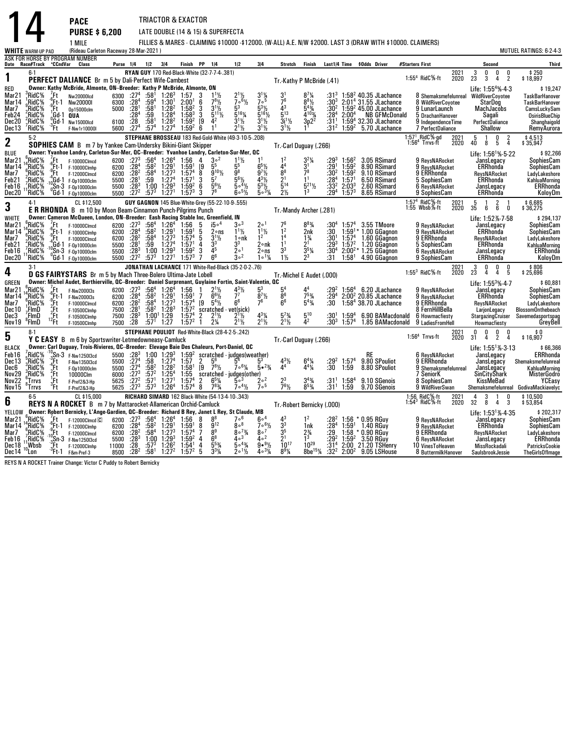# 14

**PACE** TRIACTOR & EXACTOR
**PURSE $ 6,200** LATE DOUBLE (14 & 15) & SUPERFECTA
1 MILE FILLIES & MARES - CLAIMING $10000 -$12000. (W-ALL) A.E. N/W $2000. LAST 3 (DRAW WITH $10000. CLAIMERS)

WHITE WARM-UP PAD (Rideau Carleton Raceway 28-Mar-2021) MUTUEL RATINGS: 6-2-4-3

ASK FOR HORSE BY PROGRAM NUMBER

Date Race#Track °CCndVar Class Purse 1/4 1/2 3/4 Finish PP 1/4 1/2 3/4 Stretch Finish Last1/4 Time $Odds Driver #Starters First Second Third

---

## 1 — PERFECT DALIANCE (6-1)

**RYAN GUY** 170 Red-Black-White (32-7-7-4-.381)

**PERFECT DALIANCE** Br m 5 by Dali-Perfect Wife-Cambest — Tr.-Kathy P McBride (.41)

RED — Owner: Kathy McBride, Almonte, ON--Breeder: Kathy P McBride, Almonte, ON

1:55⁴ RidC⅝-ft | 2021: 3 0 0 0 $250 | 2020: 23 3 4 2 $18,997 | Life: 1:55⁴⅗-4-3 $19,247

| Date | Track | Cnd | Class | Purse | 1/4 | 1/2 | 3/4 | Finish | PP | 1/4 | 1/2 | 3/4 | Stretch | Finish | Last1/4 | Time | $Odds Driver | #Starters First | Second | Third |
|---|---|---|---|---|---|---|---|---|---|---|---|---|---|---|---|---|---|---|---|---|
| Mar21 | 3RidC⅝ | 7Ft | Nw20000lcd | 6300 | :27⁴ | :58¹ | 1:26³ | 1:57 | 3 | 1¹½ | 2¹½ | 3¹¼ | 3¹ | 8⁷¼ | :31³ | 1:58² | 40.35 JLachance | 8 Shemaksmefelunreal | WildRiverCoyotee | TaskBarHanover |
| Mar14 | 9RidC⅝ | -6Ft-1 | Nw20000l | 6300 | :28⁴ | :59⁴ | 1:30¹ | 2:00¹ | 6 | 7⁸½ | 7∘⁶½ | 7∘⁵ | 7⁶ | 8⁸½ | :30³ | 2:01⁴ | 31.55 JLachance | 8 WildRiverCoyotee | StarDog | TaskBarHanover |
| Mar7 | 9RidC⅝ | -9Ft | Op15000clm | 5000 | :28¹ | :58¹ | 1:28² | 1:58² | 3 | 3¹½ | 5³ | 5³½ | 4³ | 5⁴¾ | :30² | 1:59² | 45.00 JLachance | 9 LunarLaunch | MachJacobs | CamsLuckySam |
| Feb24 | 2RidC⅝ | 1Gd-1 | QUA | | :28⁴ | :59 | 1:28⁴ | 1:58³ | 3 | 5¹¹½ | 5¹⁶¼ | 5¹⁶½ | 5¹³ | 4¹⁰¾ | :28⁴ | 2:00⁴ | NB GFMcDonald | 5 DrachanHanover | Sagali | OsirisBlueChip |
| Dec20 | 2RidC⅝ | 0Gd-1 | Nw15000lcd | 6100 | :28 | :58¹ | 1:28² | 1:59² | [9 | 4² | 3¹½ | 3¹½ | 3i¹½ | 3p2² | :31¹ | 1:59⁴ | 32.30 JLachance | 9 IndependenceTime | PerfectDaliance | Shanghaigold |
| Dec13 | 7RidC⅝ | -3Ft | F-Nw1r10000l | 5600 | :27⁴ | :57⁴ | 1:27⁴ | 1:59² | 6 | 1¹ | 2¹½ | 3¹½ | 3¹½ | 1¹ | :31² | 1:59² | 5.70 JLachance | 7 PerfectDaliance | Shallow | RemyAurora |

---

## 2 — SOPHIES CAM (5-2)

**STEPHANE BROSSEAU** 183 Red-Gold-White (49-3-10-5-.208)

**SOPHIES CAM** B m 7 by Yankee Cam-Undersky Bikini-Giant Skipper — Tr.-Carl Duguay (.266)

BLUE — Owner: Yvanhoe Landry, Carleton-Sur-Mer, QC--Breeder: Yvanhoe Landry, Carleton-Sur-Mer, QC

1:57¹ RidC⅝-gd, 1:56⁴ Trrvs-ft | 2021: 5 1 0 2 $4,513 | 2020: 40 8 5 4 $35,947 | Life: 1:56¹⅗-5-22 $92,266

| Date | Track | Cnd | Class | Purse | 1/4 | 1/2 | 3/4 | Finish | PP | 1/4 | 1/2 | 3/4 | Stretch | Finish | Last1/4 | Time | $Odds Driver | #Starters First | Second | Third |
|---|---|---|---|---|---|---|---|---|---|---|---|---|---|---|---|---|---|---|---|---|
| Mar21 | 6RidC⅝ | 7Ft | F-10000Clmcd | 6200 | :27³ | :56⁴ | 1:26⁴ | 1:56 | 4 | 3∘² | 1¹½ | 1¹ | 1² | 3²¼ | :29³ | 1:56² | 3.05 RSimard | 9 ReysNARocket | JansLegacy | SophiesCam |
| Mar14 | 14RidC⅝ | -6Ft-1 | F-12000Clmhp | 6200 | :28⁴ | :58² | 1:29¹ | 1:59¹ | [9 | 5⁵ | 5⁵ | 6⁵½ | 4⁴ | 3¹ | :29¹ | 1:59² | 8.90 RSimard | 9 ReysNARocket | ERRhonda | SophiesCam |
| Mar7 | 6RidC⅝ | -9Ft | F-12000Clmcd | 6200 | :28² | :58⁴ | 1:27³ | 1:57⁴ | 8 | 9¹⁰½ | 9⁸ | 9⁷½ | 8⁸ | 7⁸ | :30² | 1:59 | 9.10 RSimard | 9 ERRhonda | ReysNARocket | LadyLakeshore |
| Feb21 | 7RidC⅝ | -4Gd-1 | F-Op10000clm | 5500 | :28¹ | :59 | 1:27⁴ | 1:57¹ | 3 | 5⁷ | 5⁶½ | 4³½ | 2¹ | 1¹ | :28⁴ | 1:57¹ | 6.50 RSimard | 5 SophiesCam | ERRhonda | KahluaMorning |
| Feb16 | 7RidC⅝ | -10Sn-3 | F-Op10000clm | 5500 | :28³ | 1:00 | 1:29³ | 1:59² | 6 | 5⁶½ | 5∘⁴½ | 5³½ | 5¹⁴ | 5²¹½ | :33² | 2:03³ | 2.60 RSimard | 6 ReysNARocket | JansLegacy | ERRhonda |
| Dec20 | 11RidC⅝ | 0Gd-1 | F-Op10000clm | 5500 | :27² | :57³ | 1:27¹ | 1:57³ | 3 | 7⁸ | 6∘⁵½ | 5∘³¼ | 2½ | 1³ | :29⁴ | 1:57³ | 8.65 RSimard | 9 SophiesCam | ERRhonda | KoloyDm |

---

## 3 — E R RHONDA (4-1) CL $12,500

**GUY GAGNON** 145 Blue-White-Grey (55-22-10-9-.555)

**E R RHONDA** B m 10 by Moon Beam-Cinnamon Punch-Pilgrims Punch — Tr.-Mandy Archer (.281)

WHITE — Owner: Cameron McQueen, London, ON--Breeder: Eash Racing Stable Inc, Greenfield, IN

1:57⁴ RidC⅝-ft, 1:55 Wbsb⅞-ft | 2021: 5 1 2 1 $6,685 | 2020: 35 6 6 0 $36,275 | Life: 1:52⅗-7-58 $294,137

| Date | Track | Cnd | Class | Purse | 1/4 | 1/2 | 3/4 | Finish | PP | 1/4 | 1/2 | 3/4 | Stretch | Finish | Last1/4 | Time | $Odds Driver | #Starters First | Second | Third |
|---|---|---|---|---|---|---|---|---|---|---|---|---|---|---|---|---|---|---|---|---|
| Mar21 | 6RidC⅝ | 7Ft | F-10000Clmcd | 6200 | :27³ | :56⁴ | 1:26⁴ | 1:56 | 5 | i5∘⁴ | 3∘³ | 2∘¹ | 7⁶ | 8⁸¾ | :30⁴ | 1:57⁴ | 3.55 TMoore | 9 ReysNARocket | JansLegacy | SophiesCam |
| Mar14 | 14RidC⅝ | -6Ft-1 | F-12000Clmhp | 6200 | :28⁴ | :58² | 1:29¹ | 1:59¹ | 5 | 2∘ns | 1¹½ | 1¹½ | 1² | 2nk | :30 | 1:59¹* | 1.00 GGagnon | 9 ReysNARocket | ERRhonda | SophiesCam |
| Mar7 | 6RidC⅝ | -9Ft | F-12000Clmcd | 6200 | :28² | :58⁴ | 1:27³ | 1:57⁴ | 5 | 3¹½ | 1∘nk | 1² | 1⁴ | 1¾ | :30¹ | 1:57⁴ | 1.60 GGagnon | 9 ERRhonda | ReysNARocket | LadyLakeshore |
| Feb21 | 7RidC⅝ | -4Gd-1 | F-Op10000clm | 5500 | :28¹ | :59 | 1:27⁴ | 1:57¹ | 4 | 3³ | 3³ | 2∘nk | 1¹ | 2¹ | :29³ | 1:57² | 1.20 GGagnon | 5 SophiesCam | ERRhonda | KahluaMorning |
| Feb16 | 7RidC⅝ | -10Sn-3 | F-Op10000clm | 5500 | :28³ | 1:00 | 1:29³ | 1:59² | 3 | 4⁵ | 2∘¹ | 2∘ns | 3³ | 3⁵¼ | :30⁴ | 2:00²* | 1.25 GGagnon | 6 ReysNARocket | JansLegacy | ERRhonda |
| Dec20 | 11RidC⅝ | 0Gd-1 | F-Op10000clm | 5500 | :27² | :57³ | 1:27¹ | 1:57³ | 7 | 6⁶ | 3∘² | 1∘¹¼ | 1½ | 2³ | :31 | 1:58¹ | 4.90 GGagnon | 9 SophiesCam | ERRhonda | KoloyDm |

---

## 4 — D GS FAIRYSTARS (3-1)

**JONATHAN LACHANCE** 171 White-Red-Black (35-2-0-2-.76)

**D GS FAIRYSTARS** Br m 5 by Mach Three-Bolero Ultima-Jate Lobell — Tr.-Michel E Audet (.000)

GREEN — Owner: Michel Audet, Berthierville, QC--Breeder: Daniel Surprenant, Guylaine Fortin, Saint-Valentin, QC

1:55³ RidC⅝-ft | 2021: 3 0 0 0 $806 | 2020: 23 4 4 5 $25,696 | Life: 1:55³⅗-4-7 $60,881

| Date | Track | Cnd | Class | Purse | 1/4 | 1/2 | 3/4 | Finish | PP | 1/4 | 1/2 | 3/4 | Stretch | Finish | Last1/4 | Time | $Odds Driver | #Starters First | Second | Third |
|---|---|---|---|---|---|---|---|---|---|---|---|---|---|---|---|---|---|---|---|---|
| Mar21 | 6RidC⅝ | 7Ft | F-Nw2000l3s | 6200 | :27³ | :56⁴ | 1:26⁴ | 1:56 | 1 | 2¹½ | 4³½ | 5³ | 5⁴ | 4⁴ | :29² | 1:56⁴ | 6.20 JLachance | 9 ReysNARocket | JansLegacy | SophiesCam |
| Mar14 | 14RidC⅝ | -6Ft-1 | F-Nw2000l3s | 6200 | :28⁴ | :58² | 1:29¹ | 1:59¹ | 7 | 6⁶½ | 7⁷ | 8⁷½ | 8⁶ | 7⁵¾ | :29⁴ | 2:00² | 20.85 JLachance | 9 ReysNARocket | ERRhonda | SophiesCam |
| Mar7 | 6RidC⅝ | -9Ft | F-10000Clmcd | 6200 | :28² | :58⁴ | 1:27³ | 1:57⁴ | [9 | 5⁴½ | 6⁶ | 7⁶ | 6⁶ | 5⁴¾ | :30 | 1:58⁴ | 38.70 JLachance | 9 ERRhonda | ReysNARocket | LadyLakeshore |
| Dec10 | 7FlmD | 2Ft | F-10500Clmhp | 7500 | :28¹ | :58² | 1:28³ | 1:57² | scratched - vet(sick) | | | | | | | | | 8 FernHillBella | LarjonLegacy | BlossomOnthebeach |
| Dec3 | 7FlmD | 2Ft | F-10500Clmhp | 7500 | :28³ | 1:00¹ | 1:29 | 1:57⁴ | 2 | 2¹½ | 2¹½ | 4³¼ | 5⁷¾ | 5¹⁰ | :30¹ | 1:59⁴ | 6.90 BAMacdonald | 6 Howmacfiesty | StargazingCruiser | Savemedasportspag |
| Nov19 | 8FlmD | 12Ft | F-10500Clmhp | 7500 | :28 | :57¹ | 1:27 | 1:57² | 1 | 2¼ | 2¹½ | 2¹½ | 2¹½ | 4² | :30³ | 1:57⁴ | 1.85 BAMacdonald | 9 LadiesFromHell | Howmacfiesty | GreyBell |

---

## 5 — Y C EASY (8-1)

**STEPHANE POULIOT** Red-White-Black (28-4-2-5-.242)

**Y C EASY** B m 6 by Sportswriter-Letmedowneasy-Camluck — Tr.-Carl Duguay (.266)

BLACK — Owner: Carl Duguay, Trois-Rivieres, QC--Breeder: Elevage Baie Des Chaleurs, Port-Daniel, QC

1:56⁴ Trrvs-ft | 2021: 0 0 0 0 $0 | 2020: 31 4 2 4 $16,907 | Life: 1:55¹⅗-3-13 $66,366

| Date | Track | Cnd | Class | Purse | 1/4 | 1/2 | 3/4 | Finish | PP | 1/4 | 1/2 | 3/4 | Stretch | Finish | Last1/4 | Time | $Odds Driver | #Starters First | Second | Third |
|---|---|---|---|---|---|---|---|---|---|---|---|---|---|---|---|---|---|---|---|---|
| Feb16 | 7RidC⅝ | -10Sn-3 | F-Nw12501l3cd | 5500 | :28³ | 1:00 | 1:29³ | 1:59² | scratched - judges(weather) | | | | | | | | RE | 6 ReysNARocket | JansLegacy | ERRhonda |
| Dec13 | 3RidC⅝ | -3Ft | F-Nw13501l3cd | 5500 | :27⁴ | :58 | 1:27⁴ | 1:57 | 2 | 5⁶ | 5⁴ | 5³ | 4³½ | 6⁴¼ | :29² | 1:57⁴ | 9.80 SPouliot | 9 ERRhonda | JansLegacy | Shemaksmefelunreal |
| Dec6 | 3RidC⅝ | -4Ft | F-Op10000clm | 5500 | :27⁴ | :58² | 1:28² | 1:58¹ | [9 | 7⁸½ | 7∘⁶¼ | 5∙²¾ | 4⁴ | 4⁴¼ | :30 | 1:59 | 8.80 SPouliot | 9 Shemaksmefelunreal | JansLegacy | KahluaMorning |
| Nov29 | 3RidC⅝ | 2Ft | 10000Clm | 6000 | :27³ | :57² | 1:25⁴ | 1:55 | scratched - judges(other) | | | | | | | | | 7 SeniorK | SinCityShark | MisterGodro |
| Nov22 | 6Trrvs | 1Ft | F-Pref2&3-Hp | 5625 | :27² | :57¹ | 1:27¹ | 1:57⁴ | 2 | 6⁵¼ | 5∘³ | 2∘² | 2³ | 3⁴¾ | :31¹ | 1:58⁴ | 9.10 SGenois | 8 SophiesCam | KissMeBad | YCEasy |
| Nov15 | 8Trrvs | 3Ft | F-Pref2&3-Hp | 5625 | :27³ | :57³ | 1:26⁴ | 1:57⁴ | 8 | 7⁸¾ | 7∘⁴½ | 7∘⁵ | 7⁶½ | 8⁵¾ | :31¹ | 1:59 | 9.70 SGenois | 9 WildRiverSwan | Shemaksmefelunreal | GodivaMackiavelyc |

---

## 6 — REYS N A ROCKET (6-5) CL $15,000

**RICHARD SIMARD** 162 Black-White (54-13-4-10-.343)

**REYS N A ROCKET** B m 7 by Mattarocket-Allamerican Orchid-Camluck — Tr.-Robert Bernicky (.000)

YELLOW — Owner: Robert Bernicky, L'Ange-Gardien, QC--Breeder: Richard B Rey, Janet L Rey, St Claude, MB

1:56 RidC⅝-ft, 1:54³ RidC⅝-ft | 2021: 4 3 1 0 $10,500 | 2020: 32 8 4 3 $53,854 | Life: 1:53¹⅗-4-35 $202,317

| Date | Track | Cnd | Class | Purse | 1/4 | 1/2 | 3/4 | Finish | PP | 1/4 | 1/2 | 3/4 | Stretch | Finish | Last1/4 | Time | $Odds Driver | #Starters First | Second | Third |
|---|---|---|---|---|---|---|---|---|---|---|---|---|---|---|---|---|---|---|---|---|
| Mar21 | 6RidC⅝ | 7Ft | F-12000Clmcd [C] | 6200 | :27³ | :56⁴ | 1:26⁴ | 1:56 | 8 | 8⁸ | 7∘⁶ | 6∘⁴ | 4³ | 1² | :28² | 1:56 * | 0.95 RGuy | 9 ReysNARocket | JansLegacy | SophiesCam |
| Mar14 | 14RidC⅝ | -6Ft-1 | F-12000Clmhp | 6200 | :28⁴ | :58² | 1:29¹ | 1:59¹ | 8 | 9¹² | 8∘⁸ | 7∘⁶½ | 3³ | 1nk | :28⁴ | 1:59¹ | 1.40 RGuy | 9 ReysNARocket | ERRhonda | SophiesCam |
| Mar7 | 6RidC⅝ | -9Ft | F-12000Clmcd | 6200 | :28² | :58⁴ | 1:27³ | 1:57⁴ | 7 | 8⁹ | 8∘⁷¾ | 8∘⁷ | 3⁵ | 2¾ | :29 | 1:58 * | 0.90 RGuy | 9 ERRhonda | ReysNARocket | LadyLakeshore |
| Feb16 | 11RidC⅝ | -10Sn-3 | F-Nw12501l3cd | 5500 | :28³ | 1:00 | 1:29³ | 1:59² | 4 | 6⁸ | 4∘³ | 4∘² | 2¹ | 1³ | :29² | 1:59² | 3.50 RGuy | 6 ReysNARocket | JansLegacy | ERRhonda |
| Dec18 | 10Wbsb | 1Ft | F-12000Clmhp | 11000 | :28 | :57³ | 1:26² | 1:54¹ | 4 | 5⁵¾ | 5∘⁴¾ | 9∙⁹½ | 10¹⁷ | 10²⁹ | :31⁴ | 2:00 | 21.20 TSHenry | 10 VinesToHeaven | MissRockadali | PatricksCookie |
| Dec14 | 10Lon | -3Ft | F&m-Pref-3 | 8500 | :28² | :58¹ | 1:27² | 1:57² | 5 | 3³¼ | 2∘¹½ | 4∘³¼ | 8⁹¼ | 8be¹⁵¼ | :32² | 2:00² | 9.05 LSHouse | 8 ButtermilkHanover | SaulsbrookJessie | TheGirlsOfImage |

REYS N A ROCKET Trainer Change: Victor C Puddy to Robert Bernicky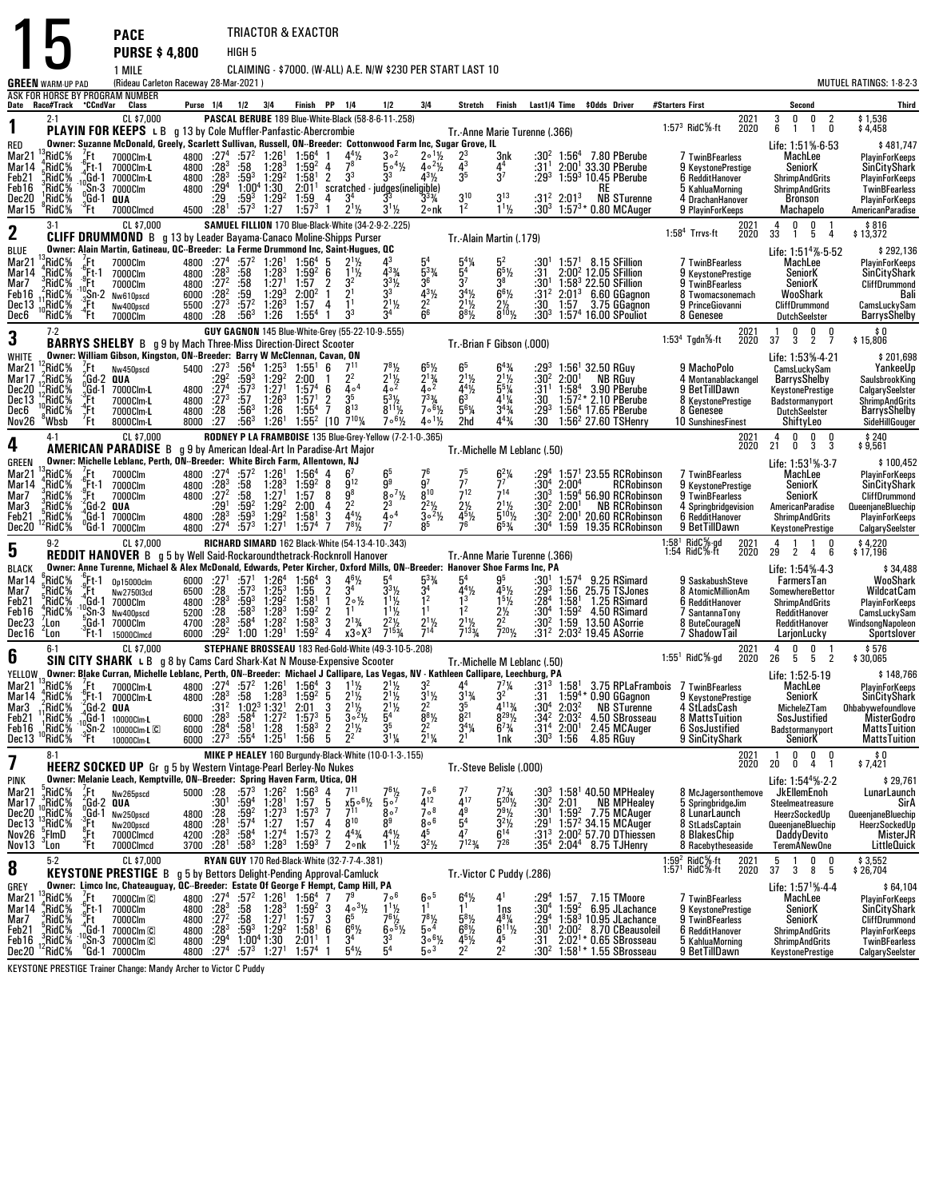# 15

**PACE** — TRIACTOR & EXACTOR
**PURSE $ 4,800** — HIGH 5
1 MILE — CLAIMING - $7000. (W-ALL) A.E. N/W $230 PER START LAST 10

GREEN WARM-UP PAD — (Rideau Carleton Raceway 28-Mar-2021) — MUTUEL RATINGS: 1-8-2-3

ASK FOR HORSE BY PROGRAM NUMBER

---

## 1 — PLAYIN FOR KEEPS L B (2-1, CL $7,000, RED)
g 13 by Cole Muffler-Panfastic-Abercrombie
**PASCAL BERUBE** 189 Blue-White-Black (58-8-6-11-.258) — Tr.-Anne Marie Turenne (.366)
Owner: Suzanne McDonald, Greely, Scarlett Sullivan, Russell, ON--Breeder: Cottonwood Farm Inc, Sugar Grove, IL

1:57³ RidC⅝-ft — 2021: 3 0 0 2 $1,536 — 2020: 6 1 1 0 $4,458 — Life: 1:51%-6-53 $481,747

| Date | Race#/Track | CCndVar | Class | Purse | 1/4 | 1/2 | 3/4 | Finish | PP | 1/4 | 1/2 | 3/4 | Stretch | Finish | Last1/4 | Time | $Odds | Driver | #Starters First | Second | Third |
|---|---|---|---|---|---|---|---|---|---|---|---|---|---|---|---|---|---|---|---|---|---|
| Mar21 | 13RidC⅝ | 7Ft | 7000Clm-L | 4800 | :27⁴ | :57² | 1:26¹ | 1:56⁴ | 1 | 4⁴½ | 3∘² | 2∘1½ | 2³ | 3nk | :30² | 1:56⁴ | 7.80 | PBerube | 7 TwinBFearless | MachLee | PlayinForKeeps |
| Mar14 | 4RidC⅝ | -6Ft-1 | 7000Clm-L | 4800 | :28³ | :58 | 1:28³ | 1:59² | 4 | 7⁸ | 5∘4½ | 4∘2½ | 4³ | 4⁴ | :31¹ | 2:00¹ | 33.30 | PBerube | 9 KeystonePrestige | SeniorK | SinCityShark |
| Feb21 | 5RidC⅝ | -4Gd-1 | 7000Clm-L | 4800 | :28³ | :59³ | 1:29² | 1:58¹ | 2 | 3³ | 3³ | 4³½ | 3⁵ | 3⁷ | :29³ | 1:59³ | 10.45 | PBerube | 6 RedditHanover | ShrimpAndGrits | PlayinForKeeps |
| Feb16 | 3RidC⅝ | -10Sn-3 | 7000Clm | 4800 | :29⁴ | 1:00⁴ | 1:30 | 2:01¹ | | scratched - judges(ineligible) | | | | | | | | RE | 5 KahluaMorning | ShrimpAndGrits | TwinBFearless |
| Dec20 | 1RidC⅝ | 0Gd-1 | QUA | | :29 | :59³ | 1:29² | 1:59 | 4 | 3⁴ | 3³ | 3³¾ | 3¹⁰ | 3¹³ | :31² | 2:01³ | NB | STurenne | 4 DrachanHanover | Bronson | PlayinForKeeps |
| Mar15 | 8RidC⅝ | -3Ft | 7000Clmcd | 4500 | :28¹ | :57³ | 1:27 | 1:57³ | 1 | 2¹½ | 3¹½ | 2∘nk | 1² | 1¹½ | :30³ | 1:57³* | 0.80 | MCAuger | 9 PlayinForKeeps | Machapelo | AmericanParadise |

## 2 — CLIFF DRUMMOND B (3-1, CL $7,000, BLUE)
g 13 by Leader Bayama-Canaco Moline-Shipps Purser
**SAMUEL FILLION** 170 Blue-Black-White (34-2-9-2-.225) — Tr.-Alain Martin (.179)
Owner: Alain Martin, Gatineau, QC--Breeder: La Ferme Drummond Inc, Saint-Hugues, QC

1:58⁴ Trrvs-ft — 2021: 4 0 0 1 $816 — 2020: 33 1 5 4 $13,372 — Life: 1:51⁴⅗-5-52 $292,136

| Date | Race#/Track | CCndVar | Class | Purse | 1/4 | 1/2 | 3/4 | Finish | PP | 1/4 | 1/2 | 3/4 | Stretch | Finish | Last1/4 | Time | $Odds | Driver | #Starters First | Second | Third |
|---|---|---|---|---|---|---|---|---|---|---|---|---|---|---|---|---|---|---|---|---|---|
| Mar21 | 13RidC⅝ | 7Ft | 7000Clm | 4800 | :27⁴ | :57² | 1:26¹ | 1:56⁴ | 5 | 2¹½ | 4³ | 5⁴ | 5⁴¼ | 5² | :30¹ | 1:57¹ | 8.15 | SFillion | 7 TwinBFearless | MachLee | PlayinForKeeps |
| Mar14 | 4RidC⅝ | -6Ft-1 | 7000Clm | 4800 | :28³ | :58 | 1:28³ | 1:59² | 6 | 1¹½ | 4³¾ | 5³¾ | 5⁴ | 6⁵½ | :31 | 2:00² | 12.05 | SFillion | 9 KeystonePrestige | SeniorK | SinCityShark |
| Mar7 | 3RidC⅝ | -9Ft | 7000Clm | 4800 | :27² | :58 | 1:27¹ | 1:57 | 2 | 3² | 3³½ | 3⁶ | 3⁷ | 3⁸ | :30¹ | 1:58³ | 22.50 | SFillion | 9 TwinBFearless | SeniorK | CliffDrummond |
| Feb16 | 2RidC⅝ | -10Sn-2 | Nw610pscd | 6000 | :28² | :59 | 1:29³ | 2:00² | 1 | 2¹ | 3³ | 4³½ | 3⁴½ | 6⁶½ | :31² | 2:01³ | 6.60 | GGagnon | 8 Twomacsonemach | WooShark | Bali |
| Dec13 | 11RidC⅝ | -3Ft | Nw400pscd | 5500 | :27³ | :57² | 1:26³ | 1:57 | 4 | 1¹ | 2¹½ | 2² | 2¹½ | 2½ | :30 | 1:57 | 3.75 | GGagnon | 9 PrinceGiovanni | CliffDrummond | CamsLuckySam |
| Dec6 | 10RidC⅝ | -4Ft | 7000Clm | 4800 | :28 | :56³ | 1:26 | 1:55⁴ | 1 | 3³ | 3⁴ | 6⁶ | 8⁸½ | 8¹⁰½ | :30³ | 1:57⁴ | 16.00 | SPouliot | 8 Genesee | DutchSeelster | BarrysShelby |

## 3 — BARRYS SHELBY B (7-2, WHITE)
g 9 by Mach Three-Miss Direction-Direct Scooter
**GUY GAGNON** 145 Blue-White-Grey (55-22-10-9-.555) — Tr.-Brian F Gibson (.000)
Owner: William Gibson, Kingston, ON--Breeder: Barry W McClennan, Cavan, ON

1:53⁴ Tgdn⅝-ft — 2021: 1 0 0 0 $0 — 2020: 37 3 2 7 $15,806 — Life: 1:53%-4-21 $201,698

| Date | Race#/Track | CCndVar | Class | Purse | 1/4 | 1/2 | 3/4 | Finish | PP | 1/4 | 1/2 | 3/4 | Stretch | Finish | Last1/4 | Time | $Odds | Driver | #Starters First | Second | Third |
|---|---|---|---|---|---|---|---|---|---|---|---|---|---|---|---|---|---|---|---|---|---|
| Mar21 | 12RidC⅝ | 7Ft | Nw450pscd | 5400 | :27³ | :56⁴ | 1:25³ | 1:55¹ | 6 | 7¹¹ | 7⁸½ | 6⁵½ | 6⁵ | 6⁴¾ | :29³ | 1:56¹ | 32.50 | RGuy | 9 MachoPolo | CamsLuckySam | YankeeUp |
| Mar17 | 2RidC⅝ | -2Gd-2 | QUA | | :29² | :59³ | 1:29² | 2:00 | 1 | 2² | 2¹½ | 2¹¾ | 2¹½ | 2¹½ | :30² | 2:00¹ | NB | RGuy | 4 Montanablackangel | BarrysShelby | SaulsbrookKing |
| Dec20 | 12RidC⅝ | 0Gd-1 | 7000Clm-L | 4800 | :27⁴ | :57³ | 1:27¹ | 1:57⁴ | 6 | 4∘⁴ | 4∘² | 4∘² | 4⁴½ | 5⁵¼ | :31¹ | 1:58⁴ | 3.90 | PBerube | 9 BetTillDawn | KeystonePrestige | CalgarySeelster |
| Dec13 | 12RidC⅝ | -3Ft | 7000Clm-L | 4800 | :27³ | :57 | 1:26³ | 1:57¹ | 2 | 3⁵ | 5³½ | 7³¾ | 6³ | 4¹¼ | :30 | 1:57²* | 2.10 | PBerube | 8 KeystonePrestige | Badstormanyport | ShrimpAndGrits |
| Dec6 | 10RidC⅝ | -4Ft | 7000Clm-L | 4800 | :28 | :56³ | 1:26 | 1:55⁴ | 7 | 8¹³ | 8¹¹½ | 7∘6½ | 5⁶¼ | 3⁴¾ | :29³ | 1:56⁴ | 17.65 | PBerube | 8 Genesee | DutchSeelster | BarrysShelby |
| Nov26 | 8Wbsb | 7Ft | 8000Clm-L | 8000 | :27 | :56³ | 1:26¹ | 1:55² | [10 | 7¹⁰¼ | 7∘6½ | 4∘1½ | 2hd | 4⁴¾ | :30 | 1:56² | 27.60 | TSHenry | 10 SunshinesFinest | ShiftyLeo | SideHillGouger |

## 4 — AMERICAN PARADISE B (4-1, CL $7,000, GREEN)
g 9 by American Ideal-Art In Paradise-Art Major
**RODNEY P LA FRAMBOISE** 135 Blue-Grey-Yellow (7-2-1-0-.365) — Tr.-Michelle M Leblanc (.50)
Owner: Michelle Leblanc, Perth, ON--Breeder: White Birch Farm, Allentown, NJ

2021: 4 0 0 0 $240 — 2020: 21 0 3 3 $9,561 — Life: 1:53¹⅗-3-7 $100,452

| Date | Race#/Track | CCndVar | Class | Purse | 1/4 | 1/2 | 3/4 | Finish | PP | 1/4 | 1/2 | 3/4 | Stretch | Finish | Last1/4 | Time | $Odds | Driver | #Starters First | Second | Third |
|---|---|---|---|---|---|---|---|---|---|---|---|---|---|---|---|---|---|---|---|---|---|
| Mar21 | 13RidC⅝ | 7Ft | 7000Clm | 4800 | :27⁴ | :57² | 1:26¹ | 1:56⁴ | 4 | 6⁷ | 6⁵ | 7⁶ | 7⁵ | 6²¼ | :29⁴ | 1:57¹ | 23.55 | RCRobinson | 7 TwinBFearless | MachLee | PlayinForKeeps |
| Mar14 | 4RidC⅝ | -6Ft-1 | 7000Clm | 4800 | :28³ | :58 | 1:28³ | 1:59² | 8 | 9¹² | 9⁹ | 9⁷ | 7⁷ | 7⁷ | :30⁴ | 2:00⁴ | | RCRobinson | 9 KeystonePrestige | SeniorK | SinCityShark |
| Mar7 | 3RidC⅝ | -9Ft | 7000Clm | 4800 | :27² | :58 | 1:27¹ | 1:57 | 8 | 9⁸ | 8∘7½ | 8¹⁰ | 7¹² | 7¹⁴ | :30³ | 1:59⁴ | 56.90 | RCRobinson | 9 TwinBFearless | SeniorK | CliffDrummond |
| Mar3 | 3RidC⅝ | -2Gd-2 | QUA | | :29¹ | :59² | 1:29² | 2:00 | 4 | 2² | 2³ | 2²½ | 2½ | 2¹½ | :30² | 2:00¹ | NB | RCRobinson | 4 Springbridgevision | AmericanParadise | QueenjaneBluechip |
| Feb21 | 5RidC⅝ | -4Gd-1 | 7000Clm | 4800 | :28³ | :59³ | 1:29² | 1:58¹ | 3 | 4⁴½ | 4∘⁴ | 3∘2½ | 4⁵½ | 5¹⁰½ | :30² | 2:00¹ | 20.60 | RCRobinson | 6 RedditHanover | ShrimpAndGrits | PlayinForKeeps |
| Dec20 | 12RidC⅝ | 0Gd-1 | 7000Clm | 4800 | :27⁴ | :57³ | 1:27¹ | 1:57⁴ | 7 | 7⁸½ | 7⁷ | 8⁵ | 7⁶ | 6⁵¾ | :30⁴ | 1:59 | 19.35 | RCRobinson | 9 BetTillDawn | KeystonePrestige | CalgarySeelster |

## 5 — REDDIT HANOVER B (9-2, CL $7,000, BLACK)
g 5 by Well Said-Rockaroundthetrack-Rocknroll Hanover
**RICHARD SIMARD** 162 Blue-White-Black (54-13-4-10-.343) — Tr.-Anne Marie Turenne (.366)
Owner: Anne Turenne, Michael & Alex McDonald, Edwards, Peter Kircher, Oxford Mills, ON--Breeder: Hanover Shoe Farms Inc, PA

1:58¹ RidC⅝-gd, 1:54 RidC⅝-ft — 2021: 4 1 1 0 $4,220 — 2020: 29 2 4 6 $17,196 — Life: 1:54%-4-3 $34,488

| Date | Race#/Track | CCndVar | Class | Purse | 1/4 | 1/2 | 3/4 | Finish | PP | 1/4 | 1/2 | 3/4 | Stretch | Finish | Last1/4 | Time | $Odds | Driver | #Starters First | Second | Third |
|---|---|---|---|---|---|---|---|---|---|---|---|---|---|---|---|---|---|---|---|---|---|
| Mar14 | 6RidC⅝ | -6Ft-1 | Op15000clm | 6000 | :27¹ | :57¹ | 1:26⁴ | 1:56⁴ | 3 | 4⁶½ | 5⁴ | 5³¾ | 5⁴ | 9⁵ | :30¹ | 1:57⁴ | 9.25 | RSimard | 9 SaskabushSteve | FarmersTan | WooShark |
| Mar7 | 5RidC⅝ | -9Ft | Nw2750l3cd | 6500 | :28 | :57³ | 1:25³ | 1:55 | 2 | 3⁴ | 3³½ | 3⁴ | 4⁴½ | 4⁵½ | :29³ | 1:56 | 25.75 | TSJones | 8 AtomicMillionAm | SomewhereBettor | WildcatCam |
| Feb21 | 5RidC⅝ | -4Gd-1 | 7000Clm | 4800 | :28³ | :59³ | 1:29² | 1:58¹ | 1 | 2∘½ | 1¹½ | 1² | 1³ | 1⁵½ | :28⁴ | 1:58¹ | 1.25 | RSimard | 6 RedditHanover | ShrimpAndGrits | PlayinForKeeps |
| Feb16 | 4RidC⅝ | -10Sn-3 | Nw400pscd | 5200 | :28 | :58³ | 1:28³ | 1:59² | 2 | 1¹ | 1¹½ | 1¹ | 1² | 2½ | :30⁴ | 1:59² | 4.50 | RSimard | 7 SantannaTony | RedditHanover | CamsLuckySam |
| Dec23 | 7Lon | -5Gd-1 | 7000Clm | 4700 | :28³ | :58⁴ | 1:28² | 1:58³ | 3 | 2¹¾ | 2²½ | 2¹½ | 2¹½ | 2² | :30² | 1:59 | 13.50 | ASorrie | 8 ButeCourageN | RedditHanover | WindsongNapoleon |
| Dec16 | 2Lon | -3Ft-1 | 15000Clmcd | 6000 | :29² | 1:00 | 1:29¹ | 1:59² | 4 | x3∘X³ | 7¹⁵¾ | 7¹⁴ | 7¹³¾ | 7²⁰½ | :31² | 2:03² | 19.45 | ASorrie | 7 ShadowTail | LarjonLucky | Sportslover |

## 6 — SIN CITY SHARK L B (6-1, CL $7,000, YELLOW)
g 8 by Cams Card Shark-Kat N Mouse-Expensive Scooter
**STEPHANE BROSSEAU** 183 Red-Gold-White (49-3-10-5-.208) — Tr.-Michelle M Leblanc (.50)
Owner: Blake Curran, Michelle Leblanc, Perth, ON--Breeder: Michael J Callipare, Las Vegas, NV - Kathleen Callipare, Leechburg, PA

1:55¹ RidC⅝-gd — 2021: 4 0 0 1 $576 — 2020: 26 5 5 2 $30,065 — Life: 1:52-5-19 $148,766

| Date | Race#/Track | CCndVar | Class | Purse | 1/4 | 1/2 | 3/4 | Finish | PP | 1/4 | 1/2 | 3/4 | Stretch | Finish | Last1/4 | Time | $Odds | Driver | #Starters First | Second | Third |
|---|---|---|---|---|---|---|---|---|---|---|---|---|---|---|---|---|---|---|---|---|---|
| Mar21 | 13RidC⅝ | 7Ft | 7000Clm-L | 4800 | :27⁴ | :57² | 1:26¹ | 1:56⁴ | 3 | 1¹½ | 2¹½ | 3² | 4⁴ | 7⁷¼ | :31³ | 1:58¹ | 3.75 | RPLaFrambois | 7 TwinBFearless | MachLee | PlayinForKeeps |
| Mar14 | 4RidC⅝ | -6Ft-1 | 7000Clm-L | 4800 | :28³ | :58 | 1:28³ | 1:59² | 5 | 2¹½ | 2¹½ | 3¹½ | 3¹¾ | 3² | :31 | 1:59⁴* | 0.90 | SGagnon | 9 KeystonePrestige | SeniorK | SinCityShark |
| Mar3 | 3RidC⅝ | -2Gd-2 | QUA | | :31² | 1:02³ | 1:32¹ | 2:01 | 3 | 2¹½ | 2¹½ | 2² | 3⁵ | 4¹¹¾ | :30⁴ | 2:03² | NB | STurenne | 4 StLadsCash | MicheleZTam | Ohbabywefoundlove |
| Feb21 | 11RidC⅝ | -4Gd-1 | 10000Clm-L | 6000 | :28³ | :58⁴ | 1:27² | 1:57³ | 5 | 3∘2½ | 5⁴ | 8⁵½ | 8²¹ | 8²⁹½ | :34² | 2:03² | 4.50 | SBrosseau | 8 MattsTuition | SosJustified | MisterGodro |
| Feb16 | 10RidC⅝ | -10Sn-2 | 10000Clm-L Ⓒ | 6000 | :28³ | :58¹ | 1:28 | 1:58³ | 2 | 2¹½ | 3³ | 2² | 3⁴¼ | 6⁷¾ | :31⁴ | 2:00¹ | 2.45 | MCAuger | 6 SosJustified | Badstormanyport | MattsTuition |
| Dec13 | 10RidC⅝ | -3Ft | 10000Clm-L | 6000 | :27³ | :55⁴ | 1:25¹ | 1:56 | 5 | 2² | 3¹¼ | 2¹¼ | 2¹ | 1nk | :30³ | 1:56 | 4.85 | RGuy | 9 SinCityShark | SeniorK | MattsTuition |

## 7 — HEERZ SOCKED UP Gr (8-1, PINK)
g 5 by Western Vintage-Pearl Berley-No Nukes
**MIKE P HEALEY** 160 Burgundy-Black-White (10-0-1-3-.155) — Tr.-Steve Belisle (.000)
Owner: Melanie Leach, Kemptville, ON--Breeder: Spring Haven Farm, Utica, OH

2021: 1 0 0 0 $0 — 2020: 20 0 4 1 $7,421 — Life: 1:54⁴⅗-2-2 $29,761

| Date | Race#/Track | CCndVar | Class | Purse | 1/4 | 1/2 | 3/4 | Finish | PP | 1/4 | 1/2 | 3/4 | Stretch | Finish | Last1/4 | Time | $Odds | Driver | #Starters First | Second | Third |
|---|---|---|---|---|---|---|---|---|---|---|---|---|---|---|---|---|---|---|---|---|---|
| Mar21 | 5RidC⅝ | 7Ft | Nw265pscd | 5000 | :28 | :57³ | 1:26² | 1:56³ | 4 | 7¹¹ | 7⁶½ | 7∘⁶ | 7⁷ | 7⁷¾ | :30³ | 1:58¹ | 40.50 | MPHealey | 8 McJagersonthemove | JkEllemEnoh | LunarLaunch |
| Mar17 | 3RidC⅝ | -2Gd-2 | QUA | | :30¹ | :59⁴ | 1:28¹ | 1:57 | 5 | x5∘6½ | 5∘⁷ | 4¹² | 4¹⁷ | 5²⁰½ | :30² | 2:01 | NB | MPHealey | 5 SpringbridgeJim | Steelmeatreasure | SirA |
| Dec20 | 10RidC⅝ | 0Gd-1 | Nw250pscd | 4800 | :28 | :59² | 1:27³ | 1:57³ | 7 | 7¹¹ | 8∘⁷ | 7∘⁸ | 4⁹ | 2⁹½ | :30¹ | 1:59² | 7.75 | MCAuger | 8 LunarLaunch | HeerzSockedUp | QueenjaneBluechip |
| Dec13 | 13RidC⅝ | -3Ft | Nw200pscd | 4800 | :28¹ | :57⁴ | 1:27 | 1:57 | 4 | 8¹⁰ | 8⁹ | 8∘⁶ | 5⁴ | 3²½ | :29¹ | 1:57² | 34.15 | MCAuger | 8 StLadsCaptain | QueenjaneBluechip | HeerzSockedUp |
| Nov26 | 5FlmD | 8Ft | 7000Clmcd | 4200 | :28³ | :58⁴ | 1:27⁴ | 1:57³ | 2 | 4⁴¾ | 4⁴½ | 4⁵ | 4⁷ | 6¹⁴ | :31³ | 2:00² | 57.70 | DThiessen | 8 BlakesChip | DaddyDevito | MisterJR |
| Nov13 | 3Lon | -1Ft | 7000Clmcd | 3700 | :28¹ | :58³ | 1:28³ | 1:59³ | 7 | 2∘nk | 1¹½ | 3²½ | 7¹²¾ | 7²⁶ | :35⁴ | 2:04⁴ | 8.75 | TJHenry | 8 Racebythe seaside | TeremANewOne | LittleQuick |

## 8 — KEYSTONE PRESTIGE B (5-2, CL $7,000, GREY)
g 5 by Bettors Delight-Pending Approval-Camluck
**RYAN GUY** 170 Red-Black-White (32-7-7-4-.381) — Tr.-Victor C Puddy (.286)
Owner: Limco Inc, Chateauguay, QC--Breeder: Estate Of George F Hempt, Camp Hill, PA

1:59² RidC⅝-ft, 1:57¹ RidC⅝-ft — 2021: 5 1 0 0 $3,552 — 2020: 37 3 8 5 $26,704 — Life: 1:57¹⅗-4-4 $64,104

| Date | Race#/Track | CCndVar | Class | Purse | 1/4 | 1/2 | 3/4 | Finish | PP | 1/4 | 1/2 | 3/4 | Stretch | Finish | Last1/4 | Time | $Odds | Driver | #Starters First | Second | Third |
|---|---|---|---|---|---|---|---|---|---|---|---|---|---|---|---|---|---|---|---|---|---|
| Mar21 | 13RidC⅝ | 7Ft | 7000Clm Ⓒ | 4800 | :27⁴ | :57² | 1:26¹ | 1:56⁴ | 7 | 7⁹ | 7∘⁶ | 6∘⁵ | 6⁴½ | 4¹ | :29⁴ | 1:57 | 7.15 | TMoore | 7 TwinBFearless | MachLee | PlayinForKeeps |
| Mar14 | 4RidC⅝ | -6Ft-1 | 7000Clm | 4800 | :28³ | :58 | 1:28³ | 1:59² | 3 | 4∘3½ | 1¹½ | 1¹ | 1¹ | 1ns | :30⁴ | 1:59² | 6.95 | JLachance | 9 KeystonePrestige | SeniorK | SinCityShark |
| Mar7 | 3RidC⅝ | -9Ft | 7000Clm | 4800 | :27² | :58 | 1:27¹ | 1:57 | 3 | 6⁵ | 7⁶½ | 7⁸½ | 5⁸½ | 4⁸¼ | :29⁴ | 1:58³ | 10.95 | JLachance | 9 TwinBFearless | SeniorK | CliffDrummond |
| Feb21 | 5RidC⅝ | -4Gd-1 | 7000Clm Ⓒ | 4800 | :28³ | :59³ | 1:29² | 1:58¹ | 6 | 6⁶½ | 6∘5½ | 5∘⁴ | 6⁸½ | 6¹¹½ | :30¹ | 2:00² | 8.70 | CBeausoleil | 6 RedditHanover | ShrimpAndGrits | PlayinForKeeps |
| Feb16 | 3RidC⅝ | -10Sn-3 | 7000Clm Ⓒ | 4800 | :29⁴ | 1:00⁴ | 1:30 | 2:01¹ | 1 | 3⁴ | 3³ | 3∘6½ | 4⁵½ | 4⁵ | :31 | 2:02¹* | 0.65 | SBrosseau | 5 KahluaMorning | ShrimpAndGrits | TwinBFearless |
| Dec20 | 12RidC⅝ | 0Gd-1 | 7000Clm | 4800 | :27⁴ | :57³ | 1:27¹ | 1:57⁴ | 1 | 5⁴½ | 5⁴ | 5∘³ | 2² | 2² | :30² | 1:58¹* | 1.55 | SBrosseau | 9 BetTillDawn | KeystonePrestige | CalgarySeelster |

KEYSTONE PRESTIGE Trainer Change: Mandy Archer to Victor C Puddy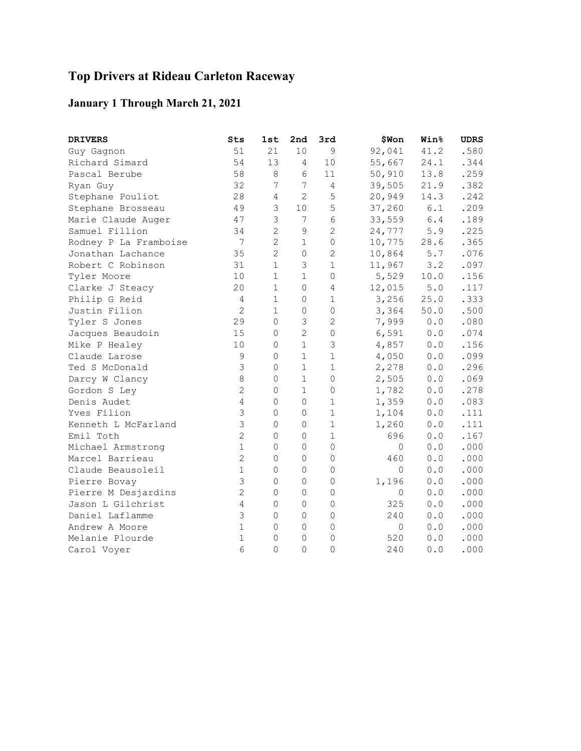# Top Drivers at Rideau Carleton Raceway

## January 1 Through March 21, 2021

| DRIVERS | Sts | 1st | 2nd | 3rd | $Won | Win% | UDRS |
|---|---|---|---|---|---|---|---|
| Guy Gagnon | 51 | 21 | 10 | 9 | 92,041 | 41.2 | .580 |
| Richard Simard | 54 | 13 | 4 | 10 | 55,667 | 24.1 | .344 |
| Pascal Berube | 58 | 8 | 6 | 11 | 50,910 | 13.8 | .259 |
| Ryan Guy | 32 | 7 | 7 | 4 | 39,505 | 21.9 | .382 |
| Stephane Pouliot | 28 | 4 | 2 | 5 | 20,949 | 14.3 | .242 |
| Stephane Brosseau | 49 | 3 | 10 | 5 | 37,260 | 6.1 | .209 |
| Marie Claude Auger | 47 | 3 | 7 | 6 | 33,559 | 6.4 | .189 |
| Samuel Fillion | 34 | 2 | 9 | 2 | 24,777 | 5.9 | .225 |
| Rodney P La Framboise | 7 | 2 | 1 | 0 | 10,775 | 28.6 | .365 |
| Jonathan Lachance | 35 | 2 | 0 | 2 | 10,864 | 5.7 | .076 |
| Robert C Robinson | 31 | 1 | 3 | 1 | 11,967 | 3.2 | .097 |
| Tyler Moore | 10 | 1 | 1 | 0 | 5,529 | 10.0 | .156 |
| Clarke J Steacy | 20 | 1 | 0 | 4 | 12,015 | 5.0 | .117 |
| Philip G Reid | 4 | 1 | 0 | 1 | 3,256 | 25.0 | .333 |
| Justin Filion | 2 | 1 | 0 | 0 | 3,364 | 50.0 | .500 |
| Tyler S Jones | 29 | 0 | 3 | 2 | 7,999 | 0.0 | .080 |
| Jacques Beaudoin | 15 | 0 | 2 | 0 | 6,591 | 0.0 | .074 |
| Mike P Healey | 10 | 0 | 1 | 3 | 4,857 | 0.0 | .156 |
| Claude Larose | 9 | 0 | 1 | 1 | 4,050 | 0.0 | .099 |
| Ted S McDonald | 3 | 0 | 1 | 1 | 2,278 | 0.0 | .296 |
| Darcy W Clancy | 8 | 0 | 1 | 0 | 2,505 | 0.0 | .069 |
| Gordon S Ley | 2 | 0 | 1 | 0 | 1,782 | 0.0 | .278 |
| Denis Audet | 4 | 0 | 0 | 1 | 1,359 | 0.0 | .083 |
| Yves Filion | 3 | 0 | 0 | 1 | 1,104 | 0.0 | .111 |
| Kenneth L McFarland | 3 | 0 | 0 | 1 | 1,260 | 0.0 | .111 |
| Emil Toth | 2 | 0 | 0 | 1 | 696 | 0.0 | .167 |
| Michael Armstrong | 1 | 0 | 0 | 0 | 0 | 0.0 | .000 |
| Marcel Barrieau | 2 | 0 | 0 | 0 | 460 | 0.0 | .000 |
| Claude Beausoleil | 1 | 0 | 0 | 0 | 0 | 0.0 | .000 |
| Pierre Bovay | 3 | 0 | 0 | 0 | 1,196 | 0.0 | .000 |
| Pierre M Desjardins | 2 | 0 | 0 | 0 | 0 | 0.0 | .000 |
| Jason L Gilchrist | 4 | 0 | 0 | 0 | 325 | 0.0 | .000 |
| Daniel Laflamme | 3 | 0 | 0 | 0 | 240 | 0.0 | .000 |
| Andrew A Moore | 1 | 0 | 0 | 0 | 0 | 0.0 | .000 |
| Melanie Plourde | 1 | 0 | 0 | 0 | 520 | 0.0 | .000 |
| Carol Voyer | 6 | 0 | 0 | 0 | 240 | 0.0 | .000 |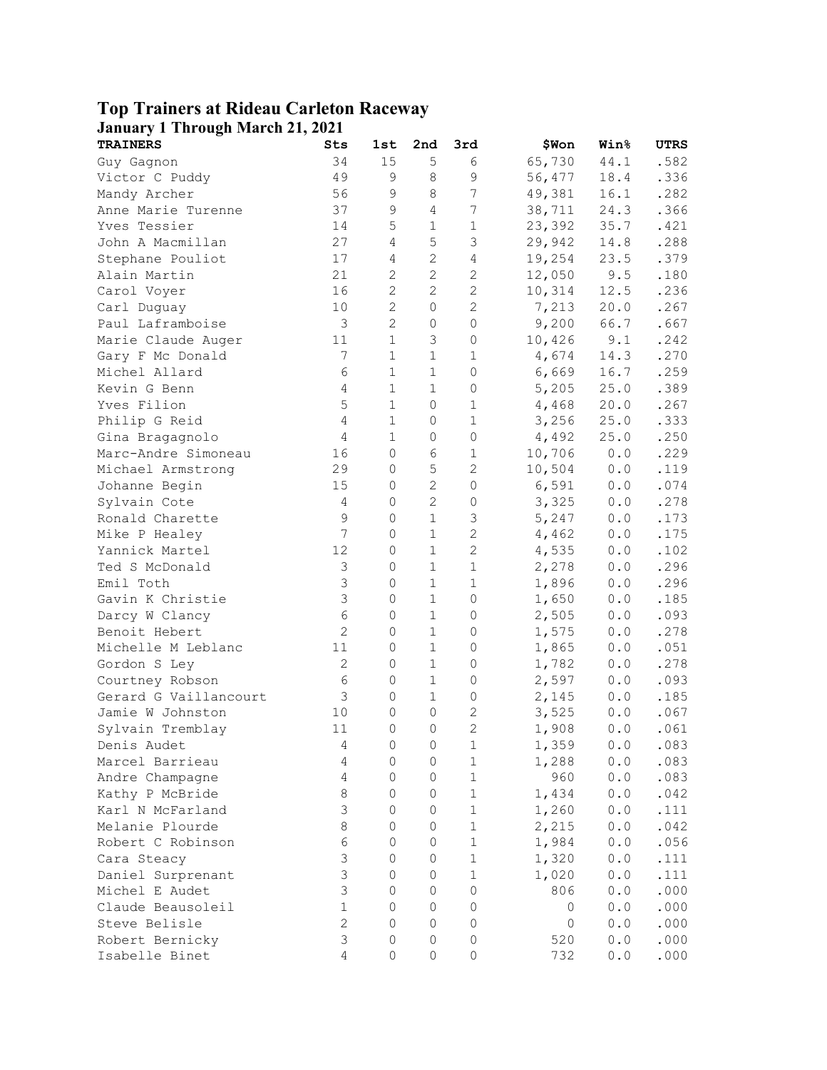# Top Trainers at Rideau Carleton Raceway

## January 1 Through March 21, 2021

| TRAINERS | Sts | 1st | 2nd | 3rd | $Won | Win% | UTRS |
|---|---|---|---|---|---|---|---|
| Guy Gagnon | 34 | 15 | 5 | 6 | 65,730 | 44.1 | .582 |
| Victor C Puddy | 49 | 9 | 8 | 9 | 56,477 | 18.4 | .336 |
| Mandy Archer | 56 | 9 | 8 | 7 | 49,381 | 16.1 | .282 |
| Anne Marie Turenne | 37 | 9 | 4 | 7 | 38,711 | 24.3 | .366 |
| Yves Tessier | 14 | 5 | 1 | 1 | 23,392 | 35.7 | .421 |
| John A Macmillan | 27 | 4 | 5 | 3 | 29,942 | 14.8 | .288 |
| Stephane Pouliot | 17 | 4 | 2 | 4 | 19,254 | 23.5 | .379 |
| Alain Martin | 21 | 2 | 2 | 2 | 12,050 | 9.5 | .180 |
| Carol Voyer | 16 | 2 | 2 | 2 | 10,314 | 12.5 | .236 |
| Carl Duguay | 10 | 2 | 0 | 2 | 7,213 | 20.0 | .267 |
| Paul Laframboise | 3 | 2 | 0 | 0 | 9,200 | 66.7 | .667 |
| Marie Claude Auger | 11 | 1 | 3 | 0 | 10,426 | 9.1 | .242 |
| Gary F Mc Donald | 7 | 1 | 1 | 1 | 4,674 | 14.3 | .270 |
| Michel Allard | 6 | 1 | 1 | 0 | 6,669 | 16.7 | .259 |
| Kevin G Benn | 4 | 1 | 1 | 0 | 5,205 | 25.0 | .389 |
| Yves Filion | 5 | 1 | 0 | 1 | 4,468 | 20.0 | .267 |
| Philip G Reid | 4 | 1 | 0 | 1 | 3,256 | 25.0 | .333 |
| Gina Bragagnolo | 4 | 1 | 0 | 0 | 4,492 | 25.0 | .250 |
| Marc-Andre Simoneau | 16 | 0 | 6 | 1 | 10,706 | 0.0 | .229 |
| Michael Armstrong | 29 | 0 | 5 | 2 | 10,504 | 0.0 | .119 |
| Johanne Begin | 15 | 0 | 2 | 0 | 6,591 | 0.0 | .074 |
| Sylvain Cote | 4 | 0 | 2 | 0 | 3,325 | 0.0 | .278 |
| Ronald Charette | 9 | 0 | 1 | 3 | 5,247 | 0.0 | .173 |
| Mike P Healey | 7 | 0 | 1 | 2 | 4,462 | 0.0 | .175 |
| Yannick Martel | 12 | 0 | 1 | 2 | 4,535 | 0.0 | .102 |
| Ted S McDonald | 3 | 0 | 1 | 1 | 2,278 | 0.0 | .296 |
| Emil Toth | 3 | 0 | 1 | 1 | 1,896 | 0.0 | .296 |
| Gavin K Christie | 3 | 0 | 1 | 0 | 1,650 | 0.0 | .185 |
| Darcy W Clancy | 6 | 0 | 1 | 0 | 2,505 | 0.0 | .093 |
| Benoit Hebert | 2 | 0 | 1 | 0 | 1,575 | 0.0 | .278 |
| Michelle M Leblanc | 11 | 0 | 1 | 0 | 1,865 | 0.0 | .051 |
| Gordon S Ley | 2 | 0 | 1 | 0 | 1,782 | 0.0 | .278 |
| Courtney Robson | 6 | 0 | 1 | 0 | 2,597 | 0.0 | .093 |
| Gerard G Vaillancourt | 3 | 0 | 1 | 0 | 2,145 | 0.0 | .185 |
| Jamie W Johnston | 10 | 0 | 0 | 2 | 3,525 | 0.0 | .067 |
| Sylvain Tremblay | 11 | 0 | 0 | 2 | 1,908 | 0.0 | .061 |
| Denis Audet | 4 | 0 | 0 | 1 | 1,359 | 0.0 | .083 |
| Marcel Barrieau | 4 | 0 | 0 | 1 | 1,288 | 0.0 | .083 |
| Andre Champagne | 4 | 0 | 0 | 1 | 960 | 0.0 | .083 |
| Kathy P McBride | 8 | 0 | 0 | 1 | 1,434 | 0.0 | .042 |
| Karl N McFarland | 3 | 0 | 0 | 1 | 1,260 | 0.0 | .111 |
| Melanie Plourde | 8 | 0 | 0 | 1 | 2,215 | 0.0 | .042 |
| Robert C Robinson | 6 | 0 | 0 | 1 | 1,984 | 0.0 | .056 |
| Cara Steacy | 3 | 0 | 0 | 1 | 1,320 | 0.0 | .111 |
| Daniel Surprenant | 3 | 0 | 0 | 1 | 1,020 | 0.0 | .111 |
| Michel E Audet | 3 | 0 | 0 | 0 | 806 | 0.0 | .000 |
| Claude Beausoleil | 1 | 0 | 0 | 0 | 0 | 0.0 | .000 |
| Steve Belisle | 2 | 0 | 0 | 0 | 0 | 0.0 | .000 |
| Robert Bernicky | 3 | 0 | 0 | 0 | 520 | 0.0 | .000 |
| Isabelle Binet | 4 | 0 | 0 | 0 | 732 | 0.0 | .000 |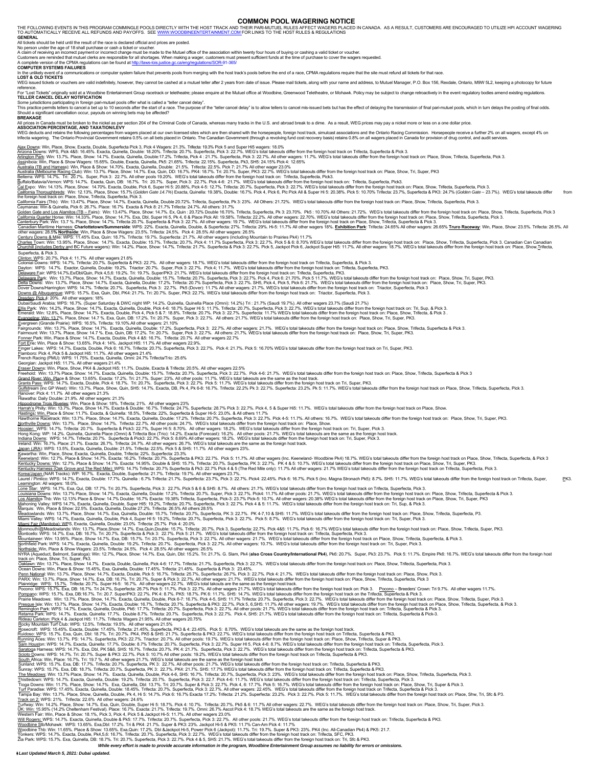# COMMON POOL WAGERING NOTICE

THE FOLLOWING EVENTS IN THIS PROGRAM COMMINGLE POOLS DIRECTLY WITH THE HOST TRACK AND THEIR PARI-MUTUEL RULES AFFECT WAGERS PLACED IN CANADA. AS A RESULT, CUSTOMERS ARE ENCOURAGED TO UTILIZE HPI ACCOUNT WAGERING TO AUTOMATICALLY RECEIVE ALL REFUNDS AND PAYOFFS. SEE WWW.WOODBINEENTERTAINMENT.COM FOR LINKS TO THE HOST RULES & REGULATIONS

**GENERAL**

All tickets should be held until the result of the race is declared official and prices are posted.
No person under the age of 18 shall purchase or cash a ticket or voucher.
A claim of receiving an incorrect payment or incorrect change must be made to the Mutuel office of the association within twenty four hours of buying or cashing a valid ticket or voucher.
Customers are reminded that mutuel clerks are responsible for all shortages. When making a wager, customers must present sufficient funds at the time of purchase to cover the wagers requested.
A complete version of the CPMA regulations can be found at http://laws-lois.justice.gc.ca/eng/regulations/SOR-91-365/

**COMPUTER SYSTEMS FAILURES**

In the unlikely event of a communications or computer system failure that prevents pools from merging with the host track's pools before the end of a race, CPMA regulations require that the site must refund all tickets for that race.

**LOST & OLD TICKETS**

WEG issued tickets or vouchers are valid indefinitely, however, they cannot be cashed at a mutuel teller after 2 years from date of issue. Please mail tickets, along with your name and address, to Mutuel Manager, P.O. Box 156, Rexdale, Ontario, M9W 5L2, keeping a photocopy for future reference.
For "Lost Tickets" originally sold at a Woodbine Entertainment Group racetrack or teletheatre; please enquire at the Mutuel office at Woodbine, Greenwood Teletheatre, or Mohawk. Policy may be subject to change retroactively in the event regulatory bodies amend existing regulations.

**TELLER CANCEL DELAY NOTIFICATION**

Some jurisdictions participating in foreign pari-mutuel pools offer what is called a "teller cancel delay".
This practice permits tellers to cancel a bet up to 10 seconds after the start of a race. The purpose of the "teller cancel delay" is to allow tellers to cancel mis-issued bets but has the effect of delaying the transmission of final pari-mutuel pools, which in turn delays the posting of final odds. Should a significant cancellation occur, payouts on winning bets may be affected?

**BREAKAGE**

All prices in Canada must be broken to the nickel as per section 204 of the Criminal Code of Canada, whereas many tracks in the U.S. and abroad break to a dime. As a result, WEG prices may pay a nickel more or less on a one dollar price.

**ASSOCIATION PERCENTAGE, AND TAXATION/LEVY**

WEG deducts and retains the following percentages from wagers placed at our own licensed sites which are then shared with the horsepeople, foreign host track, simulcast associations and the Ontario Racing Commission. Horsepeople receive a further 2% on all wagers, except 4% on trifecta wagering. The Ontario Provincial Government retains 0.5% on all bets placed in Ontario. The Canadian Government (through a revolving fund cost recovery basis) retains 0.8% on all wagers placed in Canada for provision of drug control, and audit services.

Ajax Downs: Win, Place, Show, Exacta, Double, Superfecta Pick 3, Pick 4 Wagers: 21.3%. Trifecta: 19.3% Pick 5 and Super Hi5 wagers: 18.0%
Arizona Downs: WPS, Pick 4&5: 16.45%. Exacta, Quinella, Double: 18.20%. Trifecta: 20.7%. Superfecta, Pick 3: 22.7%. WEG's total takeouts differ from the foreign host track on Trifecta, Superfecta & Pick 3.
Arlington Park: Win: 13.7%. Place, Show: 14.7%. Exacta, Quinella, Double:17.2%. Trifecta, Pick 4 : 21.7%, Superfecta, Pick 3: 22.7%. All other wagers: 11.7%. WEG's total takeouts differ from the foreign host track on: Place, Show, Trifecta, Superfecta, Pick 3.
Assiniboia: Win, Place & Show Wagers: 15.65%. Double, Exacta, Quinella, Pk5: 21.65%. Trifecta: 22.15%. Superfecta, Pk3, SH5: 24.15% Pick 4: 12.65%
Australia (TB and Harness): Win, Place & Show: 14.70%. Exacta, Quinella, Double: 21.5%. Trifecta: 22.5%. Pick 7: 21.7% All other wager 23.0%
Australia (Melbourne Racing Club): Win: 13.7%. Place, Show: 14.7%. Exa, Quin, DD: 16.7%, PK4: 18.7%. Tri: 20.7%. Super, PK3: 22.7%. WEG's total takeouts differ from the foreign host track on: Place, Show, Tri, Super, PK3
Belterra: WPS: 14.7%. Tri: 20.7%. Super, Pick 3: 22.7%. All other pools 19.20%. WEG's total takeouts differ from the foreign host track on: Trifecta, Superfecta, Pick3.
Buffalo/Batavia/Vernon: WPS: 14.7%. Exacta, Quin, DB: 16.7%. Tri: 20.7%. Super, Pick 3: 22.7%. Pick 4-6: 21.7%. WEG's total takeouts differ from the foreign host track on: Trifecta, Superfecta, Pick3.
Cal Expo: Win: 14.13%. Place, Show: 14.70%. Exacta, Double, Pick 6, Super Hi 5: 20.88%, Pick 4-5: 12.7%. Trifecta: 20.7%. Superfecta, Pick 3: 22.7%. WEG's total takeouts differ from the foreign host track on: Place, Show, Trifecta, Superfecta, Pick 3.
California Thoroughbreds: Win: 12.13%. Place, Show: 15.7% (*Golden Gate 14.7%*) Exacta, Quinella: 19.38%, Double: 16.7%. Pick 4, Pick 6, Plc Pick All & Super Hi 5: 20.38%. Pick 5: 10.70% Trifecta: 23.7%, Superfecta & PK3: 24.7% (*Golden Gate* – 23.7%). WEG's total takeouts differ from the foreign host track on: Place, Show, Trifecta, Superfecta, Pick 3.
California Fairs (Thb): Win: 13.47% Place, Show: 14.7%. Exacta, Quinella, Double 20.72%. Trifecta, Superfecta, Pk 3: 23%. All Others: 21.72%. WEG's total takeouts differ from the foreign host track on Place, Show, Trifecta, Superfecta, Pick 3.
Caymanas: Win & Quinella, Pick 6: 26.7%. Place: 16.7%. Exacta & Pick 8: 21.7% Trifecta: 24.7%. All others: 31.7%
Golden Gate and Los Alamitos (TB – Fairs): Win: 13.47%. Place, Show: 14.7%. Ex, Quin : 20.72% Double 16.70%. Trifecta, Superfecta, Pk 3: 23.70%. Pk5 : 10.70% All Others: 21.72%. WEG's total takeouts differ from the foreign host track on: Place, Show, Trifecta, Superfecta, Pick 3
California Quarter Horse: Win: 14.33%. Place, Show: 14.7%. Exa, Dbl, Super Hi 5, PK 4, 6 & Place Pick All: 19.58%. Trifecta: 22.4%. All other wagers: 22.70%. WEG's total takeouts differ from the foreign host track on: Place, Show, Trifecta, Superfecta, Pick 3.
Canterbury Park: Win: 13.7 %. Place, Show: 14.7%. Trifecta 20.7%. Superfecta & Pick 3: 22.7%. All other wagers: 19.7%. WEG's total takeouts differ from the foreign host track on Place, Show, Trifecta, Superfecta, Pick 3.
Canadian Maritime Harness: **Charlottetown/Summerside**: WPS: 22%. Exacta, Quinella, Double, & Superfecta 27%. Trifecta: 29%. Hi-5: 11.7% All other wagers 18%. **Exhibition Park**: Trifecta: 24.65% All other wagers: 26.65% **Truro Raceway**: Win, Place, Show: 23.5%. Trifecta: 26.5%. All other wagers: 28.5% **Northside**: Win, Place & Show Wagers: 23.5%. Trifecta: 24.5%. Pick 4: 28.5% All other wagers: 26.5%
Century Downs & Mile: WPS: 17.45% Exa, Quin: 18.7%. Trifecta: 19.7%. Superfecta: 21.7%. All other wagers (including Mountain to Prairies Pk4) 11.7%
Charles Town: Win: 13.95%. Place, Show: 14.7%. Exacta, Double: 15.7%. Trifecta: 20.7%. Pick 4: 11.7%. Superfecta, Pick 3: 22.7%. Pick 5 & 6: 8.70% WEG's total takeouts differ from the foreign host track on: Place, Show, Trifecta, Superfecta, Pick 3. Canadian Can Canadian
Churchill (includes Derby and BC Future wagers): Win: 14.2%. Place, Show: 14.7%. Trifecta: 21.7%. Superfecta & Pick 3: 22.7%. Pick 5, Jackpot Pick 6, Jackpot Super Hi5: 11.7%. All other wagers: 18.7%. WEG's total takeouts differ from the foreign host track on: Place, Show, Trifecta, Superfecta, & Pick 3.
Clinton: WPS: 20.7%. Pick 4: 11.7% All other wagers 21.6%
Colonial Downs: WPS: 14.7%. Trifecta: 20.7%. Superfecta & PK3: 22.7%. All other wagers: 18.7%. WEG's total takeouts differ from the foreign host track on Trifecta, Superfecta, & Pick 3.
Dayton: WPS: 14.7%. Exactor, Quinella, Double: 19.2%. Triactor: 20.7%. Super, Pick 3: 22.7%. Pick 4; 11.7%. WEG's total takeouts differ from the foreign host track on: Trifecta, Superfecta, PK3.
Delaware Fair: WPS:14.7% Ex/Dbl/Quin, Pick 4,5,6: 19.2%. Tri: 19.7%. Super/PK3: 21.7%. WEG's total takeouts differ from the foreign host track on: Trifecta, Superfecta, PK3.
Delaware Park: Win: 13.7%. Place, Show: 14.7%. Exacta, Double: 15.7%. Trifecta: 20.7%. Superfecta, Pick 3: 22.7%, Pick 4, Pick 6: 21.70%. Pick 5 11.7%. WEG's total takeouts differ from the foreign host track on: Place, Show, Tri, Super, PK3.
Delta Downs: Win: 13.7%. Place, Show: 14.7%. Exacta, Quinella, Double: 17.2%. Trifecta: 20.7% Superfecta, Pick 3: 22.7%. SH5, Pick 4, Pick 5, Pick 6: 21.7%. WEG's total takeouts differ from the foreign host track on: Place, Show, Tri, Super, PK3.
Dover Downs/Harrington: WPS: 14.7%. Trifecta: 20.7%. Superfecta, Pick 3: 22.7%. Pk5 (Dover): 11.7% All other wagers: 21.7%. WEG's total takeouts differ from the foreign host track on: Triactor, Superfecta, Pick 3
Downs @ Albuquerque: WPS: 15.7%. Exa, Quin, Dbl, PK4: 21.7%. Tri: 20.7%. Super, PK3: 22.7%. WEG's total takeouts differ from the foreign host track on: Triactor, Superfecta, Pick 3.
Dresden: Pick 4: 20%. All other wagers: 18%
Dubai/Saudi Arabia: WPS: 16.7%. (Super Saturday & DWC night WP: 14.2%. Quinella, Quinella Place (Omni): 14.2%) Tri : 21.7% (Saudi 19.7%). All other wagers 23.7% (Saudi 21.7%)
Ellis Park: Win: 14.2%. Place, Show: 14.7%. Exacta, Quinella, Double, Pick 4-6: 18.7% Super Hi 5: 11.7%. Trifecta: 20.7%, Superfecta, Pick 3: 22.7%. WEG's total takeouts differ from the foreign host track on: Tri, Sup, & Pick 3.
Emerald: Win: 12.8% Place, Show: 14.7%. Exacta, Double, Pick 4, Pick 5 & 7: 18.8%. Trifecta: 20.7%. Pick 3: 22.7%. Superfecta: 11.7% WEG's total takeouts differ from the foreign host track on: Place, Show, Trifecta, & Pick 3 .
Evangeline: Win: 13.7%. Place, Show: 14.7 %. Exa, Quin, DB: 17.2%. Tri: 20.7%. Super, Pick 3: 22.7%. All others: 21.7%. WEG's total takeouts differ from the foreign host track on: Place, Show, Tri, Super, PK3.
Evergreen (Grande Prairie): WPS: 16.5%. Trifecta: 19.10%.All other wagers: 21.10%
Fairgrounds: Win: 13.7%. Place, Show: 14.7%. Exacta, Quinella, Double: 17.2%. Superfecta, Pick 3: 22.7%. All other wagers: 21.7%. WEG's total takeouts differ from the foreign host track on: Place, Show, Trifecta, Superfecta & Pick 3.
Fairmount: Win: 13.7%. Place, Show: 14.7 %. Exa, Quin, DB: 17.2%. Tri: 20.7%. Super, Pick 3: 22.7%. All others: 21.7%. WEG's total takeouts differ from the foreign host track on: Place, Show, Tri, Super, PK3.
Fonner Park: Win, Place & Show: 14.7%. Exacta, Double, Pick 4 &5: 16.7%. Trifecta: 20.7% All other wagers 22.7%
Fort Erie: Win, Place & Show: 13.65%. Pick 4: 14%. Jackpot HI5: 11.7% All other wagers 22.9%.
Finger Lakes: WPS: 14.7%. Exacta, Double, Pick 6: 16.7%. Trifecta: 20.7%. Superfecta, Pick 3: 22.7%. Pick 4: 21.7%. Pick 5: 16.70% WEG's total takeouts differ from the foreign host track on Tri, Super, PK3.
Flamboro: Pick 4, Pick 5 & Jackpot Hi5: 11.7%. All other wagers 21.4%
French Racing (PMU): WPS: 11.75%. Exacta, Quinella, Omni: 24.7% Trifecta/Trio: 25.6%
Georgian: Jackpot Hi5: 11.7%. All other wagers 21.4%
Fraser Downs: Win, Place, Show, PK4 & Jackpot Hi5: 11.7%. Double, Exacta & Trifecta: 20.5%. All other wagers 22.5%
Freehold: Win: 13.7% Place, Show: 14.7%. Exacta, Quinella, Double: 15.7%. Trifecta: 20.7%. Superfecta, Pick 3: 22.7%. Pick 4-6: 21.7%. WEG's total takeouts differ from the foreign host track on: Place, Show, Trifecta, Superfecta & Pick 3
Grand River: Win, Place & Show: 13.65%. Exacta: 17.2%. Tri: 21.7%. Super: 23%. All other pools: 11.7%. WEG's total takeouts are the same as the host track.
Grants Pass: WPS: 14.7%. Exacta, Double, Pick 4: 18.7%. Tri: 20.7%. Superfecta, Pick 3: 22.7% Pick 5: 11.7% WEG's total takeouts differ from the foreign host track on Tri, Super, PK3.
Gulfstream (inc GP West): Win: 13.7%. Place, Show, Quin, SH5: 14.7%. Exacta, DB, Pk 4, Pk 6-8: 16.7%. Trifecta: 22.2% Pk 3: 22.7%. Superfecta: 23.2%. Pk 5: 11.7%. WEG's total takeouts differ from the foreign host track on Place, Show, Trifecta, Superfecta, Pick 3.
Hanover: Pick 4: 11.7% All other wagers 21.3%
Hiawatha: Daily Double: 21.9%. All other wagers: 21.3%
Hippodrome Trois Rivieres: Win, Place & Show: 18%. Trifecta: 21%. All other wagers 23%
Harrah's Philly: Win: 13.7%. Place, Show 14.7%. Exacta & Double: 16.7%. Trifecta: 24.7%. Superfecta: 28.7% Pick 3: 22.7%. Pick 4, 5 & Super Hi5: 11.7%. WEG's total takeouts differ from the foreign host track on Place, Show.
Hastings: Win, Place & Show: 11.7%. Exacta, & Quinella: 18.5%, Trifecta: 22%, Superfecta & Super Hi-5: 23.0%. & All others 11.7%
Hawthorne Racetrack: Win: 13.7% Place, Show: 14.7%. Exacta, Quinella, Double: 17.2%. Trifecta: 20.7%. Superfecta, Pick 3: 22.7%. Pick 4-5: 11.7%. All others: 16.7%. WEG's total takeouts differ from the foreign host track on: Place, Show, Tri, Super, PK3.
Northville Downs: Win: 13.7%. Place, Show: 14.7%. Trifecta: 22.7%. All other pools: 24.7%. WEG's total takeouts differ from the foreign host track on: Place, Show.
Hoosier: WPS: 14.7%. Trifecta: 20.7%. Superfecta & Pick3: 22.7%, Super Hi 5: 8.70%. All other wagers: 18.2%. WEG's total takeouts differ from the foreign host track on: Tri, Super, Pick 3.
Hong Kong: WP: 14.2%. Quinella, Quinella Place (Omni) & Trifecta Box (Trio): 14.2%. Exacta (Forecast): 16.2% . All other pools: 21.7%. WEG's total takeouts are the same as the foreign host track.
Indiana Downs: WPS: 14.7%. Trifecta: 20.7%. Superfecta & Pick3: 22.7%. Pick 5: 8.69% All other wagers: 18.2%. WEG's total takeouts differ from the foreign host track on: Tri, Super, Pick 3.
Ireland: Win: 16.7%. Place: 21.7%. Exacta: 26.7%. Trifecta: 24.7%. All other wagers: 26.7%. WEG's total takeouts are the same as the foreign host track.
Japan (JRA): WPS: 13.5%, Exacta, Quinella, Double: 21.5%. Trifecta: 22.5%. Pick 5 & SH5: 11.7% All other wagers 23%.
Kawartha: Win, Place, Show, Exacta, Quinella, Double, Trifecta: 22%. Superfecta: 23.3%
Keeneland: Win: 12.7% Place & Show: 14.7%. Exacta: 16.2%. Trifecta: 20.7%. Superfecta & PK3: 22.7%. Pick 5: 11.7%. All other wagers (Inc. Keeneland- Woodbine Pk4) 18.7%. WEG's total takeouts differ from the foreign host track on Place, Show, Trifecta, Superfecta, & Pick 3
Kentucky Downs: Win: 12.7%. Place & Show: 14.7%. Exacta: 14.95%. Double & SH5: 15.7%. Trifecta: 20.7%. Superfecta, PK 3: 22.7%. PK 4 & 5: 10.7%. WEG's total takeouts differ from the foreign host track on Place, Show, Tri, Super, PK3.
Kentucky Harness (Oak Grove and The Red Mile): WPS: 14.7% Trifecta: 20.7% Superfecta & Pk3: 22.7% Pick 4 & 5 (The Red Mile only): 11.7% All other wagers: 21.7% WEG's total takeouts differ from the foreign host track on Trifecta, Superfecta, Pick 3.
Korea/Japan (NAR Tracks): WP: 16.7%. Exacta, Double, Superfecta: 21.7%. Trifecta: 19.7%. All other wagers 23.7%.
Laurel / Pimlico: WPS: 14.7%. Exacta, Double: 17.7%. Quinella : 6.7% Trifecta: 21.7%. Superfecta: 23.7%, Pick 3: 22.7%. Pick4: 22.45%. Pick 6: 16.7%. Pick 5 (Inc. Magna Stronach Pk5): 8.7%. SH5: 11.7%. WEG's total takeouts differ from the foreign host track on Trifecta, Super, PK3.
Leamington: All wagers: 18.0%.
Lone Star: WPS: 14.7%. Exa, Qui, DB: 17.7%. Tri: 20.7%. Superfecta, Pick 3: 22.7%. Pick 5 & 6 & SH5: 8.7%. All others: 21.7%. WEG's total takeouts differ from the foreign host track on Trifecta, Superfecta, Pick 3.
Louisiana Downs: Win: 13.7% Place, Show: 14.7%. Exacta, Quinella, Double: 17.2%. Trifecta: 20.7%. Super, Pick 3: 22.7%. Pick4: 11.7% All other pools: 21.7%. WEG's total takeouts differ from the foreign host track on: Place, Show, Trifecta, Superfecta & Pick 3.
Los Alamitos Thb: Win 12.13% Place & Show: 14.7% Double: 16.7% Exacta: 19.38% Trifecta, Superfecta, Pick-3: 23.7% Pick-5: 10.7%. All other wagers: 20.38% WEG's total takeouts differ from the foreign host track on Place, Show, Tri, Super, PK3
Mahoning Valley: WPS 14.7%, Exacta, Quinella, Double, Super Hi5: 19.2%, Trifecta: 20.7%, Superfecta, Pick 3: 22.7%. Pick 4 & 5: 11.7%. WEG's total takeouts differ from the foreign host track on: Tri, Sup, & Pick 3.
Marquis: Win, Place & Show: 22.5%. Exacta, Quinella, Double 27.2%. Trifecta: 26.5% All others 28.5%
Meadowlands: Win: 13.7% Place, Show: 14.7%. Exa, Quinella, Double: 15.7%. Trifecta: 20.7%, Superfecta, PK 3: 22.7%. PK 4-7,10 & SH5: 11.7%. WEG's total takeouts differ from the foreign host track on: Place, Show, Trifecta, Superfecta, P3.
Miami Valley: WPS: 14.7%, Exacta, Quinella, Double, Pick 4, Super HI 5: 19.2%, Trifecta: 20.7%, Superfecta, Pick 3: 22.7%. Pick 5: 8.7%. WEG's total takeouts differ from the foreign host track on: Tri, Super, Pick 3.
Miami Fair (Manitoba): WPS, Exacta, Quinella, Double: 23.0% Trifecta: 25.7% Pick 4: 20.0%
Monmouth/@Meadowlands: Win: 13.7% Place,Show: 14.7% Exa,Quin,Double: 15.7% Trifecta: 20.7% Pick 3, Superfecta: 22.7% Pick 4&5: 11.7% Pick 6: 16.7% WEG's total takeouts differ from the foreign host track on: Place, Show, Trifecta, Super, PK3.
Monticello: WPS: 14.7%. Exa, DB: 16.7%. Tri: 20.7%. Superfecta & Pick 3: 22.7%. Pick 5: 21.7%. WEG's total takeouts differ from the foreign host track on: Trifecta, Superfecta, Pick 3.
Mountaineer: Win: 13.95% Place, Show 14.7%. Exa, DB: 15.7%. Tri: 20.7% Superfecta, Pick 3: 22.7%. All other wagers: 21.7%. WEG's total takeouts differ from the foreign host track on Place, Show, Trifecta, Superfecta, & Pick 3.
Northfield Park: WPS: 14.7%. Exacta, Quinella, Double: 19.2%. Trifecta: 20.7%. Superfecta, Pick 3: 22.7%. All other wagers: 10.7%. WEG's total takeouts differ from the foreign host track on: Tri, Super, Pick 3.
Northside: Win, Place & Show Wagers: 23.5%. Trifecta: 24.5%. Pick 4: 28.5% All other wagers: 26.5%
NYRA (Aqueduct, Belmont, Saratoga): Win: 12.7%, Place, Show: 14.7%. Exa, Quin, Dbl: 15.2%. Tri: 21.7%. G. Slam, Pk4 (**also Cross Country/International Pk4**), Pk6: 20.7%. Super, Pk3: 23.7%. Pick 5: 11.7%. Empire Pk6: 16.7%. WEG's total takeouts differ from the foreign host track on: Place, Show, Tri, Super, Pk3.
Oaklawn: Win: 13.7% Place, Show: 14.7%. Exacta, Double, Quinella, Pick 4-6: 17.7% Trifecta: 21.7%. Superfecta, Pick 3: 22.7%. WEG's total takeouts differ from the foreign host track on: Place, Show, Trifecta, Superfecta, Pick 3.
Ocean Downs: Win, Place & Show: 15.45%, Exa, Quinella, Double: 17.45%. Trifecta: 21.45%. Superfecta & Pick 3: 23.45%.
Penn National: Win: 13.7%. Place, Show: 14.7%. Exacta, Double, Pick 5: 16.7%. Trifecta: 25.7%, Superfecta: 26.7%. Pick 3: 22.7%. Pick 4: 21.7%. WEG's total takeouts differ from the foreign host track on: Place, Show, Pick 3.
PARX: Win: 13.7%. Place, Show: 14.7%. Exa, DB: 16.7%. Tri: 20.7%. Super & Pick 3: 22.7%. All other wagers: 21.7%. WEG's total takeouts differ from the foreign host track on: Place, Show, Trifecta, Superfecta, Pick 3
Plainridge: WPS: 15.7%. Trifecta: 20.7%. Super Hi-5: 16.7%. All other wagers 22.7%. WEG's total takeouts are the same as the foreign host track.
Pocono: WPS: 15.7%. Exa, DB: 16.7%. Tri 24.7%. Superfecta: 26.7% Pick 5: 11.7%. Pick 3: 22.7%. All other wagers 21.7%. WEG's total takeouts differ from the foreign host track on: Pick 3. Pocono – Breeders' Crown: Tri 9.7%. All other wagers 11.7%.
Pompano: WPS: 15.7%. Exa, DB:16.7%. Tri: 20.7. Super/PK3: 22.7%. PK 4: 8.7%. PK5: 18.7%. PK 6: 11.7%. SH5: 14.7%. WEG's total takeouts differ from the foreign host track on the Trifecta, Superfecta & Pick 3.
Prairie Meadows: Win: 13.7%. Place, Show, 14.7%. Exacta, Quinella, Double, Pick 6-7: 16.7%. Pick 4-5, SH5: 11.7% Trifecta: 20.7%. Superfecta, Pick 3: 22.7%. WEG's total takeouts differ from the foreign host track on: Place, Show, Trifecta, Super, Pick 3.
Presque Isle: Win: 13.7%. Place, Show: 14.7%. Exacta, Double: 16.7%. Trifecta: 20.7%. Superfecta & PK3: 22.7%. Pick 5, 6,SH5: 11.7% All other wagers: 19.7%. WEG's total takeouts differ from the foreign host track on: Place, Show, Trifecta, Superfecta, & Pick 3.
Remington Park: WPS: 14.7%. Exacta, Quinella, Double, Pk6: 17.7%. Trifecta: 20.7%. Superfecta, Pick 3: 22.7%. All other pools: 21.7%. WEG's total takeouts differ from the foreign host track on: Trifecta, Superfecta & Pick 3.
Retama Park: WPS: 14.7%. Exacta, Quinella: 17.7%. Double 8.7%. Trifecta: 20.7%. Superfecta, Pick 3: 22.7%. Pick 4, SH5: 21.7%. WEG's total takeouts differ from the foreign host track on: Trifecta, Superfecta & Pick-3.
Rideau Carleton: Pick 4 & Jackpot Hi5: 11.7%. Trifecta Wagers 21.95%. All other wagers 20.75%
Rocky Mountain Turf Club: WPS: 12.5%. Trifecta: 19.5%. All other wagers 21.5%
Rosecroft: WPS: 15.45%. Exacta, Double: 17.45%. Trifecta: 21.45%. Superfecta, PK3 & 4: 23.45%. Pick 5: 8.70%. WEG's total takeouts are the same as the foreign host track.
Ruidoso: WPS: 15.7%. Exa, Quin, Dbl: 18.7%. Tri: 20.7%. PK4, PK5 & SH5: 21.7%. Superfecta & PK3: 22.7%. WEG's total takeouts differ from the foreign host track on Trifecta, Superfecta & PK3.
Running Aces: Win: 13.7%. PS: 14.7%. Superfecta, PK3: 22.7%. Triactor: 20.7%. All other pools: 19.7%. WEG's total takeouts differ from the foreign host track on: Place, Show, Trifecta, Super & PK3.
Sam Houston: WPS: 14.7%. Exacta, Quinella: 17.7%. Double: 8.7%. Trifecta: 20.7%. Superfecta, Pick 3: 22.7%. Super Hi 5, Pick 4-6: 8.7%. WEG's total takeouts differ from the foreign host track on: Trifecta, Superfecta, Pick 3.
Saratoga Harness: WPS: 14.7%. Exa, Dbl, PK 5&6, SH5: 16.7%. Trifecta: 20.7%. PK 4: 21.7%. Superfecta, Pick 3: 22.7%. WEG's total takeouts differ from the foreign host track on: Trifecta, Superfecta & PK3.
Scioto Downs: WPS: 14.7%. Tri: 20.7%. Super & PK3: 22.7%. Pick 5: 10.7% All other pools: 19.2%. WEG's total takeouts differ from the foreign host track on Trifecta, Superfecta & PK3.
South Africa: Win, Place: 16.7%. Tri: 19.7 %. All other wagers 21.7%. WEG's total takeouts are the same as the foreign host track
Sunland: WPS: 15.7%. Exa, DB: 17.7%. Trifecta: 20.7%. Superfecta, Pk 3: 22.7%. All other pools: 21.7%. WEG's total takeouts differ from the foreign host track on: Trifecta, Superfecta & PK3.
Sunray: WPS: 15.7%. Exa, DB: 18.7%. Trifecta: 20.7%. Superfecta, PK 3: 22.7%. PK4: 21.7%. SH5: 17.7% WEG's total takeouts differ from the foreign host track on: Trifecta, Superfecta & PK3.
The Meadows: Win: 13.7% Place, Show: 14.7%. Exacta, Quinella, Double, Pick 4-6, SH5: 16.7%. Trifecta: 20.7%, Superfecta, Pick 3: 23%. WEG's total takeouts differ from the foreign host track on: Place, Show, Trifecta, Superfecta, Pick 3.
Thistledown: WPS: 14.7%. Exacta, Quinella, Double: 19.2%. Trifecta: 20.7%. Superfecta, Pick 3: 22.7. Pick 4-6: 11.7%. WEG's total takeouts differ from the foreign host track on: Trifecta, Superfecta, Pick 3.
Tioga Downs: Win: 11.7%. Place, Show: 14.7%. Exa, Quinella, Dbl: 13.7%. Tri: 20.7%. Super & Pick 3: 22.7%. Pick 4, 6: 17.7%. Pick 5: 16.7%. WEG's total takeouts differ from the foreign host track on: Place, Show, Tri, Super & Pick 3.
Turf Paradise: WPS: 17.45%. Exacta, Quinella, Double: 18.45%. Trifecta: 20.7%. Superfecta, Pick 3: 22.7%. All other wagers: 22.45%. WEG's total takeouts differ from the foreign host track on: Trifecta, Superfecta & Pick 3.
Tampa Bay: Win: 13.7%. Place, Show, Quinella, Double, Pk 4, Hi 5: 14.7%. Pick 6: 16.7% Exacta 17.2%: Trifecta: 21.2%. Superfecta: 23.2%. Pick 3: 22.7%. Pick 5: 11.7%. WEG's total takeouts differ from the foreign host track on: Place, Shw, Tri, Sfc & P3.
Track on 2: WPS: 21%. Trifecta: 22.6% All other wagers: 24.6%
Turfway: Win: 14.2%. Place, Show: 14.7%. Exa, Quin, Double, Super Hi 5: 18.7%. Pick 4: 10.7%. Trifecta: 20.7%, Pk5 & 6: 11.7% All other wagers: 22.7%. WEG's total takeouts differ from the foreign host track on: Place, Show, Tri, Super, Pick 3.
UK: Win: 15.95% (14.2% Cheltenham Festival). Place: 16.7%. Exacta: 21.7%. Trifecta: 19.7%. Omni: 26.7% Ascot Pick 4: 18.7% WEG's total takeouts are the same as the foreign host track.
Western Fair: Win, Place & Show: 18.1%, Pick 3, Pick 4, Pick 5 & Jackpot Hi-5: 11.7% All other wagers 23.0%
Will Rogers: WPS: 14.7%. Exacta, Quinella, Double & Pk5: 17.7%. Trifecta: 20.7%. Superfecta, Pick 3: 22.7%. All other pools: 21.7%. WEG's total takeouts differ from the foreign host track on: Trifecta, Superfecta & PK3.
Woodbine Stb/Mohawk: WPS: 13.65%. Exa,Dbl: 17.2%. Tri & PK4: 21.7%. Super & PK3: 23%. Jackpot Hi-5 & PK5: 11.7% Can-Am Pick 4: 11.7%
Woodbine Thb: Win: 11.65%. Place & Show: 13.65%. Exa,Quin: 17.2%. Dbl &Jackpot Hi-5, Power Pick 6 (Jackpot): 11.7%. Tri: 19.7%. Super & PK3: 23%. PK4 (Inc. All-Canadian Pk4) & PK5: 21.7.
Yonkers: WPS: 14.7%. Exacta, Double, PK4,5,6: 16.7%. Trifecta: 20.7%. Superfecta, Pick 3: 22.7%. WEG's total takeouts differ from the foreign host track on: Trifecta, SFC, PK3.
Zia Park: WPS: 15.7%. Exa, Quinella, DB: 18.7%. Tri: 20.7%. Superfecta, Pick 3: 22.7%. Pick 4 & 5, SH5: 21.7%. WEG's total takeouts differ from the foreign host track on: Tri, Sfc & PK3.

***While every effort is made to provide accurate information in the program, Woodbine Entertainment Group assumes no liability for errors or omissions.***

*Last Updated March 5, 2021: Dubai updated.*